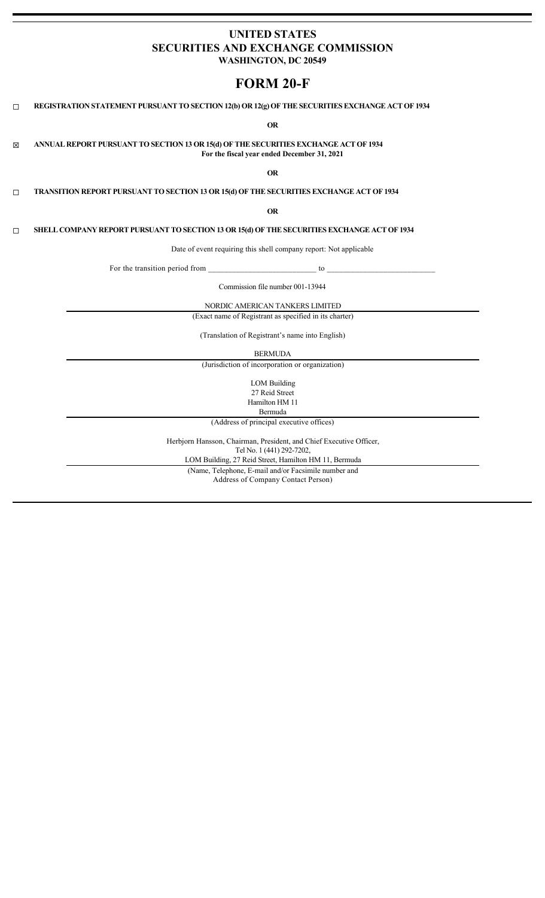# UNITED STATES
# SECURITIES AND EXCHANGE COMMISSION
## WASHINGTON, DC 20549

# FORM 20-F

☐ **REGISTRATION STATEMENT PURSUANT TO SECTION 12(b) OR 12(g) OF THE SECURITIES EXCHANGE ACT OF 1934**

**OR**

☒ **ANNUAL REPORT PURSUANT TO SECTION 13 OR 15(d) OF THE SECURITIES EXCHANGE ACT OF 1934**
**For the fiscal year ended December 31, 2021**

**OR**

☐ **TRANSITION REPORT PURSUANT TO SECTION 13 OR 15(d) OF THE SECURITIES EXCHANGE ACT OF 1934**

**OR**

☐ **SHELL COMPANY REPORT PURSUANT TO SECTION 13 OR 15(d) OF THE SECURITIES EXCHANGE ACT OF 1934**

Date of event requiring this shell company report: Not applicable

For the transition period from \_\_\_\_\_\_\_\_\_\_\_\_\_\_\_\_\_\_\_\_\_\_\_\_\_\_\_ to \_\_\_\_\_\_\_\_\_\_\_\_\_\_\_\_\_\_\_\_\_\_\_\_\_\_\_

Commission file number 001-13944

NORDIC AMERICAN TANKERS LIMITED

(Exact name of Registrant as specified in its charter)

(Translation of Registrant's name into English)

BERMUDA

(Jurisdiction of incorporation or organization)

LOM Building
27 Reid Street
Hamilton HM 11
Bermuda

(Address of principal executive offices)

Herbjorn Hansson, Chairman, President, and Chief Executive Officer,
Tel No. 1 (441) 292-7202,
LOM Building, 27 Reid Street, Hamilton HM 11, Bermuda

(Name, Telephone, E-mail and/or Facsimile number and
Address of Company Contact Person)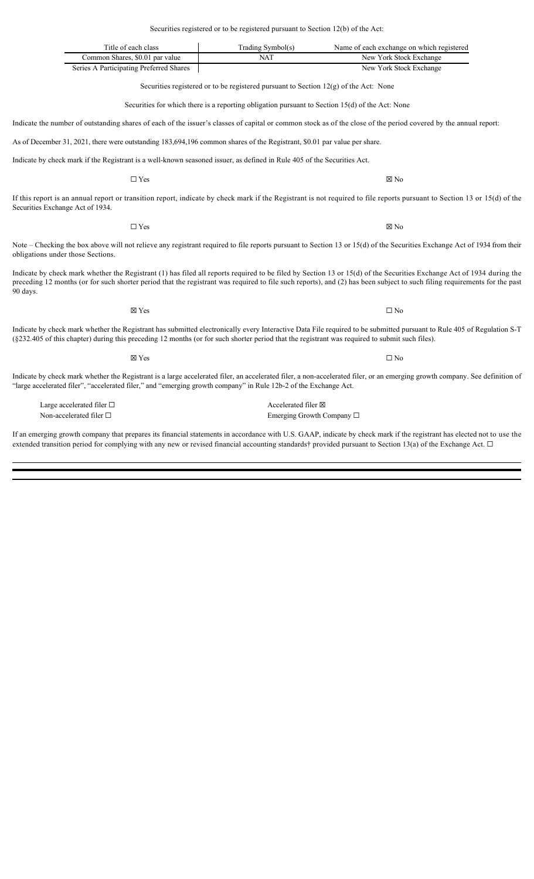Securities registered or to be registered pursuant to Section 12(b) of the Act:

| Title of each class | Trading Symbol(s) | Name of each exchange on which registered |
| --- | --- | --- |
| Common Shares, $0.01 par value | NAT | New York Stock Exchange |
| Series A Participating Preferred Shares | | New York Stock Exchange |

Securities registered or to be registered pursuant to Section 12(g) of the Act: None

Securities for which there is a reporting obligation pursuant to Section 15(d) of the Act: None

Indicate the number of outstanding shares of each of the issuer's classes of capital or common stock as of the close of the period covered by the annual report:

As of December 31, 2021, there were outstanding 183,694,196 common shares of the Registrant, $0.01 par value per share.

Indicate by check mark if the Registrant is a well-known seasoned issuer, as defined in Rule 405 of the Securities Act.

☐ Yes ☒ No

If this report is an annual report or transition report, indicate by check mark if the Registrant is not required to file reports pursuant to Section 13 or 15(d) of the Securities Exchange Act of 1934.

☐ Yes ☒ No

Note – Checking the box above will not relieve any registrant required to file reports pursuant to Section 13 or 15(d) of the Securities Exchange Act of 1934 from their obligations under those Sections.

Indicate by check mark whether the Registrant (1) has filed all reports required to be filed by Section 13 or 15(d) of the Securities Exchange Act of 1934 during the preceding 12 months (or for such shorter period that the registrant was required to file such reports), and (2) has been subject to such filing requirements for the past 90 days.

☒ Yes ☐ No

Indicate by check mark whether the Registrant has submitted electronically every Interactive Data File required to be submitted pursuant to Rule 405 of Regulation S-T (§232.405 of this chapter) during this preceding 12 months (or for such shorter period that the registrant was required to submit such files).

☒ Yes ☐ No

Indicate by check mark whether the Registrant is a large accelerated filer, an accelerated filer, a non-accelerated filer, or an emerging growth company. See definition of "large accelerated filer", "accelerated filer," and "emerging growth company" in Rule 12b-2 of the Exchange Act.

| | |
| --- | --- |
| Large accelerated filer ☐ | Accelerated filer ☒ |
| Non-accelerated filer ☐ | Emerging Growth Company ☐ |

If an emerging growth company that prepares its financial statements in accordance with U.S. GAAP, indicate by check mark if the registrant has elected not to use the extended transition period for complying with any new or revised financial accounting standards† provided pursuant to Section 13(a) of the Exchange Act. ☐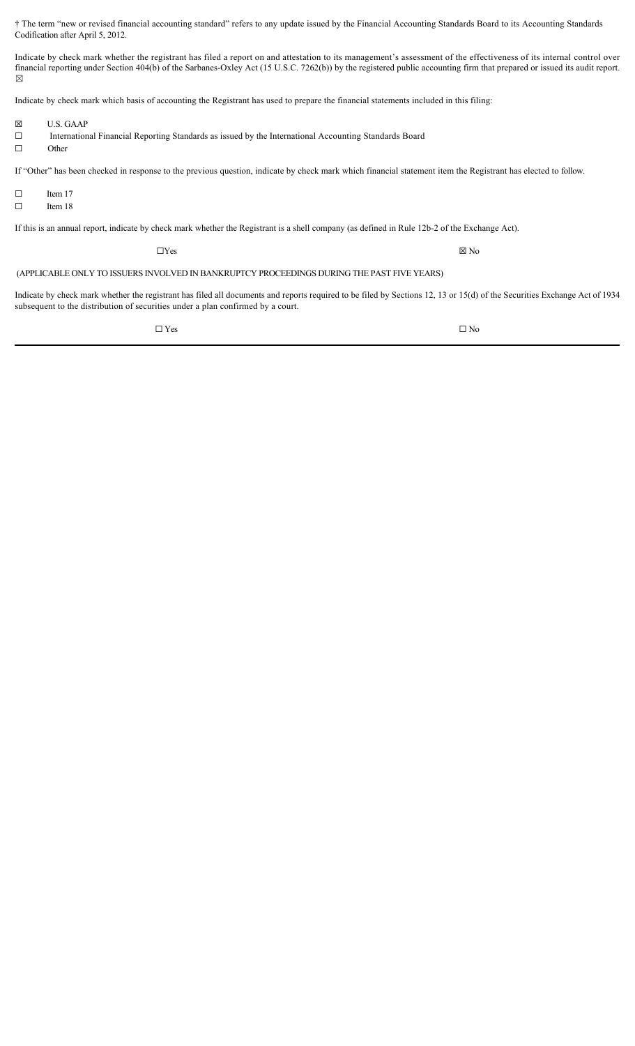† The term "new or revised financial accounting standard" refers to any update issued by the Financial Accounting Standards Board to its Accounting Standards Codification after April 5, 2012.

Indicate by check mark whether the registrant has filed a report on and attestation to its management's assessment of the effectiveness of its internal control over financial reporting under Section 404(b) of the Sarbanes-Oxley Act (15 U.S.C. 7262(b)) by the registered public accounting firm that prepared or issued its audit report. ☒

Indicate by check mark which basis of accounting the Registrant has used to prepare the financial statements included in this filing:

☒ U.S. GAAP

☐ International Financial Reporting Standards as issued by the International Accounting Standards Board

☐ Other

If "Other" has been checked in response to the previous question, indicate by check mark which financial statement item the Registrant has elected to follow.

☐ Item 17

☐ Item 18

If this is an annual report, indicate by check mark whether the Registrant is a shell company (as defined in Rule 12b-2 of the Exchange Act).

☐Yes ☒ No

(APPLICABLE ONLY TO ISSUERS INVOLVED IN BANKRUPTCY PROCEEDINGS DURING THE PAST FIVE YEARS)

Indicate by check mark whether the registrant has filed all documents and reports required to be filed by Sections 12, 13 or 15(d) of the Securities Exchange Act of 1934 subsequent to the distribution of securities under a plan confirmed by a court.

☐ Yes ☐ No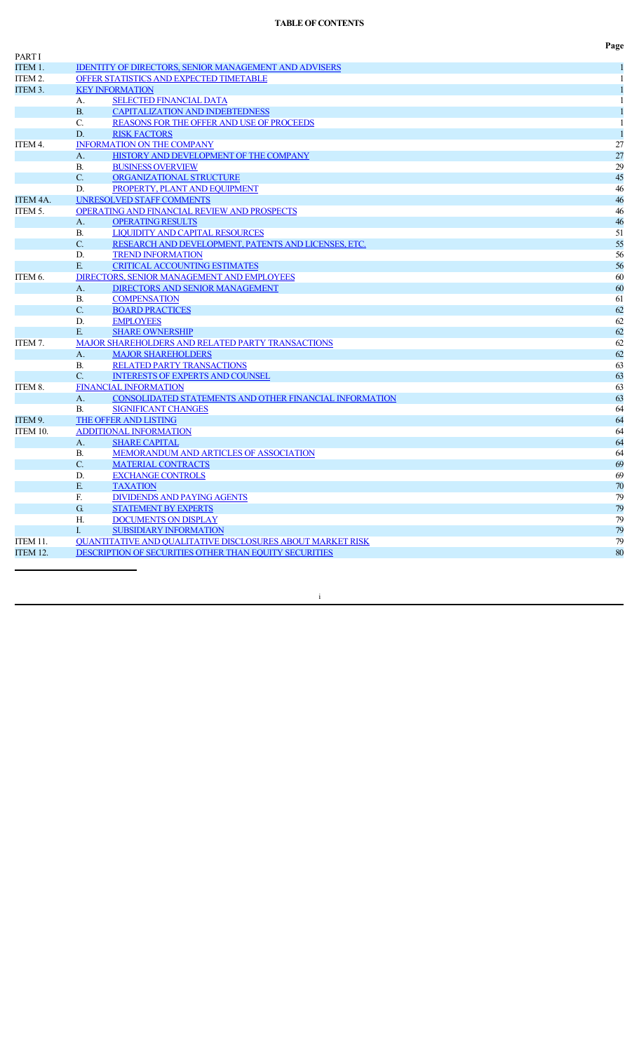**TABLE OF CONTENTS**

| | | | Page |
|---|---|---|---|
| PART I | | | |
| ITEM 1. | IDENTITY OF DIRECTORS, SENIOR MANAGEMENT AND ADVISERS | | 1 |
| ITEM 2. | OFFER STATISTICS AND EXPECTED TIMETABLE | | 1 |
| ITEM 3. | KEY INFORMATION | | 1 |
| | A. | SELECTED FINANCIAL DATA | 1 |
| | B. | CAPITALIZATION AND INDEBTEDNESS | 1 |
| | C. | REASONS FOR THE OFFER AND USE OF PROCEEDS | 1 |
| | D. | RISK FACTORS | 1 |
| ITEM 4. | INFORMATION ON THE COMPANY | | 27 |
| | A. | HISTORY AND DEVELOPMENT OF THE COMPANY | 27 |
| | B. | BUSINESS OVERVIEW | 29 |
| | C. | ORGANIZATIONAL STRUCTURE | 45 |
| | D. | PROPERTY, PLANT AND EQUIPMENT | 46 |
| ITEM 4A. | UNRESOLVED STAFF COMMENTS | | 46 |
| ITEM 5. | OPERATING AND FINANCIAL REVIEW AND PROSPECTS | | 46 |
| | A. | OPERATING RESULTS | 46 |
| | B. | LIQUIDITY AND CAPITAL RESOURCES | 51 |
| | C. | RESEARCH AND DEVELOPMENT, PATENTS AND LICENSES, ETC. | 55 |
| | D. | TREND INFORMATION | 56 |
| | E. | CRITICAL ACCOUNTING ESTIMATES | 56 |
| ITEM 6. | DIRECTORS, SENIOR MANAGEMENT AND EMPLOYEES | | 60 |
| | A. | DIRECTORS AND SENIOR MANAGEMENT | 60 |
| | B. | COMPENSATION | 61 |
| | C. | BOARD PRACTICES | 62 |
| | D. | EMPLOYEES | 62 |
| | E. | SHARE OWNERSHIP | 62 |
| ITEM 7. | MAJOR SHAREHOLDERS AND RELATED PARTY TRANSACTIONS | | 62 |
| | A. | MAJOR SHAREHOLDERS | 62 |
| | B. | RELATED PARTY TRANSACTIONS | 63 |
| | C. | INTERESTS OF EXPERTS AND COUNSEL | 63 |
| ITEM 8. | FINANCIAL INFORMATION | | 63 |
| | A. | CONSOLIDATED STATEMENTS AND OTHER FINANCIAL INFORMATION | 63 |
| | B. | SIGNIFICANT CHANGES | 64 |
| ITEM 9. | THE OFFER AND LISTING | | 64 |
| ITEM 10. | ADDITIONAL INFORMATION | | 64 |
| | A. | SHARE CAPITAL | 64 |
| | B. | MEMORANDUM AND ARTICLES OF ASSOCIATION | 64 |
| | C. | MATERIAL CONTRACTS | 69 |
| | D. | EXCHANGE CONTROLS | 69 |
| | E. | TAXATION | 70 |
| | F. | DIVIDENDS AND PAYING AGENTS | 79 |
| | G. | STATEMENT BY EXPERTS | 79 |
| | H. | DOCUMENTS ON DISPLAY | 79 |
| | I. | SUBSIDIARY INFORMATION | 79 |
| ITEM 11. | QUANTITATIVE AND QUALITATIVE DISCLOSURES ABOUT MARKET RISK | | 79 |
| ITEM 12. | DESCRIPTION OF SECURITIES OTHER THAN EQUITY SECURITIES | | 80 |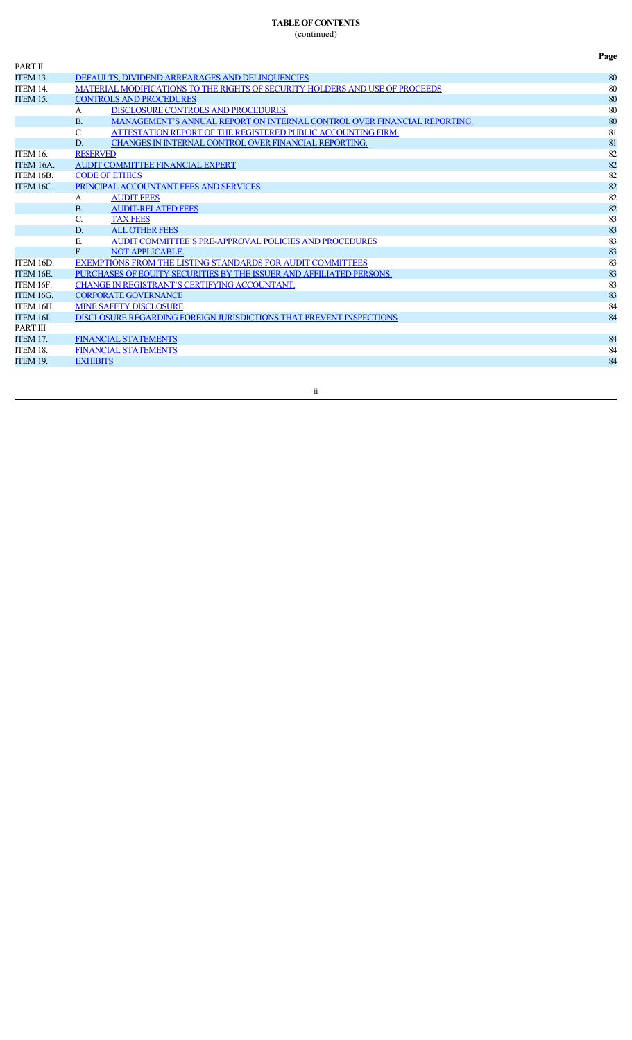**TABLE OF CONTENTS**
(continued)

| | | | Page |
|---|---|---|---|
| PART II | | | |
| ITEM 13. | DEFAULTS, DIVIDEND ARREARAGES AND DELINQUENCIES | | 80 |
| ITEM 14. | MATERIAL MODIFICATIONS TO THE RIGHTS OF SECURITY HOLDERS AND USE OF PROCEEDS | | 80 |
| ITEM 15. | CONTROLS AND PROCEDURES | | 80 |
| | A. | DISCLOSURE CONTROLS AND PROCEDURES. | 80 |
| | B. | MANAGEMENT'S ANNUAL REPORT ON INTERNAL CONTROL OVER FINANCIAL REPORTING. | 80 |
| | C. | ATTESTATION REPORT OF THE REGISTERED PUBLIC ACCOUNTING FIRM. | 81 |
| | D. | CHANGES IN INTERNAL CONTROL OVER FINANCIAL REPORTING. | 81 |
| ITEM 16. | RESERVED | | 82 |
| ITEM 16A. | AUDIT COMMITTEE FINANCIAL EXPERT | | 82 |
| ITEM 16B. | CODE OF ETHICS | | 82 |
| ITEM 16C. | PRINCIPAL ACCOUNTANT FEES AND SERVICES | | 82 |
| | A. | AUDIT FEES | 82 |
| | B. | AUDIT-RELATED FEES | 82 |
| | C. | TAX FEES | 83 |
| | D. | ALL OTHER FEES | 83 |
| | E. | AUDIT COMMITTEE'S PRE-APPROVAL POLICIES AND PROCEDURES | 83 |
| | F. | NOT APPLICABLE. | 83 |
| ITEM 16D. | EXEMPTIONS FROM THE LISTING STANDARDS FOR AUDIT COMMITTEES | | 83 |
| ITEM 16E. | PURCHASES OF EQUITY SECURITIES BY THE ISSUER AND AFFILIATED PERSONS. | | 83 |
| ITEM 16F. | CHANGE IN REGISTRANT`S CERTIFYING ACCOUNTANT. | | 83 |
| ITEM 16G. | CORPORATE GOVERNANCE | | 83 |
| ITEM 16H. | MINE SAFETY DISCLOSURE | | 84 |
| ITEM 16I. | DISCLOSURE REGARDING FOREIGN JURISDICTIONS THAT PREVENT INSPECTIONS | | 84 |
| PART III | | | |
| ITEM 17. | FINANCIAL STATEMENTS | | 84 |
| ITEM 18. | FINANCIAL STATEMENTS | | 84 |
| ITEM 19. | EXHIBITS | | 84 |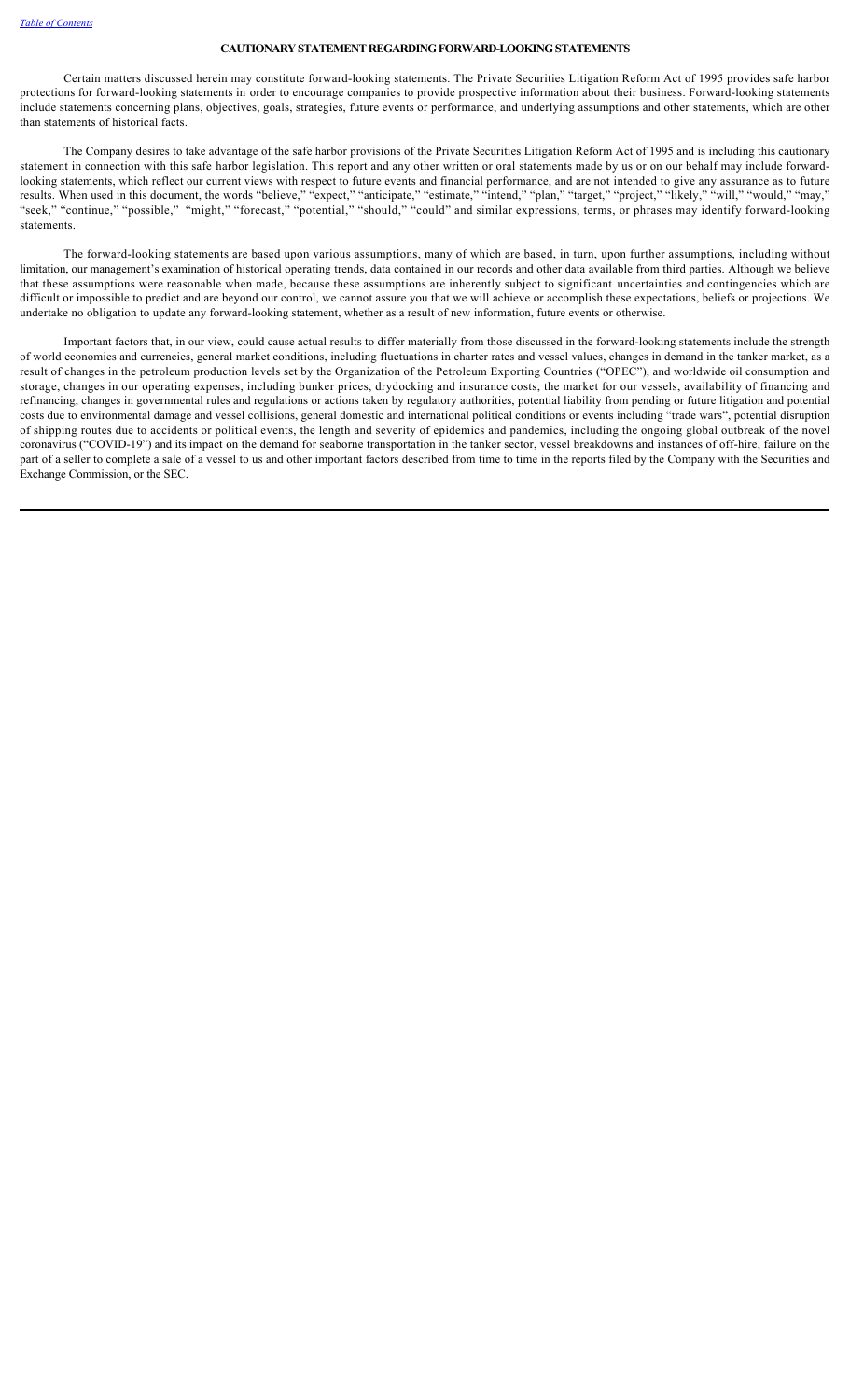## CAUTIONARY STATEMENT REGARDING FORWARD-LOOKING STATEMENTS

Certain matters discussed herein may constitute forward-looking statements. The Private Securities Litigation Reform Act of 1995 provides safe harbor protections for forward-looking statements in order to encourage companies to provide prospective information about their business. Forward-looking statements include statements concerning plans, objectives, goals, strategies, future events or performance, and underlying assumptions and other statements, which are other than statements of historical facts.

The Company desires to take advantage of the safe harbor provisions of the Private Securities Litigation Reform Act of 1995 and is including this cautionary statement in connection with this safe harbor legislation. This report and any other written or oral statements made by us or on our behalf may include forward-looking statements, which reflect our current views with respect to future events and financial performance, and are not intended to give any assurance as to future results. When used in this document, the words "believe," "expect," "anticipate," "estimate," "intend," "plan," "target," "project," "likely," "will," "would," "may," "seek," "continue," "possible," "might," "forecast," "potential," "should," "could" and similar expressions, terms, or phrases may identify forward-looking statements.

The forward-looking statements are based upon various assumptions, many of which are based, in turn, upon further assumptions, including without limitation, our management's examination of historical operating trends, data contained in our records and other data available from third parties. Although we believe that these assumptions were reasonable when made, because these assumptions are inherently subject to significant uncertainties and contingencies which are difficult or impossible to predict and are beyond our control, we cannot assure you that we will achieve or accomplish these expectations, beliefs or projections. We undertake no obligation to update any forward-looking statement, whether as a result of new information, future events or otherwise.

Important factors that, in our view, could cause actual results to differ materially from those discussed in the forward-looking statements include the strength of world economies and currencies, general market conditions, including fluctuations in charter rates and vessel values, changes in demand in the tanker market, as a result of changes in the petroleum production levels set by the Organization of the Petroleum Exporting Countries ("OPEC"), and worldwide oil consumption and storage, changes in our operating expenses, including bunker prices, drydocking and insurance costs, the market for our vessels, availability of financing and refinancing, changes in governmental rules and regulations or actions taken by regulatory authorities, potential liability from pending or future litigation and potential costs due to environmental damage and vessel collisions, general domestic and international political conditions or events including "trade wars", potential disruption of shipping routes due to accidents or political events, the length and severity of epidemics and pandemics, including the ongoing global outbreak of the novel coronavirus ("COVID-19") and its impact on the demand for seaborne transportation in the tanker sector, vessel breakdowns and instances of off-hire, failure on the part of a seller to complete a sale of a vessel to us and other important factors described from time to time in the reports filed by the Company with the Securities and Exchange Commission, or the SEC.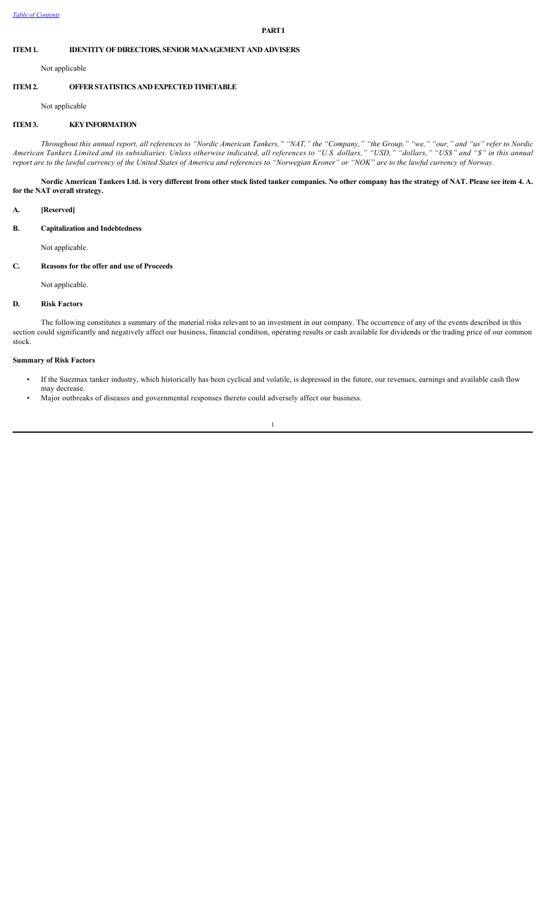# PART I

## ITEM 1. IDENTITY OF DIRECTORS, SENIOR MANAGEMENT AND ADVISERS

Not applicable

## ITEM 2. OFFER STATISTICS AND EXPECTED TIMETABLE

Not applicable

## ITEM 3. KEY INFORMATION

*Throughout this annual report, all references to "Nordic American Tankers," "NAT," the "Company," "the Group," "we," "our," and "us" refer to Nordic American Tankers Limited and its subsidiaries. Unless otherwise indicated, all references to "U.S. dollars," "USD," "dollars," "US$" and "$" in this annual report are to the lawful currency of the United States of America and references to "Norwegian Kroner" or "NOK" are to the lawful currency of Norway.*

**Nordic American Tankers Ltd. is very different from other stock listed tanker companies. No other company has the strategy of NAT. Please see item 4. A. for the NAT overall strategy.**

### A. [Reserved]

### B. Capitalization and Indebtedness

Not applicable.

### C. Reasons for the offer and use of Proceeds

Not applicable.

### D. Risk Factors

The following constitutes a summary of the material risks relevant to an investment in our company. The occurrence of any of the events described in this section could significantly and negatively affect our business, financial condition, operating results or cash available for dividends or the trading price of our common stock.

**Summary of Risk Factors**

- If the Suezmax tanker industry, which historically has been cyclical and volatile, is depressed in the future, our revenues, earnings and available cash flow may decrease.
- Major outbreaks of diseases and governmental responses thereto could adversely affect our business.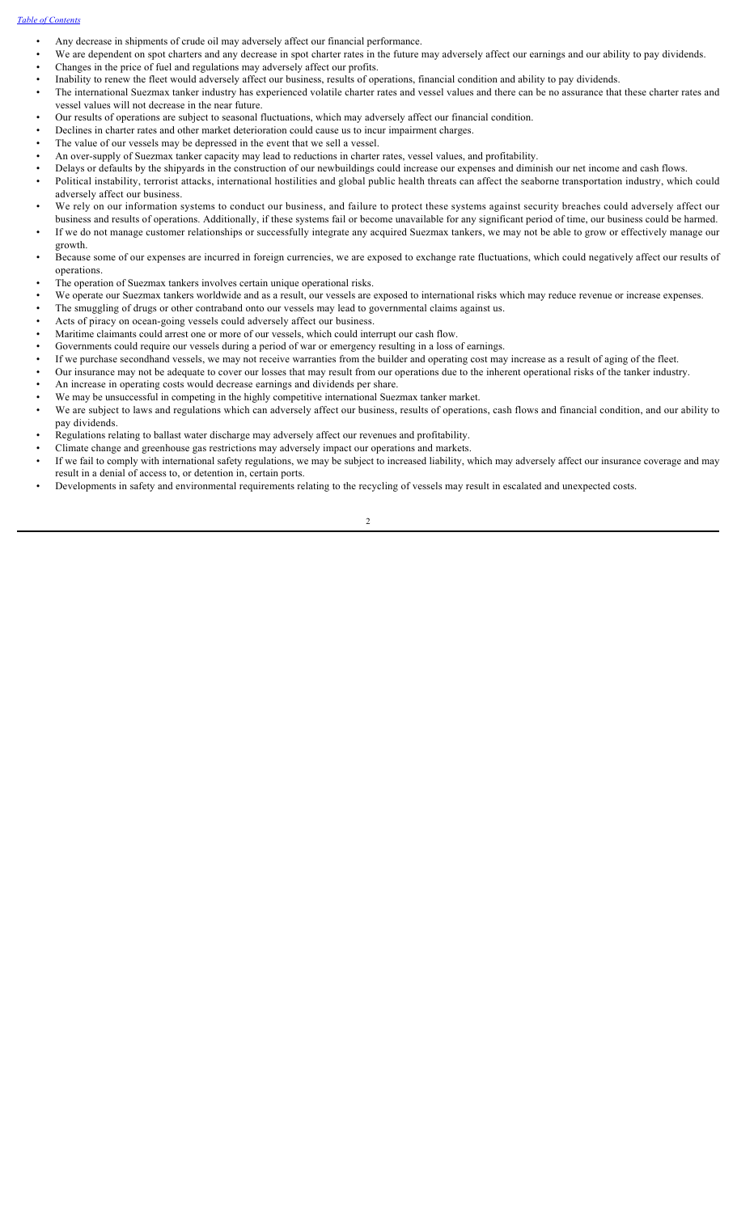- Any decrease in shipments of crude oil may adversely affect our financial performance.
- We are dependent on spot charters and any decrease in spot charter rates in the future may adversely affect our earnings and our ability to pay dividends.
- Changes in the price of fuel and regulations may adversely affect our profits.
- Inability to renew the fleet would adversely affect our business, results of operations, financial condition and ability to pay dividends.
- The international Suezmax tanker industry has experienced volatile charter rates and vessel values and there can be no assurance that these charter rates and vessel values will not decrease in the near future.
- Our results of operations are subject to seasonal fluctuations, which may adversely affect our financial condition.
- Declines in charter rates and other market deterioration could cause us to incur impairment charges.
- The value of our vessels may be depressed in the event that we sell a vessel.
- An over-supply of Suezmax tanker capacity may lead to reductions in charter rates, vessel values, and profitability.
- Delays or defaults by the shipyards in the construction of our newbuildings could increase our expenses and diminish our net income and cash flows.
- Political instability, terrorist attacks, international hostilities and global public health threats can affect the seaborne transportation industry, which could adversely affect our business.
- We rely on our information systems to conduct our business, and failure to protect these systems against security breaches could adversely affect our business and results of operations. Additionally, if these systems fail or become unavailable for any significant period of time, our business could be harmed.
- If we do not manage customer relationships or successfully integrate any acquired Suezmax tankers, we may not be able to grow or effectively manage our growth.
- Because some of our expenses are incurred in foreign currencies, we are exposed to exchange rate fluctuations, which could negatively affect our results of operations.
- The operation of Suezmax tankers involves certain unique operational risks.
- We operate our Suezmax tankers worldwide and as a result, our vessels are exposed to international risks which may reduce revenue or increase expenses.
- The smuggling of drugs or other contraband onto our vessels may lead to governmental claims against us.
- Acts of piracy on ocean-going vessels could adversely affect our business.
- Maritime claimants could arrest one or more of our vessels, which could interrupt our cash flow.
- Governments could require our vessels during a period of war or emergency resulting in a loss of earnings.
- If we purchase secondhand vessels, we may not receive warranties from the builder and operating cost may increase as a result of aging of the fleet.
- Our insurance may not be adequate to cover our losses that may result from our operations due to the inherent operational risks of the tanker industry.
- An increase in operating costs would decrease earnings and dividends per share.
- We may be unsuccessful in competing in the highly competitive international Suezmax tanker market.
- We are subject to laws and regulations which can adversely affect our business, results of operations, cash flows and financial condition, and our ability to pay dividends.
- Regulations relating to ballast water discharge may adversely affect our revenues and profitability.
- Climate change and greenhouse gas restrictions may adversely impact our operations and markets.
- If we fail to comply with international safety regulations, we may be subject to increased liability, which may adversely affect our insurance coverage and may result in a denial of access to, or detention in, certain ports.
- Developments in safety and environmental requirements relating to the recycling of vessels may result in escalated and unexpected costs.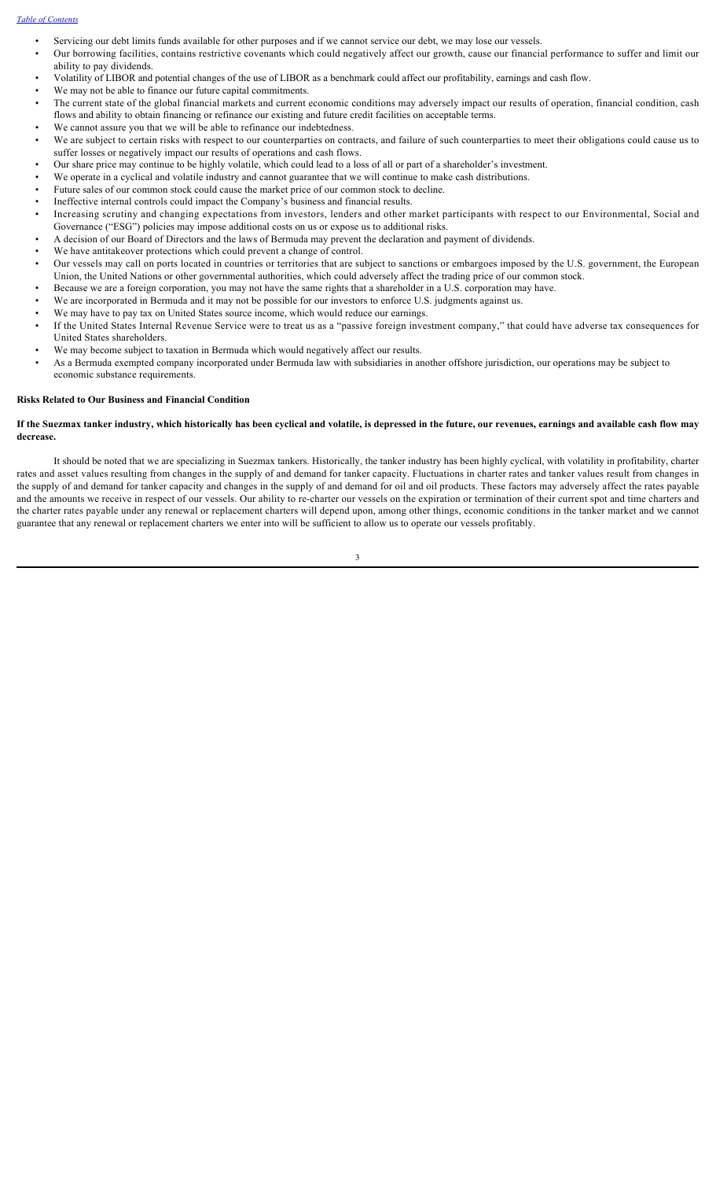- Servicing our debt limits funds available for other purposes and if we cannot service our debt, we may lose our vessels.
- Our borrowing facilities, contains restrictive covenants which could negatively affect our growth, cause our financial performance to suffer and limit our ability to pay dividends.
- Volatility of LIBOR and potential changes of the use of LIBOR as a benchmark could affect our profitability, earnings and cash flow.
- We may not be able to finance our future capital commitments.
- The current state of the global financial markets and current economic conditions may adversely impact our results of operation, financial condition, cash flows and ability to obtain financing or refinance our existing and future credit facilities on acceptable terms.
- We cannot assure you that we will be able to refinance our indebtedness.
- We are subject to certain risks with respect to our counterparties on contracts, and failure of such counterparties to meet their obligations could cause us to suffer losses or negatively impact our results of operations and cash flows.
- Our share price may continue to be highly volatile, which could lead to a loss of all or part of a shareholder's investment.
- We operate in a cyclical and volatile industry and cannot guarantee that we will continue to make cash distributions.
- Future sales of our common stock could cause the market price of our common stock to decline.
- Ineffective internal controls could impact the Company's business and financial results.
- Increasing scrutiny and changing expectations from investors, lenders and other market participants with respect to our Environmental, Social and Governance ("ESG") policies may impose additional costs on us or expose us to additional risks.
- A decision of our Board of Directors and the laws of Bermuda may prevent the declaration and payment of dividends.
- We have antitakeover protections which could prevent a change of control.
- Our vessels may call on ports located in countries or territories that are subject to sanctions or embargoes imposed by the U.S. government, the European Union, the United Nations or other governmental authorities, which could adversely affect the trading price of our common stock.
- Because we are a foreign corporation, you may not have the same rights that a shareholder in a U.S. corporation may have.
- We are incorporated in Bermuda and it may not be possible for our investors to enforce U.S. judgments against us.
- We may have to pay tax on United States source income, which would reduce our earnings.
- If the United States Internal Revenue Service were to treat us as a "passive foreign investment company," that could have adverse tax consequences for United States shareholders.
- We may become subject to taxation in Bermuda which would negatively affect our results.
- As a Bermuda exempted company incorporated under Bermuda law with subsidiaries in another offshore jurisdiction, our operations may be subject to economic substance requirements.

**Risks Related to Our Business and Financial Condition**

**If the Suezmax tanker industry, which historically has been cyclical and volatile, is depressed in the future, our revenues, earnings and available cash flow may decrease.**

It should be noted that we are specializing in Suezmax tankers. Historically, the tanker industry has been highly cyclical, with volatility in profitability, charter rates and asset values resulting from changes in the supply of and demand for tanker capacity. Fluctuations in charter rates and tanker values result from changes in the supply of and demand for tanker capacity and changes in the supply of and demand for oil and oil products. These factors may adversely affect the rates payable and the amounts we receive in respect of our vessels. Our ability to re-charter our vessels on the expiration or termination of their current spot and time charters and the charter rates payable under any renewal or replacement charters will depend upon, among other things, economic conditions in the tanker market and we cannot guarantee that any renewal or replacement charters we enter into will be sufficient to allow us to operate our vessels profitably.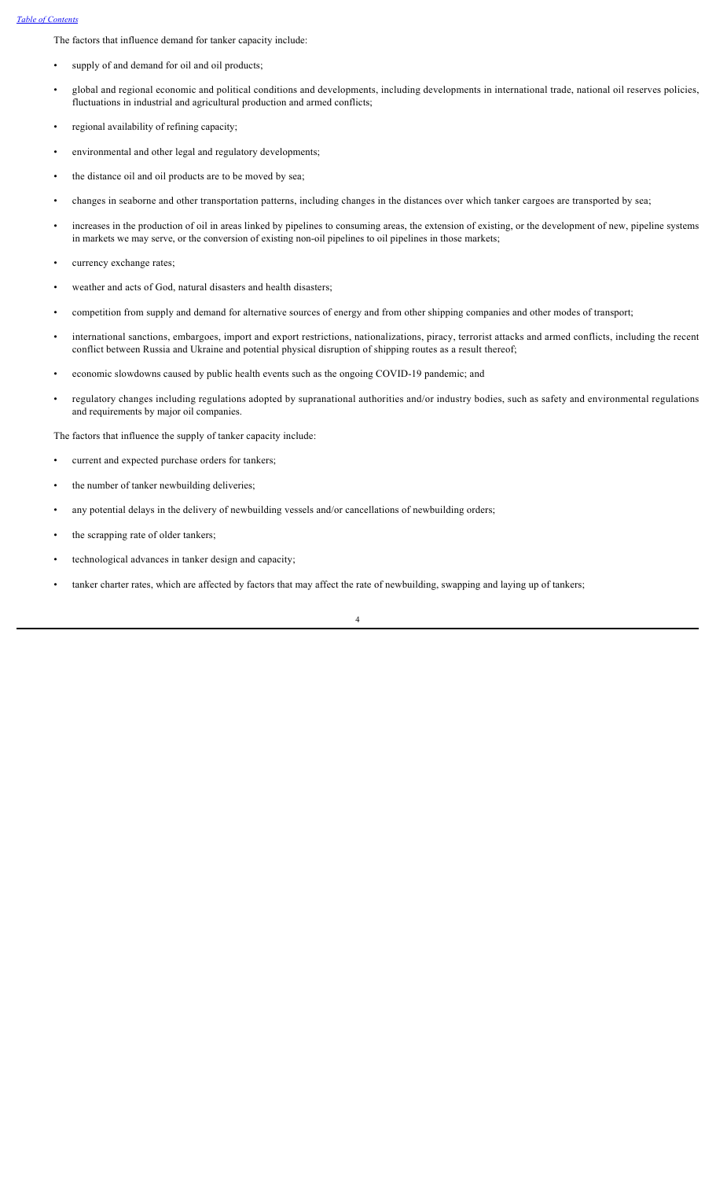The factors that influence demand for tanker capacity include:

- supply of and demand for oil and oil products;
- global and regional economic and political conditions and developments, including developments in international trade, national oil reserves policies, fluctuations in industrial and agricultural production and armed conflicts;
- regional availability of refining capacity;
- environmental and other legal and regulatory developments;
- the distance oil and oil products are to be moved by sea;
- changes in seaborne and other transportation patterns, including changes in the distances over which tanker cargoes are transported by sea;
- increases in the production of oil in areas linked by pipelines to consuming areas, the extension of existing, or the development of new, pipeline systems in markets we may serve, or the conversion of existing non-oil pipelines to oil pipelines in those markets;
- currency exchange rates;
- weather and acts of God, natural disasters and health disasters;
- competition from supply and demand for alternative sources of energy and from other shipping companies and other modes of transport;
- international sanctions, embargoes, import and export restrictions, nationalizations, piracy, terrorist attacks and armed conflicts, including the recent conflict between Russia and Ukraine and potential physical disruption of shipping routes as a result thereof;
- economic slowdowns caused by public health events such as the ongoing COVID-19 pandemic; and
- regulatory changes including regulations adopted by supranational authorities and/or industry bodies, such as safety and environmental regulations and requirements by major oil companies.

The factors that influence the supply of tanker capacity include:

- current and expected purchase orders for tankers;
- the number of tanker newbuilding deliveries;
- any potential delays in the delivery of newbuilding vessels and/or cancellations of newbuilding orders;
- the scrapping rate of older tankers;
- technological advances in tanker design and capacity;
- tanker charter rates, which are affected by factors that may affect the rate of newbuilding, swapping and laying up of tankers;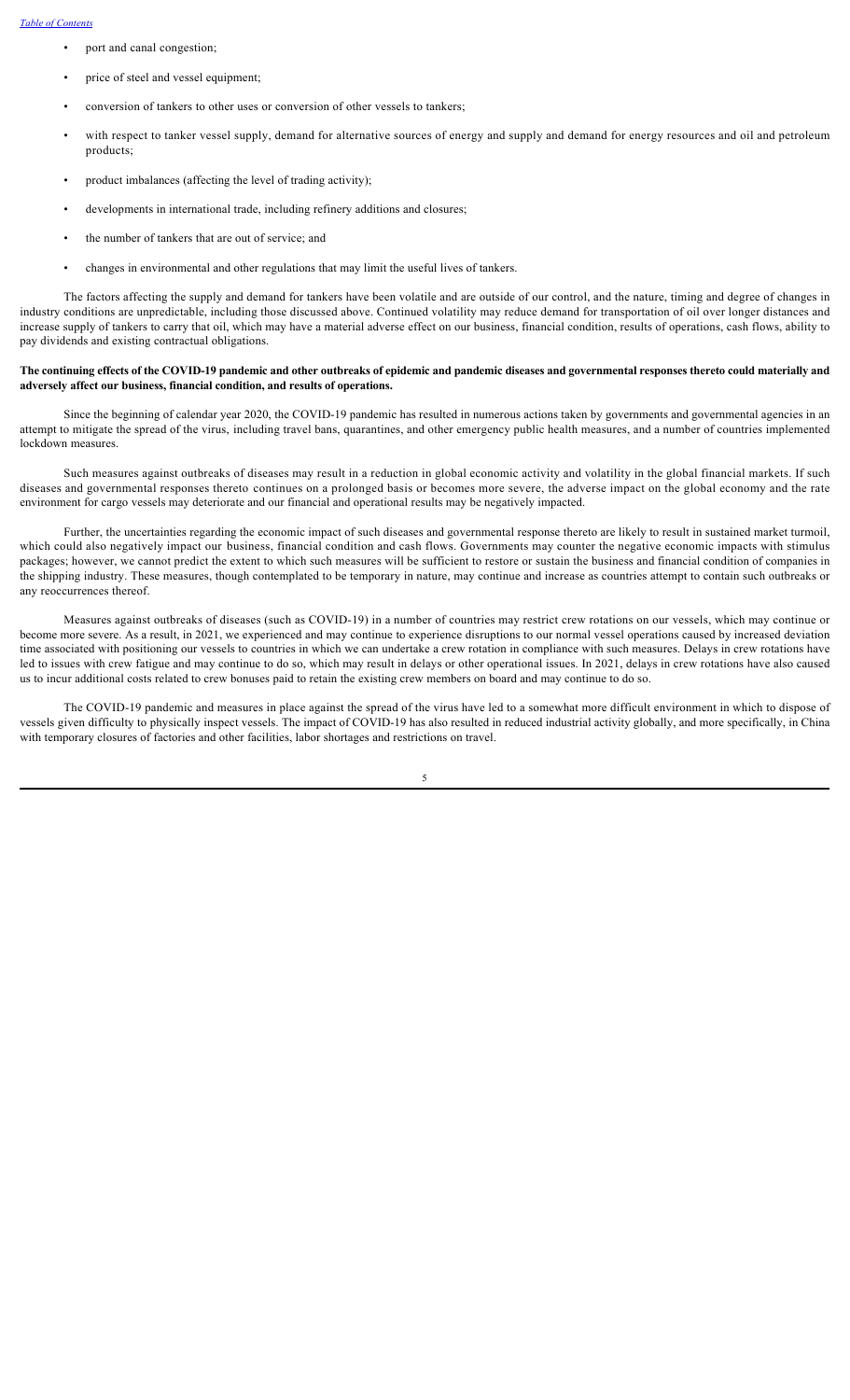- port and canal congestion;
- price of steel and vessel equipment;
- conversion of tankers to other uses or conversion of other vessels to tankers;
- with respect to tanker vessel supply, demand for alternative sources of energy and supply and demand for energy resources and oil and petroleum products;
- product imbalances (affecting the level of trading activity);
- developments in international trade, including refinery additions and closures;
- the number of tankers that are out of service; and
- changes in environmental and other regulations that may limit the useful lives of tankers.

The factors affecting the supply and demand for tankers have been volatile and are outside of our control, and the nature, timing and degree of changes in industry conditions are unpredictable, including those discussed above. Continued volatility may reduce demand for transportation of oil over longer distances and increase supply of tankers to carry that oil, which may have a material adverse effect on our business, financial condition, results of operations, cash flows, ability to pay dividends and existing contractual obligations.

**The continuing effects of the COVID-19 pandemic and other outbreaks of epidemic and pandemic diseases and governmental responses thereto could materially and adversely affect our business, financial condition, and results of operations.**

Since the beginning of calendar year 2020, the COVID-19 pandemic has resulted in numerous actions taken by governments and governmental agencies in an attempt to mitigate the spread of the virus, including travel bans, quarantines, and other emergency public health measures, and a number of countries implemented lockdown measures.

Such measures against outbreaks of diseases may result in a reduction in global economic activity and volatility in the global financial markets. If such diseases and governmental responses thereto continues on a prolonged basis or becomes more severe, the adverse impact on the global economy and the rate environment for cargo vessels may deteriorate and our financial and operational results may be negatively impacted.

Further, the uncertainties regarding the economic impact of such diseases and governmental response thereto are likely to result in sustained market turmoil, which could also negatively impact our business, financial condition and cash flows. Governments may counter the negative economic impacts with stimulus packages; however, we cannot predict the extent to which such measures will be sufficient to restore or sustain the business and financial condition of companies in the shipping industry. These measures, though contemplated to be temporary in nature, may continue and increase as countries attempt to contain such outbreaks or any reoccurrences thereof.

Measures against outbreaks of diseases (such as COVID-19) in a number of countries may restrict crew rotations on our vessels, which may continue or become more severe. As a result, in 2021, we experienced and may continue to experience disruptions to our normal vessel operations caused by increased deviation time associated with positioning our vessels to countries in which we can undertake a crew rotation in compliance with such measures. Delays in crew rotations have led to issues with crew fatigue and may continue to do so, which may result in delays or other operational issues. In 2021, delays in crew rotations have also caused us to incur additional costs related to crew bonuses paid to retain the existing crew members on board and may continue to do so.

The COVID-19 pandemic and measures in place against the spread of the virus have led to a somewhat more difficult environment in which to dispose of vessels given difficulty to physically inspect vessels. The impact of COVID-19 has also resulted in reduced industrial activity globally, and more specifically, in China with temporary closures of factories and other facilities, labor shortages and restrictions on travel.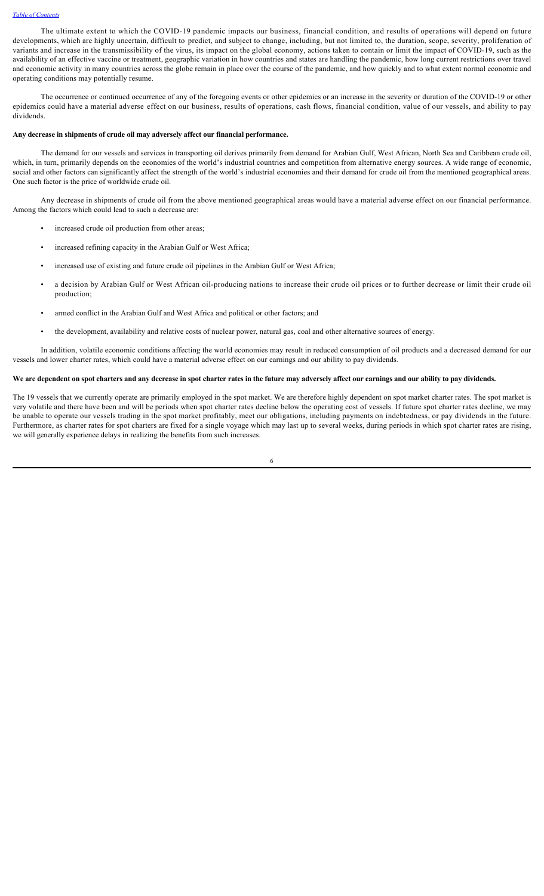The ultimate extent to which the COVID-19 pandemic impacts our business, financial condition, and results of operations will depend on future developments, which are highly uncertain, difficult to predict, and subject to change, including, but not limited to, the duration, scope, severity, proliferation of variants and increase in the transmissibility of the virus, its impact on the global economy, actions taken to contain or limit the impact of COVID-19, such as the availability of an effective vaccine or treatment, geographic variation in how countries and states are handling the pandemic, how long current restrictions over travel and economic activity in many countries across the globe remain in place over the course of the pandemic, and how quickly and to what extent normal economic and operating conditions may potentially resume.

The occurrence or continued occurrence of any of the foregoing events or other epidemics or an increase in the severity or duration of the COVID-19 or other epidemics could have a material adverse effect on our business, results of operations, cash flows, financial condition, value of our vessels, and ability to pay dividends.

**Any decrease in shipments of crude oil may adversely affect our financial performance.**

The demand for our vessels and services in transporting oil derives primarily from demand for Arabian Gulf, West African, North Sea and Caribbean crude oil, which, in turn, primarily depends on the economies of the world's industrial countries and competition from alternative energy sources. A wide range of economic, social and other factors can significantly affect the strength of the world's industrial economies and their demand for crude oil from the mentioned geographical areas. One such factor is the price of worldwide crude oil.

Any decrease in shipments of crude oil from the above mentioned geographical areas would have a material adverse effect on our financial performance. Among the factors which could lead to such a decrease are:

- increased crude oil production from other areas;
- increased refining capacity in the Arabian Gulf or West Africa;
- increased use of existing and future crude oil pipelines in the Arabian Gulf or West Africa;
- a decision by Arabian Gulf or West African oil-producing nations to increase their crude oil prices or to further decrease or limit their crude oil production;
- armed conflict in the Arabian Gulf and West Africa and political or other factors; and
- the development, availability and relative costs of nuclear power, natural gas, coal and other alternative sources of energy.

In addition, volatile economic conditions affecting the world economies may result in reduced consumption of oil products and a decreased demand for our vessels and lower charter rates, which could have a material adverse effect on our earnings and our ability to pay dividends.

**We are dependent on spot charters and any decrease in spot charter rates in the future may adversely affect our earnings and our ability to pay dividends.**

The 19 vessels that we currently operate are primarily employed in the spot market. We are therefore highly dependent on spot market charter rates. The spot market is very volatile and there have been and will be periods when spot charter rates decline below the operating cost of vessels. If future spot charter rates decline, we may be unable to operate our vessels trading in the spot market profitably, meet our obligations, including payments on indebtedness, or pay dividends in the future. Furthermore, as charter rates for spot charters are fixed for a single voyage which may last up to several weeks, during periods in which spot charter rates are rising, we will generally experience delays in realizing the benefits from such increases.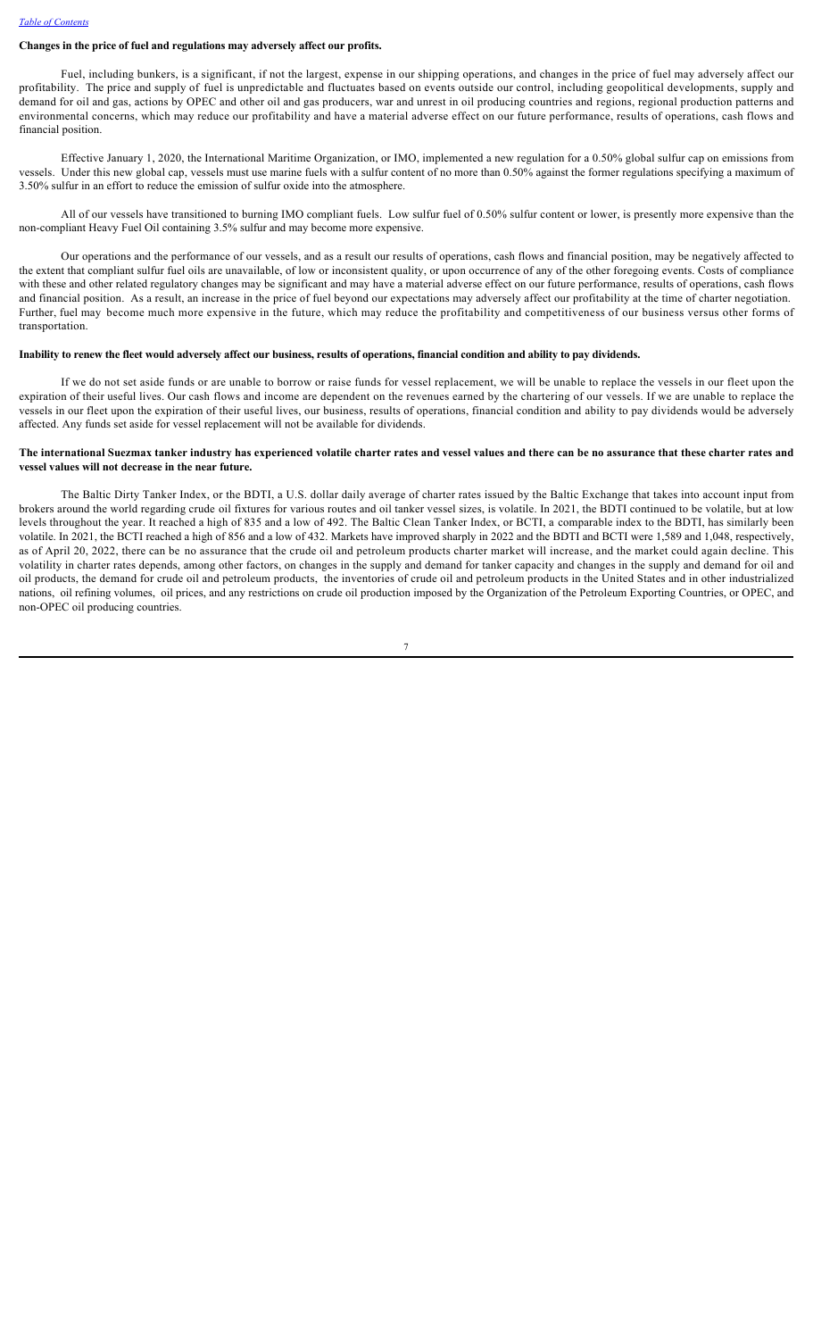**Changes in the price of fuel and regulations may adversely affect our profits.**

Fuel, including bunkers, is a significant, if not the largest, expense in our shipping operations, and changes in the price of fuel may adversely affect our profitability. The price and supply of fuel is unpredictable and fluctuates based on events outside our control, including geopolitical developments, supply and demand for oil and gas, actions by OPEC and other oil and gas producers, war and unrest in oil producing countries and regions, regional production patterns and environmental concerns, which may reduce our profitability and have a material adverse effect on our future performance, results of operations, cash flows and financial position.

Effective January 1, 2020, the International Maritime Organization, or IMO, implemented a new regulation for a 0.50% global sulfur cap on emissions from vessels. Under this new global cap, vessels must use marine fuels with a sulfur content of no more than 0.50% against the former regulations specifying a maximum of 3.50% sulfur in an effort to reduce the emission of sulfur oxide into the atmosphere.

All of our vessels have transitioned to burning IMO compliant fuels. Low sulfur fuel of 0.50% sulfur content or lower, is presently more expensive than the non-compliant Heavy Fuel Oil containing 3.5% sulfur and may become more expensive.

Our operations and the performance of our vessels, and as a result our results of operations, cash flows and financial position, may be negatively affected to the extent that compliant sulfur fuel oils are unavailable, of low or inconsistent quality, or upon occurrence of any of the other foregoing events. Costs of compliance with these and other related regulatory changes may be significant and may have a material adverse effect on our future performance, results of operations, cash flows and financial position. As a result, an increase in the price of fuel beyond our expectations may adversely affect our profitability at the time of charter negotiation. Further, fuel may become much more expensive in the future, which may reduce the profitability and competitiveness of our business versus other forms of transportation.

**Inability to renew the fleet would adversely affect our business, results of operations, financial condition and ability to pay dividends.**

If we do not set aside funds or are unable to borrow or raise funds for vessel replacement, we will be unable to replace the vessels in our fleet upon the expiration of their useful lives. Our cash flows and income are dependent on the revenues earned by the chartering of our vessels. If we are unable to replace the vessels in our fleet upon the expiration of their useful lives, our business, results of operations, financial condition and ability to pay dividends would be adversely affected. Any funds set aside for vessel replacement will not be available for dividends.

**The international Suezmax tanker industry has experienced volatile charter rates and vessel values and there can be no assurance that these charter rates and vessel values will not decrease in the near future.**

The Baltic Dirty Tanker Index, or the BDTI, a U.S. dollar daily average of charter rates issued by the Baltic Exchange that takes into account input from brokers around the world regarding crude oil fixtures for various routes and oil tanker vessel sizes, is volatile. In 2021, the BDTI continued to be volatile, but at low levels throughout the year. It reached a high of 835 and a low of 492. The Baltic Clean Tanker Index, or BCTI, a comparable index to the BDTI, has similarly been volatile. In 2021, the BCTI reached a high of 856 and a low of 432. Markets have improved sharply in 2022 and the BDTI and BCTI were 1,589 and 1,048, respectively, as of April 20, 2022, there can be no assurance that the crude oil and petroleum products charter market will increase, and the market could again decline. This volatility in charter rates depends, among other factors, on changes in the supply and demand for tanker capacity and changes in the supply and demand for oil and oil products, the demand for crude oil and petroleum products, the inventories of crude oil and petroleum products in the United States and in other industrialized nations, oil refining volumes, oil prices, and any restrictions on crude oil production imposed by the Organization of the Petroleum Exporting Countries, or OPEC, and non-OPEC oil producing countries.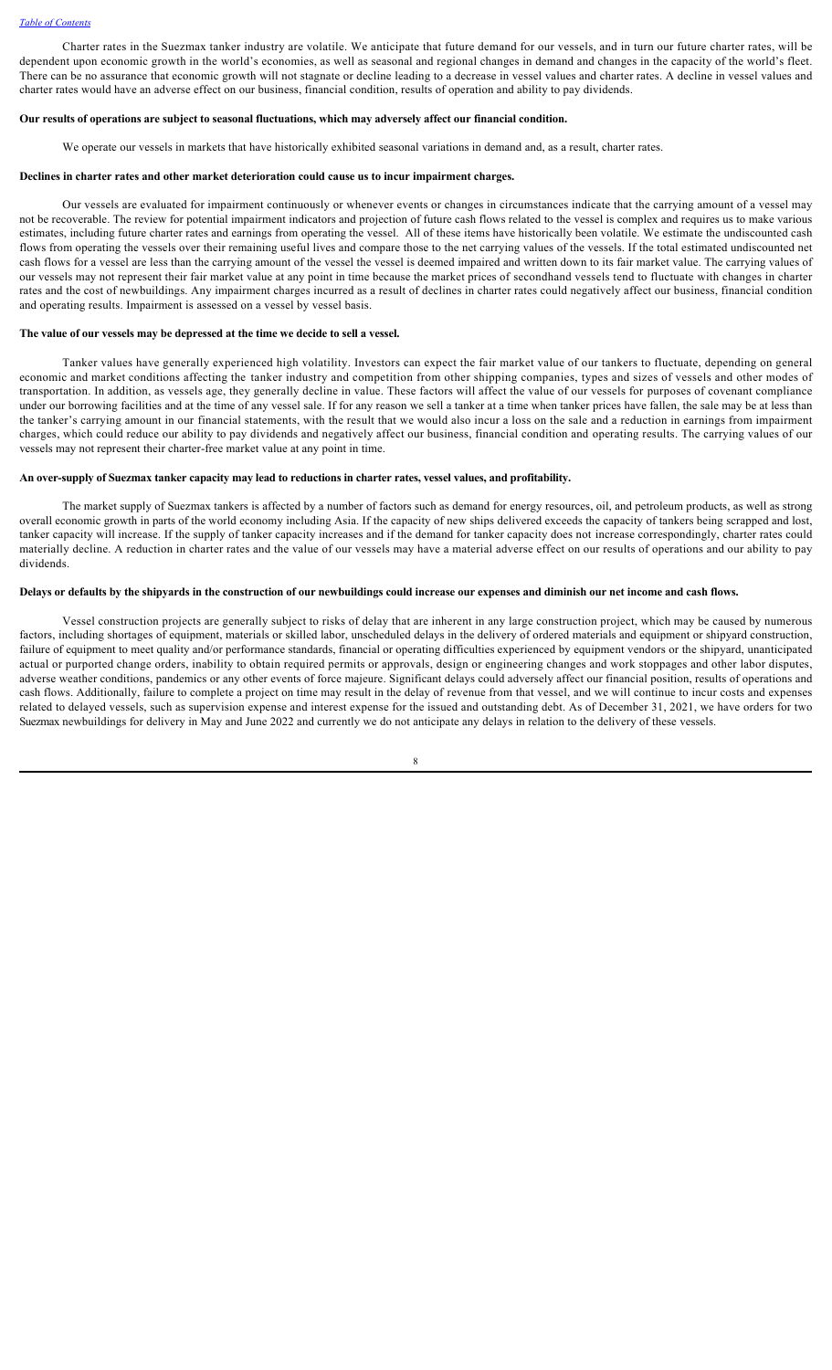Charter rates in the Suezmax tanker industry are volatile. We anticipate that future demand for our vessels, and in turn our future charter rates, will be dependent upon economic growth in the world's economies, as well as seasonal and regional changes in demand and changes in the capacity of the world's fleet. There can be no assurance that economic growth will not stagnate or decline leading to a decrease in vessel values and charter rates. A decline in vessel values and charter rates would have an adverse effect on our business, financial condition, results of operation and ability to pay dividends.

**Our results of operations are subject to seasonal fluctuations, which may adversely affect our financial condition.**

We operate our vessels in markets that have historically exhibited seasonal variations in demand and, as a result, charter rates.

**Declines in charter rates and other market deterioration could cause us to incur impairment charges.**

Our vessels are evaluated for impairment continuously or whenever events or changes in circumstances indicate that the carrying amount of a vessel may not be recoverable. The review for potential impairment indicators and projection of future cash flows related to the vessel is complex and requires us to make various estimates, including future charter rates and earnings from operating the vessel. All of these items have historically been volatile. We estimate the undiscounted cash flows from operating the vessels over their remaining useful lives and compare those to the net carrying values of the vessels. If the total estimated undiscounted net cash flows for a vessel are less than the carrying amount of the vessel the vessel is deemed impaired and written down to its fair market value. The carrying values of our vessels may not represent their fair market value at any point in time because the market prices of secondhand vessels tend to fluctuate with changes in charter rates and the cost of newbuildings. Any impairment charges incurred as a result of declines in charter rates could negatively affect our business, financial condition and operating results. Impairment is assessed on a vessel by vessel basis.

**The value of our vessels may be depressed at the time we decide to sell a vessel.**

Tanker values have generally experienced high volatility. Investors can expect the fair market value of our tankers to fluctuate, depending on general economic and market conditions affecting the tanker industry and competition from other shipping companies, types and sizes of vessels and other modes of transportation. In addition, as vessels age, they generally decline in value. These factors will affect the value of our vessels for purposes of covenant compliance under our borrowing facilities and at the time of any vessel sale. If for any reason we sell a tanker at a time when tanker prices have fallen, the sale may be at less than the tanker's carrying amount in our financial statements, with the result that we would also incur a loss on the sale and a reduction in earnings from impairment charges, which could reduce our ability to pay dividends and negatively affect our business, financial condition and operating results. The carrying values of our vessels may not represent their charter-free market value at any point in time.

**An over-supply of Suezmax tanker capacity may lead to reductions in charter rates, vessel values, and profitability.**

The market supply of Suezmax tankers is affected by a number of factors such as demand for energy resources, oil, and petroleum products, as well as strong overall economic growth in parts of the world economy including Asia. If the capacity of new ships delivered exceeds the capacity of tankers being scrapped and lost, tanker capacity will increase. If the supply of tanker capacity increases and if the demand for tanker capacity does not increase correspondingly, charter rates could materially decline. A reduction in charter rates and the value of our vessels may have a material adverse effect on our results of operations and our ability to pay dividends.

**Delays or defaults by the shipyards in the construction of our newbuildings could increase our expenses and diminish our net income and cash flows.**

Vessel construction projects are generally subject to risks of delay that are inherent in any large construction project, which may be caused by numerous factors, including shortages of equipment, materials or skilled labor, unscheduled delays in the delivery of ordered materials and equipment or shipyard construction, failure of equipment to meet quality and/or performance standards, financial or operating difficulties experienced by equipment vendors or the shipyard, unanticipated actual or purported change orders, inability to obtain required permits or approvals, design or engineering changes and work stoppages and other labor disputes, adverse weather conditions, pandemics or any other events of force majeure. Significant delays could adversely affect our financial position, results of operations and cash flows. Additionally, failure to complete a project on time may result in the delay of revenue from that vessel, and we will continue to incur costs and expenses related to delayed vessels, such as supervision expense and interest expense for the issued and outstanding debt. As of December 31, 2021, we have orders for two Suezmax newbuildings for delivery in May and June 2022 and currently we do not anticipate any delays in relation to the delivery of these vessels.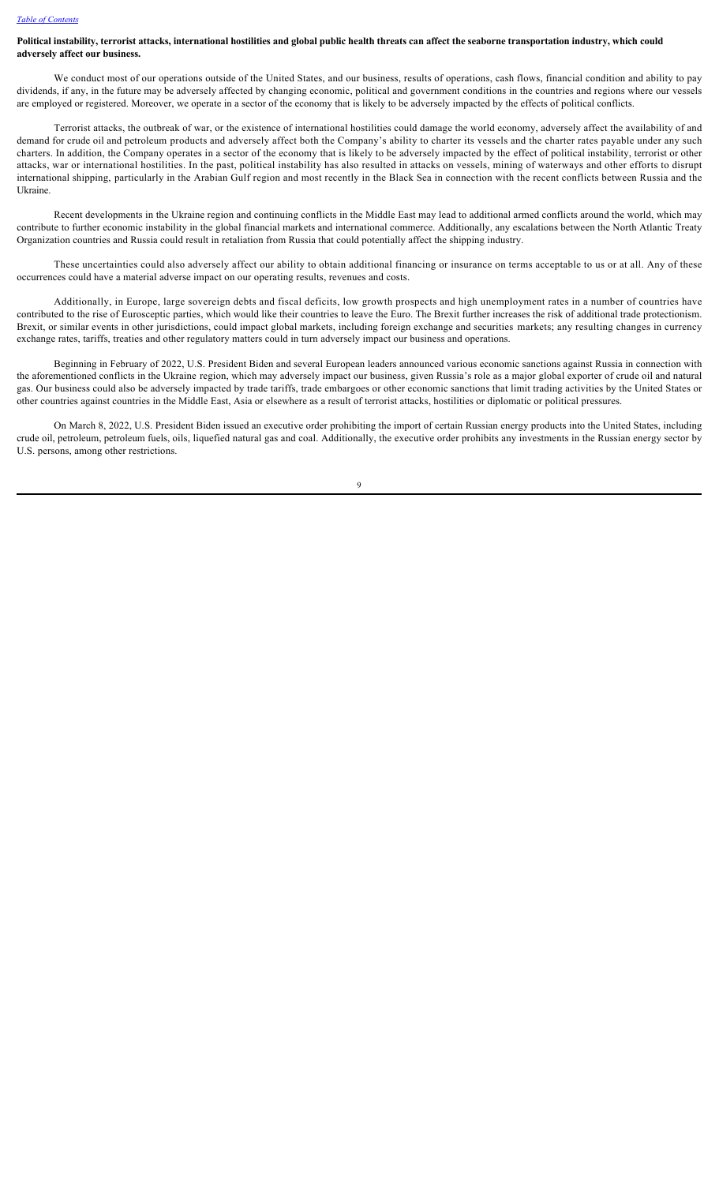**Political instability, terrorist attacks, international hostilities and global public health threats can affect the seaborne transportation industry, which could adversely affect our business.**

We conduct most of our operations outside of the United States, and our business, results of operations, cash flows, financial condition and ability to pay dividends, if any, in the future may be adversely affected by changing economic, political and government conditions in the countries and regions where our vessels are employed or registered. Moreover, we operate in a sector of the economy that is likely to be adversely impacted by the effects of political conflicts.

Terrorist attacks, the outbreak of war, or the existence of international hostilities could damage the world economy, adversely affect the availability of and demand for crude oil and petroleum products and adversely affect both the Company's ability to charter its vessels and the charter rates payable under any such charters. In addition, the Company operates in a sector of the economy that is likely to be adversely impacted by the effect of political instability, terrorist or other attacks, war or international hostilities. In the past, political instability has also resulted in attacks on vessels, mining of waterways and other efforts to disrupt international shipping, particularly in the Arabian Gulf region and most recently in the Black Sea in connection with the recent conflicts between Russia and the Ukraine.

Recent developments in the Ukraine region and continuing conflicts in the Middle East may lead to additional armed conflicts around the world, which may contribute to further economic instability in the global financial markets and international commerce. Additionally, any escalations between the North Atlantic Treaty Organization countries and Russia could result in retaliation from Russia that could potentially affect the shipping industry.

These uncertainties could also adversely affect our ability to obtain additional financing or insurance on terms acceptable to us or at all. Any of these occurrences could have a material adverse impact on our operating results, revenues and costs.

Additionally, in Europe, large sovereign debts and fiscal deficits, low growth prospects and high unemployment rates in a number of countries have contributed to the rise of Eurosceptic parties, which would like their countries to leave the Euro. The Brexit further increases the risk of additional trade protectionism. Brexit, or similar events in other jurisdictions, could impact global markets, including foreign exchange and securities markets; any resulting changes in currency exchange rates, tariffs, treaties and other regulatory matters could in turn adversely impact our business and operations.

Beginning in February of 2022, U.S. President Biden and several European leaders announced various economic sanctions against Russia in connection with the aforementioned conflicts in the Ukraine region, which may adversely impact our business, given Russia's role as a major global exporter of crude oil and natural gas. Our business could also be adversely impacted by trade tariffs, trade embargoes or other economic sanctions that limit trading activities by the United States or other countries against countries in the Middle East, Asia or elsewhere as a result of terrorist attacks, hostilities or diplomatic or political pressures.

On March 8, 2022, U.S. President Biden issued an executive order prohibiting the import of certain Russian energy products into the United States, including crude oil, petroleum, petroleum fuels, oils, liquefied natural gas and coal. Additionally, the executive order prohibits any investments in the Russian energy sector by U.S. persons, among other restrictions.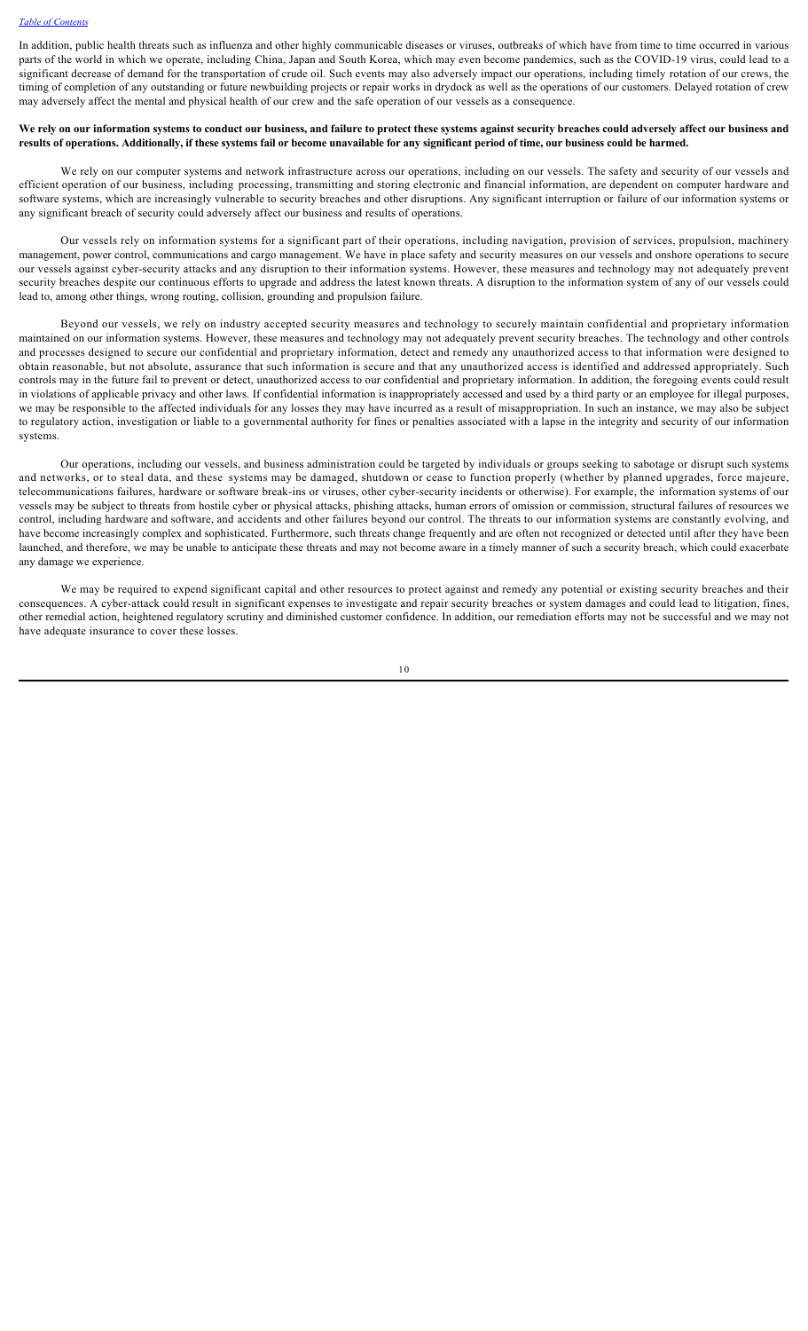In addition, public health threats such as influenza and other highly communicable diseases or viruses, outbreaks of which have from time to time occurred in various parts of the world in which we operate, including China, Japan and South Korea, which may even become pandemics, such as the COVID-19 virus, could lead to a significant decrease of demand for the transportation of crude oil. Such events may also adversely impact our operations, including timely rotation of our crews, the timing of completion of any outstanding or future newbuilding projects or repair works in drydock as well as the operations of our customers. Delayed rotation of crew may adversely affect the mental and physical health of our crew and the safe operation of our vessels as a consequence.

**We rely on our information systems to conduct our business, and failure to protect these systems against security breaches could adversely affect our business and results of operations. Additionally, if these systems fail or become unavailable for any significant period of time, our business could be harmed.**

We rely on our computer systems and network infrastructure across our operations, including on our vessels. The safety and security of our vessels and efficient operation of our business, including processing, transmitting and storing electronic and financial information, are dependent on computer hardware and software systems, which are increasingly vulnerable to security breaches and other disruptions. Any significant interruption or failure of our information systems or any significant breach of security could adversely affect our business and results of operations.

Our vessels rely on information systems for a significant part of their operations, including navigation, provision of services, propulsion, machinery management, power control, communications and cargo management. We have in place safety and security measures on our vessels and onshore operations to secure our vessels against cyber-security attacks and any disruption to their information systems. However, these measures and technology may not adequately prevent security breaches despite our continuous efforts to upgrade and address the latest known threats. A disruption to the information system of any of our vessels could lead to, among other things, wrong routing, collision, grounding and propulsion failure.

Beyond our vessels, we rely on industry accepted security measures and technology to securely maintain confidential and proprietary information maintained on our information systems. However, these measures and technology may not adequately prevent security breaches. The technology and other controls and processes designed to secure our confidential and proprietary information, detect and remedy any unauthorized access to that information were designed to obtain reasonable, but not absolute, assurance that such information is secure and that any unauthorized access is identified and addressed appropriately. Such controls may in the future fail to prevent or detect, unauthorized access to our confidential and proprietary information. In addition, the foregoing events could result in violations of applicable privacy and other laws. If confidential information is inappropriately accessed and used by a third party or an employee for illegal purposes, we may be responsible to the affected individuals for any losses they may have incurred as a result of misappropriation. In such an instance, we may also be subject to regulatory action, investigation or liable to a governmental authority for fines or penalties associated with a lapse in the integrity and security of our information systems.

Our operations, including our vessels, and business administration could be targeted by individuals or groups seeking to sabotage or disrupt such systems and networks, or to steal data, and these systems may be damaged, shutdown or cease to function properly (whether by planned upgrades, force majeure, telecommunications failures, hardware or software break-ins or viruses, other cyber-security incidents or otherwise). For example, the information systems of our vessels may be subject to threats from hostile cyber or physical attacks, phishing attacks, human errors of omission or commission, structural failures of resources we control, including hardware and software, and accidents and other failures beyond our control. The threats to our information systems are constantly evolving, and have become increasingly complex and sophisticated. Furthermore, such threats change frequently and are often not recognized or detected until after they have been launched, and therefore, we may be unable to anticipate these threats and may not become aware in a timely manner of such a security breach, which could exacerbate any damage we experience.

We may be required to expend significant capital and other resources to protect against and remedy any potential or existing security breaches and their consequences. A cyber-attack could result in significant expenses to investigate and repair security breaches or system damages and could lead to litigation, fines, other remedial action, heightened regulatory scrutiny and diminished customer confidence. In addition, our remediation efforts may not be successful and we may not have adequate insurance to cover these losses.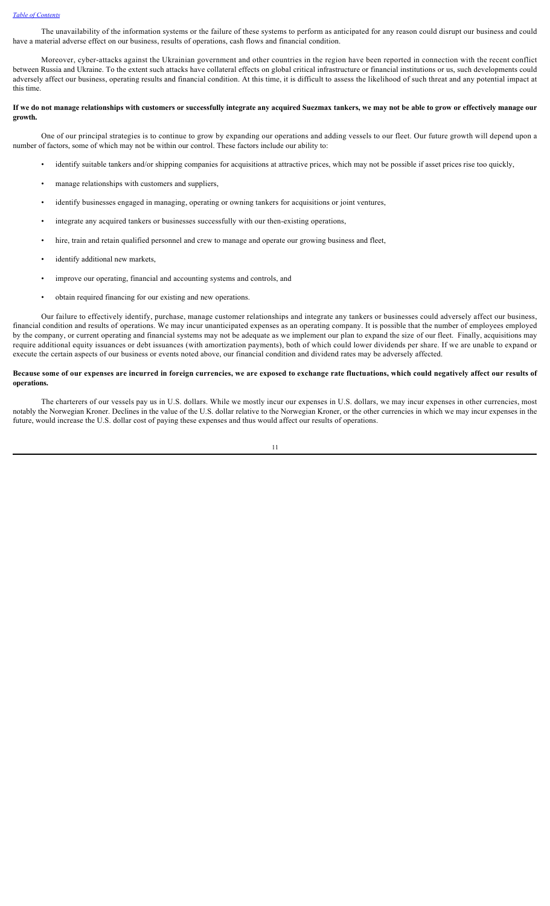The unavailability of the information systems or the failure of these systems to perform as anticipated for any reason could disrupt our business and could have a material adverse effect on our business, results of operations, cash flows and financial condition.

Moreover, cyber-attacks against the Ukrainian government and other countries in the region have been reported in connection with the recent conflict between Russia and Ukraine. To the extent such attacks have collateral effects on global critical infrastructure or financial institutions or us, such developments could adversely affect our business, operating results and financial condition. At this time, it is difficult to assess the likelihood of such threat and any potential impact at this time.

**If we do not manage relationships with customers or successfully integrate any acquired Suezmax tankers, we may not be able to grow or effectively manage our growth.**

One of our principal strategies is to continue to grow by expanding our operations and adding vessels to our fleet. Our future growth will depend upon a number of factors, some of which may not be within our control. These factors include our ability to:

- identify suitable tankers and/or shipping companies for acquisitions at attractive prices, which may not be possible if asset prices rise too quickly,
- manage relationships with customers and suppliers,
- identify businesses engaged in managing, operating or owning tankers for acquisitions or joint ventures,
- integrate any acquired tankers or businesses successfully with our then-existing operations,
- hire, train and retain qualified personnel and crew to manage and operate our growing business and fleet,
- identify additional new markets,
- improve our operating, financial and accounting systems and controls, and
- obtain required financing for our existing and new operations.

Our failure to effectively identify, purchase, manage customer relationships and integrate any tankers or businesses could adversely affect our business, financial condition and results of operations. We may incur unanticipated expenses as an operating company. It is possible that the number of employees employed by the company, or current operating and financial systems may not be adequate as we implement our plan to expand the size of our fleet. Finally, acquisitions may require additional equity issuances or debt issuances (with amortization payments), both of which could lower dividends per share. If we are unable to expand or execute the certain aspects of our business or events noted above, our financial condition and dividend rates may be adversely affected.

**Because some of our expenses are incurred in foreign currencies, we are exposed to exchange rate fluctuations, which could negatively affect our results of operations.**

The charterers of our vessels pay us in U.S. dollars. While we mostly incur our expenses in U.S. dollars, we may incur expenses in other currencies, most notably the Norwegian Kroner. Declines in the value of the U.S. dollar relative to the Norwegian Kroner, or the other currencies in which we may incur expenses in the future, would increase the U.S. dollar cost of paying these expenses and thus would affect our results of operations.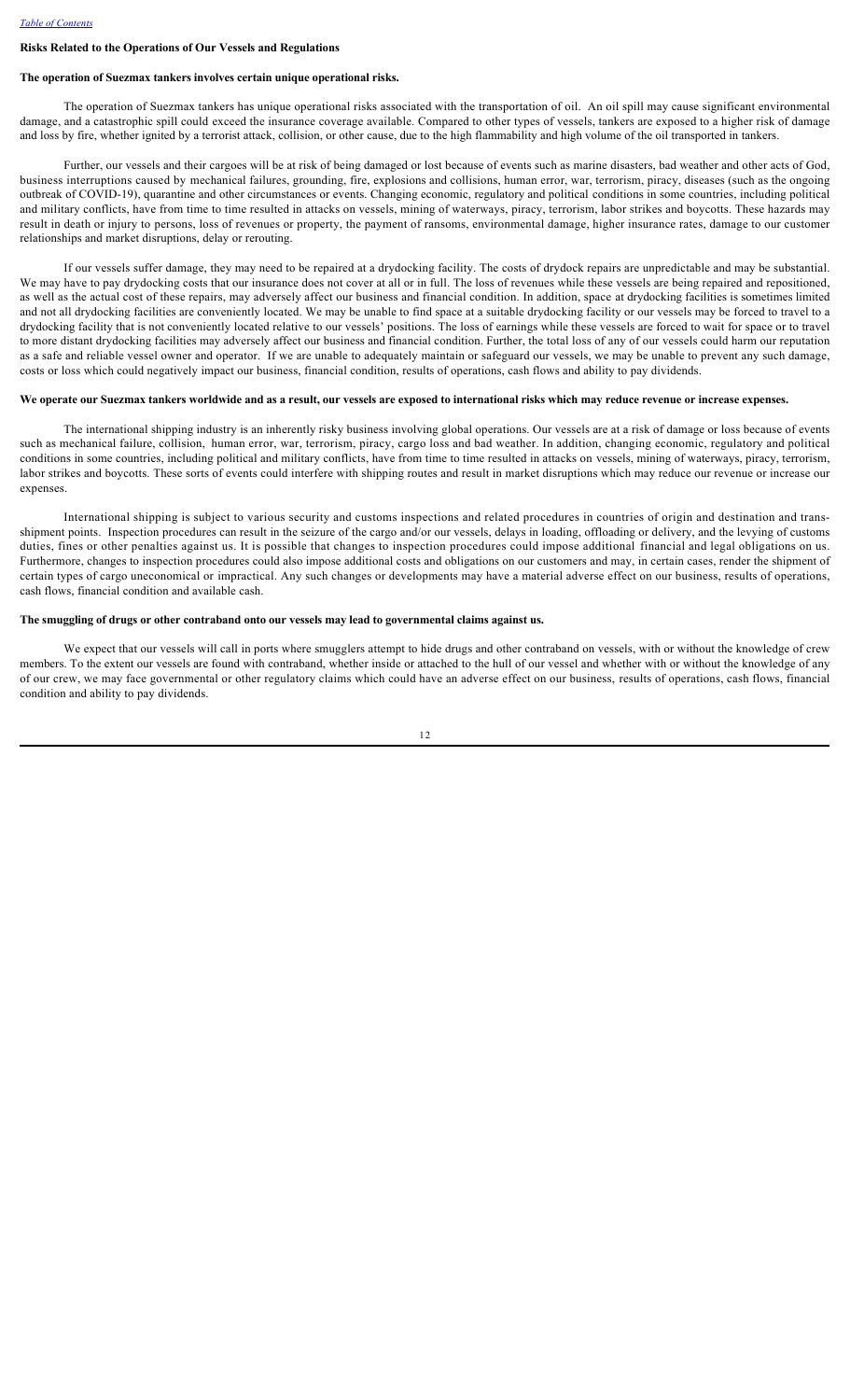### Risks Related to the Operations of Our Vessels and Regulations

**The operation of Suezmax tankers involves certain unique operational risks.**

The operation of Suezmax tankers has unique operational risks associated with the transportation of oil. An oil spill may cause significant environmental damage, and a catastrophic spill could exceed the insurance coverage available. Compared to other types of vessels, tankers are exposed to a higher risk of damage and loss by fire, whether ignited by a terrorist attack, collision, or other cause, due to the high flammability and high volume of the oil transported in tankers.

Further, our vessels and their cargoes will be at risk of being damaged or lost because of events such as marine disasters, bad weather and other acts of God, business interruptions caused by mechanical failures, grounding, fire, explosions and collisions, human error, war, terrorism, piracy, diseases (such as the ongoing outbreak of COVID-19), quarantine and other circumstances or events. Changing economic, regulatory and political conditions in some countries, including political and military conflicts, have from time to time resulted in attacks on vessels, mining of waterways, piracy, terrorism, labor strikes and boycotts. These hazards may result in death or injury to persons, loss of revenues or property, the payment of ransoms, environmental damage, higher insurance rates, damage to our customer relationships and market disruptions, delay or rerouting.

If our vessels suffer damage, they may need to be repaired at a drydocking facility. The costs of drydock repairs are unpredictable and may be substantial. We may have to pay drydocking costs that our insurance does not cover at all or in full. The loss of revenues while these vessels are being repaired and repositioned, as well as the actual cost of these repairs, may adversely affect our business and financial condition. In addition, space at drydocking facilities is sometimes limited and not all drydocking facilities are conveniently located. We may be unable to find space at a suitable drydocking facility or our vessels may be forced to travel to a drydocking facility that is not conveniently located relative to our vessels' positions. The loss of earnings while these vessels are forced to wait for space or to travel to more distant drydocking facilities may adversely affect our business and financial condition. Further, the total loss of any of our vessels could harm our reputation as a safe and reliable vessel owner and operator. If we are unable to adequately maintain or safeguard our vessels, we may be unable to prevent any such damage, costs or loss which could negatively impact our business, financial condition, results of operations, cash flows and ability to pay dividends.

**We operate our Suezmax tankers worldwide and as a result, our vessels are exposed to international risks which may reduce revenue or increase expenses.**

The international shipping industry is an inherently risky business involving global operations. Our vessels are at a risk of damage or loss because of events such as mechanical failure, collision, human error, war, terrorism, piracy, cargo loss and bad weather. In addition, changing economic, regulatory and political conditions in some countries, including political and military conflicts, have from time to time resulted in attacks on vessels, mining of waterways, piracy, terrorism, labor strikes and boycotts. These sorts of events could interfere with shipping routes and result in market disruptions which may reduce our revenue or increase our expenses.

International shipping is subject to various security and customs inspections and related procedures in countries of origin and destination and trans-shipment points. Inspection procedures can result in the seizure of the cargo and/or our vessels, delays in loading, offloading or delivery, and the levying of customs duties, fines or other penalties against us. It is possible that changes to inspection procedures could impose additional financial and legal obligations on us. Furthermore, changes to inspection procedures could also impose additional costs and obligations on our customers and may, in certain cases, render the shipment of certain types of cargo uneconomical or impractical. Any such changes or developments may have a material adverse effect on our business, results of operations, cash flows, financial condition and available cash.

**The smuggling of drugs or other contraband onto our vessels may lead to governmental claims against us.**

We expect that our vessels will call in ports where smugglers attempt to hide drugs and other contraband on vessels, with or without the knowledge of crew members. To the extent our vessels are found with contraband, whether inside or attached to the hull of our vessel and whether with or without the knowledge of any of our crew, we may face governmental or other regulatory claims which could have an adverse effect on our business, results of operations, cash flows, financial condition and ability to pay dividends.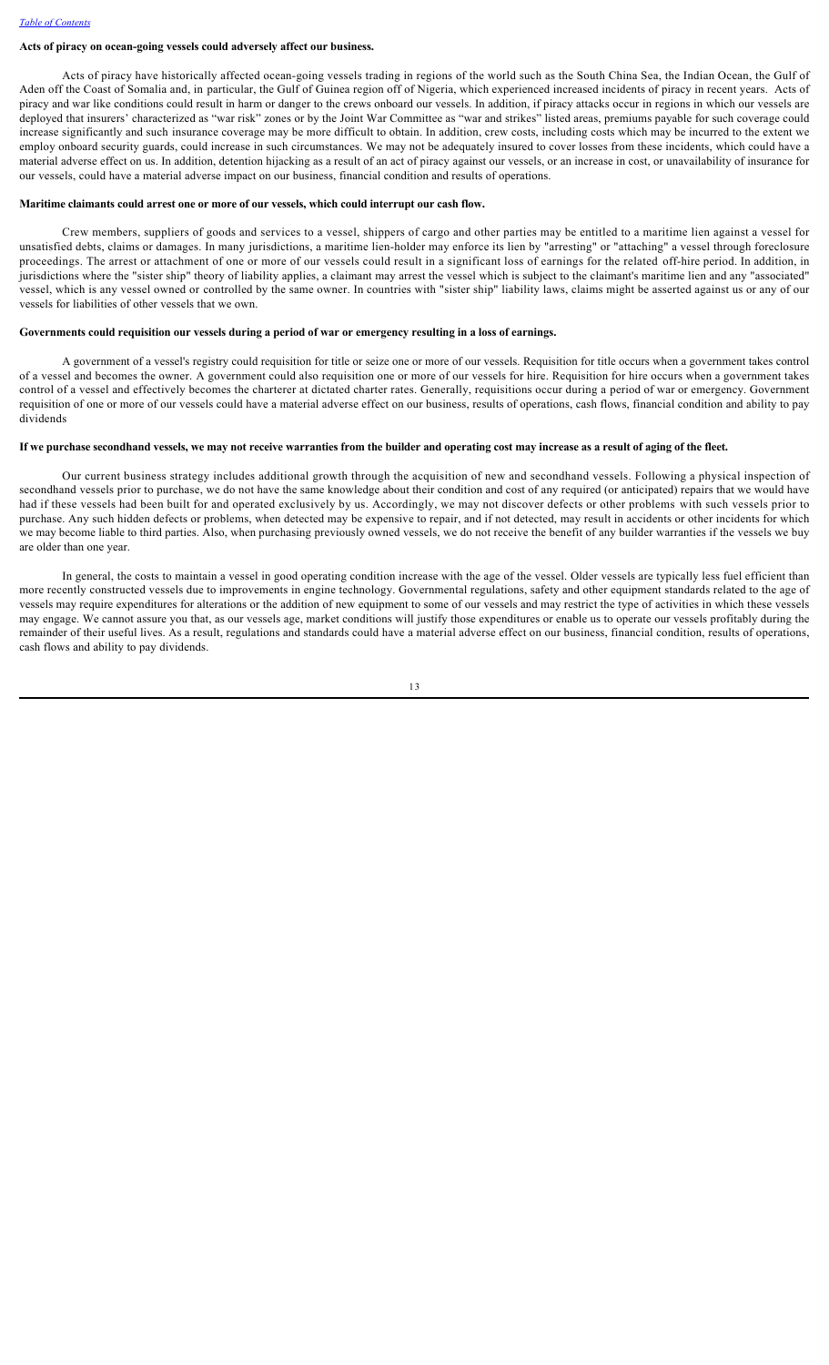**Acts of piracy on ocean-going vessels could adversely affect our business.**

Acts of piracy have historically affected ocean-going vessels trading in regions of the world such as the South China Sea, the Indian Ocean, the Gulf of Aden off the Coast of Somalia and, in particular, the Gulf of Guinea region off of Nigeria, which experienced increased incidents of piracy in recent years. Acts of piracy and war like conditions could result in harm or danger to the crews onboard our vessels. In addition, if piracy attacks occur in regions in which our vessels are deployed that insurers' characterized as "war risk" zones or by the Joint War Committee as "war and strikes" listed areas, premiums payable for such coverage could increase significantly and such insurance coverage may be more difficult to obtain. In addition, crew costs, including costs which may be incurred to the extent we employ onboard security guards, could increase in such circumstances. We may not be adequately insured to cover losses from these incidents, which could have a material adverse effect on us. In addition, detention hijacking as a result of an act of piracy against our vessels, or an increase in cost, or unavailability of insurance for our vessels, could have a material adverse impact on our business, financial condition and results of operations.

**Maritime claimants could arrest one or more of our vessels, which could interrupt our cash flow.**

Crew members, suppliers of goods and services to a vessel, shippers of cargo and other parties may be entitled to a maritime lien against a vessel for unsatisfied debts, claims or damages. In many jurisdictions, a maritime lien-holder may enforce its lien by "arresting" or "attaching" a vessel through foreclosure proceedings. The arrest or attachment of one or more of our vessels could result in a significant loss of earnings for the related off-hire period. In addition, in jurisdictions where the "sister ship" theory of liability applies, a claimant may arrest the vessel which is subject to the claimant's maritime lien and any "associated" vessel, which is any vessel owned or controlled by the same owner. In countries with "sister ship" liability laws, claims might be asserted against us or any of our vessels for liabilities of other vessels that we own.

**Governments could requisition our vessels during a period of war or emergency resulting in a loss of earnings.**

A government of a vessel's registry could requisition for title or seize one or more of our vessels. Requisition for title occurs when a government takes control of a vessel and becomes the owner. A government could also requisition one or more of our vessels for hire. Requisition for hire occurs when a government takes control of a vessel and effectively becomes the charterer at dictated charter rates. Generally, requisitions occur during a period of war or emergency. Government requisition of one or more of our vessels could have a material adverse effect on our business, results of operations, cash flows, financial condition and ability to pay dividends

**If we purchase secondhand vessels, we may not receive warranties from the builder and operating cost may increase as a result of aging of the fleet.**

Our current business strategy includes additional growth through the acquisition of new and secondhand vessels. Following a physical inspection of secondhand vessels prior to purchase, we do not have the same knowledge about their condition and cost of any required (or anticipated) repairs that we would have had if these vessels had been built for and operated exclusively by us. Accordingly, we may not discover defects or other problems with such vessels prior to purchase. Any such hidden defects or problems, when detected may be expensive to repair, and if not detected, may result in accidents or other incidents for which we may become liable to third parties. Also, when purchasing previously owned vessels, we do not receive the benefit of any builder warranties if the vessels we buy are older than one year.

In general, the costs to maintain a vessel in good operating condition increase with the age of the vessel. Older vessels are typically less fuel efficient than more recently constructed vessels due to improvements in engine technology. Governmental regulations, safety and other equipment standards related to the age of vessels may require expenditures for alterations or the addition of new equipment to some of our vessels and may restrict the type of activities in which these vessels may engage. We cannot assure you that, as our vessels age, market conditions will justify those expenditures or enable us to operate our vessels profitably during the remainder of their useful lives. As a result, regulations and standards could have a material adverse effect on our business, financial condition, results of operations, cash flows and ability to pay dividends.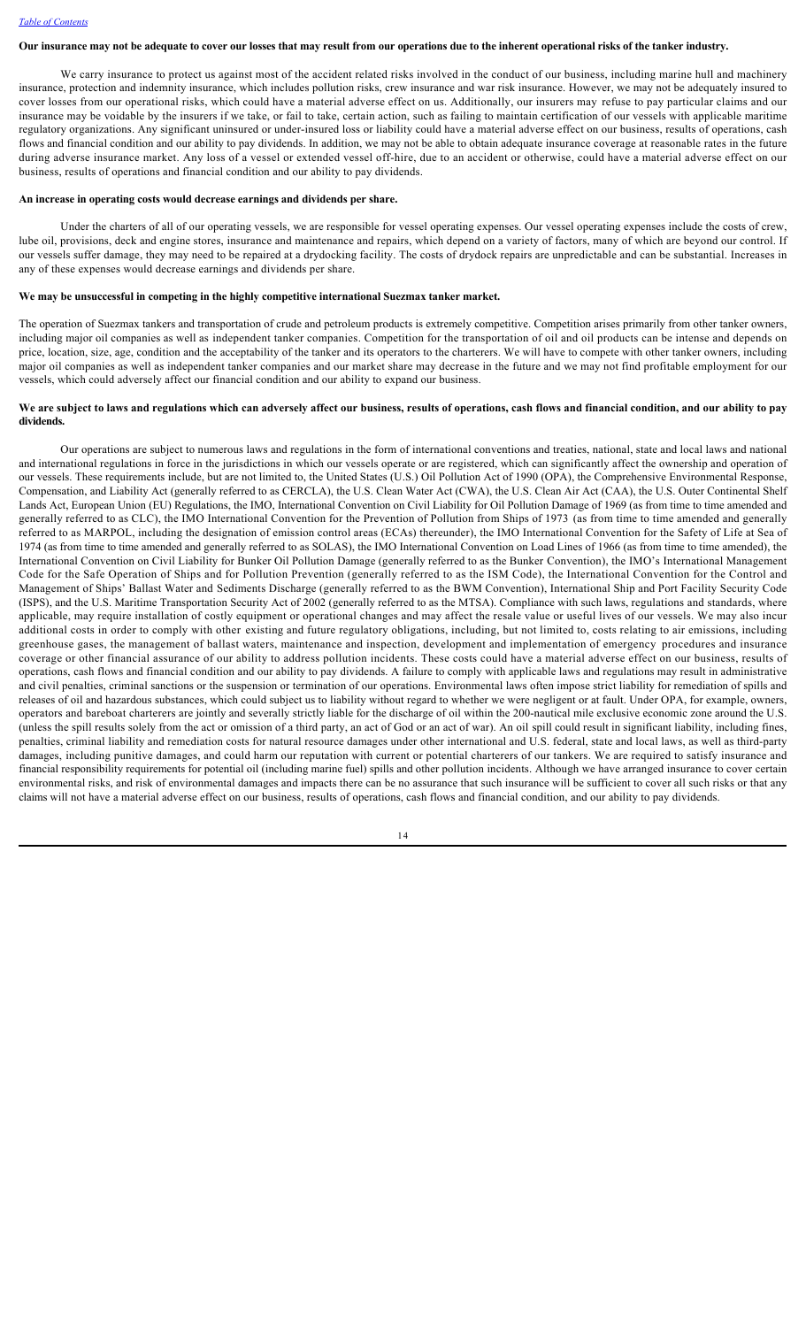**Our insurance may not be adequate to cover our losses that may result from our operations due to the inherent operational risks of the tanker industry.**

We carry insurance to protect us against most of the accident related risks involved in the conduct of our business, including marine hull and machinery insurance, protection and indemnity insurance, which includes pollution risks, crew insurance and war risk insurance. However, we may not be adequately insured to cover losses from our operational risks, which could have a material adverse effect on us. Additionally, our insurers may refuse to pay particular claims and our insurance may be voidable by the insurers if we take, or fail to take, certain action, such as failing to maintain certification of our vessels with applicable maritime regulatory organizations. Any significant uninsured or under-insured loss or liability could have a material adverse effect on our business, results of operations, cash flows and financial condition and our ability to pay dividends. In addition, we may not be able to obtain adequate insurance coverage at reasonable rates in the future during adverse insurance market. Any loss of a vessel or extended vessel off-hire, due to an accident or otherwise, could have a material adverse effect on our business, results of operations and financial condition and our ability to pay dividends.

**An increase in operating costs would decrease earnings and dividends per share.**

Under the charters of all of our operating vessels, we are responsible for vessel operating expenses. Our vessel operating expenses include the costs of crew, lube oil, provisions, deck and engine stores, insurance and maintenance and repairs, which depend on a variety of factors, many of which are beyond our control. If our vessels suffer damage, they may need to be repaired at a drydocking facility. The costs of drydock repairs are unpredictable and can be substantial. Increases in any of these expenses would decrease earnings and dividends per share.

**We may be unsuccessful in competing in the highly competitive international Suezmax tanker market.**

The operation of Suezmax tankers and transportation of crude and petroleum products is extremely competitive. Competition arises primarily from other tanker owners, including major oil companies as well as independent tanker companies. Competition for the transportation of oil and oil products can be intense and depends on price, location, size, age, condition and the acceptability of the tanker and its operators to the charterers. We will have to compete with other tanker owners, including major oil companies as well as independent tanker companies and our market share may decrease in the future and we may not find profitable employment for our vessels, which could adversely affect our financial condition and our ability to expand our business.

**We are subject to laws and regulations which can adversely affect our business, results of operations, cash flows and financial condition, and our ability to pay dividends.**

Our operations are subject to numerous laws and regulations in the form of international conventions and treaties, national, state and local laws and national and international regulations in force in the jurisdictions in which our vessels operate or are registered, which can significantly affect the ownership and operation of our vessels. These requirements include, but are not limited to, the United States (U.S.) Oil Pollution Act of 1990 (OPA), the Comprehensive Environmental Response, Compensation, and Liability Act (generally referred to as CERCLA), the U.S. Clean Water Act (CWA), the U.S. Clean Air Act (CAA), the U.S. Outer Continental Shelf Lands Act, European Union (EU) Regulations, the IMO, International Convention on Civil Liability for Oil Pollution Damage of 1969 (as from time to time amended and generally referred to as CLC), the IMO International Convention for the Prevention of Pollution from Ships of 1973 (as from time to time amended and generally referred to as MARPOL, including the designation of emission control areas (ECAs) thereunder), the IMO International Convention for the Safety of Life at Sea of 1974 (as from time to time amended and generally referred to as SOLAS), the IMO International Convention on Load Lines of 1966 (as from time to time amended), the International Convention on Civil Liability for Bunker Oil Pollution Damage (generally referred to as the Bunker Convention), the IMO's International Management Code for the Safe Operation of Ships and for Pollution Prevention (generally referred to as the ISM Code), the International Convention for the Control and Management of Ships' Ballast Water and Sediments Discharge (generally referred to as the BWM Convention), International Ship and Port Facility Security Code (ISPS), and the U.S. Maritime Transportation Security Act of 2002 (generally referred to as the MTSA). Compliance with such laws, regulations and standards, where applicable, may require installation of costly equipment or operational changes and may affect the resale value or useful lives of our vessels. We may also incur additional costs in order to comply with other existing and future regulatory obligations, including, but not limited to, costs relating to air emissions, including greenhouse gases, the management of ballast waters, maintenance and inspection, development and implementation of emergency procedures and insurance coverage or other financial assurance of our ability to address pollution incidents. These costs could have a material adverse effect on our business, results of operations, cash flows and financial condition and our ability to pay dividends. A failure to comply with applicable laws and regulations may result in administrative and civil penalties, criminal sanctions or the suspension or termination of our operations. Environmental laws often impose strict liability for remediation of spills and releases of oil and hazardous substances, which could subject us to liability without regard to whether we were negligent or at fault. Under OPA, for example, owners, operators and bareboat charterers are jointly and severally strictly liable for the discharge of oil within the 200-nautical mile exclusive economic zone around the U.S. (unless the spill results solely from the act or omission of a third party, an act of God or an act of war). An oil spill could result in significant liability, including fines, penalties, criminal liability and remediation costs for natural resource damages under other international and U.S. federal, state and local laws, as well as third-party damages, including punitive damages, and could harm our reputation with current or potential charterers of our tankers. We are required to satisfy insurance and financial responsibility requirements for potential oil (including marine fuel) spills and other pollution incidents. Although we have arranged insurance to cover certain environmental risks, and risk of environmental damages and impacts there can be no assurance that such insurance will be sufficient to cover all such risks or that any claims will not have a material adverse effect on our business, results of operations, cash flows and financial condition, and our ability to pay dividends.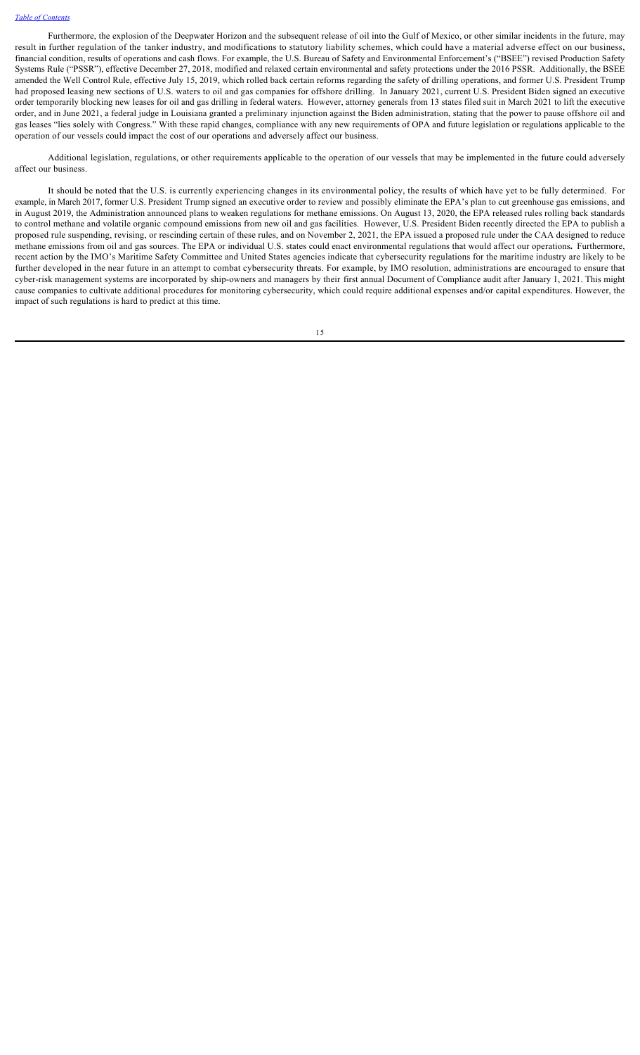Furthermore, the explosion of the Deepwater Horizon and the subsequent release of oil into the Gulf of Mexico, or other similar incidents in the future, may result in further regulation of the tanker industry, and modifications to statutory liability schemes, which could have a material adverse effect on our business, financial condition, results of operations and cash flows. For example, the U.S. Bureau of Safety and Environmental Enforcement's ("BSEE") revised Production Safety Systems Rule ("PSSR"), effective December 27, 2018, modified and relaxed certain environmental and safety protections under the 2016 PSSR. Additionally, the BSEE amended the Well Control Rule, effective July 15, 2019, which rolled back certain reforms regarding the safety of drilling operations, and former U.S. President Trump had proposed leasing new sections of U.S. waters to oil and gas companies for offshore drilling. In January 2021, current U.S. President Biden signed an executive order temporarily blocking new leases for oil and gas drilling in federal waters. However, attorney generals from 13 states filed suit in March 2021 to lift the executive order, and in June 2021, a federal judge in Louisiana granted a preliminary injunction against the Biden administration, stating that the power to pause offshore oil and gas leases "lies solely with Congress." With these rapid changes, compliance with any new requirements of OPA and future legislation or regulations applicable to the operation of our vessels could impact the cost of our operations and adversely affect our business.

Additional legislation, regulations, or other requirements applicable to the operation of our vessels that may be implemented in the future could adversely affect our business.

It should be noted that the U.S. is currently experiencing changes in its environmental policy, the results of which have yet to be fully determined. For example, in March 2017, former U.S. President Trump signed an executive order to review and possibly eliminate the EPA's plan to cut greenhouse gas emissions, and in August 2019, the Administration announced plans to weaken regulations for methane emissions. On August 13, 2020, the EPA released rules rolling back standards to control methane and volatile organic compound emissions from new oil and gas facilities. However, U.S. President Biden recently directed the EPA to publish a proposed rule suspending, revising, or rescinding certain of these rules, and on November 2, 2021, the EPA issued a proposed rule under the CAA designed to reduce methane emissions from oil and gas sources. The EPA or individual U.S. states could enact environmental regulations that would affect our operations**.** Furthermore, recent action by the IMO's Maritime Safety Committee and United States agencies indicate that cybersecurity regulations for the maritime industry are likely to be further developed in the near future in an attempt to combat cybersecurity threats. For example, by IMO resolution, administrations are encouraged to ensure that cyber-risk management systems are incorporated by ship-owners and managers by their first annual Document of Compliance audit after January 1, 2021. This might cause companies to cultivate additional procedures for monitoring cybersecurity, which could require additional expenses and/or capital expenditures. However, the impact of such regulations is hard to predict at this time.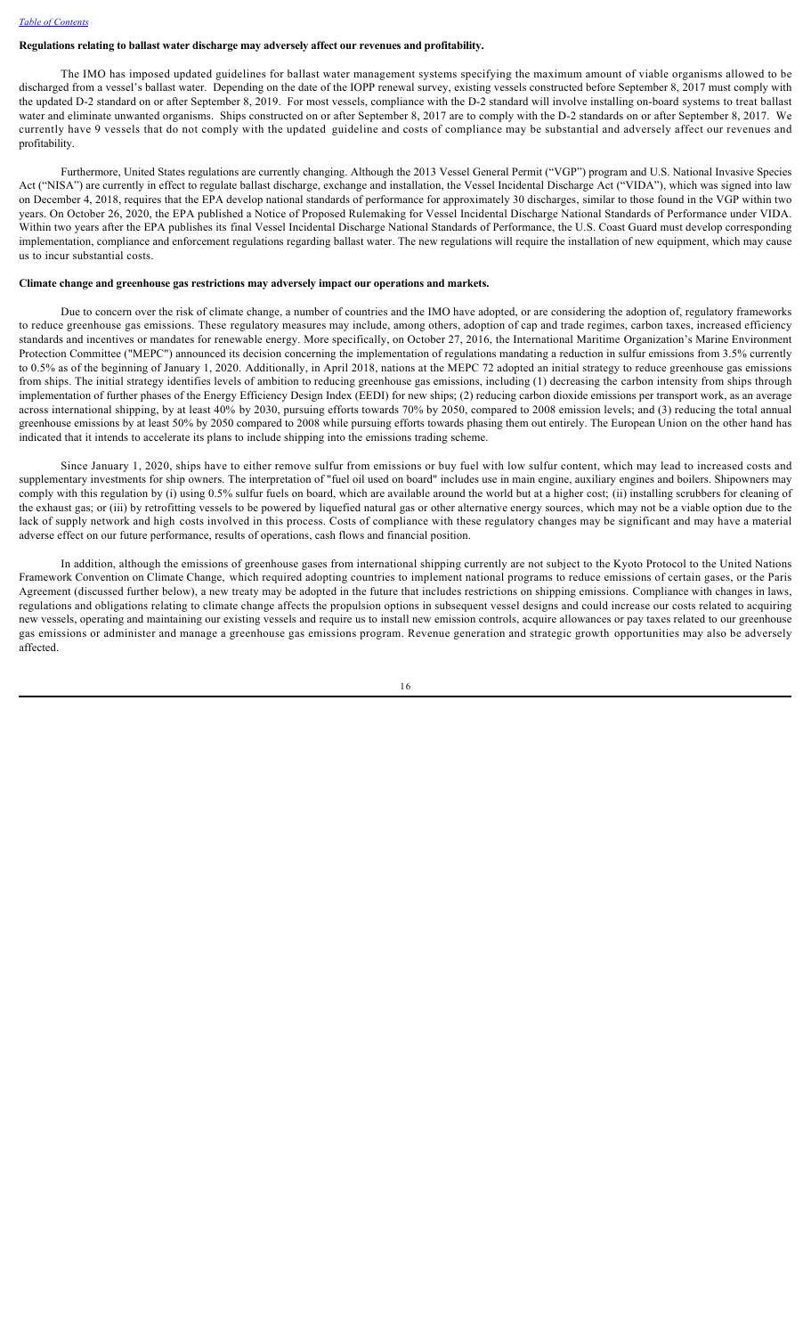**Regulations relating to ballast water discharge may adversely affect our revenues and profitability.**

The IMO has imposed updated guidelines for ballast water management systems specifying the maximum amount of viable organisms allowed to be discharged from a vessel's ballast water. Depending on the date of the IOPP renewal survey, existing vessels constructed before September 8, 2017 must comply with the updated D-2 standard on or after September 8, 2019. For most vessels, compliance with the D-2 standard will involve installing on-board systems to treat ballast water and eliminate unwanted organisms. Ships constructed on or after September 8, 2017 are to comply with the D-2 standards on or after September 8, 2017. We currently have 9 vessels that do not comply with the updated guideline and costs of compliance may be substantial and adversely affect our revenues and profitability.

Furthermore, United States regulations are currently changing. Although the 2013 Vessel General Permit ("VGP") program and U.S. National Invasive Species Act ("NISA") are currently in effect to regulate ballast discharge, exchange and installation, the Vessel Incidental Discharge Act ("VIDA"), which was signed into law on December 4, 2018, requires that the EPA develop national standards of performance for approximately 30 discharges, similar to those found in the VGP within two years. On October 26, 2020, the EPA published a Notice of Proposed Rulemaking for Vessel Incidental Discharge National Standards of Performance under VIDA. Within two years after the EPA publishes its final Vessel Incidental Discharge National Standards of Performance, the U.S. Coast Guard must develop corresponding implementation, compliance and enforcement regulations regarding ballast water. The new regulations will require the installation of new equipment, which may cause us to incur substantial costs.

**Climate change and greenhouse gas restrictions may adversely impact our operations and markets.**

Due to concern over the risk of climate change, a number of countries and the IMO have adopted, or are considering the adoption of, regulatory frameworks to reduce greenhouse gas emissions. These regulatory measures may include, among others, adoption of cap and trade regimes, carbon taxes, increased efficiency standards and incentives or mandates for renewable energy. More specifically, on October 27, 2016, the International Maritime Organization's Marine Environment Protection Committee ("MEPC") announced its decision concerning the implementation of regulations mandating a reduction in sulfur emissions from 3.5% currently to 0.5% as of the beginning of January 1, 2020. Additionally, in April 2018, nations at the MEPC 72 adopted an initial strategy to reduce greenhouse gas emissions from ships. The initial strategy identifies levels of ambition to reducing greenhouse gas emissions, including (1) decreasing the carbon intensity from ships through implementation of further phases of the Energy Efficiency Design Index (EEDI) for new ships; (2) reducing carbon dioxide emissions per transport work, as an average across international shipping, by at least 40% by 2030, pursuing efforts towards 70% by 2050, compared to 2008 emission levels; and (3) reducing the total annual greenhouse emissions by at least 50% by 2050 compared to 2008 while pursuing efforts towards phasing them out entirely. The European Union on the other hand has indicated that it intends to accelerate its plans to include shipping into the emissions trading scheme.

Since January 1, 2020, ships have to either remove sulfur from emissions or buy fuel with low sulfur content, which may lead to increased costs and supplementary investments for ship owners. The interpretation of "fuel oil used on board" includes use in main engine, auxiliary engines and boilers. Shipowners may comply with this regulation by (i) using 0.5% sulfur fuels on board, which are available around the world but at a higher cost; (ii) installing scrubbers for cleaning of the exhaust gas; or (iii) by retrofitting vessels to be powered by liquefied natural gas or other alternative energy sources, which may not be a viable option due to the lack of supply network and high costs involved in this process. Costs of compliance with these regulatory changes may be significant and may have a material adverse effect on our future performance, results of operations, cash flows and financial position.

In addition, although the emissions of greenhouse gases from international shipping currently are not subject to the Kyoto Protocol to the United Nations Framework Convention on Climate Change, which required adopting countries to implement national programs to reduce emissions of certain gases, or the Paris Agreement (discussed further below), a new treaty may be adopted in the future that includes restrictions on shipping emissions. Compliance with changes in laws, regulations and obligations relating to climate change affects the propulsion options in subsequent vessel designs and could increase our costs related to acquiring new vessels, operating and maintaining our existing vessels and require us to install new emission controls, acquire allowances or pay taxes related to our greenhouse gas emissions or administer and manage a greenhouse gas emissions program. Revenue generation and strategic growth opportunities may also be adversely affected.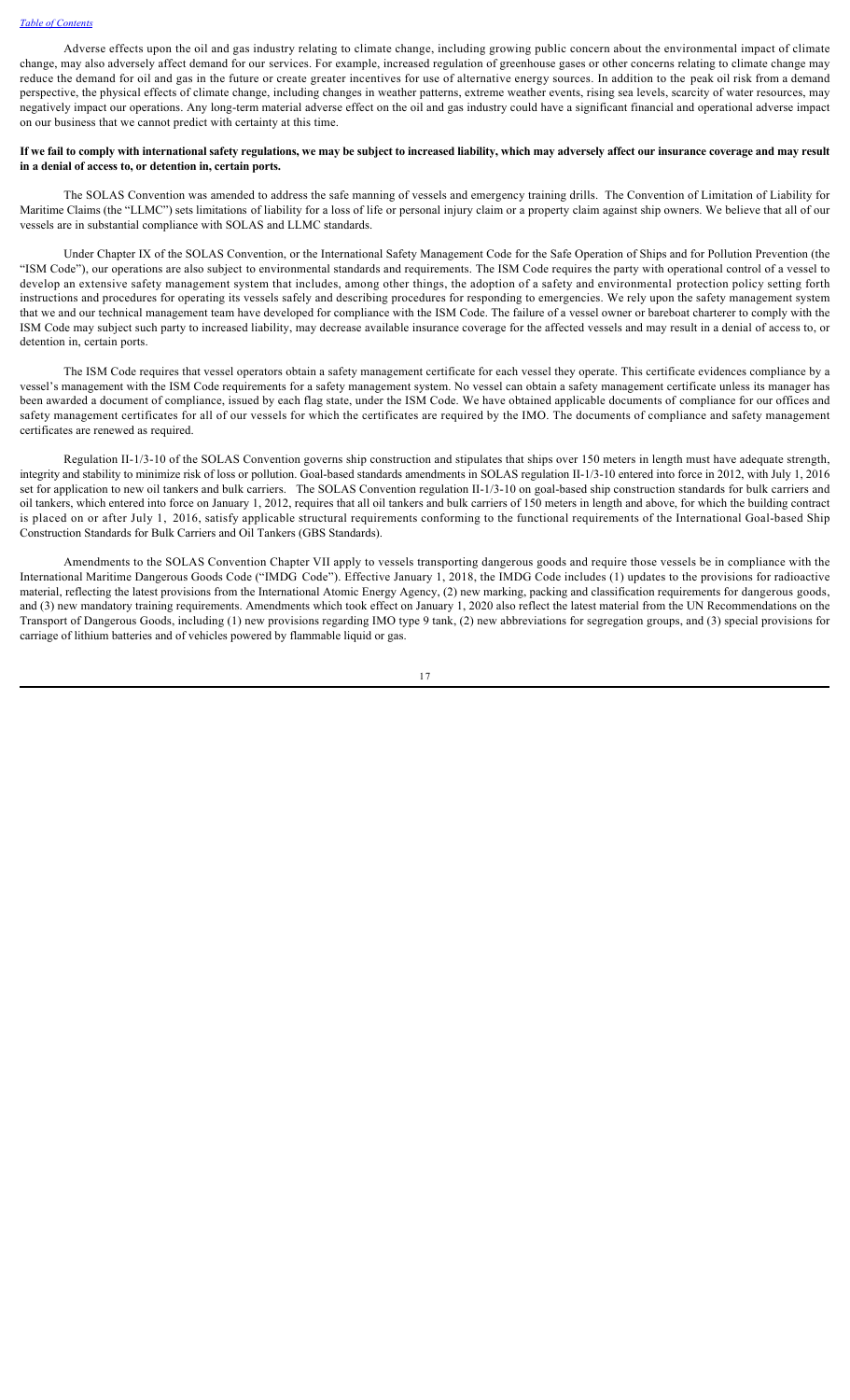Adverse effects upon the oil and gas industry relating to climate change, including growing public concern about the environmental impact of climate change, may also adversely affect demand for our services. For example, increased regulation of greenhouse gases or other concerns relating to climate change may reduce the demand for oil and gas in the future or create greater incentives for use of alternative energy sources. In addition to the peak oil risk from a demand perspective, the physical effects of climate change, including changes in weather patterns, extreme weather events, rising sea levels, scarcity of water resources, may negatively impact our operations. Any long-term material adverse effect on the oil and gas industry could have a significant financial and operational adverse impact on our business that we cannot predict with certainty at this time.

**If we fail to comply with international safety regulations, we may be subject to increased liability, which may adversely affect our insurance coverage and may result in a denial of access to, or detention in, certain ports.**

The SOLAS Convention was amended to address the safe manning of vessels and emergency training drills. The Convention of Limitation of Liability for Maritime Claims (the "LLMC") sets limitations of liability for a loss of life or personal injury claim or a property claim against ship owners. We believe that all of our vessels are in substantial compliance with SOLAS and LLMC standards.

Under Chapter IX of the SOLAS Convention, or the International Safety Management Code for the Safe Operation of Ships and for Pollution Prevention (the "ISM Code"), our operations are also subject to environmental standards and requirements. The ISM Code requires the party with operational control of a vessel to develop an extensive safety management system that includes, among other things, the adoption of a safety and environmental protection policy setting forth instructions and procedures for operating its vessels safely and describing procedures for responding to emergencies. We rely upon the safety management system that we and our technical management team have developed for compliance with the ISM Code. The failure of a vessel owner or bareboat charterer to comply with the ISM Code may subject such party to increased liability, may decrease available insurance coverage for the affected vessels and may result in a denial of access to, or detention in, certain ports.

The ISM Code requires that vessel operators obtain a safety management certificate for each vessel they operate. This certificate evidences compliance by a vessel's management with the ISM Code requirements for a safety management system. No vessel can obtain a safety management certificate unless its manager has been awarded a document of compliance, issued by each flag state, under the ISM Code. We have obtained applicable documents of compliance for our offices and safety management certificates for all of our vessels for which the certificates are required by the IMO. The documents of compliance and safety management certificates are renewed as required.

Regulation II-1/3-10 of the SOLAS Convention governs ship construction and stipulates that ships over 150 meters in length must have adequate strength, integrity and stability to minimize risk of loss or pollution. Goal-based standards amendments in SOLAS regulation II-1/3-10 entered into force in 2012, with July 1, 2016 set for application to new oil tankers and bulk carriers. The SOLAS Convention regulation II-1/3-10 on goal-based ship construction standards for bulk carriers and oil tankers, which entered into force on January 1, 2012, requires that all oil tankers and bulk carriers of 150 meters in length and above, for which the building contract is placed on or after July 1, 2016, satisfy applicable structural requirements conforming to the functional requirements of the International Goal-based Ship Construction Standards for Bulk Carriers and Oil Tankers (GBS Standards).

Amendments to the SOLAS Convention Chapter VII apply to vessels transporting dangerous goods and require those vessels be in compliance with the International Maritime Dangerous Goods Code ("IMDG Code"). Effective January 1, 2018, the IMDG Code includes (1) updates to the provisions for radioactive material, reflecting the latest provisions from the International Atomic Energy Agency, (2) new marking, packing and classification requirements for dangerous goods, and (3) new mandatory training requirements. Amendments which took effect on January 1, 2020 also reflect the latest material from the UN Recommendations on the Transport of Dangerous Goods, including (1) new provisions regarding IMO type 9 tank, (2) new abbreviations for segregation groups, and (3) special provisions for carriage of lithium batteries and of vehicles powered by flammable liquid or gas.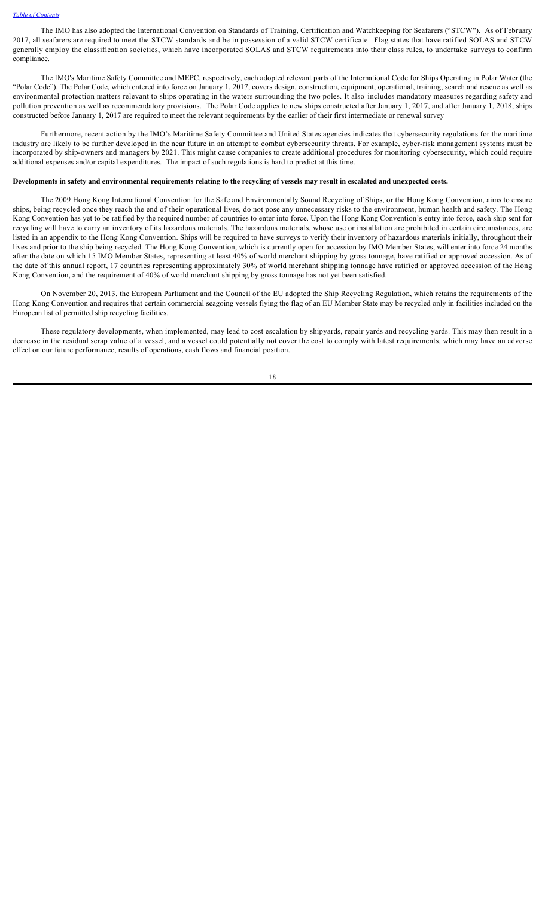The IMO has also adopted the International Convention on Standards of Training, Certification and Watchkeeping for Seafarers ("STCW"). As of February 2017, all seafarers are required to meet the STCW standards and be in possession of a valid STCW certificate. Flag states that have ratified SOLAS and STCW generally employ the classification societies, which have incorporated SOLAS and STCW requirements into their class rules, to undertake surveys to confirm compliance.

The IMO's Maritime Safety Committee and MEPC, respectively, each adopted relevant parts of the International Code for Ships Operating in Polar Water (the "Polar Code"). The Polar Code, which entered into force on January 1, 2017, covers design, construction, equipment, operational, training, search and rescue as well as environmental protection matters relevant to ships operating in the waters surrounding the two poles. It also includes mandatory measures regarding safety and pollution prevention as well as recommendatory provisions. The Polar Code applies to new ships constructed after January 1, 2017, and after January 1, 2018, ships constructed before January 1, 2017 are required to meet the relevant requirements by the earlier of their first intermediate or renewal survey

Furthermore, recent action by the IMO's Maritime Safety Committee and United States agencies indicates that cybersecurity regulations for the maritime industry are likely to be further developed in the near future in an attempt to combat cybersecurity threats. For example, cyber-risk management systems must be incorporated by ship-owners and managers by 2021. This might cause companies to create additional procedures for monitoring cybersecurity, which could require additional expenses and/or capital expenditures. The impact of such regulations is hard to predict at this time.

**Developments in safety and environmental requirements relating to the recycling of vessels may result in escalated and unexpected costs.**

The 2009 Hong Kong International Convention for the Safe and Environmentally Sound Recycling of Ships, or the Hong Kong Convention, aims to ensure ships, being recycled once they reach the end of their operational lives, do not pose any unnecessary risks to the environment, human health and safety. The Hong Kong Convention has yet to be ratified by the required number of countries to enter into force. Upon the Hong Kong Convention's entry into force, each ship sent for recycling will have to carry an inventory of its hazardous materials. The hazardous materials, whose use or installation are prohibited in certain circumstances, are listed in an appendix to the Hong Kong Convention. Ships will be required to have surveys to verify their inventory of hazardous materials initially, throughout their lives and prior to the ship being recycled. The Hong Kong Convention, which is currently open for accession by IMO Member States, will enter into force 24 months after the date on which 15 IMO Member States, representing at least 40% of world merchant shipping by gross tonnage, have ratified or approved accession. As of the date of this annual report, 17 countries representing approximately 30% of world merchant shipping tonnage have ratified or approved accession of the Hong Kong Convention, and the requirement of 40% of world merchant shipping by gross tonnage has not yet been satisfied.

On November 20, 2013, the European Parliament and the Council of the EU adopted the Ship Recycling Regulation, which retains the requirements of the Hong Kong Convention and requires that certain commercial seagoing vessels flying the flag of an EU Member State may be recycled only in facilities included on the European list of permitted ship recycling facilities.

These regulatory developments, when implemented, may lead to cost escalation by shipyards, repair yards and recycling yards. This may then result in a decrease in the residual scrap value of a vessel, and a vessel could potentially not cover the cost to comply with latest requirements, which may have an adverse effect on our future performance, results of operations, cash flows and financial position.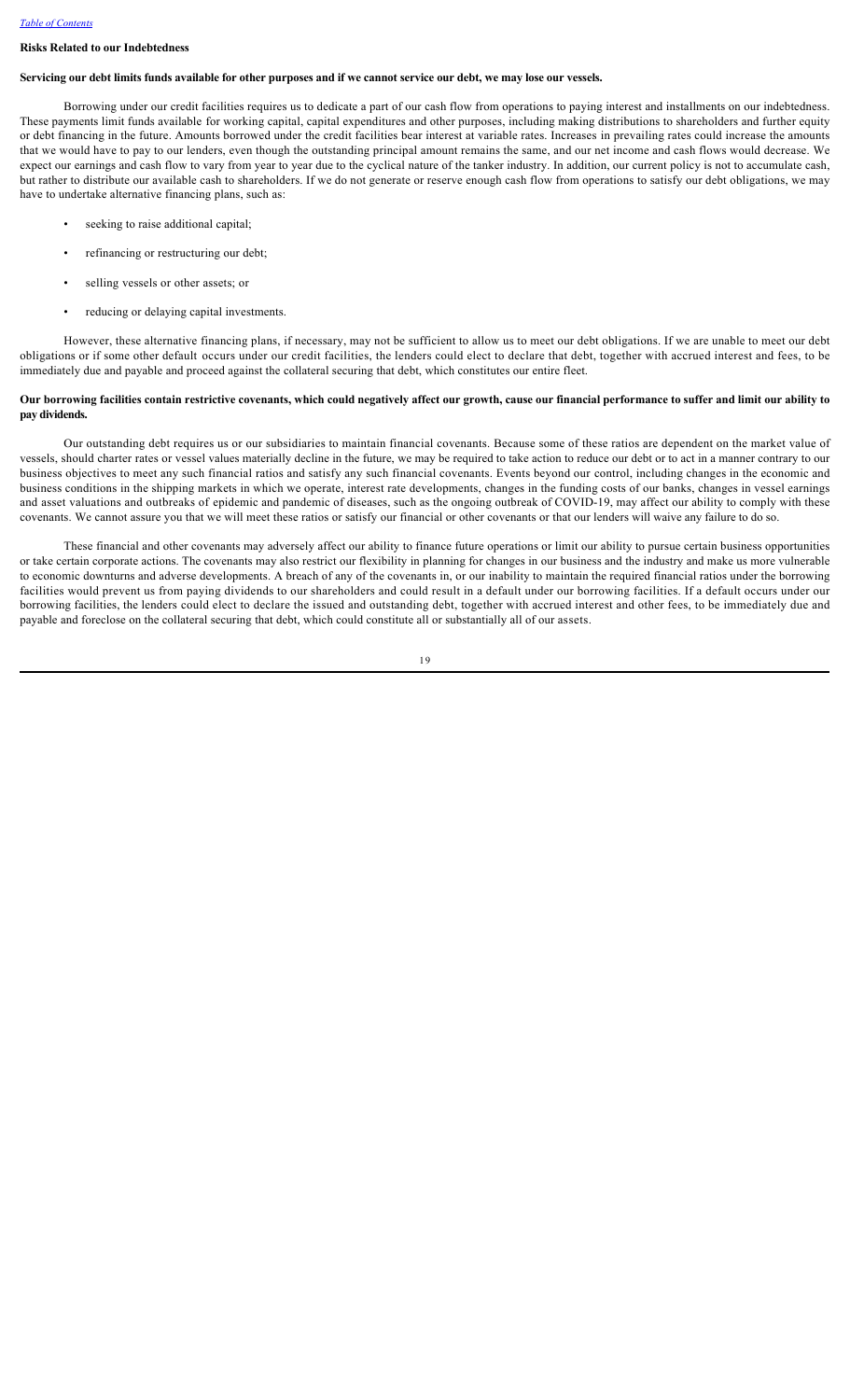## Risks Related to our Indebtedness

**Servicing our debt limits funds available for other purposes and if we cannot service our debt, we may lose our vessels.**

Borrowing under our credit facilities requires us to dedicate a part of our cash flow from operations to paying interest and installments on our indebtedness. These payments limit funds available for working capital, capital expenditures and other purposes, including making distributions to shareholders and further equity or debt financing in the future. Amounts borrowed under the credit facilities bear interest at variable rates. Increases in prevailing rates could increase the amounts that we would have to pay to our lenders, even though the outstanding principal amount remains the same, and our net income and cash flows would decrease. We expect our earnings and cash flow to vary from year to year due to the cyclical nature of the tanker industry. In addition, our current policy is not to accumulate cash, but rather to distribute our available cash to shareholders. If we do not generate or reserve enough cash flow from operations to satisfy our debt obligations, we may have to undertake alternative financing plans, such as:

- seeking to raise additional capital;
- refinancing or restructuring our debt;
- selling vessels or other assets; or
- reducing or delaying capital investments.

However, these alternative financing plans, if necessary, may not be sufficient to allow us to meet our debt obligations. If we are unable to meet our debt obligations or if some other default occurs under our credit facilities, the lenders could elect to declare that debt, together with accrued interest and fees, to be immediately due and payable and proceed against the collateral securing that debt, which constitutes our entire fleet.

**Our borrowing facilities contain restrictive covenants, which could negatively affect our growth, cause our financial performance to suffer and limit our ability to pay dividends.**

Our outstanding debt requires us or our subsidiaries to maintain financial covenants. Because some of these ratios are dependent on the market value of vessels, should charter rates or vessel values materially decline in the future, we may be required to take action to reduce our debt or to act in a manner contrary to our business objectives to meet any such financial ratios and satisfy any such financial covenants. Events beyond our control, including changes in the economic and business conditions in the shipping markets in which we operate, interest rate developments, changes in the funding costs of our banks, changes in vessel earnings and asset valuations and outbreaks of epidemic and pandemic of diseases, such as the ongoing outbreak of COVID-19, may affect our ability to comply with these covenants. We cannot assure you that we will meet these ratios or satisfy our financial or other covenants or that our lenders will waive any failure to do so.

These financial and other covenants may adversely affect our ability to finance future operations or limit our ability to pursue certain business opportunities or take certain corporate actions. The covenants may also restrict our flexibility in planning for changes in our business and the industry and make us more vulnerable to economic downturns and adverse developments. A breach of any of the covenants in, or our inability to maintain the required financial ratios under the borrowing facilities would prevent us from paying dividends to our shareholders and could result in a default under our borrowing facilities. If a default occurs under our borrowing facilities, the lenders could elect to declare the issued and outstanding debt, together with accrued interest and other fees, to be immediately due and payable and foreclose on the collateral securing that debt, which could constitute all or substantially all of our assets.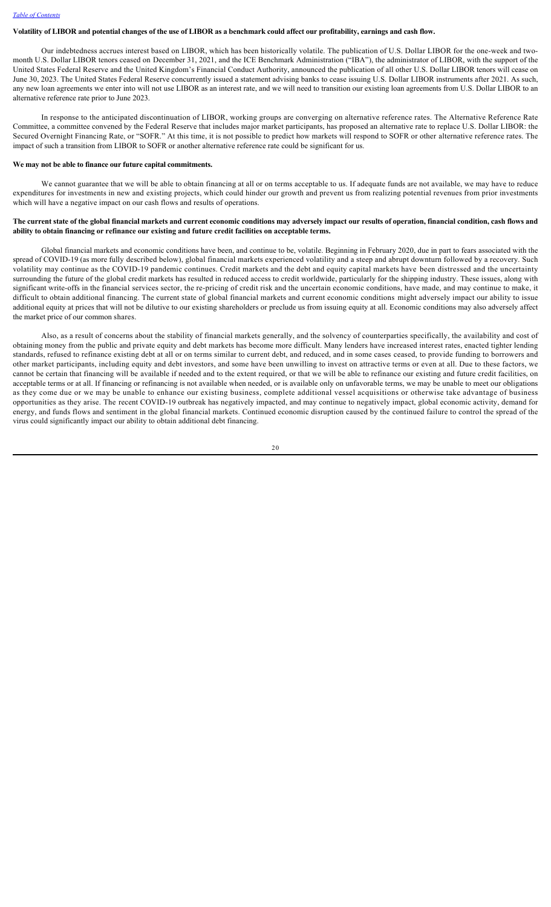**Volatility of LIBOR and potential changes of the use of LIBOR as a benchmark could affect our profitability, earnings and cash flow.**

Our indebtedness accrues interest based on LIBOR, which has been historically volatile. The publication of U.S. Dollar LIBOR for the one-week and two-month U.S. Dollar LIBOR tenors ceased on December 31, 2021, and the ICE Benchmark Administration ("IBA"), the administrator of LIBOR, with the support of the United States Federal Reserve and the United Kingdom's Financial Conduct Authority, announced the publication of all other U.S. Dollar LIBOR tenors will cease on June 30, 2023. The United States Federal Reserve concurrently issued a statement advising banks to cease issuing U.S. Dollar LIBOR instruments after 2021. As such, any new loan agreements we enter into will not use LIBOR as an interest rate, and we will need to transition our existing loan agreements from U.S. Dollar LIBOR to an alternative reference rate prior to June 2023.

In response to the anticipated discontinuation of LIBOR, working groups are converging on alternative reference rates. The Alternative Reference Rate Committee, a committee convened by the Federal Reserve that includes major market participants, has proposed an alternative rate to replace U.S. Dollar LIBOR: the Secured Overnight Financing Rate, or "SOFR." At this time, it is not possible to predict how markets will respond to SOFR or other alternative reference rates. The impact of such a transition from LIBOR to SOFR or another alternative reference rate could be significant for us.

**We may not be able to finance our future capital commitments.**

We cannot guarantee that we will be able to obtain financing at all or on terms acceptable to us. If adequate funds are not available, we may have to reduce expenditures for investments in new and existing projects, which could hinder our growth and prevent us from realizing potential revenues from prior investments which will have a negative impact on our cash flows and results of operations.

**The current state of the global financial markets and current economic conditions may adversely impact our results of operation, financial condition, cash flows and ability to obtain financing or refinance our existing and future credit facilities on acceptable terms.**

Global financial markets and economic conditions have been, and continue to be, volatile. Beginning in February 2020, due in part to fears associated with the spread of COVID-19 (as more fully described below), global financial markets experienced volatility and a steep and abrupt downturn followed by a recovery. Such volatility may continue as the COVID-19 pandemic continues. Credit markets and the debt and equity capital markets have been distressed and the uncertainty surrounding the future of the global credit markets has resulted in reduced access to credit worldwide, particularly for the shipping industry. These issues, along with significant write-offs in the financial services sector, the re-pricing of credit risk and the uncertain economic conditions, have made, and may continue to make, it difficult to obtain additional financing. The current state of global financial markets and current economic conditions might adversely impact our ability to issue additional equity at prices that will not be dilutive to our existing shareholders or preclude us from issuing equity at all. Economic conditions may also adversely affect the market price of our common shares.

Also, as a result of concerns about the stability of financial markets generally, and the solvency of counterparties specifically, the availability and cost of obtaining money from the public and private equity and debt markets has become more difficult. Many lenders have increased interest rates, enacted tighter lending standards, refused to refinance existing debt at all or on terms similar to current debt, and reduced, and in some cases ceased, to provide funding to borrowers and other market participants, including equity and debt investors, and some have been unwilling to invest on attractive terms or even at all. Due to these factors, we cannot be certain that financing will be available if needed and to the extent required, or that we will be able to refinance our existing and future credit facilities, on acceptable terms or at all. If financing or refinancing is not available when needed, or is available only on unfavorable terms, we may be unable to meet our obligations as they come due or we may be unable to enhance our existing business, complete additional vessel acquisitions or otherwise take advantage of business opportunities as they arise. The recent COVID-19 outbreak has negatively impacted, and may continue to negatively impact, global economic activity, demand for energy, and funds flows and sentiment in the global financial markets. Continued economic disruption caused by the continued failure to control the spread of the virus could significantly impact our ability to obtain additional debt financing.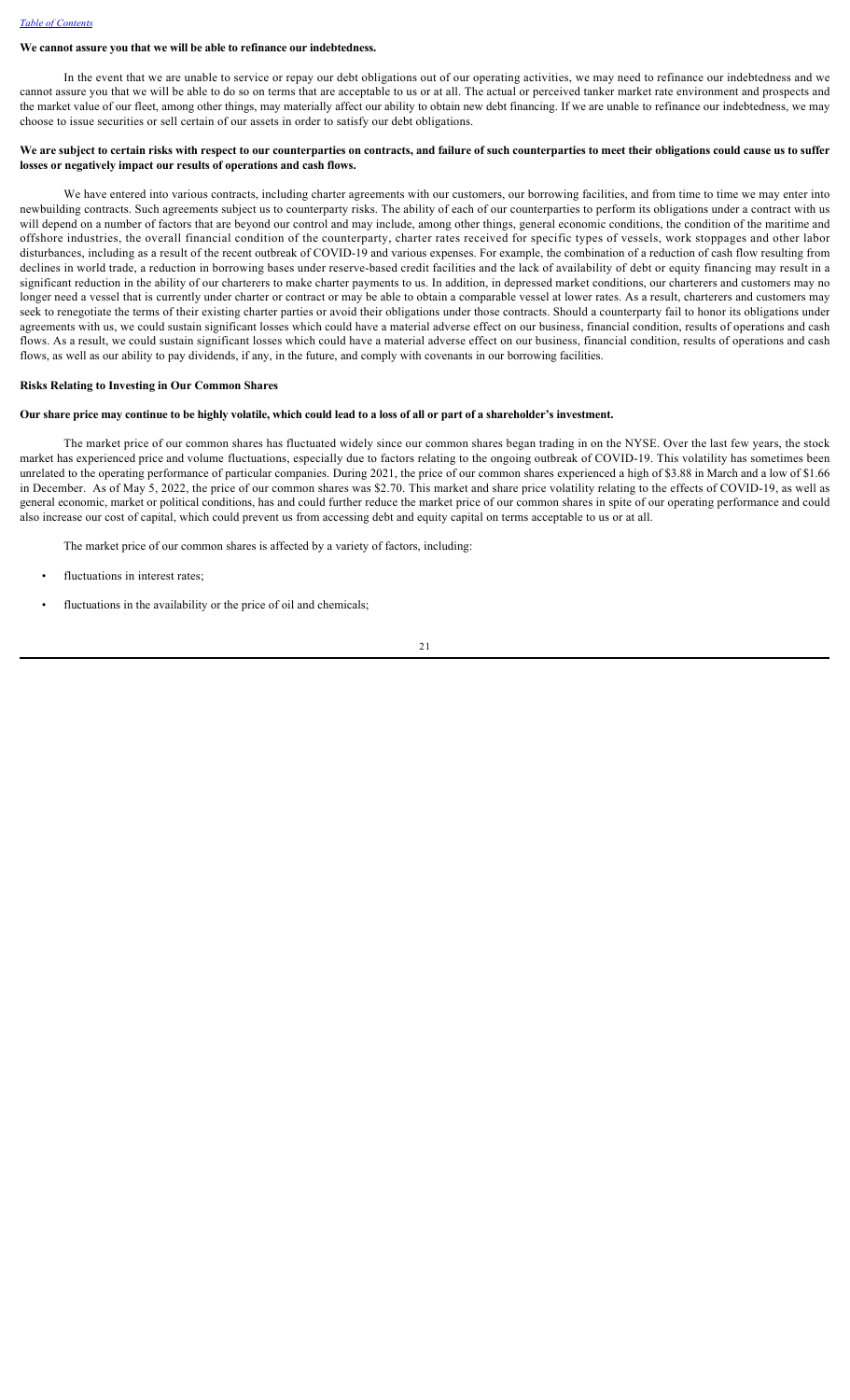**We cannot assure you that we will be able to refinance our indebtedness.**

In the event that we are unable to service or repay our debt obligations out of our operating activities, we may need to refinance our indebtedness and we cannot assure you that we will be able to do so on terms that are acceptable to us or at all. The actual or perceived tanker market rate environment and prospects and the market value of our fleet, among other things, may materially affect our ability to obtain new debt financing. If we are unable to refinance our indebtedness, we may choose to issue securities or sell certain of our assets in order to satisfy our debt obligations.

**We are subject to certain risks with respect to our counterparties on contracts, and failure of such counterparties to meet their obligations could cause us to suffer losses or negatively impact our results of operations and cash flows.**

We have entered into various contracts, including charter agreements with our customers, our borrowing facilities, and from time to time we may enter into newbuilding contracts. Such agreements subject us to counterparty risks. The ability of each of our counterparties to perform its obligations under a contract with us will depend on a number of factors that are beyond our control and may include, among other things, general economic conditions, the condition of the maritime and offshore industries, the overall financial condition of the counterparty, charter rates received for specific types of vessels, work stoppages and other labor disturbances, including as a result of the recent outbreak of COVID-19 and various expenses. For example, the combination of a reduction of cash flow resulting from declines in world trade, a reduction in borrowing bases under reserve-based credit facilities and the lack of availability of debt or equity financing may result in a significant reduction in the ability of our charterers to make charter payments to us. In addition, in depressed market conditions, our charterers and customers may no longer need a vessel that is currently under charter or contract or may be able to obtain a comparable vessel at lower rates. As a result, charterers and customers may seek to renegotiate the terms of their existing charter parties or avoid their obligations under those contracts. Should a counterparty fail to honor its obligations under agreements with us, we could sustain significant losses which could have a material adverse effect on our business, financial condition, results of operations and cash flows. As a result, we could sustain significant losses which could have a material adverse effect on our business, financial condition, results of operations and cash flows, as well as our ability to pay dividends, if any, in the future, and comply with covenants in our borrowing facilities.

**Risks Relating to Investing in Our Common Shares**

**Our share price may continue to be highly volatile, which could lead to a loss of all or part of a shareholder's investment.**

The market price of our common shares has fluctuated widely since our common shares began trading in on the NYSE. Over the last few years, the stock market has experienced price and volume fluctuations, especially due to factors relating to the ongoing outbreak of COVID-19. This volatility has sometimes been unrelated to the operating performance of particular companies. During 2021, the price of our common shares experienced a high of $3.88 in March and a low of $1.66 in December. As of May 5, 2022, the price of our common shares was $2.70. This market and share price volatility relating to the effects of COVID-19, as well as general economic, market or political conditions, has and could further reduce the market price of our common shares in spite of our operating performance and could also increase our cost of capital, which could prevent us from accessing debt and equity capital on terms acceptable to us or at all.

The market price of our common shares is affected by a variety of factors, including:

- fluctuations in interest rates;
- fluctuations in the availability or the price of oil and chemicals;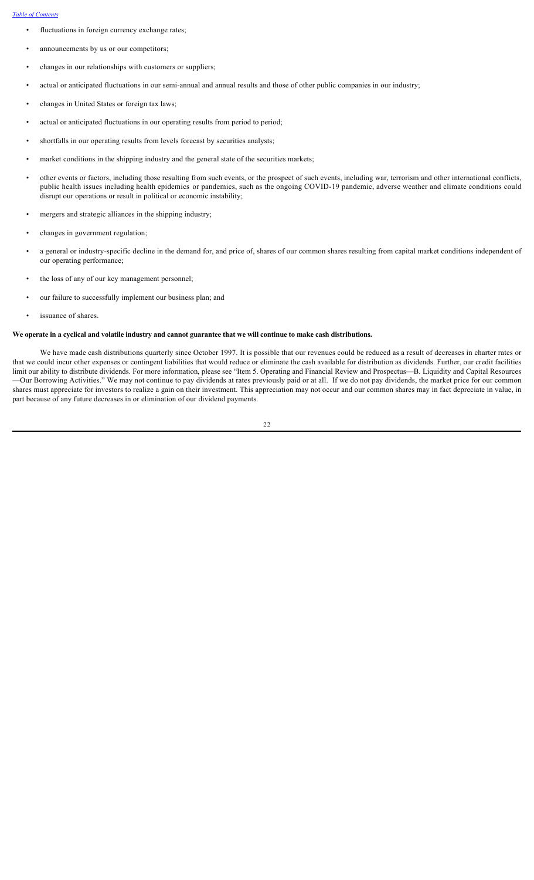- fluctuations in foreign currency exchange rates;
- announcements by us or our competitors;
- changes in our relationships with customers or suppliers;
- actual or anticipated fluctuations in our semi-annual and annual results and those of other public companies in our industry;
- changes in United States or foreign tax laws;
- actual or anticipated fluctuations in our operating results from period to period;
- shortfalls in our operating results from levels forecast by securities analysts;
- market conditions in the shipping industry and the general state of the securities markets;
- other events or factors, including those resulting from such events, or the prospect of such events, including war, terrorism and other international conflicts, public health issues including health epidemics or pandemics, such as the ongoing COVID-19 pandemic, adverse weather and climate conditions could disrupt our operations or result in political or economic instability;
- mergers and strategic alliances in the shipping industry;
- changes in government regulation;
- a general or industry-specific decline in the demand for, and price of, shares of our common shares resulting from capital market conditions independent of our operating performance;
- the loss of any of our key management personnel;
- our failure to successfully implement our business plan; and
- issuance of shares.

**We operate in a cyclical and volatile industry and cannot guarantee that we will continue to make cash distributions.**

We have made cash distributions quarterly since October 1997. It is possible that our revenues could be reduced as a result of decreases in charter rates or that we could incur other expenses or contingent liabilities that would reduce or eliminate the cash available for distribution as dividends. Further, our credit facilities limit our ability to distribute dividends. For more information, please see "Item 5. Operating and Financial Review and Prospectus—B. Liquidity and Capital Resources—Our Borrowing Activities." We may not continue to pay dividends at rates previously paid or at all. If we do not pay dividends, the market price for our common shares must appreciate for investors to realize a gain on their investment. This appreciation may not occur and our common shares may in fact depreciate in value, in part because of any future decreases in or elimination of our dividend payments.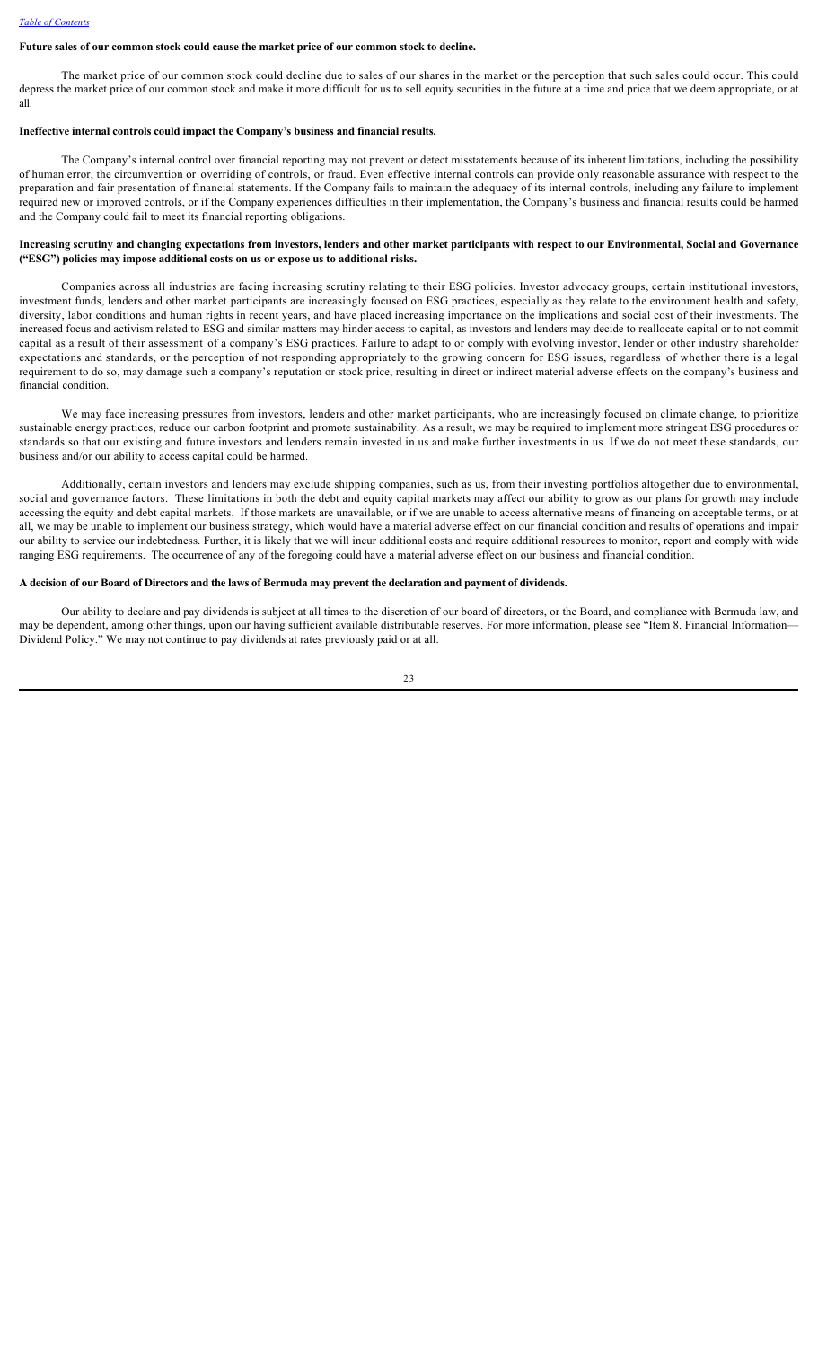**Future sales of our common stock could cause the market price of our common stock to decline.**

The market price of our common stock could decline due to sales of our shares in the market or the perception that such sales could occur. This could depress the market price of our common stock and make it more difficult for us to sell equity securities in the future at a time and price that we deem appropriate, or at all.

**Ineffective internal controls could impact the Company's business and financial results.**

The Company's internal control over financial reporting may not prevent or detect misstatements because of its inherent limitations, including the possibility of human error, the circumvention or overriding of controls, or fraud. Even effective internal controls can provide only reasonable assurance with respect to the preparation and fair presentation of financial statements. If the Company fails to maintain the adequacy of its internal controls, including any failure to implement required new or improved controls, or if the Company experiences difficulties in their implementation, the Company's business and financial results could be harmed and the Company could fail to meet its financial reporting obligations.

**Increasing scrutiny and changing expectations from investors, lenders and other market participants with respect to our Environmental, Social and Governance ("ESG") policies may impose additional costs on us or expose us to additional risks.**

Companies across all industries are facing increasing scrutiny relating to their ESG policies. Investor advocacy groups, certain institutional investors, investment funds, lenders and other market participants are increasingly focused on ESG practices, especially as they relate to the environment health and safety, diversity, labor conditions and human rights in recent years, and have placed increasing importance on the implications and social cost of their investments. The increased focus and activism related to ESG and similar matters may hinder access to capital, as investors and lenders may decide to reallocate capital or to not commit capital as a result of their assessment of a company's ESG practices. Failure to adapt to or comply with evolving investor, lender or other industry shareholder expectations and standards, or the perception of not responding appropriately to the growing concern for ESG issues, regardless of whether there is a legal requirement to do so, may damage such a company's reputation or stock price, resulting in direct or indirect material adverse effects on the company's business and financial condition.

We may face increasing pressures from investors, lenders and other market participants, who are increasingly focused on climate change, to prioritize sustainable energy practices, reduce our carbon footprint and promote sustainability. As a result, we may be required to implement more stringent ESG procedures or standards so that our existing and future investors and lenders remain invested in us and make further investments in us. If we do not meet these standards, our business and/or our ability to access capital could be harmed.

Additionally, certain investors and lenders may exclude shipping companies, such as us, from their investing portfolios altogether due to environmental, social and governance factors. These limitations in both the debt and equity capital markets may affect our ability to grow as our plans for growth may include accessing the equity and debt capital markets. If those markets are unavailable, or if we are unable to access alternative means of financing on acceptable terms, or at all, we may be unable to implement our business strategy, which would have a material adverse effect on our financial condition and results of operations and impair our ability to service our indebtedness. Further, it is likely that we will incur additional costs and require additional resources to monitor, report and comply with wide ranging ESG requirements. The occurrence of any of the foregoing could have a material adverse effect on our business and financial condition.

**A decision of our Board of Directors and the laws of Bermuda may prevent the declaration and payment of dividends.**

Our ability to declare and pay dividends is subject at all times to the discretion of our board of directors, or the Board, and compliance with Bermuda law, and may be dependent, among other things, upon our having sufficient available distributable reserves. For more information, please see "Item 8. Financial Information—Dividend Policy." We may not continue to pay dividends at rates previously paid or at all.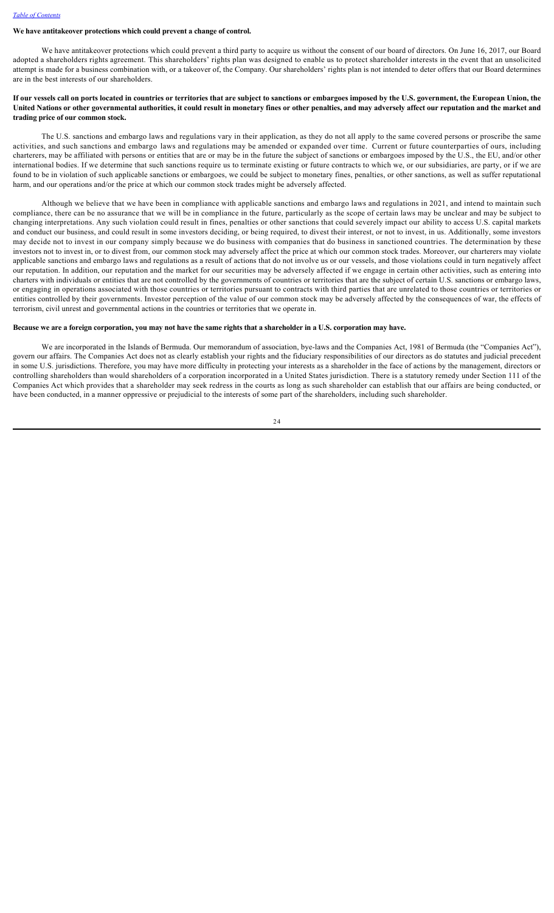**We have antitakeover protections which could prevent a change of control.**

We have antitakeover protections which could prevent a third party to acquire us without the consent of our board of directors. On June 16, 2017, our Board adopted a shareholders rights agreement. This shareholders' rights plan was designed to enable us to protect shareholder interests in the event that an unsolicited attempt is made for a business combination with, or a takeover of, the Company. Our shareholders' rights plan is not intended to deter offers that our Board determines are in the best interests of our shareholders.

**If our vessels call on ports located in countries or territories that are subject to sanctions or embargoes imposed by the U.S. government, the European Union, the United Nations or other governmental authorities, it could result in monetary fines or other penalties, and may adversely affect our reputation and the market and trading price of our common stock.**

The U.S. sanctions and embargo laws and regulations vary in their application, as they do not all apply to the same covered persons or proscribe the same activities, and such sanctions and embargo laws and regulations may be amended or expanded over time. Current or future counterparties of ours, including charterers, may be affiliated with persons or entities that are or may be in the future the subject of sanctions or embargoes imposed by the U.S., the EU, and/or other international bodies. If we determine that such sanctions require us to terminate existing or future contracts to which we, or our subsidiaries, are party, or if we are found to be in violation of such applicable sanctions or embargoes, we could be subject to monetary fines, penalties, or other sanctions, as well as suffer reputational harm, and our operations and/or the price at which our common stock trades might be adversely affected.

Although we believe that we have been in compliance with applicable sanctions and embargo laws and regulations in 2021, and intend to maintain such compliance, there can be no assurance that we will be in compliance in the future, particularly as the scope of certain laws may be unclear and may be subject to changing interpretations. Any such violation could result in fines, penalties or other sanctions that could severely impact our ability to access U.S. capital markets and conduct our business, and could result in some investors deciding, or being required, to divest their interest, or not to invest, in us. Additionally, some investors may decide not to invest in our company simply because we do business with companies that do business in sanctioned countries. The determination by these investors not to invest in, or to divest from, our common stock may adversely affect the price at which our common stock trades. Moreover, our charterers may violate applicable sanctions and embargo laws and regulations as a result of actions that do not involve us or our vessels, and those violations could in turn negatively affect our reputation. In addition, our reputation and the market for our securities may be adversely affected if we engage in certain other activities, such as entering into charters with individuals or entities that are not controlled by the governments of countries or territories that are the subject of certain U.S. sanctions or embargo laws, or engaging in operations associated with those countries or territories pursuant to contracts with third parties that are unrelated to those countries or territories or entities controlled by their governments. Investor perception of the value of our common stock may be adversely affected by the consequences of war, the effects of terrorism, civil unrest and governmental actions in the countries or territories that we operate in.

**Because we are a foreign corporation, you may not have the same rights that a shareholder in a U.S. corporation may have.**

We are incorporated in the Islands of Bermuda. Our memorandum of association, bye-laws and the Companies Act, 1981 of Bermuda (the "Companies Act"), govern our affairs. The Companies Act does not as clearly establish your rights and the fiduciary responsibilities of our directors as do statutes and judicial precedent in some U.S. jurisdictions. Therefore, you may have more difficulty in protecting your interests as a shareholder in the face of actions by the management, directors or controlling shareholders than would shareholders of a corporation incorporated in a United States jurisdiction. There is a statutory remedy under Section 111 of the Companies Act which provides that a shareholder may seek redress in the courts as long as such shareholder can establish that our affairs are being conducted, or have been conducted, in a manner oppressive or prejudicial to the interests of some part of the shareholders, including such shareholder.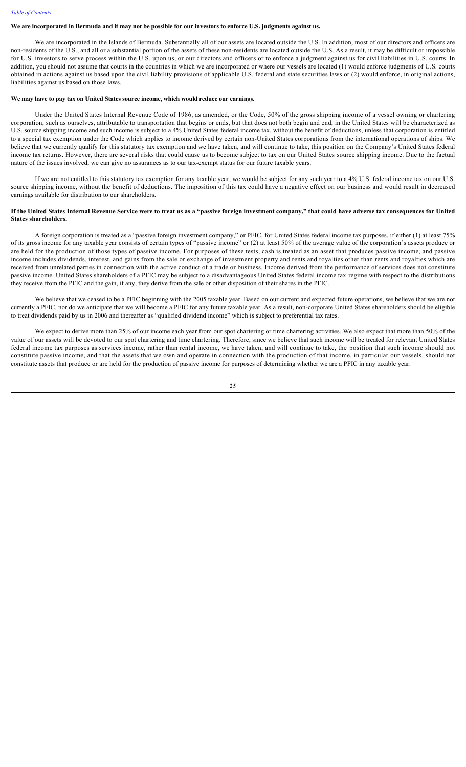**We are incorporated in Bermuda and it may not be possible for our investors to enforce U.S. judgments against us.**

We are incorporated in the Islands of Bermuda. Substantially all of our assets are located outside the U.S. In addition, most of our directors and officers are non-residents of the U.S., and all or a substantial portion of the assets of these non-residents are located outside the U.S. As a result, it may be difficult or impossible for U.S. investors to serve process within the U.S. upon us, or our directors and officers or to enforce a judgment against us for civil liabilities in U.S. courts. In addition, you should not assume that courts in the countries in which we are incorporated or where our vessels are located (1) would enforce judgments of U.S. courts obtained in actions against us based upon the civil liability provisions of applicable U.S. federal and state securities laws or (2) would enforce, in original actions, liabilities against us based on those laws.

**We may have to pay tax on United States source income, which would reduce our earnings.**

Under the United States Internal Revenue Code of 1986, as amended, or the Code, 50% of the gross shipping income of a vessel owning or chartering corporation, such as ourselves, attributable to transportation that begins or ends, but that does not both begin and end, in the United States will be characterized as U.S. source shipping income and such income is subject to a 4% United States federal income tax, without the benefit of deductions, unless that corporation is entitled to a special tax exemption under the Code which applies to income derived by certain non-United States corporations from the international operations of ships. We believe that we currently qualify for this statutory tax exemption and we have taken, and will continue to take, this position on the Company's United States federal income tax returns. However, there are several risks that could cause us to become subject to tax on our United States source shipping income. Due to the factual nature of the issues involved, we can give no assurances as to our tax-exempt status for our future taxable years.

If we are not entitled to this statutory tax exemption for any taxable year, we would be subject for any such year to a 4% U.S. federal income tax on our U.S. source shipping income, without the benefit of deductions. The imposition of this tax could have a negative effect on our business and would result in decreased earnings available for distribution to our shareholders.

**If the United States Internal Revenue Service were to treat us as a "passive foreign investment company," that could have adverse tax consequences for United States shareholders.**

A foreign corporation is treated as a "passive foreign investment company," or PFIC, for United States federal income tax purposes, if either (1) at least 75% of its gross income for any taxable year consists of certain types of "passive income" or (2) at least 50% of the average value of the corporation's assets produce or are held for the production of those types of passive income. For purposes of these tests, cash is treated as an asset that produces passive income, and passive income includes dividends, interest, and gains from the sale or exchange of investment property and rents and royalties other than rents and royalties which are received from unrelated parties in connection with the active conduct of a trade or business. Income derived from the performance of services does not constitute passive income. United States shareholders of a PFIC may be subject to a disadvantageous United States federal income tax regime with respect to the distributions they receive from the PFIC and the gain, if any, they derive from the sale or other disposition of their shares in the PFIC.

We believe that we ceased to be a PFIC beginning with the 2005 taxable year. Based on our current and expected future operations, we believe that we are not currently a PFIC, nor do we anticipate that we will become a PFIC for any future taxable year. As a result, non-corporate United States shareholders should be eligible to treat dividends paid by us in 2006 and thereafter as "qualified dividend income" which is subject to preferential tax rates.

We expect to derive more than 25% of our income each year from our spot chartering or time chartering activities. We also expect that more than 50% of the value of our assets will be devoted to our spot chartering and time chartering. Therefore, since we believe that such income will be treated for relevant United States federal income tax purposes as services income, rather than rental income, we have taken, and will continue to take, the position that such income should not constitute passive income, and that the assets that we own and operate in connection with the production of that income, in particular our vessels, should not constitute assets that produce or are held for the production of passive income for purposes of determining whether we are a PFIC in any taxable year.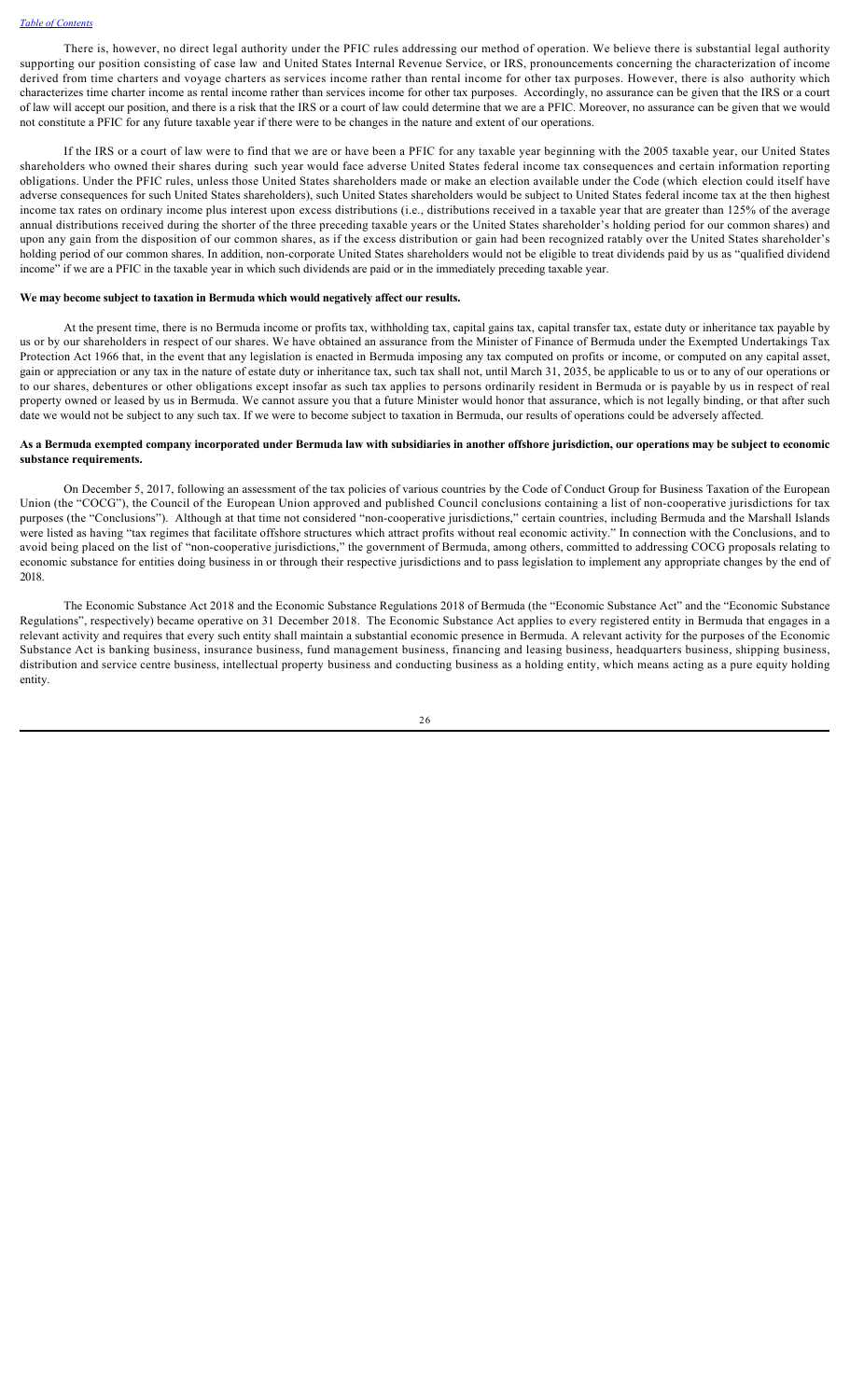There is, however, no direct legal authority under the PFIC rules addressing our method of operation. We believe there is substantial legal authority supporting our position consisting of case law and United States Internal Revenue Service, or IRS, pronouncements concerning the characterization of income derived from time charters and voyage charters as services income rather than rental income for other tax purposes. However, there is also authority which characterizes time charter income as rental income rather than services income for other tax purposes. Accordingly, no assurance can be given that the IRS or a court of law will accept our position, and there is a risk that the IRS or a court of law could determine that we are a PFIC. Moreover, no assurance can be given that we would not constitute a PFIC for any future taxable year if there were to be changes in the nature and extent of our operations.

If the IRS or a court of law were to find that we are or have been a PFIC for any taxable year beginning with the 2005 taxable year, our United States shareholders who owned their shares during such year would face adverse United States federal income tax consequences and certain information reporting obligations. Under the PFIC rules, unless those United States shareholders made or make an election available under the Code (which election could itself have adverse consequences for such United States shareholders), such United States shareholders would be subject to United States federal income tax at the then highest income tax rates on ordinary income plus interest upon excess distributions (i.e., distributions received in a taxable year that are greater than 125% of the average annual distributions received during the shorter of the three preceding taxable years or the United States shareholder's holding period for our common shares) and upon any gain from the disposition of our common shares, as if the excess distribution or gain had been recognized ratably over the United States shareholder's holding period of our common shares. In addition, non-corporate United States shareholders would not be eligible to treat dividends paid by us as "qualified dividend income" if we are a PFIC in the taxable year in which such dividends are paid or in the immediately preceding taxable year.

**We may become subject to taxation in Bermuda which would negatively affect our results.**

At the present time, there is no Bermuda income or profits tax, withholding tax, capital gains tax, capital transfer tax, estate duty or inheritance tax payable by us or by our shareholders in respect of our shares. We have obtained an assurance from the Minister of Finance of Bermuda under the Exempted Undertakings Tax Protection Act 1966 that, in the event that any legislation is enacted in Bermuda imposing any tax computed on profits or income, or computed on any capital asset, gain or appreciation or any tax in the nature of estate duty or inheritance tax, such tax shall not, until March 31, 2035, be applicable to us or to any of our operations or to our shares, debentures or other obligations except insofar as such tax applies to persons ordinarily resident in Bermuda or is payable by us in respect of real property owned or leased by us in Bermuda. We cannot assure you that a future Minister would honor that assurance, which is not legally binding, or that after such date we would not be subject to any such tax. If we were to become subject to taxation in Bermuda, our results of operations could be adversely affected.

**As a Bermuda exempted company incorporated under Bermuda law with subsidiaries in another offshore jurisdiction, our operations may be subject to economic substance requirements.**

On December 5, 2017, following an assessment of the tax policies of various countries by the Code of Conduct Group for Business Taxation of the European Union (the "COCG"), the Council of the European Union approved and published Council conclusions containing a list of non-cooperative jurisdictions for tax purposes (the "Conclusions"). Although at that time not considered "non-cooperative jurisdictions," certain countries, including Bermuda and the Marshall Islands were listed as having "tax regimes that facilitate offshore structures which attract profits without real economic activity." In connection with the Conclusions, and to avoid being placed on the list of "non-cooperative jurisdictions," the government of Bermuda, among others, committed to addressing COCG proposals relating to economic substance for entities doing business in or through their respective jurisdictions and to pass legislation to implement any appropriate changes by the end of 2018.

The Economic Substance Act 2018 and the Economic Substance Regulations 2018 of Bermuda (the "Economic Substance Act" and the "Economic Substance Regulations", respectively) became operative on 31 December 2018. The Economic Substance Act applies to every registered entity in Bermuda that engages in a relevant activity and requires that every such entity shall maintain a substantial economic presence in Bermuda. A relevant activity for the purposes of the Economic Substance Act is banking business, insurance business, fund management business, financing and leasing business, headquarters business, shipping business, distribution and service centre business, intellectual property business and conducting business as a holding entity, which means acting as a pure equity holding entity.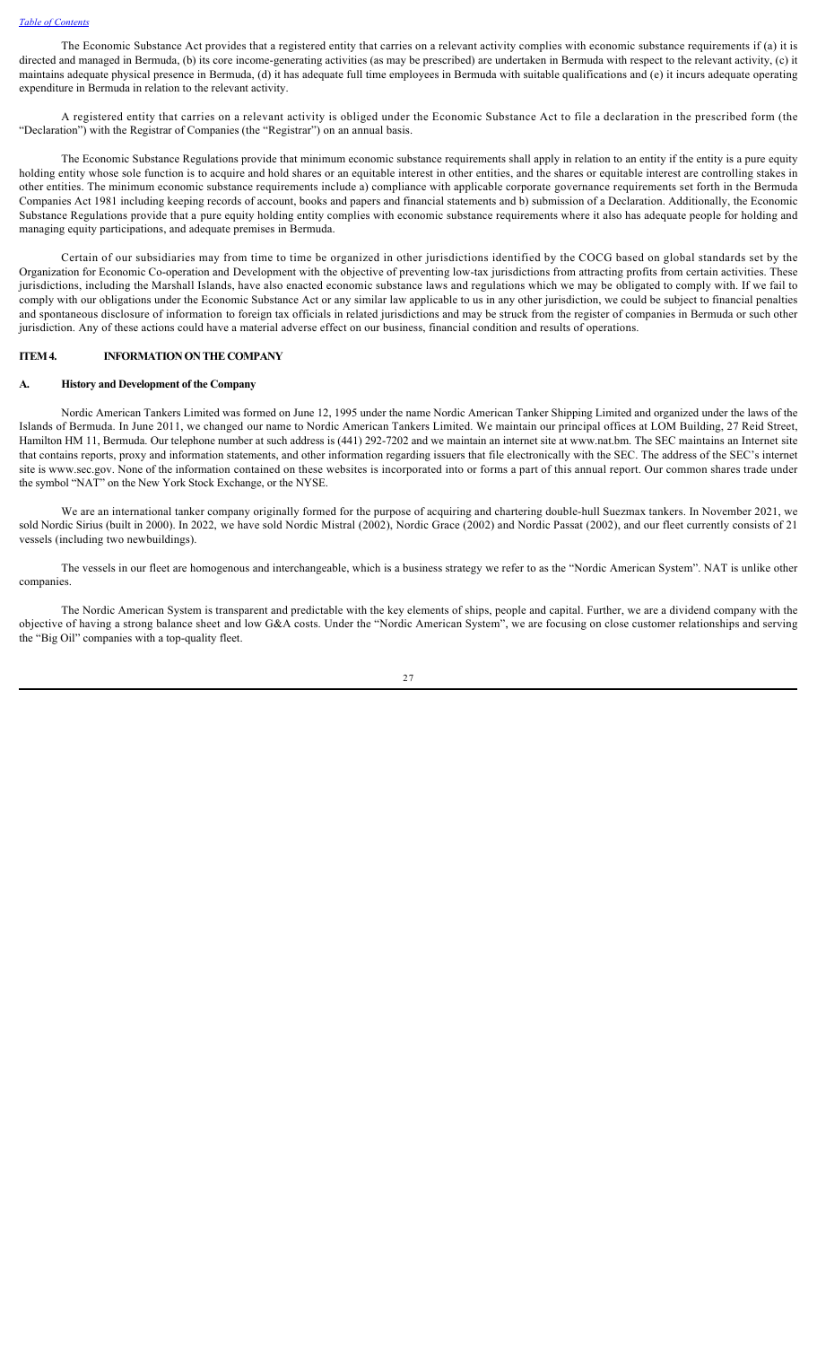The Economic Substance Act provides that a registered entity that carries on a relevant activity complies with economic substance requirements if (a) it is directed and managed in Bermuda, (b) its core income-generating activities (as may be prescribed) are undertaken in Bermuda with respect to the relevant activity, (c) it maintains adequate physical presence in Bermuda, (d) it has adequate full time employees in Bermuda with suitable qualifications and (e) it incurs adequate operating expenditure in Bermuda in relation to the relevant activity.

A registered entity that carries on a relevant activity is obliged under the Economic Substance Act to file a declaration in the prescribed form (the "Declaration") with the Registrar of Companies (the "Registrar") on an annual basis.

The Economic Substance Regulations provide that minimum economic substance requirements shall apply in relation to an entity if the entity is a pure equity holding entity whose sole function is to acquire and hold shares or an equitable interest in other entities, and the shares or equitable interest are controlling stakes in other entities. The minimum economic substance requirements include a) compliance with applicable corporate governance requirements set forth in the Bermuda Companies Act 1981 including keeping records of account, books and papers and financial statements and b) submission of a Declaration. Additionally, the Economic Substance Regulations provide that a pure equity holding entity complies with economic substance requirements where it also has adequate people for holding and managing equity participations, and adequate premises in Bermuda.

Certain of our subsidiaries may from time to time be organized in other jurisdictions identified by the COCG based on global standards set by the Organization for Economic Co-operation and Development with the objective of preventing low-tax jurisdictions from attracting profits from certain activities. These jurisdictions, including the Marshall Islands, have also enacted economic substance laws and regulations which we may be obligated to comply with. If we fail to comply with our obligations under the Economic Substance Act or any similar law applicable to us in any other jurisdiction, we could be subject to financial penalties and spontaneous disclosure of information to foreign tax officials in related jurisdictions and may be struck from the register of companies in Bermuda or such other jurisdiction. Any of these actions could have a material adverse effect on our business, financial condition and results of operations.

## ITEM 4. INFORMATION ON THE COMPANY

### A. History and Development of the Company

Nordic American Tankers Limited was formed on June 12, 1995 under the name Nordic American Tanker Shipping Limited and organized under the laws of the Islands of Bermuda. In June 2011, we changed our name to Nordic American Tankers Limited. We maintain our principal offices at LOM Building, 27 Reid Street, Hamilton HM 11, Bermuda. Our telephone number at such address is (441) 292-7202 and we maintain an internet site at www.nat.bm. The SEC maintains an Internet site that contains reports, proxy and information statements, and other information regarding issuers that file electronically with the SEC. The address of the SEC's internet site is www.sec.gov. None of the information contained on these websites is incorporated into or forms a part of this annual report. Our common shares trade under the symbol "NAT" on the New York Stock Exchange, or the NYSE.

We are an international tanker company originally formed for the purpose of acquiring and chartering double-hull Suezmax tankers. In November 2021, we sold Nordic Sirius (built in 2000). In 2022, we have sold Nordic Mistral (2002), Nordic Grace (2002) and Nordic Passat (2002), and our fleet currently consists of 21 vessels (including two newbuildings).

The vessels in our fleet are homogenous and interchangeable, which is a business strategy we refer to as the "Nordic American System". NAT is unlike other companies.

The Nordic American System is transparent and predictable with the key elements of ships, people and capital. Further, we are a dividend company with the objective of having a strong balance sheet and low G&A costs. Under the "Nordic American System", we are focusing on close customer relationships and serving the "Big Oil" companies with a top-quality fleet.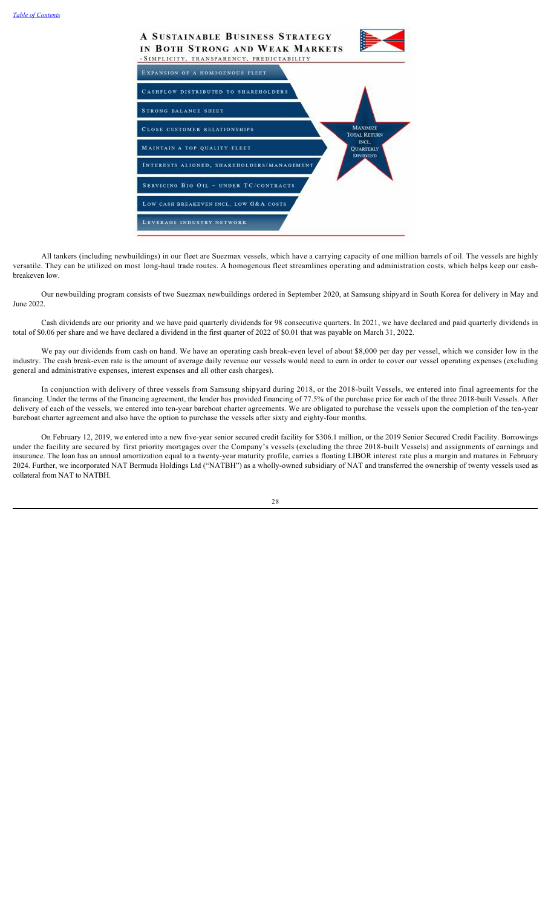A SUSTAINABLE BUSINESS STRATEGY IN BOTH STRONG AND WEAK MARKETS
- SIMPLICITY, TRANSPARENCY, PREDICTABILITY

- EXPANSION OF A HOMOGENOUS FLEET
- CASHFLOW DISTRIBUTED TO SHAREHOLDERS
- STRONG BALANCE SHEET
- CLOSE CUSTOMER RELATIONSHIPS
- MAINTAIN A TOP QUALITY FLEET
- INTERESTS ALIGNED, SHAREHOLDERS/MANAGEMENT
- SERVICING BIG OIL – UNDER TC/CONTRACTS
- LOW CASH BREAKEVEN INCL. LOW G&A COSTS
- LEVERAGE INDUSTRY NETWORK

MAXIMIZE TOTAL RETURN INCL. QUARTERLY DIVIDEND

All tankers (including newbuildings) in our fleet are Suezmax vessels, which have a carrying capacity of one million barrels of oil. The vessels are highly versatile. They can be utilized on most long-haul trade routes. A homogenous fleet streamlines operating and administration costs, which helps keep our cash-breakeven low.

Our newbuilding program consists of two Suezmax newbuildings ordered in September 2020, at Samsung shipyard in South Korea for delivery in May and June 2022.

Cash dividends are our priority and we have paid quarterly dividends for 98 consecutive quarters. In 2021, we have declared and paid quarterly dividends in total of $0.06 per share and we have declared a dividend in the first quarter of 2022 of $0.01 that was payable on March 31, 2022.

We pay our dividends from cash on hand. We have an operating cash break-even level of about $8,000 per day per vessel, which we consider low in the industry. The cash break-even rate is the amount of average daily revenue our vessels would need to earn in order to cover our vessel operating expenses (excluding general and administrative expenses, interest expenses and all other cash charges).

In conjunction with delivery of three vessels from Samsung shipyard during 2018, or the 2018-built Vessels, we entered into final agreements for the financing. Under the terms of the financing agreement, the lender has provided financing of 77.5% of the purchase price for each of the three 2018-built Vessels. After delivery of each of the vessels, we entered into ten-year bareboat charter agreements. We are obligated to purchase the vessels upon the completion of the ten-year bareboat charter agreement and also have the option to purchase the vessels after sixty and eighty-four months.

On February 12, 2019, we entered into a new five-year senior secured credit facility for $306.1 million, or the 2019 Senior Secured Credit Facility. Borrowings under the facility are secured by first priority mortgages over the Company's vessels (excluding the three 2018-built Vessels) and assignments of earnings and insurance. The loan has an annual amortization equal to a twenty-year maturity profile, carries a floating LIBOR interest rate plus a margin and matures in February 2024. Further, we incorporated NAT Bermuda Holdings Ltd ("NATBH") as a wholly-owned subsidiary of NAT and transferred the ownership of twenty vessels used as collateral from NAT to NATBH.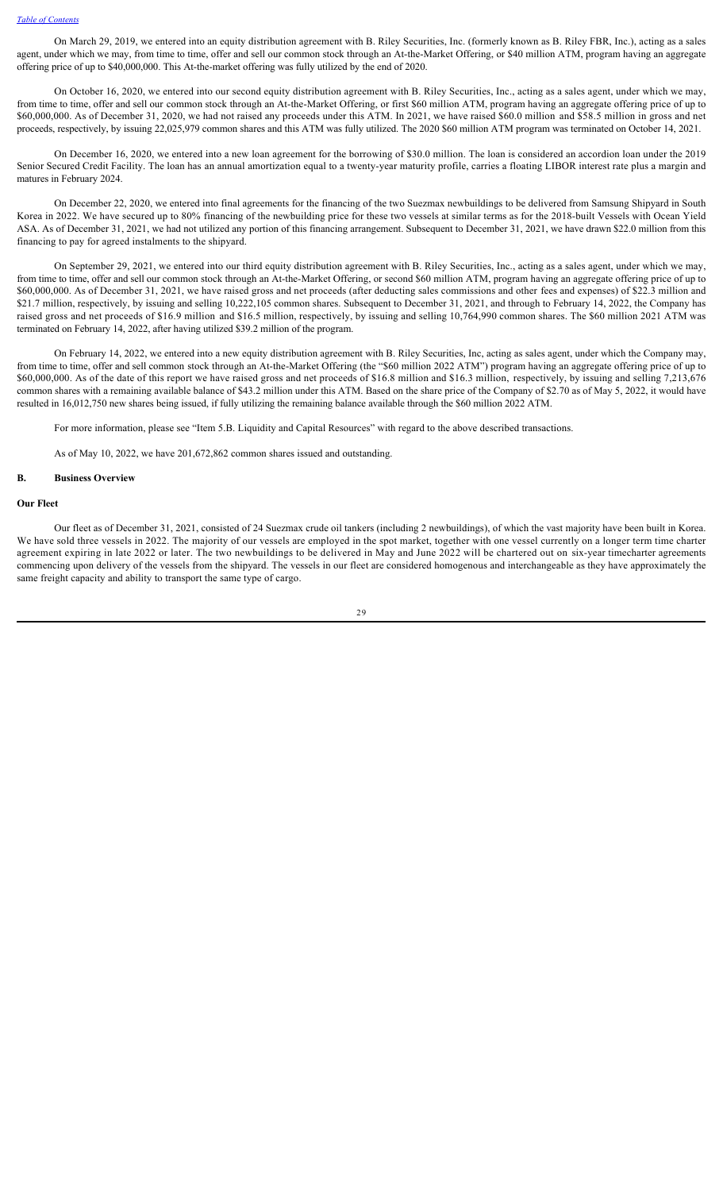On March 29, 2019, we entered into an equity distribution agreement with B. Riley Securities, Inc. (formerly known as B. Riley FBR, Inc.), acting as a sales agent, under which we may, from time to time, offer and sell our common stock through an At-the-Market Offering, or $40 million ATM, program having an aggregate offering price of up to $40,000,000. This At-the-market offering was fully utilized by the end of 2020.

On October 16, 2020, we entered into our second equity distribution agreement with B. Riley Securities, Inc., acting as a sales agent, under which we may, from time to time, offer and sell our common stock through an At-the-Market Offering, or first $60 million ATM, program having an aggregate offering price of up to $60,000,000. As of December 31, 2020, we had not raised any proceeds under this ATM. In 2021, we have raised $60.0 million and $58.5 million in gross and net proceeds, respectively, by issuing 22,025,979 common shares and this ATM was fully utilized. The 2020 $60 million ATM program was terminated on October 14, 2021.

On December 16, 2020, we entered into a new loan agreement for the borrowing of $30.0 million. The loan is considered an accordion loan under the 2019 Senior Secured Credit Facility. The loan has an annual amortization equal to a twenty-year maturity profile, carries a floating LIBOR interest rate plus a margin and matures in February 2024.

On December 22, 2020, we entered into final agreements for the financing of the two Suezmax newbuildings to be delivered from Samsung Shipyard in South Korea in 2022. We have secured up to 80% financing of the newbuilding price for these two vessels at similar terms as for the 2018-built Vessels with Ocean Yield ASA. As of December 31, 2021, we had not utilized any portion of this financing arrangement. Subsequent to December 31, 2021, we have drawn $22.0 million from this financing to pay for agreed instalments to the shipyard.

On September 29, 2021, we entered into our third equity distribution agreement with B. Riley Securities, Inc., acting as a sales agent, under which we may, from time to time, offer and sell our common stock through an At-the-Market Offering, or second $60 million ATM, program having an aggregate offering price of up to $60,000,000. As of December 31, 2021, we have raised gross and net proceeds (after deducting sales commissions and other fees and expenses) of $22.3 million and $21.7 million, respectively, by issuing 10,222,105 common shares. Subsequent to December 31, 2021, and through to February 14, 2022, the Company has raised gross and net proceeds of $16.9 million and $16.5 million, respectively, by issuing and selling 10,764,990 common shares. The $60 million 2021 ATM was terminated on February 14, 2022, after having utilized $39.2 million of the program.

On February 14, 2022, we entered into a new equity distribution agreement with B. Riley Securities, Inc, acting as sales agent, under which the Company may, from time to time, offer and sell common stock through an At-the-Market Offering (the "$60 million 2022 ATM") program having an aggregate offering price of up to $60,000,000. As of the date of this report we have raised gross and net proceeds of $16.8 million and $16.3 million, respectively, by issuing and selling 7,213,676 common shares with a remaining available balance of $43.2 million under this ATM. Based on the share price of the Company of $2.70 as of May 5, 2022, it would have resulted in 16,012,750 new shares being issued, if fully utilizing the remaining balance available through the $60 million 2022 ATM.

For more information, please see "Item 5.B. Liquidity and Capital Resources" with regard to the above described transactions.

As of May 10, 2022, we have 201,672,862 common shares issued and outstanding.

## B. Business Overview

### Our Fleet

Our fleet as of December 31, 2021, consisted of 24 Suezmax crude oil tankers (including 2 newbuildings), of which the vast majority have been built in Korea. We have sold three vessels in 2022. The majority of our vessels are employed in the spot market, together with one vessel currently on a longer term time charter agreement expiring in late 2022 or later. The two newbuildings to be delivered in May and June 2022 will be chartered out on six-year timecharter agreements commencing upon delivery of the vessels from the shipyard. The vessels in our fleet are considered homogenous and interchangeable as they have approximately the same freight capacity and ability to transport the same type of cargo.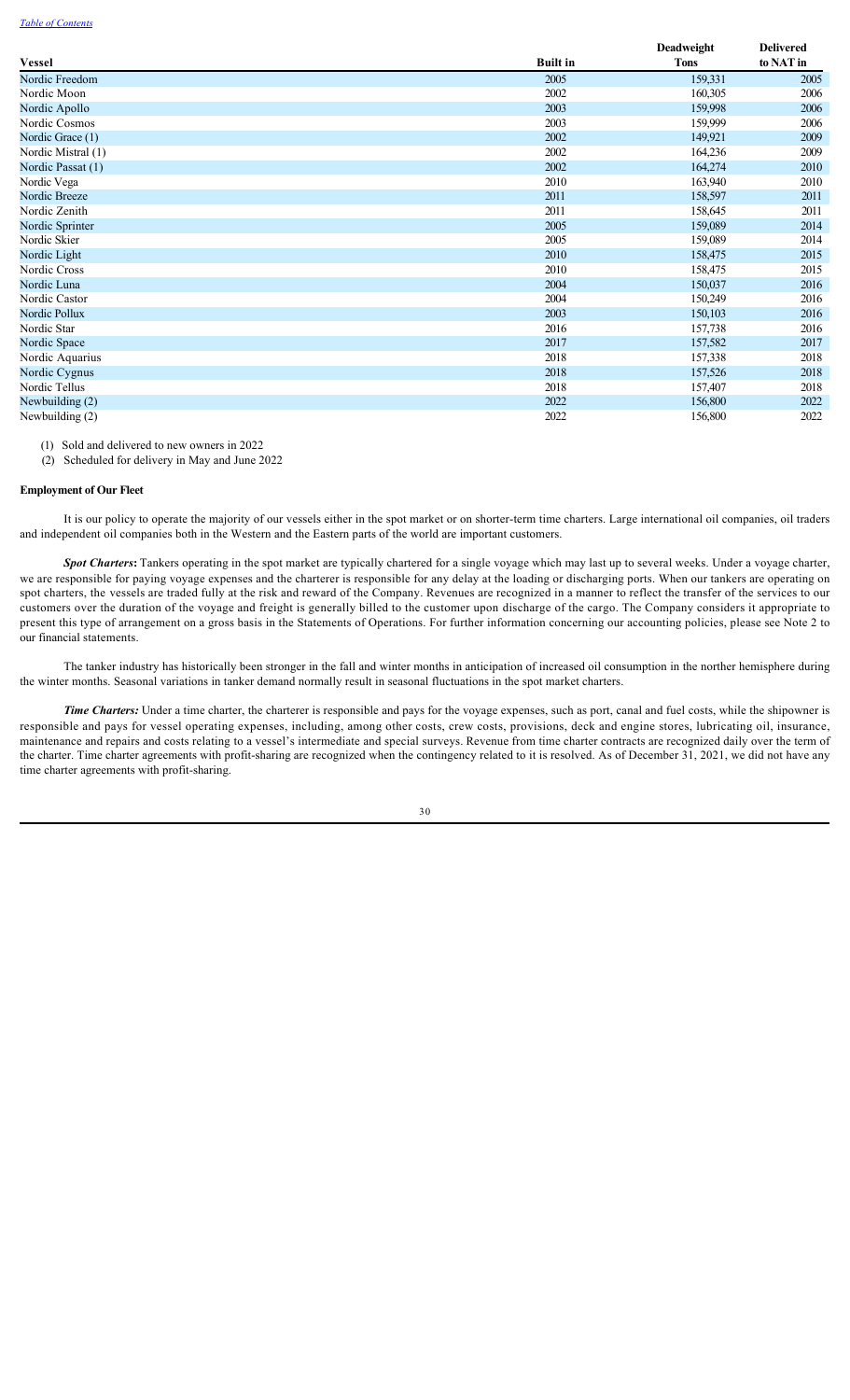| Vessel | Built in | Deadweight Tons | Delivered to NAT in |
|---|---|---|---|
| Nordic Freedom | 2005 | 159,331 | 2005 |
| Nordic Moon | 2002 | 160,305 | 2006 |
| Nordic Apollo | 2003 | 159,998 | 2006 |
| Nordic Cosmos | 2003 | 159,999 | 2006 |
| Nordic Grace (1) | 2002 | 149,921 | 2009 |
| Nordic Mistral (1) | 2002 | 164,236 | 2009 |
| Nordic Passat (1) | 2002 | 164,274 | 2010 |
| Nordic Vega | 2010 | 163,940 | 2010 |
| Nordic Breeze | 2011 | 158,597 | 2011 |
| Nordic Zenith | 2011 | 158,645 | 2011 |
| Nordic Sprinter | 2005 | 159,089 | 2014 |
| Nordic Skier | 2005 | 159,089 | 2014 |
| Nordic Light | 2010 | 158,475 | 2015 |
| Nordic Cross | 2010 | 158,475 | 2015 |
| Nordic Luna | 2004 | 150,037 | 2016 |
| Nordic Castor | 2004 | 150,249 | 2016 |
| Nordic Pollux | 2003 | 150,103 | 2016 |
| Nordic Star | 2016 | 157,738 | 2016 |
| Nordic Space | 2017 | 157,582 | 2017 |
| Nordic Aquarius | 2018 | 157,338 | 2018 |
| Nordic Cygnus | 2018 | 157,526 | 2018 |
| Nordic Tellus | 2018 | 157,407 | 2018 |
| Newbuilding (2) | 2022 | 156,800 | 2022 |
| Newbuilding (2) | 2022 | 156,800 | 2022 |

(1) Sold and delivered to new owners in 2022

(2) Scheduled for delivery in May and June 2022

**Employment of Our Fleet**

It is our policy to operate the majority of our vessels either in the spot market or on shorter-term time charters. Large international oil companies, oil traders and independent oil companies both in the Western and the Eastern parts of the world are important customers.

***Spot Charters*:** Tankers operating in the spot market are typically chartered for a single voyage which may last up to several weeks. Under a voyage charter, we are responsible for paying voyage expenses and the charterer is responsible for any delay at the loading or discharging ports. When our tankers are operating on spot charters, the vessels are traded fully at the risk and reward of the Company. Revenues are recognized in a manner to reflect the transfer of the services to our customers over the duration of the voyage and freight is generally billed to the customer upon discharge of the cargo. The Company considers it appropriate to present this type of arrangement on a gross basis in the Statements of Operations. For further information concerning our accounting policies, please see Note 2 to our financial statements.

The tanker industry has historically been stronger in the fall and winter months in anticipation of increased oil consumption in the norther hemisphere during the winter months. Seasonal variations in tanker demand normally result in seasonal fluctuations in the spot market charters.

***Time Charters:*** Under a time charter, the charterer is responsible and pays for the voyage expenses, such as port, canal and fuel costs, while the shipowner is responsible and pays for vessel operating expenses, including, among other costs, crew costs, provisions, deck and engine stores, lubricating oil, insurance, maintenance and repairs and costs relating to a vessel's intermediate and special surveys. Revenue from time charter contracts are recognized daily over the term of the charter. Time charter agreements with profit-sharing are recognized when the contingency related to it is resolved. As of December 31, 2021, we did not have any time charter agreements with profit-sharing.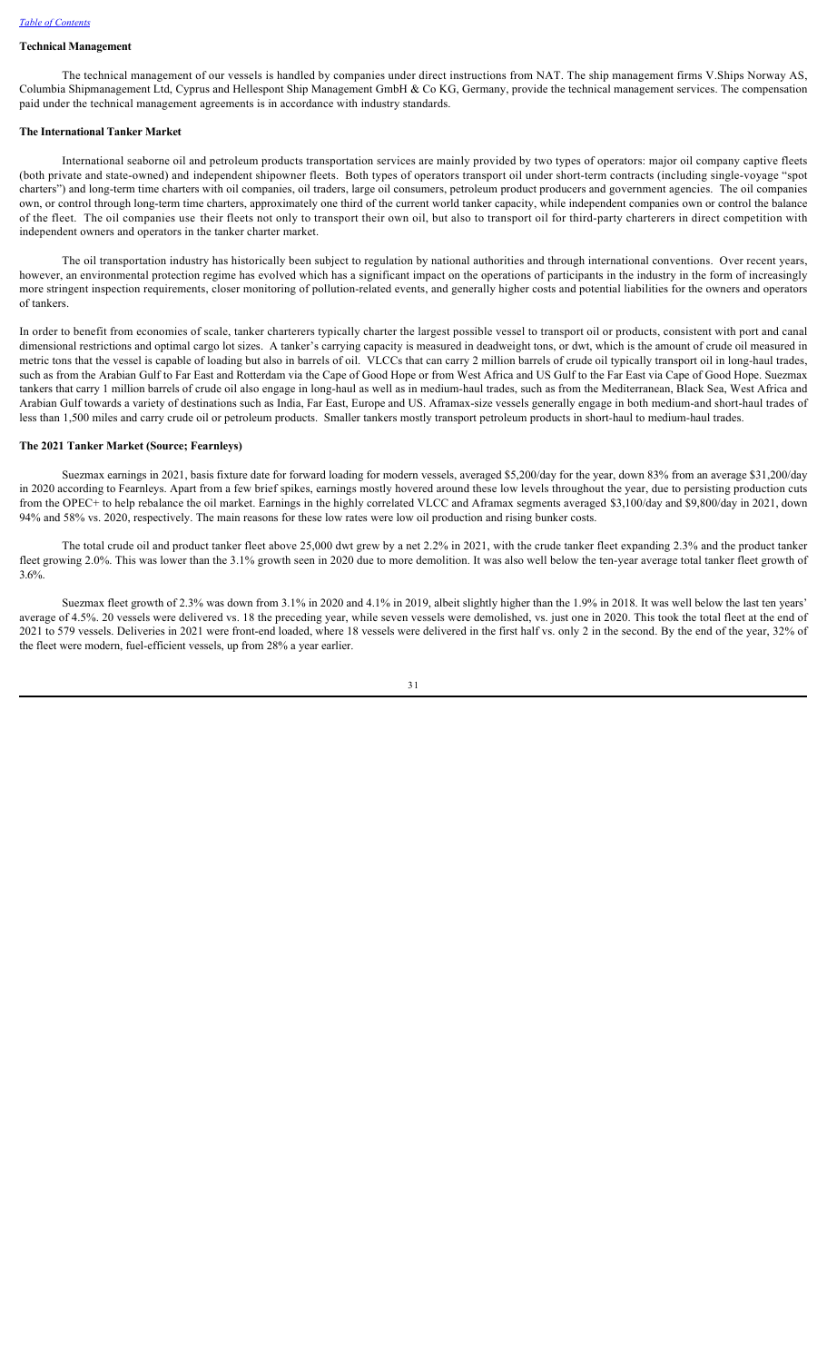### Technical Management

The technical management of our vessels is handled by companies under direct instructions from NAT. The ship management firms V.Ships Norway AS, Columbia Shipmanagement Ltd, Cyprus and Hellespont Ship Management GmbH & Co KG, Germany, provide the technical management services. The compensation paid under the technical management agreements is in accordance with industry standards.

### The International Tanker Market

International seaborne oil and petroleum products transportation services are mainly provided by two types of operators: major oil company captive fleets (both private and state-owned) and independent shipowner fleets. Both types of operators transport oil under short-term contracts (including single-voyage "spot charters") and long-term time charters with oil companies, oil traders, large oil consumers, petroleum product producers and government agencies. The oil companies own, or control through long-term time charters, approximately one third of the current world tanker capacity, while independent companies own or control the balance of the fleet. The oil companies use their fleets not only to transport their own oil, but also to transport oil for third-party charterers in direct competition with independent owners and operators in the tanker charter market.

The oil transportation industry has historically been subject to regulation by national authorities and through international conventions. Over recent years, however, an environmental protection regime has evolved which has a significant impact on the operations of participants in the industry in the form of increasingly more stringent inspection requirements, closer monitoring of pollution-related events, and generally higher costs and potential liabilities for the owners and operators of tankers.

In order to benefit from economies of scale, tanker charterers typically charter the largest possible vessel to transport oil or products, consistent with port and canal dimensional restrictions and optimal cargo lot sizes. A tanker's carrying capacity is measured in deadweight tons, or dwt, which is the amount of crude oil measured in metric tons that the vessel is capable of loading but also in barrels of oil. VLCCs that can carry 2 million barrels of crude oil typically transport oil in long-haul trades, such as from the Arabian Gulf to Far East and Rotterdam via the Cape of Good Hope or from West Africa and US Gulf to the Far East via Cape of Good Hope. Suezmax tankers that carry 1 million barrels of crude oil also engage in long-haul as well as in medium-haul trades, such as from the Mediterranean, Black Sea, West Africa and Arabian Gulf towards a variety of destinations such as India, Far East, Europe and US. Aframax-size vessels generally engage in both medium-and short-haul trades of less than 1,500 miles and carry crude oil or petroleum products. Smaller tankers mostly transport petroleum products in short-haul to medium-haul trades.

### The 2021 Tanker Market (Source; Fearnleys)

Suezmax earnings in 2021, basis fixture date for forward loading for modern vessels, averaged $5,200/day for the year, down 83% from an average $31,200/day in 2020 according to Fearnleys. Apart from a few brief spikes, earnings mostly hovered around these low levels throughout the year, due to persisting production cuts from the OPEC+ to help rebalance the oil market. Earnings in the highly correlated VLCC and Aframax segments averaged $3,100/day and $9,800/day in 2021, down 94% and 58% vs. 2020, respectively. The main reasons for these low rates were low oil production and rising bunker costs.

The total crude oil and product tanker fleet above 25,000 dwt grew by a net 2.2% in 2021, with the crude tanker fleet expanding 2.3% and the product tanker fleet growing 2.0%. This was lower than the 3.1% growth seen in 2020 due to more demolition. It was also well below the ten-year average total tanker fleet growth of 3.6%.

Suezmax fleet growth of 2.3% was down from 3.1% in 2020 and 4.1% in 2019, albeit slightly higher than the 1.9% in 2018. It was well below the last ten years' average of 4.5%. 20 vessels were delivered vs. 18 the preceding year, while seven vessels were demolished, vs. just one in 2020. This took the total fleet at the end of 2021 to 579 vessels. Deliveries in 2021 were front-end loaded, where 18 vessels were delivered in the first half vs. only 2 in the second. By the end of the year, 32% of the fleet were modern, fuel-efficient vessels, up from 28% a year earlier.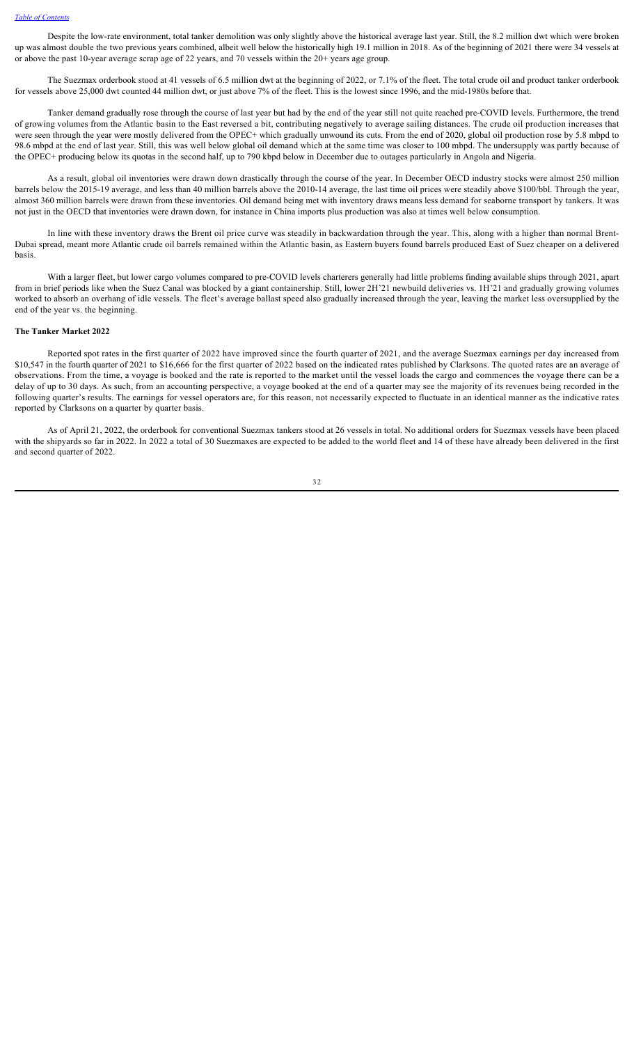Despite the low-rate environment, total tanker demolition was only slightly above the historical average last year. Still, the 8.2 million dwt which were broken up was almost double the two previous years combined, albeit well below the historically high 19.1 million in 2018. As of the beginning of 2021 there were 34 vessels at or above the past 10-year average scrap age of 22 years, and 70 vessels within the 20+ years age group.

The Suezmax orderbook stood at 41 vessels of 6.5 million dwt at the beginning of 2022, or 7.1% of the fleet. The total crude oil and product tanker orderbook for vessels above 25,000 dwt counted 44 million dwt, or just above 7% of the fleet. This is the lowest since 1996, and the mid-1980s before that.

Tanker demand gradually rose through the course of last year but had by the end of the year still not quite reached pre-COVID levels. Furthermore, the trend of growing volumes from the Atlantic basin to the East reversed a bit, contributing negatively to average sailing distances. The crude oil production increases that were seen through the year were mostly delivered from the OPEC+ which gradually unwound its cuts. From the end of 2020, global oil production rose by 5.8 mbpd to 98.6 mbpd at the end of last year. Still, this was well below global oil demand which at the same time was closer to 100 mbpd. The undersupply was partly because of the OPEC+ producing below its quotas in the second half, up to 790 kbpd below in December due to outages particularly in Angola and Nigeria.

As a result, global oil inventories were drawn down drastically through the course of the year. In December OECD industry stocks were almost 250 million barrels below the 2015-19 average, and less than 40 million barrels above the 2010-14 average, the last time oil prices were steadily above $100/bbl. Through the year, almost 360 million barrels were drawn from these inventories. Oil demand being met with inventory draws means less demand for seaborne transport by tankers. It was not just in the OECD that inventories were drawn down, for instance in China imports plus production was also at times well below consumption.

In line with these inventory draws the Brent oil price curve was steadily in backwardation through the year. This, along with a higher than normal Brent-Dubai spread, meant more Atlantic crude oil barrels remained within the Atlantic basin, as Eastern buyers found barrels produced East of Suez cheaper on a delivered basis.

With a larger fleet, but lower cargo volumes compared to pre-COVID levels charterers generally had little problems finding available ships through 2021, apart from in brief periods like when the Suez Canal was blocked by a giant containership. Still, lower 2H'21 newbuild deliveries vs. 1H'21 and gradually growing volumes worked to absorb an overhang of idle vessels. The fleet's average ballast speed also gradually increased through the year, leaving the market less oversupplied by the end of the year vs. the beginning.

### The Tanker Market 2022

Reported spot rates in the first quarter of 2022 have improved since the fourth quarter of 2021, and the average Suezmax earnings per day increased from $10,547 in the fourth quarter of 2021 to $16,666 for the first quarter of 2022 based on the indicated rates published by Clarksons. The quoted rates are an average of observations. From the time, a voyage is booked and the rate is reported to the market until the vessel loads the cargo and commences the voyage there can be a delay of up to 30 days. As such, from an accounting perspective, a voyage booked at the end of a quarter may see the majority of its revenues being recorded in the following quarter's results. The earnings for vessel operators are, for this reason, not necessarily expected to fluctuate in an identical manner as the indicative rates reported by Clarksons on a quarter by quarter basis.

As of April 21, 2022, the orderbook for conventional Suezmax tankers stood at 26 vessels in total. No additional orders for Suezmax vessels have been placed with the shipyards so far in 2022. In 2022 a total of 30 Suezmaxes are expected to be added to the world fleet and 14 of these have already been delivered in the first and second quarter of 2022.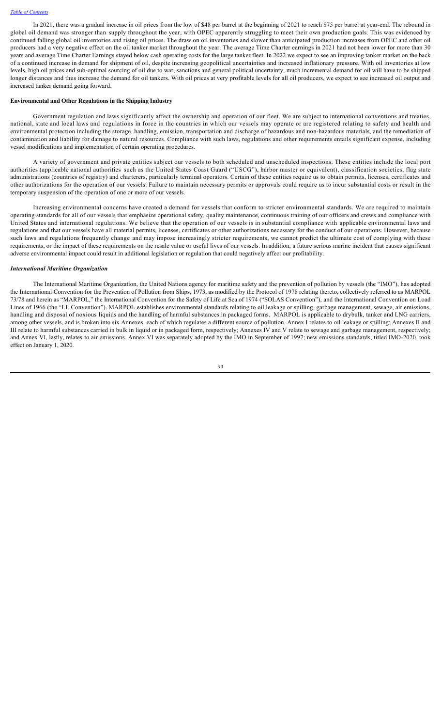In 2021, there was a gradual increase in oil prices from the low of $48 per barrel at the beginning of 2021 to reach $75 per barrel at year-end. The rebound in global oil demand was stronger than supply throughout the year, with OPEC apparently struggling to meet their own production goals. This was evidenced by continued falling global oil inventories and rising oil prices. The draw on oil inventories and slower than anticipated production increases from OPEC and other oil producers had a very negative effect on the oil tanker market throughout the year. The average Time Charter earnings in 2021 had not been lower for more than 30 years and average Time Charter Earnings stayed below cash operating costs for the large tanker fleet. In 2022 we expect to see an improving tanker market on the back of a continued increase in demand for shipment of oil, despite increasing geopolitical uncertainties and increased inflationary pressure. With oil inventories at low levels, high oil prices and sub-optimal sourcing of oil due to war, sanctions and general political uncertainty, much incremental demand for oil will have to be shipped longer distances and thus increase the demand for oil tankers. With oil prices at very profitable levels for all oil producers, we expect to see increased oil output and increased tanker demand going forward.

**Environmental and Other Regulations in the Shipping Industry**

Government regulation and laws significantly affect the ownership and operation of our fleet. We are subject to international conventions and treaties, national, state and local laws and regulations in force in the countries in which our vessels may operate or are registered relating to safety and health and environmental protection including the storage, handling, emission, transportation and discharge of hazardous and non-hazardous materials, and the remediation of contamination and liability for damage to natural resources. Compliance with such laws, regulations and other requirements entails significant expense, including vessel modifications and implementation of certain operating procedures.

A variety of government and private entities subject our vessels to both scheduled and unscheduled inspections. These entities include the local port authorities (applicable national authorities such as the United States Coast Guard ("USCG"), harbor master or equivalent), classification societies, flag state administrations (countries of registry) and charterers, particularly terminal operators. Certain of these entities require us to obtain permits, licenses, certificates and other authorizations for the operation of our vessels. Failure to maintain necessary permits or approvals could require us to incur substantial costs or result in the temporary suspension of the operation of one or more of our vessels.

Increasing environmental concerns have created a demand for vessels that conform to stricter environmental standards. We are required to maintain operating standards for all of our vessels that emphasize operational safety, quality maintenance, continuous training of our officers and crews and compliance with United States and international regulations. We believe that the operation of our vessels is in substantial compliance with applicable environmental laws and regulations and that our vessels have all material permits, licenses, certificates or other authorizations necessary for the conduct of our operations. However, because such laws and regulations frequently change and may impose increasingly stricter requirements, we cannot predict the ultimate cost of complying with these requirements, or the impact of these requirements on the resale value or useful lives of our vessels. In addition, a future serious marine incident that causes significant adverse environmental impact could result in additional legislation or regulation that could negatively affect our profitability.

***International Maritime Organization***

The International Maritime Organization, the United Nations agency for maritime safety and the prevention of pollution by vessels (the "IMO"), has adopted the International Convention for the Prevention of Pollution from Ships, 1973, as modified by the Protocol of 1978 relating thereto, collectively referred to as MARPOL 73/78 and herein as "MARPOL," the International Convention for the Safety of Life at Sea of 1974 ("SOLAS Convention"), and the International Convention on Load Lines of 1966 (the "LL Convention"). MARPOL establishes environmental standards relating to oil leakage or spilling, garbage management, sewage, air emissions, handling and disposal of noxious liquids and the handling of harmful substances in packaged forms. MARPOL is applicable to drybulk, tanker and LNG carriers, among other vessels, and is broken into six Annexes, each of which regulates a different source of pollution. Annex I relates to oil leakage or spilling; Annexes II and III relate to harmful substances carried in bulk in liquid or in packaged form, respectively; Annexes IV and V relate to sewage and garbage management, respectively; and Annex VI, lastly, relates to air emissions. Annex VI was separately adopted by the IMO in September of 1997; new emissions standards, titled IMO-2020, took effect on January 1, 2020.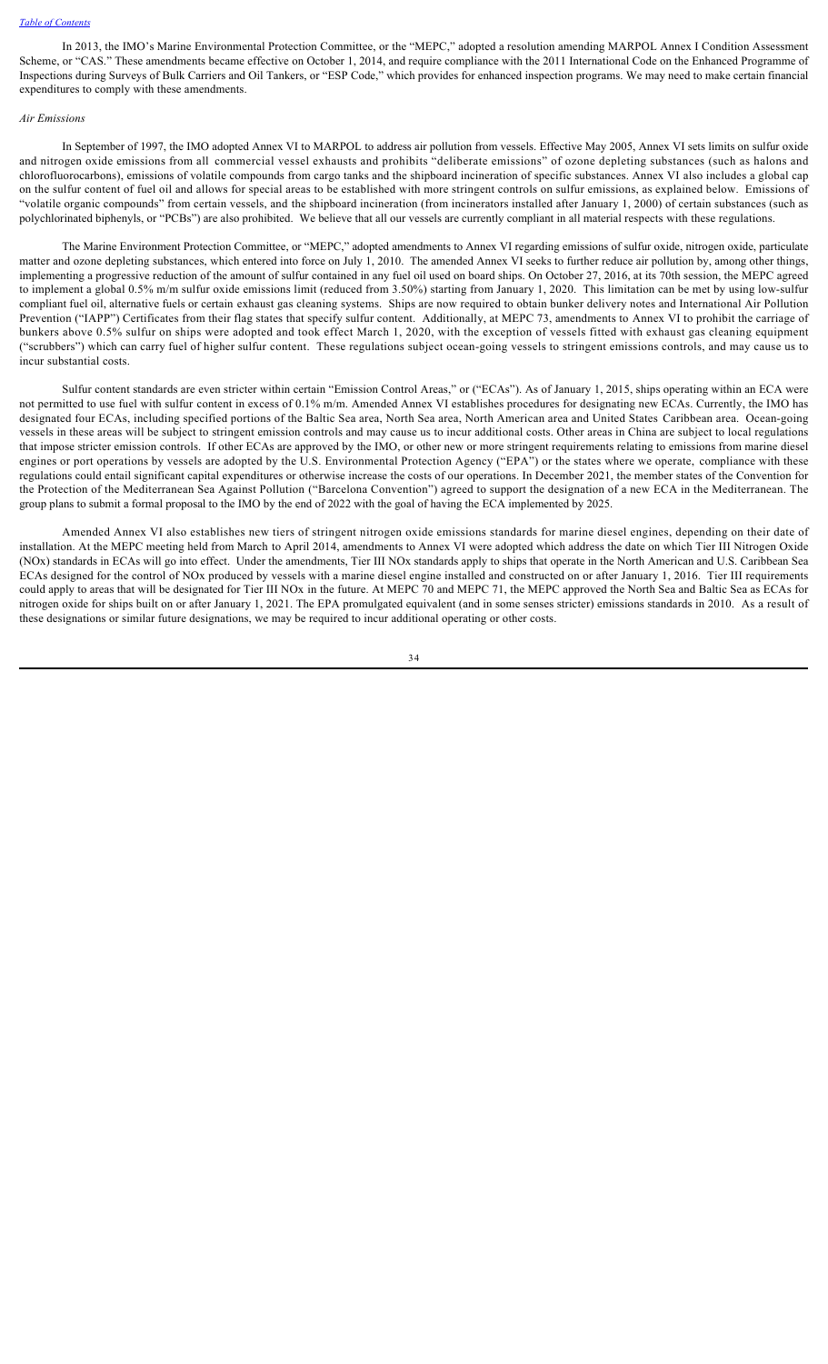In 2013, the IMO's Marine Environmental Protection Committee, or the "MEPC," adopted a resolution amending MARPOL Annex I Condition Assessment Scheme, or "CAS." These amendments became effective on October 1, 2014, and require compliance with the 2011 International Code on the Enhanced Programme of Inspections during Surveys of Bulk Carriers and Oil Tankers, or "ESP Code," which provides for enhanced inspection programs. We may need to make certain financial expenditures to comply with these amendments.

*Air Emissions*

In September of 1997, the IMO adopted Annex VI to MARPOL to address air pollution from vessels. Effective May 2005, Annex VI sets limits on sulfur oxide and nitrogen oxide emissions from all commercial vessel exhausts and prohibits "deliberate emissions" of ozone depleting substances (such as halons and chlorofluorocarbons), emissions of volatile compounds from cargo tanks and the shipboard incineration of specific substances. Annex VI also includes a global cap on the sulfur content of fuel oil and allows for special areas to be established with more stringent controls on sulfur emissions, as explained below. Emissions of "volatile organic compounds" from certain vessels, and the shipboard incineration (from incinerators installed after January 1, 2000) of certain substances (such as polychlorinated biphenyls, or "PCBs") are also prohibited. We believe that all our vessels are currently compliant in all material respects with these regulations.

The Marine Environment Protection Committee, or "MEPC," adopted amendments to Annex VI regarding emissions of sulfur oxide, nitrogen oxide, particulate matter and ozone depleting substances, which entered into force on July 1, 2010. The amended Annex VI seeks to further reduce air pollution by, among other things, implementing a progressive reduction of the amount of sulfur contained in any fuel oil used on board ships. On October 27, 2016, at its 70th session, the MEPC agreed to implement a global 0.5% m/m sulfur oxide emissions limit (reduced from 3.50%) starting from January 1, 2020. This limitation can be met by using low-sulfur compliant fuel oil, alternative fuels or certain exhaust gas cleaning systems. Ships are now required to obtain bunker delivery notes and International Air Pollution Prevention ("IAPP") Certificates from their flag states that specify sulfur content. Additionally, at MEPC 73, amendments to Annex VI to prohibit the carriage of bunkers above 0.5% sulfur on ships were adopted and took effect March 1, 2020, with the exception of vessels fitted with exhaust gas cleaning equipment ("scrubbers") which can carry fuel of higher sulfur content. These regulations subject ocean-going vessels to stringent emissions controls, and may cause us to incur substantial costs.

Sulfur content standards are even stricter within certain "Emission Control Areas," or ("ECAs"). As of January 1, 2015, ships operating within an ECA were not permitted to use fuel with sulfur content in excess of 0.1% m/m. Amended Annex VI establishes procedures for designating new ECAs. Currently, the IMO has designated four ECAs, including specified portions of the Baltic Sea area, North Sea area, North American area and United States Caribbean area. Ocean-going vessels in these areas will be subject to stringent emission controls and may cause us to incur additional costs. Other areas in China are subject to local regulations that impose stricter emission controls. If other ECAs are approved by the IMO, or other new or more stringent requirements relating to emissions from marine diesel engines or port operations by vessels are adopted by the U.S. Environmental Protection Agency ("EPA") or the states where we operate, compliance with these regulations could entail significant capital expenditures or otherwise increase the costs of our operations. In December 2021, the member states of the Convention for the Protection of the Mediterranean Sea Against Pollution ("Barcelona Convention") agreed to support the designation of a new ECA in the Mediterranean. The group plans to submit a formal proposal to the IMO by the end of 2022 with the goal of having the ECA implemented by 2025.

Amended Annex VI also establishes new tiers of stringent nitrogen oxide emissions standards for marine diesel engines, depending on their date of installation. At the MEPC meeting held from March to April 2014, amendments to Annex VI were adopted which address the date on which Tier III Nitrogen Oxide (NOx) standards in ECAs will go into effect. Under the amendments, Tier III NOx standards apply to ships that operate in the North American and U.S. Caribbean Sea ECAs designed for the control of NOx produced by vessels with a marine diesel engine installed and constructed on or after January 1, 2016. Tier III requirements could apply to areas that will be designated for Tier III NOx in the future. At MEPC 70 and MEPC 71, the MEPC approved the North Sea and Baltic Sea as ECAs for nitrogen oxide for ships built on or after January 1, 2021. The EPA promulgated equivalent (and in some senses stricter) emissions standards in 2010. As a result of these designations or similar future designations, we may be required to incur additional operating or other costs.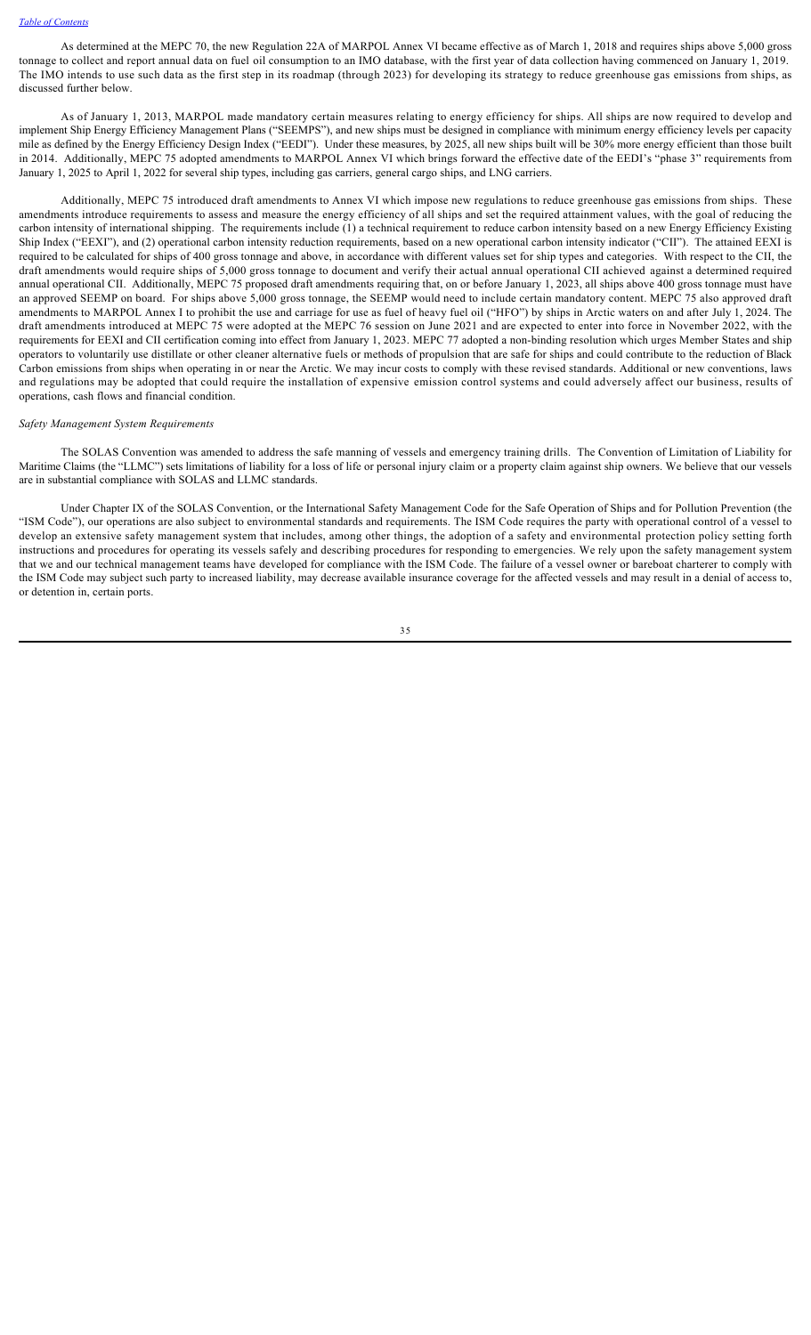As determined at the MEPC 70, the new Regulation 22A of MARPOL Annex VI became effective as of March 1, 2018 and requires ships above 5,000 gross tonnage to collect and report annual data on fuel oil consumption to an IMO database, with the first year of data collection having commenced on January 1, 2019. The IMO intends to use such data as the first step in its roadmap (through 2023) for developing its strategy to reduce greenhouse gas emissions from ships, as discussed further below.

As of January 1, 2013, MARPOL made mandatory certain measures relating to energy efficiency for ships. All ships are now required to develop and implement Ship Energy Efficiency Management Plans ("SEEMPS"), and new ships must be designed in compliance with minimum energy efficiency levels per capacity mile as defined by the Energy Efficiency Design Index ("EEDI"). Under these measures, by 2025, all new ships built will be 30% more energy efficient than those built in 2014. Additionally, MEPC 75 adopted amendments to MARPOL Annex VI which brings forward the effective date of the EEDI's "phase 3" requirements from January 1, 2025 to April 1, 2022 for several ship types, including gas carriers, general cargo ships, and LNG carriers.

Additionally, MEPC 75 introduced draft amendments to Annex VI which impose new regulations to reduce greenhouse gas emissions from ships. These amendments introduce requirements to assess and measure the energy efficiency of all ships and set the required attainment values, with the goal of reducing the carbon intensity of international shipping. The requirements include (1) a technical requirement to reduce carbon intensity based on a new Energy Efficiency Existing Ship Index ("EEXI"), and (2) operational carbon intensity reduction requirements, based on a new operational carbon intensity indicator ("CII"). The attained EEXI is required to be calculated for ships of 400 gross tonnage and above, in accordance with different values set for ship types and categories. With respect to the CII, the draft amendments would require ships of 5,000 gross tonnage to document and verify their actual annual operational CII achieved against a determined required annual operational CII. Additionally, MEPC 75 proposed draft amendments requiring that, on or before January 1, 2023, all ships above 400 gross tonnage must have an approved SEEMP on board. For ships above 5,000 gross tonnage, the SEEMP would need to include certain mandatory content. MEPC 75 also approved draft amendments to MARPOL Annex I to prohibit the use and carriage for use as fuel of heavy fuel oil ("HFO") by ships in Arctic waters on and after July 1, 2024. The draft amendments introduced at MEPC 75 were adopted at the MEPC 76 session on June 2021 and are expected to enter into force in November 2022, with the requirements for EEXI and CII certification coming into effect from January 1, 2023. MEPC 77 adopted a non-binding resolution which urges Member States and ship operators to voluntarily use distillate or other cleaner alternative fuels or methods of propulsion that are safe for ships and could contribute to the reduction of Black Carbon emissions from ships when operating in or near the Arctic. We may incur costs to comply with these revised standards. Additional or new conventions, laws and regulations may be adopted that could require the installation of expensive emission control systems and could adversely affect our business, results of operations, cash flows and financial condition.

*Safety Management System Requirements*

The SOLAS Convention was amended to address the safe manning of vessels and emergency training drills. The Convention of Limitation of Liability for Maritime Claims (the "LLMC") sets limitations of liability for a loss of life or personal injury claim or a property claim against ship owners. We believe that our vessels are in substantial compliance with SOLAS and LLMC standards.

Under Chapter IX of the SOLAS Convention, or the International Safety Management Code for the Safe Operation of Ships and for Pollution Prevention (the "ISM Code"), our operations are also subject to environmental standards and requirements. The ISM Code requires the party with operational control of a vessel to develop an extensive safety management system that includes, among other things, the adoption of a safety and environmental protection policy setting forth instructions and procedures for operating its vessels safely and describing procedures for responding to emergencies. We rely upon the safety management system that we and our technical management teams have developed for compliance with the ISM Code. The failure of a vessel owner or bareboat charterer to comply with the ISM Code may subject such party to increased liability, may decrease available insurance coverage for the affected vessels and may result in a denial of access to, or detention in, certain ports.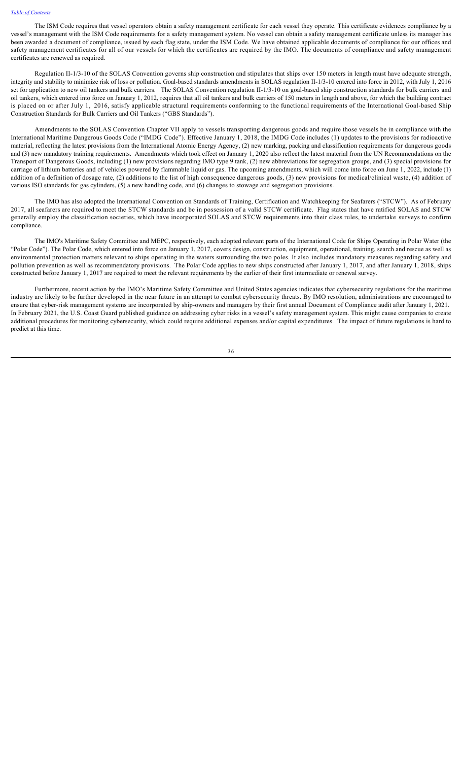The ISM Code requires that vessel operators obtain a safety management certificate for each vessel they operate. This certificate evidences compliance by a vessel's management with the ISM Code requirements for a safety management system. No vessel can obtain a safety management certificate unless its manager has been awarded a document of compliance, issued by each flag state, under the ISM Code. We have obtained applicable documents of compliance for our offices and safety management certificates for all of our vessels for which the certificates are required by the IMO. The documents of compliance and safety management certificates are renewed as required.

Regulation II-1/3-10 of the SOLAS Convention governs ship construction and stipulates that ships over 150 meters in length must have adequate strength, integrity and stability to minimize risk of loss or pollution. Goal-based standards amendments in SOLAS regulation II-1/3-10 entered into force in 2012, with July 1, 2016 set for application to new oil tankers and bulk carriers. The SOLAS Convention regulation II-1/3-10 on goal-based ship construction standards for bulk carriers and oil tankers, which entered into force on January 1, 2012, requires that all oil tankers and bulk carriers of 150 meters in length and above, for which the building contract is placed on or after July 1, 2016, satisfy applicable structural requirements conforming to the functional requirements of the International Goal-based Ship Construction Standards for Bulk Carriers and Oil Tankers ("GBS Standards").

Amendments to the SOLAS Convention Chapter VII apply to vessels transporting dangerous goods and require those vessels be in compliance with the International Maritime Dangerous Goods Code ("IMDG Code"). Effective January 1, 2018, the IMDG Code includes (1) updates to the provisions for radioactive material, reflecting the latest provisions from the International Atomic Energy Agency, (2) new marking, packing and classification requirements for dangerous goods and (3) new mandatory training requirements. Amendments which took effect on January 1, 2020 also reflect the latest material from the UN Recommendations on the Transport of Dangerous Goods, including (1) new provisions regarding IMO type 9 tank, (2) new abbreviations for segregation groups, and (3) special provisions for carriage of lithium batteries and of vehicles powered by flammable liquid or gas. The upcoming amendments, which will come into force on June 1, 2022, include (1) addition of a definition of dosage rate, (2) additions to the list of high consequence dangerous goods, (3) new provisions for medical/clinical waste, (4) addition of various ISO standards for gas cylinders, (5) a new handling code, and (6) changes to stowage and segregation provisions.

The IMO has also adopted the International Convention on Standards of Training, Certification and Watchkeeping for Seafarers ("STCW"). As of February 2017, all seafarers are required to meet the STCW standards and be in possession of a valid STCW certificate. Flag states that have ratified SOLAS and STCW generally employ the classification societies, which have incorporated SOLAS and STCW requirements into their class rules, to undertake surveys to confirm compliance.

The IMO's Maritime Safety Committee and MEPC, respectively, each adopted relevant parts of the International Code for Ships Operating in Polar Water (the "Polar Code"). The Polar Code, which entered into force on January 1, 2017, covers design, construction, equipment, operational, training, search and rescue as well as environmental protection matters relevant to ships operating in the waters surrounding the two poles. It also includes mandatory measures regarding safety and pollution prevention as well as recommendatory provisions. The Polar Code applies to new ships constructed after January 1, 2017, and after January 1, 2018, ships constructed before January 1, 2017 are required to meet the relevant requirements by the earlier of their first intermediate or renewal survey.

Furthermore, recent action by the IMO's Maritime Safety Committee and United States agencies indicates that cybersecurity regulations for the maritime industry are likely to be further developed in the near future in an attempt to combat cybersecurity threats. By IMO resolution, administrations are encouraged to ensure that cyber-risk management systems are incorporated by ship-owners and managers by their first annual Document of Compliance audit after January 1, 2021. In February 2021, the U.S. Coast Guard published guidance on addressing cyber risks in a vessel's safety management system. This might cause companies to create additional procedures for monitoring cybersecurity, which could require additional expenses and/or capital expenditures. The impact of future regulations is hard to predict at this time.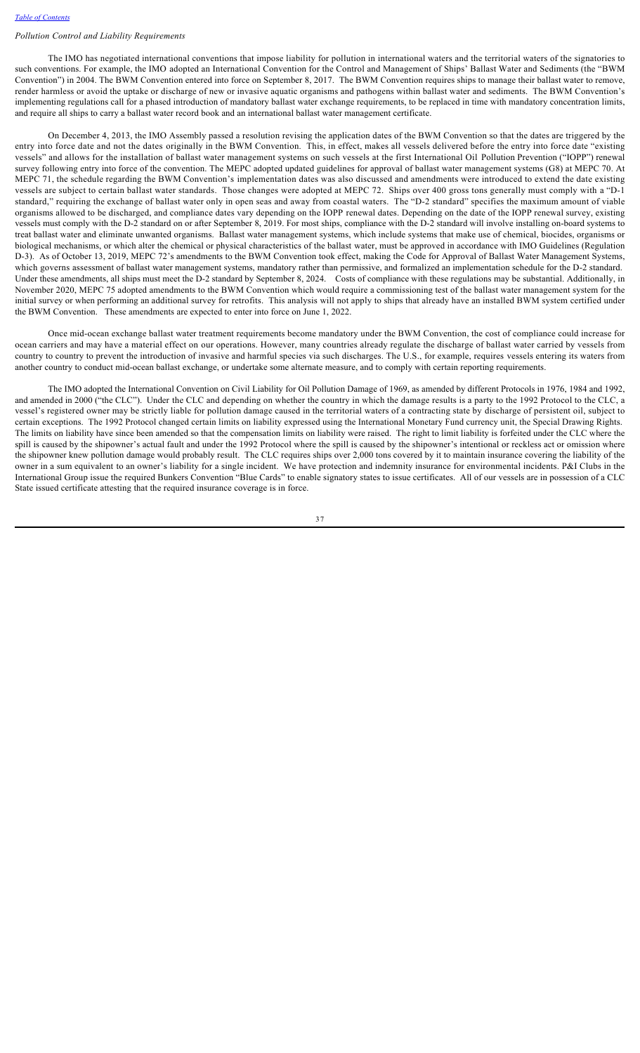*Pollution Control and Liability Requirements*

The IMO has negotiated international conventions that impose liability for pollution in international waters and the territorial waters of the signatories to such conventions. For example, the IMO adopted an International Convention for the Control and Management of Ships' Ballast Water and Sediments (the "BWM Convention") in 2004. The BWM Convention entered into force on September 8, 2017. The BWM Convention requires ships to manage their ballast water to remove, render harmless or avoid the uptake or discharge of new or invasive aquatic organisms and pathogens within ballast water and sediments. The BWM Convention's implementing regulations call for a phased introduction of mandatory ballast water exchange requirements, to be replaced in time with mandatory concentration limits, and require all ships to carry a ballast water record book and an international ballast water management certificate.

On December 4, 2013, the IMO Assembly passed a resolution revising the application dates of the BWM Convention so that the dates are triggered by the entry into force date and not the dates originally in the BWM Convention. This, in effect, makes all vessels delivered before the entry into force date "existing vessels" and allows for the installation of ballast water management systems on such vessels at the first International Oil Pollution Prevention ("IOPP") renewal survey following entry into force of the convention. The MEPC adopted updated guidelines for approval of ballast water management systems (G8) at MEPC 70. At MEPC 71, the schedule regarding the BWM Convention's implementation dates was also discussed and amendments were introduced to extend the date existing vessels are subject to certain ballast water standards. Those changes were adopted at MEPC 72. Ships over 400 gross tons generally must comply with a "D-1 standard," requiring the exchange of ballast water only in open seas and away from coastal waters. The "D-2 standard" specifies the maximum amount of viable organisms allowed to be discharged, and compliance dates vary depending on the IOPP renewal dates. Depending on the date of the IOPP renewal survey, existing vessels must comply with the D-2 standard on or after September 8, 2019. For most ships, compliance with the D-2 standard will involve installing on-board systems to treat ballast water and eliminate unwanted organisms. Ballast water management systems, which include systems that make use of chemical, biocides, organisms or biological mechanisms, or which alter the chemical or physical characteristics of the ballast water, must be approved in accordance with IMO Guidelines (Regulation D-3). As of October 13, 2019, MEPC 72's amendments to the BWM Convention took effect, making the Code for Approval of Ballast Water Management Systems, which governs assessment of ballast water management systems, mandatory rather than permissive, and formalized an implementation schedule for the D-2 standard. Under these amendments, all ships must meet the D-2 standard by September 8, 2024. Costs of compliance with these regulations may be substantial. Additionally, in November 2020, MEPC 75 adopted amendments to the BWM Convention which would require a commissioning test of the ballast water management system for the initial survey or when performing an additional survey for retrofits. This analysis will not apply to ships that already have an installed BWM system certified under the BWM Convention. These amendments are expected to enter into force on June 1, 2022.

Once mid-ocean exchange ballast water treatment requirements become mandatory under the BWM Convention, the cost of compliance could increase for ocean carriers and may have a material effect on our operations. However, many countries already regulate the discharge of ballast water carried by vessels from country to country to prevent the introduction of invasive and harmful species via such discharges. The U.S., for example, requires vessels entering its waters from another country to conduct mid-ocean ballast exchange, or undertake some alternate measure, and to comply with certain reporting requirements.

The IMO adopted the International Convention on Civil Liability for Oil Pollution Damage of 1969, as amended by different Protocols in 1976, 1984 and 1992, and amended in 2000 ("the CLC"). Under the CLC and depending on whether the country in which the damage results is a party to the 1992 Protocol to the CLC, a vessel's registered owner may be strictly liable for pollution damage caused in the territorial waters of a contracting state by discharge of persistent oil, subject to certain exceptions. The 1992 Protocol changed certain limits on liability expressed using the International Monetary Fund currency unit, the Special Drawing Rights. The limits on liability have since been amended so that the compensation limits on liability were raised. The right to limit liability is forfeited under the CLC where the spill is caused by the shipowner's actual fault and under the 1992 Protocol where the spill is caused by the shipowner's intentional or reckless act or omission where the shipowner knew pollution damage would probably result. The CLC requires ships over 2,000 tons covered by it to maintain insurance covering the liability of the owner in a sum equivalent to an owner's liability for a single incident. We have protection and indemnity insurance for environmental incidents. P&I Clubs in the International Group issue the required Bunkers Convention "Blue Cards" to enable signatory states to issue certificates. All of our vessels are in possession of a CLC State issued certificate attesting that the required insurance coverage is in force.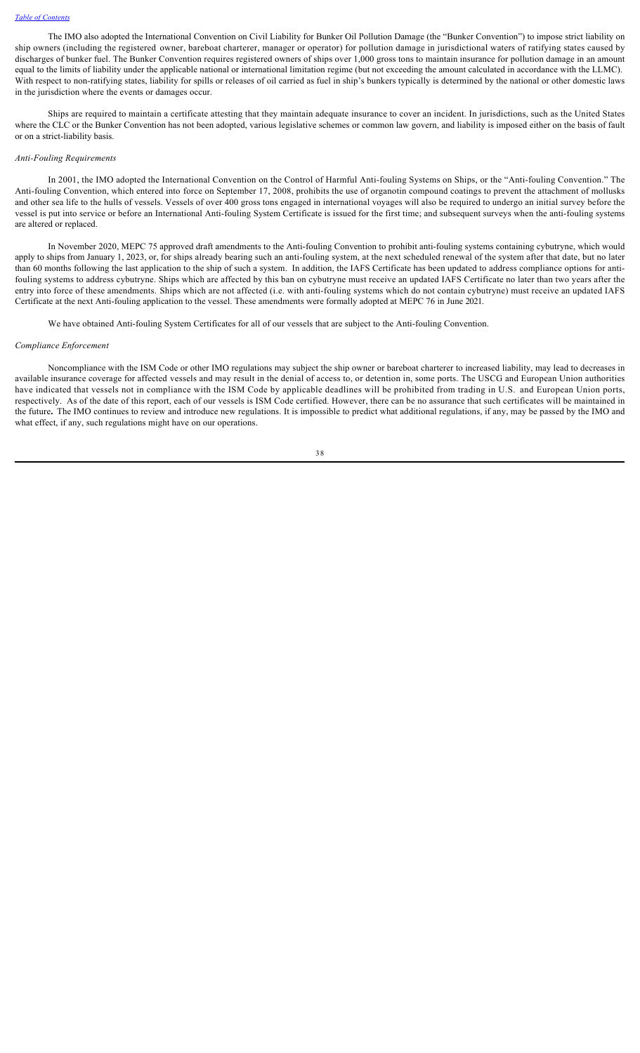The IMO also adopted the International Convention on Civil Liability for Bunker Oil Pollution Damage (the "Bunker Convention") to impose strict liability on ship owners (including the registered owner, bareboat charterer, manager or operator) for pollution damage in jurisdictional waters of ratifying states caused by discharges of bunker fuel. The Bunker Convention requires registered owners of ships over 1,000 gross tons to maintain insurance for pollution damage in an amount equal to the limits of liability under the applicable national or international limitation regime (but not exceeding the amount calculated in accordance with the LLMC). With respect to non-ratifying states, liability for spills or releases of oil carried as fuel in ship's bunkers typically is determined by the national or other domestic laws in the jurisdiction where the events or damages occur.

Ships are required to maintain a certificate attesting that they maintain adequate insurance to cover an incident. In jurisdictions, such as the United States where the CLC or the Bunker Convention has not been adopted, various legislative schemes or common law govern, and liability is imposed either on the basis of fault or on a strict-liability basis.

*Anti-Fouling Requirements*

In 2001, the IMO adopted the International Convention on the Control of Harmful Anti-fouling Systems on Ships, or the "Anti-fouling Convention." The Anti-fouling Convention, which entered into force on September 17, 2008, prohibits the use of organotin compound coatings to prevent the attachment of mollusks and other sea life to the hulls of vessels. Vessels of over 400 gross tons engaged in international voyages will also be required to undergo an initial survey before the vessel is put into service or before an International Anti-fouling System Certificate is issued for the first time; and subsequent surveys when the anti-fouling systems are altered or replaced.

In November 2020, MEPC 75 approved draft amendments to the Anti-fouling Convention to prohibit anti-fouling systems containing cybutryne, which would apply to ships from January 1, 2023, or, for ships already bearing such an anti-fouling system, at the next scheduled renewal of the system after that date, but no later than 60 months following the last application to the ship of such a system. In addition, the IAFS Certificate has been updated to address compliance options for anti-fouling systems to address cybutryne. Ships which are affected by this ban on cybutryne must receive an updated IAFS Certificate no later than two years after the entry into force of these amendments. Ships which are not affected (i.e. with anti-fouling systems which do not contain cybutryne) must receive an updated IAFS Certificate at the next Anti-fouling application to the vessel. These amendments were formally adopted at MEPC 76 in June 2021.

We have obtained Anti-fouling System Certificates for all of our vessels that are subject to the Anti-fouling Convention.

*Compliance Enforcement*

Noncompliance with the ISM Code or other IMO regulations may subject the ship owner or bareboat charterer to increased liability, may lead to decreases in available insurance coverage for affected vessels and may result in the denial of access to, or detention in, some ports. The USCG and European Union authorities have indicated that vessels not in compliance with the ISM Code by applicable deadlines will be prohibited from trading in U.S. and European Union ports, respectively. As of the date of this report, each of our vessels is ISM Code certified. However, there can be no assurance that such certificates will be maintained in the future. The IMO continues to review and introduce new regulations. It is impossible to predict what additional regulations, if any, may be passed by the IMO and what effect, if any, such regulations might have on our operations.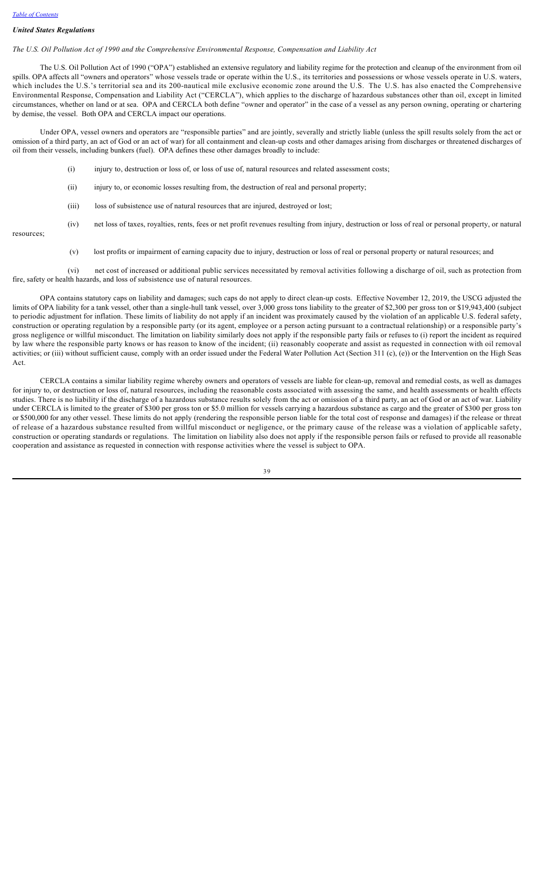*United States Regulations*

*The U.S. Oil Pollution Act of 1990 and the Comprehensive Environmental Response, Compensation and Liability Act*

The U.S. Oil Pollution Act of 1990 ("OPA") established an extensive regulatory and liability regime for the protection and cleanup of the environment from oil spills. OPA affects all "owners and operators" whose vessels trade or operate within the U.S., its territories and possessions or whose vessels operate in U.S. waters, which includes the U.S.'s territorial sea and its 200-nautical mile exclusive economic zone around the U.S. The U.S. has also enacted the Comprehensive Environmental Response, Compensation and Liability Act ("CERCLA"), which applies to the discharge of hazardous substances other than oil, except in limited circumstances, whether on land or at sea. OPA and CERCLA both define "owner and operator" in the case of a vessel as any person owning, operating or chartering by demise, the vessel. Both OPA and CERCLA impact our operations.

Under OPA, vessel owners and operators are "responsible parties" and are jointly, severally and strictly liable (unless the spill results solely from the act or omission of a third party, an act of God or an act of war) for all containment and clean-up costs and other damages arising from discharges or threatened discharges of oil from their vessels, including bunkers (fuel). OPA defines these other damages broadly to include:

(i) injury to, destruction or loss of, or loss of use of, natural resources and related assessment costs;

(ii) injury to, or economic losses resulting from, the destruction of real and personal property;

(iii) loss of subsistence use of natural resources that are injured, destroyed or lost;

(iv) net loss of taxes, royalties, rents, fees or net profit revenues resulting from injury, destruction or loss of real or personal property, or natural resources;

(v) lost profits or impairment of earning capacity due to injury, destruction or loss of real or personal property or natural resources; and

(vi) net cost of increased or additional public services necessitated by removal activities following a discharge of oil, such as protection from fire, safety or health hazards, and loss of subsistence use of natural resources.

OPA contains statutory caps on liability and damages; such caps do not apply to direct clean-up costs. Effective November 12, 2019, the USCG adjusted the limits of OPA liability for a tank vessel, other than a single-hull tank vessel, over 3,000 gross tons liability to the greater of $2,300 per gross ton or $19,943,400 (subject to periodic adjustment for inflation. These limits of liability do not apply if an incident was proximately caused by the violation of an applicable U.S. federal safety, construction or operating regulation by a responsible party (or its agent, employee or a person acting pursuant to a contractual relationship) or a responsible party's gross negligence or willful misconduct. The limitation on liability similarly does not apply if the responsible party fails or refuses to (i) report the incident as required by law where the responsible party knows or has reason to know of the incident; (ii) reasonably cooperate and assist as requested in connection with oil removal activities; or (iii) without sufficient cause, comply with an order issued under the Federal Water Pollution Act (Section 311 (c), (e)) or the Intervention on the High Seas Act.

CERCLA contains a similar liability regime whereby owners and operators of vessels are liable for clean-up, removal and remedial costs, as well as damages for injury to, or destruction or loss of, natural resources, including the reasonable costs associated with assessing the same, and health assessments or health effects studies. There is no liability if the discharge of a hazardous substance results solely from the act or omission of a third party, an act of God or an act of war. Liability under CERCLA is limited to the greater of $300 per gross ton or $5.0 million for vessels carrying a hazardous substance as cargo and the greater of $300 per gross ton or $500,000 for any other vessel. These limits do not apply (rendering the responsible person liable for the total cost of response and damages) if the release or threat of release of a hazardous substance resulted from willful misconduct or negligence, or the primary cause of the release was a violation of applicable safety, construction or operating standards or regulations. The limitation on liability also does not apply if the responsible person fails or refused to provide all reasonable cooperation and assistance as requested in connection with response activities where the vessel is subject to OPA.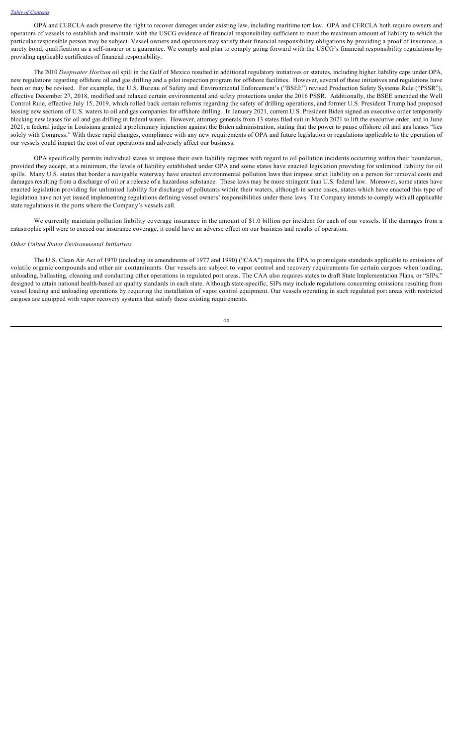OPA and CERCLA each preserve the right to recover damages under existing law, including maritime tort law. OPA and CERCLA both require owners and operators of vessels to establish and maintain with the USCG evidence of financial responsibility sufficient to meet the maximum amount of liability to which the particular responsible person may be subject. Vessel owners and operators may satisfy their financial responsibility obligations by providing a proof of insurance, a surety bond, qualification as a self-insurer or a guarantee. We comply and plan to comply going forward with the USCG's financial responsibility regulations by providing applicable certificates of financial responsibility.

The 2010 *Deepwater Horizon* oil spill in the Gulf of Mexico resulted in additional regulatory initiatives or statutes, including higher liability caps under OPA, new regulations regarding offshore oil and gas drilling and a pilot inspection program for offshore facilities. However, several of these initiatives and regulations have been or may be revised. For example, the U.S. Bureau of Safety and Environmental Enforcement's ("BSEE") revised Production Safety Systems Rule ("PSSR"), effective December 27, 2018, modified and relaxed certain environmental and safety protections under the 2016 PSSR. Additionally, the BSEE amended the Well Control Rule, effective July 15, 2019, which rolled back certain reforms regarding the safety of drilling operations, and former U.S. President Trump had proposed leasing new sections of U.S. waters to oil and gas companies for offshore drilling. In January 2021, current U.S. President Biden signed an executive order temporarily blocking new leases for oil and gas drilling in federal waters. However, attorney generals from 13 states filed suit in March 2021 to lift the executive order, and in June 2021, a federal judge in Louisiana granted a preliminary injunction against the Biden administration, stating that the power to pause offshore oil and gas leases "lies solely with Congress." With these rapid changes, compliance with any new requirements of OPA and future legislation or regulations applicable to the operation of our vessels could impact the cost of our operations and adversely affect our business.

OPA specifically permits individual states to impose their own liability regimes with regard to oil pollution incidents occurring within their boundaries, provided they accept, at a minimum, the levels of liability established under OPA and some states have enacted legislation providing for unlimited liability for oil spills. Many U.S. states that border a navigable waterway have enacted environmental pollution laws that impose strict liability on a person for removal costs and damages resulting from a discharge of oil or a release of a hazardous substance. These laws may be more stringent than U.S. federal law. Moreover, some states have enacted legislation providing for unlimited liability for discharge of pollutants within their waters, although in some cases, states which have enacted this type of legislation have not yet issued implementing regulations defining vessel owners' responsibilities under these laws. The Company intends to comply with all applicable state regulations in the ports where the Company's vessels call.

We currently maintain pollution liability coverage insurance in the amount of $1.0 billion per incident for each of our vessels. If the damages from a catastrophic spill were to exceed our insurance coverage, it could have an adverse effect on our business and results of operation.

*Other United States Environmental Initiatives*

The U.S. Clean Air Act of 1970 (including its amendments of 1977 and 1990) ("CAA") requires the EPA to promulgate standards applicable to emissions of volatile organic compounds and other air contaminants. Our vessels are subject to vapor control and recovery requirements for certain cargoes when loading, unloading, ballasting, cleaning and conducting other operations in regulated port areas. The CAA also requires states to draft State Implementation Plans, or "SIPs," designed to attain national health-based air quality standards in each state. Although state-specific, SIPs may include regulations concerning emissions resulting from vessel loading and unloading operations by requiring the installation of vapor control equipment. Our vessels operating in such regulated port areas with restricted cargoes are equipped with vapor recovery systems that satisfy these existing requirements.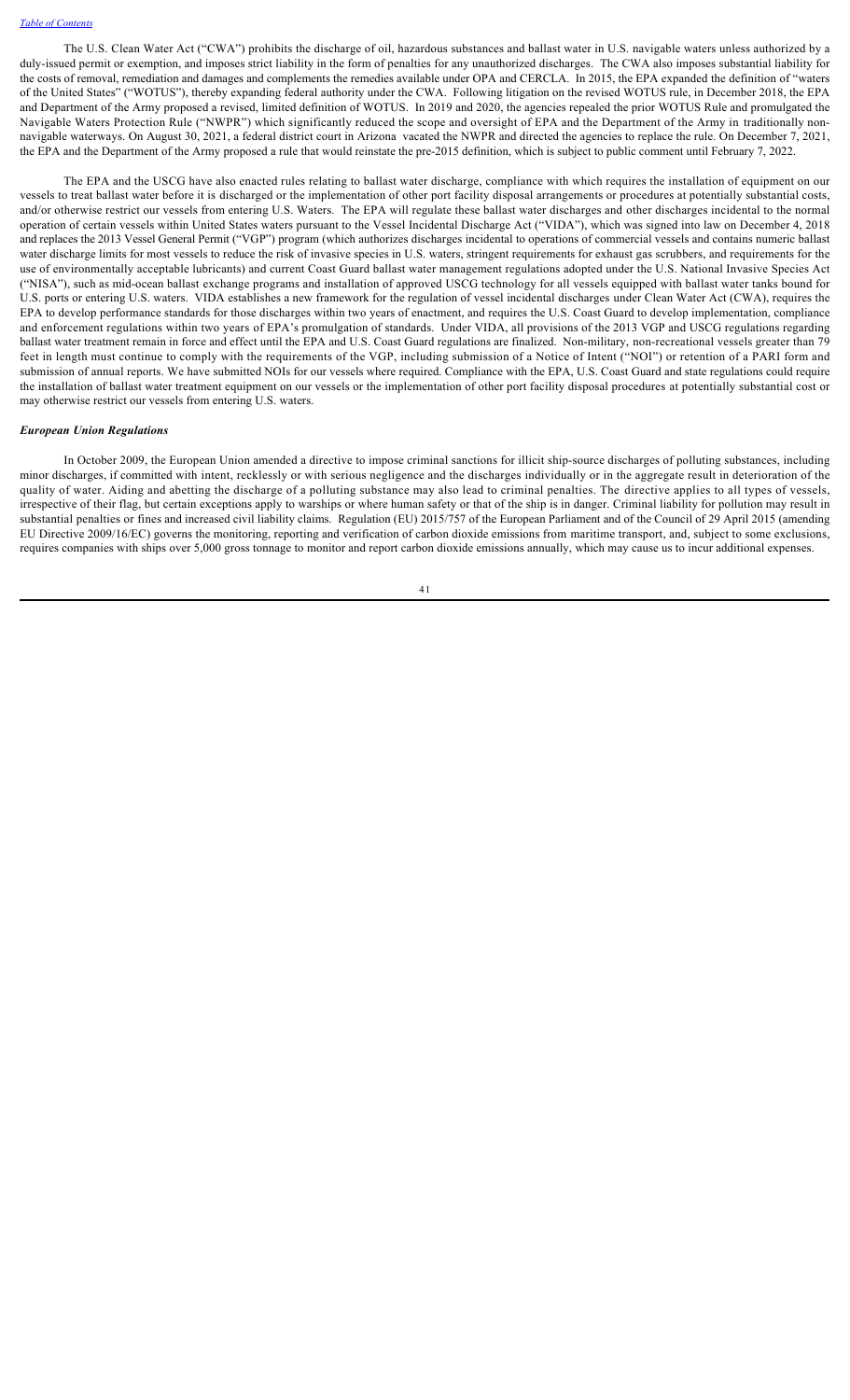The U.S. Clean Water Act ("CWA") prohibits the discharge of oil, hazardous substances and ballast water in U.S. navigable waters unless authorized by a duly-issued permit or exemption, and imposes strict liability in the form of penalties for any unauthorized discharges. The CWA also imposes substantial liability for the costs of removal, remediation and damages and complements the remedies available under OPA and CERCLA. In 2015, the EPA expanded the definition of "waters of the United States" ("WOTUS"), thereby expanding federal authority under the CWA. Following litigation on the revised WOTUS rule, in December 2018, the EPA and Department of the Army proposed a revised, limited definition of WOTUS. In 2019 and 2020, the agencies repealed the prior WOTUS Rule and promulgated the Navigable Waters Protection Rule ("NWPR") which significantly reduced the scope and oversight of EPA and the Department of the Army in traditionally non-navigable waterways. On August 30, 2021, a federal district court in Arizona vacated the NWPR and directed the agencies to replace the rule. On December 7, 2021, the EPA and the Department of the Army proposed a rule that would reinstate the pre-2015 definition, which is subject to public comment until February 7, 2022.

The EPA and the USCG have also enacted rules relating to ballast water discharge, compliance with which requires the installation of equipment on our vessels to treat ballast water before it is discharged or the implementation of other port facility disposal arrangements or procedures at potentially substantial costs, and/or otherwise restrict our vessels from entering U.S. Waters. The EPA will regulate these ballast water discharges and other discharges incidental to the normal operation of certain vessels within United States waters pursuant to the Vessel Incidental Discharge Act ("VIDA"), which was signed into law on December 4, 2018 and replaces the 2013 Vessel General Permit ("VGP") program (which authorizes discharges incidental to operations of commercial vessels and contains numeric ballast water discharge limits for most vessels to reduce the risk of invasive species in U.S. waters, stringent requirements for exhaust gas scrubbers, and requirements for the use of environmentally acceptable lubricants) and current Coast Guard ballast water management regulations adopted under the U.S. National Invasive Species Act ("NISA"), such as mid-ocean ballast exchange programs and installation of approved USCG technology for all vessels equipped with ballast water tanks bound for U.S. ports or entering U.S. waters. VIDA establishes a new framework for the regulation of vessel incidental discharges under Clean Water Act (CWA), requires the EPA to develop performance standards for those discharges within two years of enactment, and requires the U.S. Coast Guard to develop implementation, compliance and enforcement regulations within two years of EPA's promulgation of standards. Under VIDA, all provisions of the 2013 VGP and USCG regulations regarding ballast water treatment remain in force and effect until the EPA and U.S. Coast Guard regulations are finalized. Non-military, non-recreational vessels greater than 79 feet in length must continue to comply with the requirements of the VGP, including submission of a Notice of Intent ("NOI") or retention of a PARI form and submission of annual reports. We have submitted NOIs for our vessels where required. Compliance with the EPA, U.S. Coast Guard and state regulations could require the installation of ballast water treatment equipment on our vessels or the implementation of other port facility disposal procedures at potentially substantial cost or may otherwise restrict our vessels from entering U.S. waters.

### *European Union Regulations*

In October 2009, the European Union amended a directive to impose criminal sanctions for illicit ship-source discharges of polluting substances, including minor discharges, if committed with intent, recklessly or with serious negligence and the discharges individually or in the aggregate result in deterioration of the quality of water. Aiding and abetting the discharge of a polluting substance may also lead to criminal penalties. The directive applies to all types of vessels, irrespective of their flag, but certain exceptions apply to warships or where human safety or that of the ship is in danger. Criminal liability for pollution may result in substantial penalties or fines and increased civil liability claims. Regulation (EU) 2015/757 of the European Parliament and of the Council of 29 April 2015 (amending EU Directive 2009/16/EC) governs the monitoring, reporting and verification of carbon dioxide emissions from maritime transport, and, subject to some exclusions, requires companies with ships over 5,000 gross tonnage to monitor and report carbon dioxide emissions annually, which may cause us to incur additional expenses.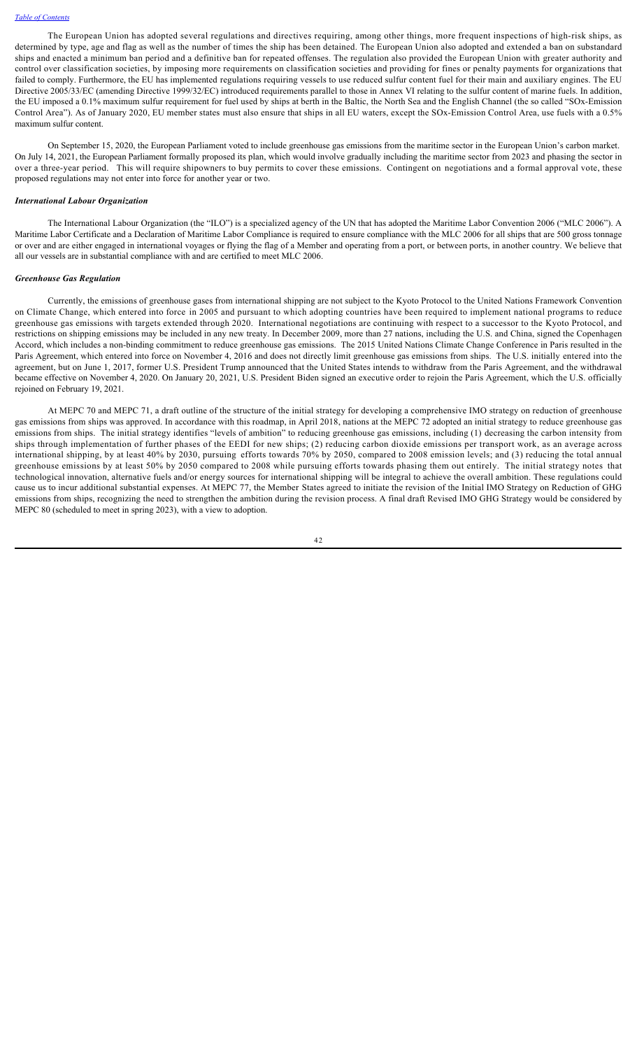The European Union has adopted several regulations and directives requiring, among other things, more frequent inspections of high-risk ships, as determined by type, age and flag as well as the number of times the ship has been detained. The European Union also adopted and extended a ban on substandard ships and enacted a minimum ban period and a definitive ban for repeated offenses. The regulation also provided the European Union with greater authority and control over classification societies, by imposing more requirements on classification societies and providing for fines or penalty payments for organizations that failed to comply. Furthermore, the EU has implemented regulations requiring vessels to use reduced sulfur content fuel for their main and auxiliary engines. The EU Directive 2005/33/EC (amending Directive 1999/32/EC) introduced requirements parallel to those in Annex VI relating to the sulfur content of marine fuels. In addition, the EU imposed a 0.1% maximum sulfur requirement for fuel used by ships at berth in the Baltic, the North Sea and the English Channel (the so called "SOx-Emission Control Area"). As of January 2020, EU member states must also ensure that ships in all EU waters, except the SOx-Emission Control Area, use fuels with a 0.5% maximum sulfur content.

On September 15, 2020, the European Parliament voted to include greenhouse gas emissions from the maritime sector in the European Union's carbon market. On July 14, 2021, the European Parliament formally proposed its plan, which would involve gradually including the maritime sector from 2023 and phasing the sector in over a three-year period. This will require shipowners to buy permits to cover these emissions. Contingent on negotiations and a formal approval vote, these proposed regulations may not enter into force for another year or two.

### *International Labour Organization*

The International Labour Organization (the "ILO") is a specialized agency of the UN that has adopted the Maritime Labor Convention 2006 ("MLC 2006"). A Maritime Labor Certificate and a Declaration of Maritime Labor Compliance is required to ensure compliance with the MLC 2006 for all ships that are 500 gross tonnage or over and are either engaged in international voyages or flying the flag of a Member and operating from a port, or between ports, in another country. We believe that all our vessels are in substantial compliance with and are certified to meet MLC 2006.

### *Greenhouse Gas Regulation*

Currently, the emissions of greenhouse gases from international shipping are not subject to the Kyoto Protocol to the United Nations Framework Convention on Climate Change, which entered into force in 2005 and pursuant to which adopting countries have been required to implement national programs to reduce greenhouse gas emissions with targets extended through 2020. International negotiations are continuing with respect to a successor to the Kyoto Protocol, and restrictions on shipping emissions may be included in any new treaty. In December 2009, more than 27 nations, including the U.S. and China, signed the Copenhagen Accord, which includes a non-binding commitment to reduce greenhouse gas emissions. The 2015 United Nations Climate Change Conference in Paris resulted in the Paris Agreement, which entered into force on November 4, 2016 and does not directly limit greenhouse gas emissions from ships. The U.S. initially entered into the agreement, but on June 1, 2017, former U.S. President Trump announced that the United States intends to withdraw from the Paris Agreement, and the withdrawal became effective on November 4, 2020. On January 20, 2021, U.S. President Biden signed an executive order to rejoin the Paris Agreement, which the U.S. officially rejoined on February 19, 2021.

At MEPC 70 and MEPC 71, a draft outline of the structure of the initial strategy for developing a comprehensive IMO strategy on reduction of greenhouse gas emissions from ships was approved. In accordance with this roadmap, in April 2018, nations at the MEPC 72 adopted an initial strategy to reduce greenhouse gas emissions from ships. The initial strategy identifies "levels of ambition" to reducing greenhouse gas emissions, including (1) decreasing the carbon intensity from ships through implementation of further phases of the EEDI for new ships; (2) reducing carbon dioxide emissions per transport work, as an average across international shipping, by at least 40% by 2030, pursuing efforts towards 70% by 2050, compared to 2008 emission levels; and (3) reducing the total annual greenhouse emissions by at least 50% by 2050 compared to 2008 while pursuing efforts towards phasing them out entirely. The initial strategy notes that technological innovation, alternative fuels and/or energy sources for international shipping will be integral to achieve the overall ambition. These regulations could cause us to incur additional substantial expenses. At MEPC 77, the Member States agreed to initiate the revision of the Initial IMO Strategy on Reduction of GHG emissions from ships, recognizing the need to strengthen the ambition during the revision process. A final draft Revised IMO GHG Strategy would be considered by MEPC 80 (scheduled to meet in spring 2023), with a view to adoption.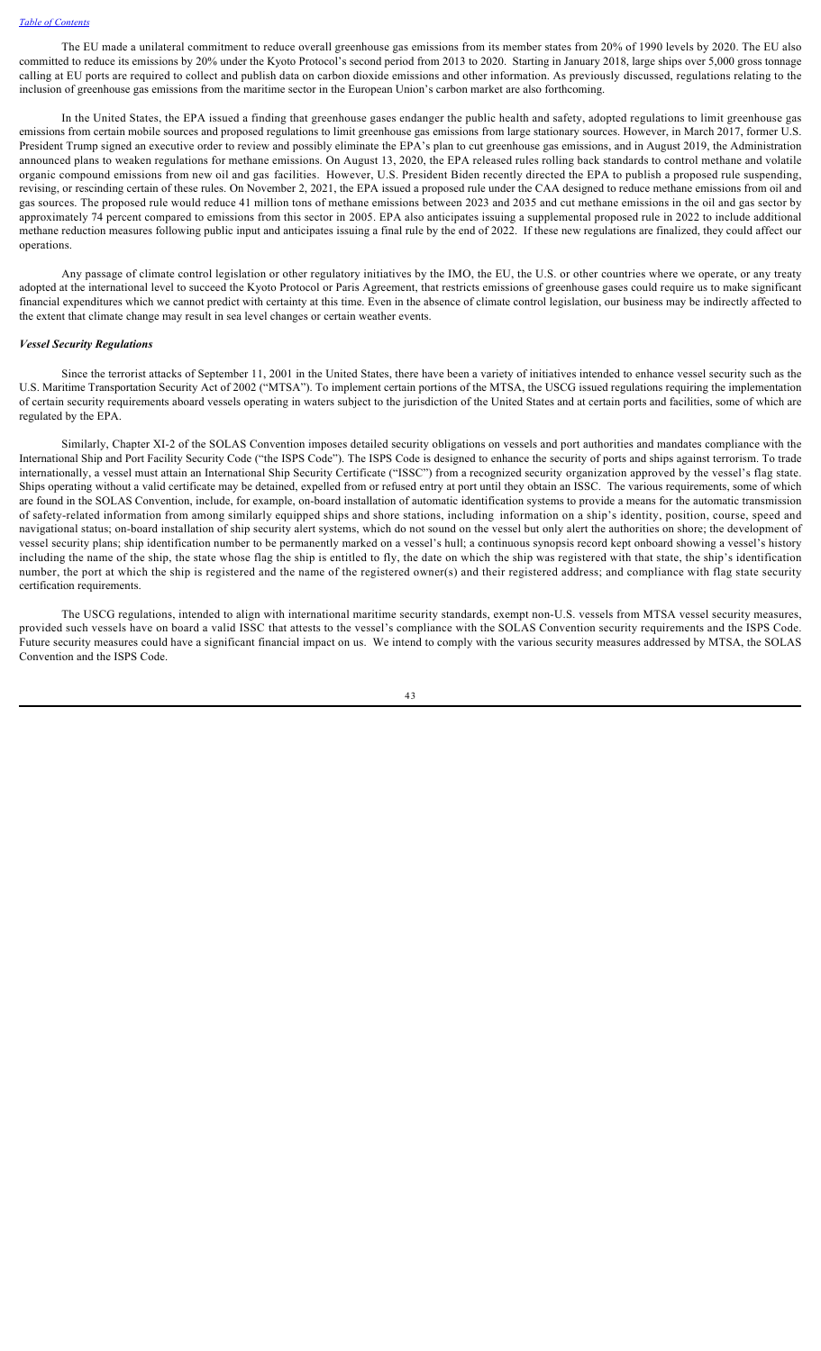The EU made a unilateral commitment to reduce overall greenhouse gas emissions from its member states from 20% of 1990 levels by 2020. The EU also committed to reduce its emissions by 20% under the Kyoto Protocol's second period from 2013 to 2020. Starting in January 2018, large ships over 5,000 gross tonnage calling at EU ports are required to collect and publish data on carbon dioxide emissions and other information. As previously discussed, regulations relating to the inclusion of greenhouse gas emissions from the maritime sector in the European Union's carbon market are also forthcoming.

In the United States, the EPA issued a finding that greenhouse gases endanger the public health and safety, adopted regulations to limit greenhouse gas emissions from certain mobile sources and proposed regulations to limit greenhouse gas emissions from large stationary sources. However, in March 2017, former U.S. President Trump signed an executive order to review and possibly eliminate the EPA's plan to cut greenhouse gas emissions, and in August 2019, the Administration announced plans to weaken regulations for methane emissions. On August 13, 2020, the EPA released rules rolling back standards to control methane and volatile organic compound emissions from new oil and gas facilities. However, U.S. President Biden recently directed the EPA to publish a proposed rule suspending, revising, or rescinding certain of these rules. On November 2, 2021, the EPA issued a proposed rule under the CAA designed to reduce methane emissions from oil and gas sources. The proposed rule would reduce 41 million tons of methane emissions between 2023 and 2035 and cut methane emissions in the oil and gas sector by approximately 74 percent compared to emissions from this sector in 2005. EPA also anticipates issuing a supplemental proposed rule in 2022 to include additional methane reduction measures following public input and anticipates issuing a final rule by the end of 2022. If these new regulations are finalized, they could affect our operations.

Any passage of climate control legislation or other regulatory initiatives by the IMO, the EU, the U.S. or other countries where we operate, or any treaty adopted at the international level to succeed the Kyoto Protocol or Paris Agreement, that restricts emissions of greenhouse gases could require us to make significant financial expenditures which we cannot predict with certainty at this time. Even in the absence of climate control legislation, our business may be indirectly affected to the extent that climate change may result in sea level changes or certain weather events.

***Vessel Security Regulations***

Since the terrorist attacks of September 11, 2001 in the United States, there have been a variety of initiatives intended to enhance vessel security such as the U.S. Maritime Transportation Security Act of 2002 ("MTSA"). To implement certain portions of the MTSA, the USCG issued regulations requiring the implementation of certain security requirements aboard vessels operating in waters subject to the jurisdiction of the United States and at certain ports and facilities, some of which are regulated by the EPA.

Similarly, Chapter XI-2 of the SOLAS Convention imposes detailed security obligations on vessels and port authorities and mandates compliance with the International Ship and Port Facility Security Code ("the ISPS Code"). The ISPS Code is designed to enhance the security of ports and ships against terrorism. To trade internationally, a vessel must attain an International Ship Security Certificate ("ISSC") from a recognized security organization approved by the vessel's flag state. Ships operating without a valid certificate may be detained, expelled from or refused entry at port until they obtain an ISSC. The various requirements, some of which are found in the SOLAS Convention, include, for example, on-board installation of automatic identification systems to provide a means for the automatic transmission of safety-related information from among similarly equipped ships and shore stations, including information on a ship's identity, position, course, speed and navigational status; on-board installation of ship security alert systems, which do not sound on the vessel but only alert the authorities on shore; the development of vessel security plans; ship identification number to be permanently marked on a vessel's hull; a continuous synopsis record kept onboard showing a vessel's history including the name of the ship, the state whose flag the ship is entitled to fly, the date on which the ship was registered with that state, the ship's identification number, the port at which the ship is registered and the name of the registered owner(s) and their registered address; and compliance with flag state security certification requirements.

The USCG regulations, intended to align with international maritime security standards, exempt non-U.S. vessels from MTSA vessel security measures, provided such vessels have on board a valid ISSC that attests to the vessel's compliance with the SOLAS Convention security requirements and the ISPS Code. Future security measures could have a significant financial impact on us. We intend to comply with the various security measures addressed by MTSA, the SOLAS Convention and the ISPS Code.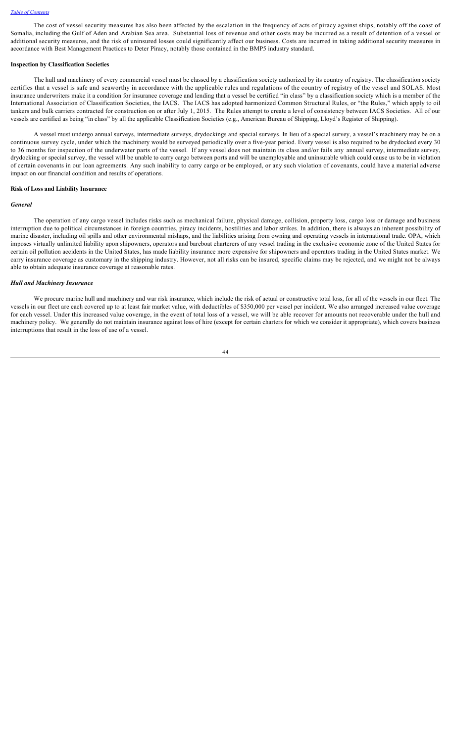The cost of vessel security measures has also been affected by the escalation in the frequency of acts of piracy against ships, notably off the coast of Somalia, including the Gulf of Aden and Arabian Sea area. Substantial loss of revenue and other costs may be incurred as a result of detention of a vessel or additional security measures, and the risk of uninsured losses could significantly affect our business. Costs are incurred in taking additional security measures in accordance with Best Management Practices to Deter Piracy, notably those contained in the BMP5 industry standard.

**Inspection by Classification Societies**

The hull and machinery of every commercial vessel must be classed by a classification society authorized by its country of registry. The classification society certifies that a vessel is safe and seaworthy in accordance with the applicable rules and regulations of the country of registry of the vessel and SOLAS. Most insurance underwriters make it a condition for insurance coverage and lending that a vessel be certified "in class" by a classification society which is a member of the International Association of Classification Societies, the IACS. The IACS has adopted harmonized Common Structural Rules, or "the Rules," which apply to oil tankers and bulk carriers contracted for construction on or after July 1, 2015. The Rules attempt to create a level of consistency between IACS Societies. All of our vessels are certified as being "in class" by all the applicable Classification Societies (e.g., American Bureau of Shipping, Lloyd's Register of Shipping).

A vessel must undergo annual surveys, intermediate surveys, drydockings and special surveys. In lieu of a special survey, a vessel's machinery may be on a continuous survey cycle, under which the machinery would be surveyed periodically over a five-year period. Every vessel is also required to be drydocked every 30 to 36 months for inspection of the underwater parts of the vessel. If any vessel does not maintain its class and/or fails any annual survey, intermediate survey, drydocking or special survey, the vessel will be unable to carry cargo between ports and will be unemployable and uninsurable which could cause us to be in violation of certain covenants in our loan agreements. Any such inability to carry cargo or be employed, or any such violation of covenants, could have a material adverse impact on our financial condition and results of operations.

**Risk of Loss and Liability Insurance**

***General***

The operation of any cargo vessel includes risks such as mechanical failure, physical damage, collision, property loss, cargo loss or damage and business interruption due to political circumstances in foreign countries, piracy incidents, hostilities and labor strikes. In addition, there is always an inherent possibility of marine disaster, including oil spills and other environmental mishaps, and the liabilities arising from owning and operating vessels in international trade. OPA, which imposes virtually unlimited liability upon shipowners, operators and bareboat charterers of any vessel trading in the exclusive economic zone of the United States for certain oil pollution accidents in the United States, has made liability insurance more expensive for shipowners and operators trading in the United States market. We carry insurance coverage as customary in the shipping industry. However, not all risks can be insured, specific claims may be rejected, and we might not be always able to obtain adequate insurance coverage at reasonable rates.

***Hull and Machinery Insurance***

We procure marine hull and machinery and war risk insurance, which include the risk of actual or constructive total loss, for all of the vessels in our fleet. The vessels in our fleet are each covered up to at least fair market value, with deductibles of $350,000 per vessel per incident. We also arranged increased value coverage for each vessel. Under this increased value coverage, in the event of total loss of a vessel, we will be able recover for amounts not recoverable under the hull and machinery policy. We generally do not maintain insurance against loss of hire (except for certain charters for which we consider it appropriate), which covers business interruptions that result in the loss of use of a vessel.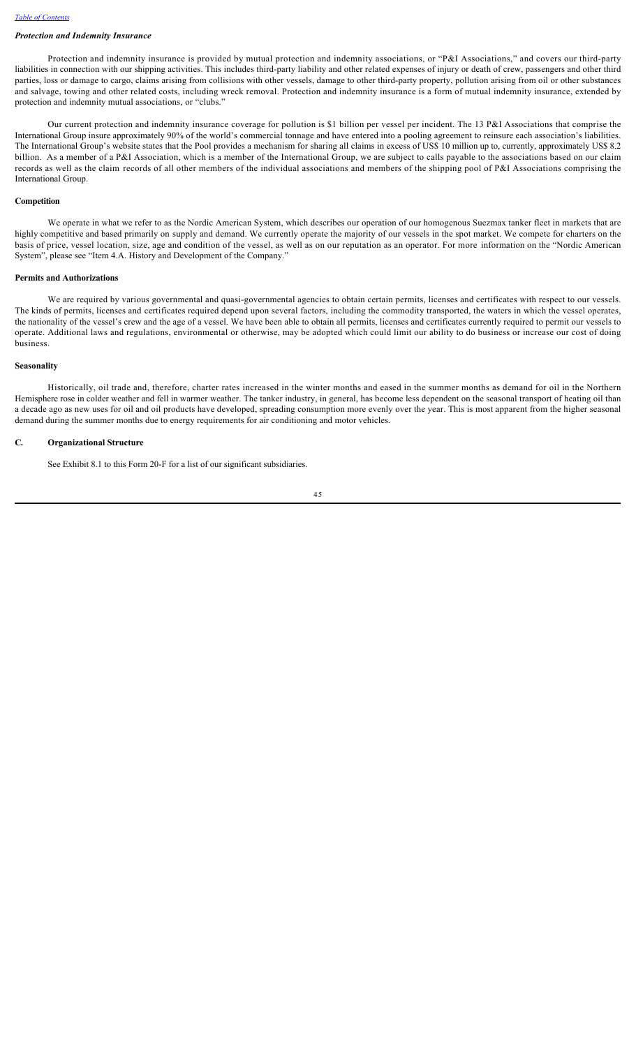### *Protection and Indemnity Insurance*

Protection and indemnity insurance is provided by mutual protection and indemnity associations, or "P&I Associations," and covers our third-party liabilities in connection with our shipping activities. This includes third-party liability and other related expenses of injury or death of crew, passengers and other third parties, loss or damage to cargo, claims arising from collisions with other vessels, damage to other third-party property, pollution arising from oil or other substances and salvage, towing and other related costs, including wreck removal. Protection and indemnity insurance is a form of mutual indemnity insurance, extended by protection and indemnity mutual associations, or "clubs."

Our current protection and indemnity insurance coverage for pollution is $1 billion per vessel per incident. The 13 P&I Associations that comprise the International Group insure approximately 90% of the world's commercial tonnage and have entered into a pooling agreement to reinsure each association's liabilities. The International Group's website states that the Pool provides a mechanism for sharing all claims in excess of US$ 10 million up to, currently, approximately US$ 8.2 billion. As a member of a P&I Association, which is a member of the International Group, we are subject to calls payable to the associations based on our claim records as well as the claim records of all other members of the individual associations and members of the shipping pool of P&I Associations comprising the International Group.

### Competition

We operate in what we refer to as the Nordic American System, which describes our operation of our homogenous Suezmax tanker fleet in markets that are highly competitive and based primarily on supply and demand. We currently operate the majority of our vessels in the spot market. We compete for charters on the basis of price, vessel location, size, age and condition of the vessel, as well as on our reputation as an operator. For more information on the "Nordic American System", please see "Item 4.A. History and Development of the Company."

### Permits and Authorizations

We are required by various governmental and quasi-governmental agencies to obtain certain permits, licenses and certificates with respect to our vessels. The kinds of permits, licenses and certificates required depend upon several factors, including the commodity transported, the waters in which the vessel operates, the nationality of the vessel's crew and the age of a vessel. We have been able to obtain all permits, licenses and certificates currently required to permit our vessels to operate. Additional laws and regulations, environmental or otherwise, may be adopted which could limit our ability to do business or increase our cost of doing business.

### Seasonality

Historically, oil trade and, therefore, charter rates increased in the winter months and eased in the summer months as demand for oil in the Northern Hemisphere rose in colder weather and fell in warmer weather. The tanker industry, in general, has become less dependent on the seasonal transport of heating oil than a decade ago as new uses for oil and oil products have developed, spreading consumption more evenly over the year. This is most apparent from the higher seasonal demand during the summer months due to energy requirements for air conditioning and motor vehicles.

## C. Organizational Structure

See Exhibit 8.1 to this Form 20-F for a list of our significant subsidiaries.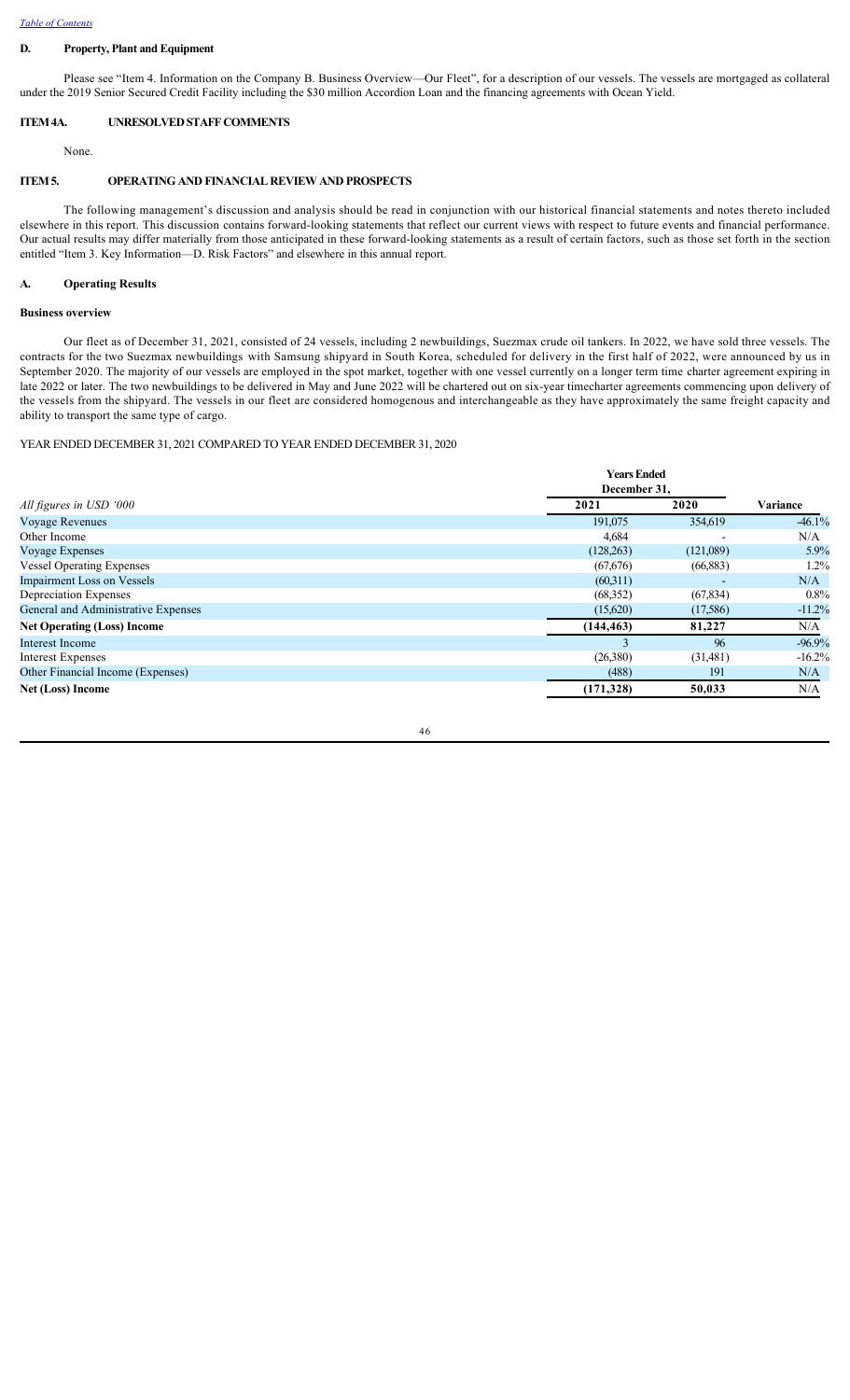### D. Property, Plant and Equipment

Please see "Item 4. Information on the Company B. Business Overview—Our Fleet", for a description of our vessels. The vessels are mortgaged as collateral under the 2019 Senior Secured Credit Facility including the $30 million Accordion Loan and the financing agreements with Ocean Yield.

## ITEM 4A. UNRESOLVED STAFF COMMENTS

None.

## ITEM 5. OPERATING AND FINANCIAL REVIEW AND PROSPECTS

The following management's discussion and analysis should be read in conjunction with our historical financial statements and notes thereto included elsewhere in this report. This discussion contains forward-looking statements that reflect our current views with respect to future events and financial performance. Our actual results may differ materially from those anticipated in these forward-looking statements as a result of certain factors, such as those set forth in the section entitled "Item 3. Key Information—D. Risk Factors" and elsewhere in this annual report.

### A. Operating Results

**Business overview**

Our fleet as of December 31, 2021, consisted of 24 vessels, including 2 newbuildings, Suezmax crude oil tankers. In 2022, we have sold three vessels. The contracts for the two Suezmax newbuildings with Samsung shipyard in South Korea, scheduled for delivery in the first half of 2022, were announced by us in September 2020. The majority of our vessels are employed in the spot market, together with one vessel currently on a longer term time charter agreement expiring in late 2022 or later. The two newbuildings to be delivered in May and June 2022 will be chartered out on six-year timecharter agreements commencing upon delivery of the vessels from the shipyard. The vessels in our fleet are considered homogenous and interchangeable as they have approximately the same freight capacity and ability to transport the same type of cargo.

YEAR ENDED DECEMBER 31, 2021 COMPARED TO YEAR ENDED DECEMBER 31, 2020

| | Years Ended December 31, | | |
|---|---|---|---|
| *All figures in USD '000* | **2021** | **2020** | **Variance** |
| Voyage Revenues | 191,075 | 354,619 | -46.1% |
| Other Income | 4,684 | - | N/A |
| Voyage Expenses | (128,263) | (121,089) | 5.9% |
| Vessel Operating Expenses | (67,676) | (66,883) | 1.2% |
| Impairment Loss on Vessels | (60,311) | - | N/A |
| Depreciation Expenses | (68,352) | (67,834) | 0.8% |
| General and Administrative Expenses | (15,620) | (17,586) | -11.2% |
| **Net Operating (Loss) Income** | **(144,463)** | **81,227** | N/A |
| Interest Income | 3 | 96 | -96.9% |
| Interest Expenses | (26,380) | (31,481) | -16.2% |
| Other Financial Income (Expenses) | (488) | 191 | N/A |
| **Net (Loss) Income** | **(171,328)** | **50,033** | N/A |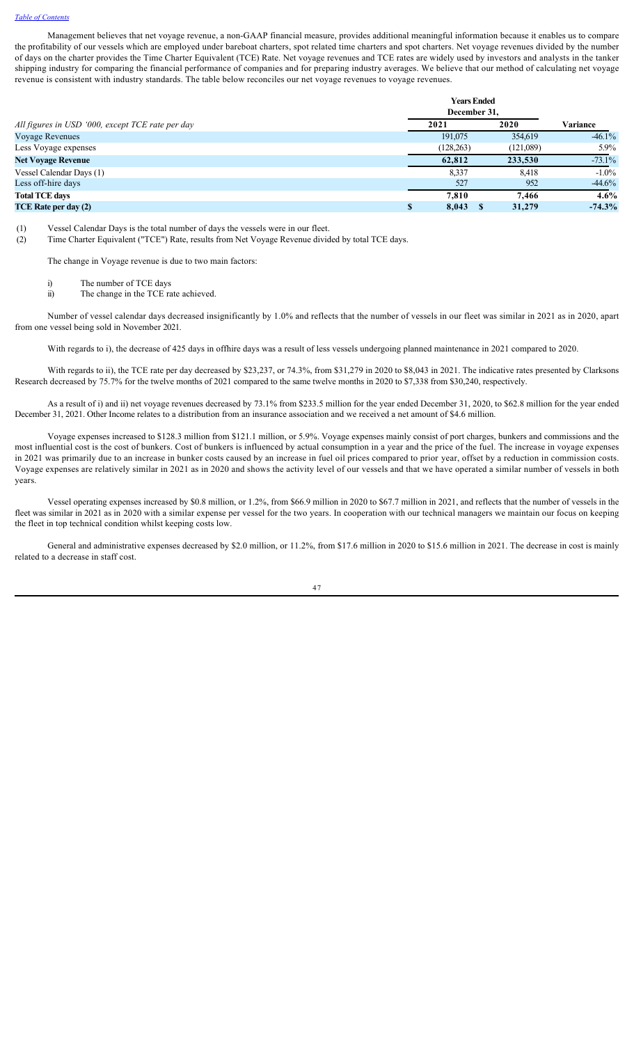Management believes that net voyage revenue, a non-GAAP financial measure, provides additional meaningful information because it enables us to compare the profitability of our vessels which are employed under bareboat charters, spot related time charters and spot charters. Net voyage revenues divided by the number of days on the charter provides the Time Charter Equivalent (TCE) Rate. Net voyage revenues and TCE rates are widely used by investors and analysts in the tanker shipping industry for comparing the financial performance of companies and for preparing industry averages. We believe that our method of calculating net voyage revenue is consistent with industry standards. The table below reconciles our net voyage revenues to voyage revenues.

| *All figures in USD '000, except TCE rate per day* | Years Ended December 31, 2021 | Years Ended December 31, 2020 | Variance |
|---|---|---|---|
| Voyage Revenues | 191,075 | 354,619 | -46.1% |
| Less Voyage expenses | (128,263) | (121,089) | 5.9% |
| **Net Voyage Revenue** | **62,812** | **233,530** | **-73.1%** |
| Vessel Calendar Days (1) | 8,337 | 8,418 | -1.0% |
| Less off-hire days | 527 | 952 | -44.6% |
| **Total TCE days** | **7,810** | **7,466** | **4.6%** |
| **TCE Rate per day (2)** | **$ 8,043** | **$ 31,279** | **-74.3%** |

(1) Vessel Calendar Days is the total number of days the vessels were in our fleet.

(2) Time Charter Equivalent ("TCE") Rate, results from Net Voyage Revenue divided by total TCE days.

The change in Voyage revenue is due to two main factors:

i) The number of TCE days

ii) The change in the TCE rate achieved.

Number of vessel calendar days decreased insignificantly by 1.0% and reflects that the number of vessels in our fleet was similar in 2021 as in 2020, apart from one vessel being sold in November 2021.

With regards to i), the decrease of 425 days in offhire days was a result of less vessels undergoing planned maintenance in 2021 compared to 2020.

With regards to ii), the TCE rate per day decreased by $23,237, or 74.3%, from $31,279 in 2020 to $8,043 in 2021. The indicative rates presented by Clarksons Research decreased by 75.7% for the twelve months of 2021 compared to the same twelve months in 2020 to $7,338 from $30,240, respectively.

As a result of i) and ii) net voyage revenues decreased by 73.1% from $233.5 million for the year ended December 31, 2020, to $62.8 million for the year ended December 31, 2021. Other Income relates to a distribution from an insurance association and we received a net amount of $4.6 million.

Voyage expenses increased to $128.3 million from $121.1 million, or 5.9%. Voyage expenses mainly consist of port charges, bunkers and commissions and the most influential cost is the cost of bunkers. Cost of bunkers is influenced by actual consumption in a year and the price of the fuel. The increase in voyage expenses in 2021 was primarily due to an increase in bunker costs caused by an increase in fuel oil prices compared to prior year, offset by a reduction in commission costs. Voyage expenses are relatively similar in 2021 as in 2020 and shows the activity level of our vessels and that we have operated a similar number of vessels in both years.

Vessel operating expenses increased by $0.8 million, or 1.2%, from $66.9 million in 2020 to $67.7 million in 2021, and reflects that the number of vessels in the fleet was similar in 2021 as in 2020 with a similar expense per vessel for the two years. In cooperation with our technical managers we maintain our focus on keeping the fleet in top technical condition whilst keeping costs low.

General and administrative expenses decreased by $2.0 million, or 11.2%, from $17.6 million in 2020 to $15.6 million in 2021. The decrease in cost is mainly related to a decrease in staff cost.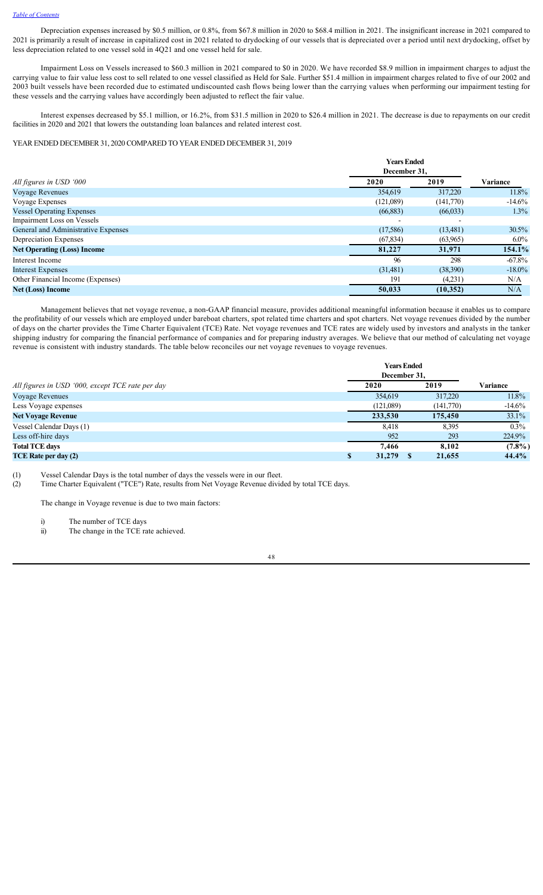Depreciation expenses increased by $0.5 million, or 0.8%, from $67.8 million in 2020 to $68.4 million in 2021. The insignificant increase in 2021 compared to 2021 is primarily a result of increase in capitalized cost in 2021 related to drydocking of our vessels that is depreciated over a period until next drydocking, offset by less depreciation related to one vessel sold in 4Q21 and one vessel held for sale.

Impairment Loss on Vessels increased to $60.3 million in 2021 compared to $0 in 2020. We have recorded $8.9 million in impairment charges to adjust the carrying value to fair value less cost to sell related to one vessel classified as Held for Sale. Further $51.4 million in impairment charges related to five of our 2002 and 2003 built vessels have been recorded due to estimated undiscounted cash flows being lower than the carrying values when performing our impairment testing for these vessels and the carrying values have accordingly been adjusted to reflect the fair value.

Interest expenses decreased by $5.1 million, or 16.2%, from $31.5 million in 2020 to $26.4 million in 2021. The decrease is due to repayments on our credit facilities in 2020 and 2021 that lowers the outstanding loan balances and related interest cost.

YEAR ENDED DECEMBER 31, 2020 COMPARED TO YEAR ENDED DECEMBER 31, 2019

| | Years Ended December 31, | | |
|---|---|---|---|
| *All figures in USD '000* | **2020** | **2019** | **Variance** |
| Voyage Revenues | 354,619 | 317,220 | 11.8% |
| Voyage Expenses | (121,089) | (141,770) | -14.6% |
| Vessel Operating Expenses | (66,883) | (66,033) | 1.3% |
| Impairment Loss on Vessels | - | - | |
| General and Administrative Expenses | (17,586) | (13,481) | 30.5% |
| Depreciation Expenses | (67,834) | (63,965) | 6.0% |
| **Net Operating (Loss) Income** | **81,227** | **31,971** | **154.1%** |
| Interest Income | 96 | 298 | -67.8% |
| Interest Expenses | (31,481) | (38,390) | -18.0% |
| Other Financial Income (Expenses) | 191 | (4,231) | N/A |
| **Net (Loss) Income** | **50,033** | **(10,352)** | N/A |

Management believes that net voyage revenue, a non-GAAP financial measure, provides additional meaningful information because it enables us to compare the profitability of our vessels which are employed under bareboat charters, spot related time charters and spot charters. Net voyage revenues divided by the number of days on the charter provides the Time Charter Equivalent (TCE) Rate. Net voyage revenues and TCE rates are widely used by investors and analysts in the tanker shipping industry for comparing the financial performance of companies and for preparing industry averages. We believe that our method of calculating net voyage revenue is consistent with industry standards. The table below reconciles our net voyage revenues to voyage revenues.

| | Years Ended December 31, | | |
|---|---|---|---|
| *All figures in USD '000, except TCE rate per day* | **2020** | **2019** | **Variance** |
| Voyage Revenues | 354,619 | 317,220 | 11.8% |
| Less Voyage expenses | (121,089) | (141,770) | -14.6% |
| **Net Voyage Revenue** | **233,530** | **175,450** | 33.1% |
| Vessel Calendar Days (1) | 8,418 | 8,395 | 0.3% |
| Less off-hire days | 952 | 293 | 224.9% |
| **Total TCE days** | **7,466** | **8,102** | **(7.8%)** |
| **TCE Rate per day (2)** | **$ 31,279** | **$ 21,655** | **44.4%** |

(1) Vessel Calendar Days is the total number of days the vessels were in our fleet.

(2) Time Charter Equivalent ("TCE") Rate, results from Net Voyage Revenue divided by total TCE days.

The change in Voyage revenue is due to two main factors:

i) The number of TCE days

ii) The change in the TCE rate achieved.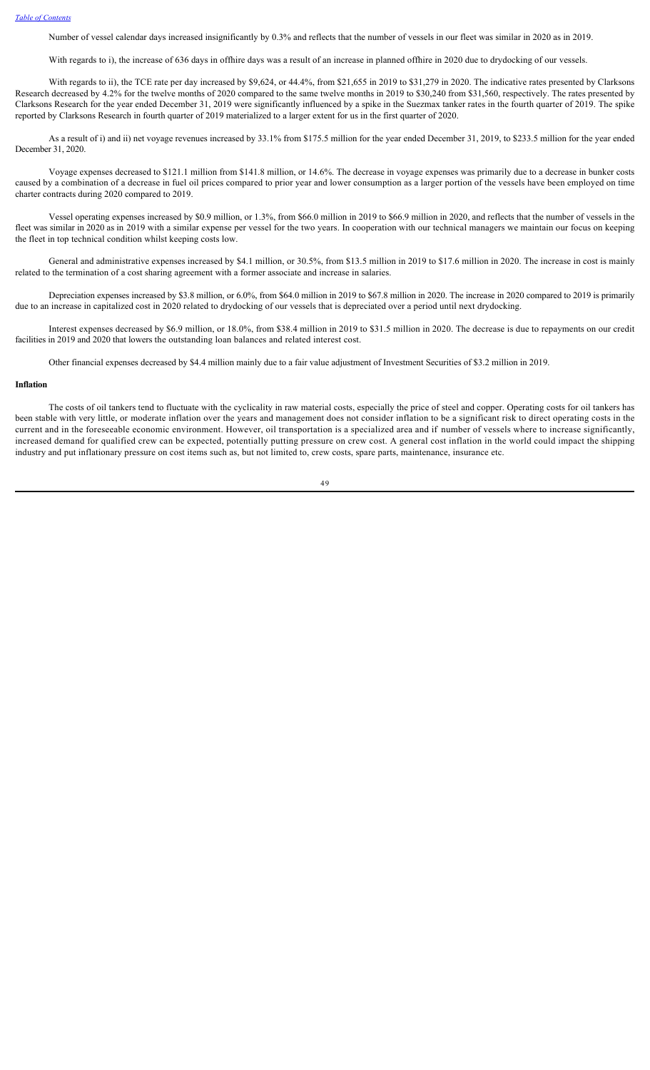Number of vessel calendar days increased insignificantly by 0.3% and reflects that the number of vessels in our fleet was similar in 2020 as in 2019.

With regards to i), the increase of 636 days in offhire days was a result of an increase in planned offhire in 2020 due to drydocking of our vessels.

With regards to ii), the TCE rate per day increased by $9,624, or 44.4%, from $21,655 in 2019 to $31,279 in 2020. The indicative rates presented by Clarksons Research decreased by 4.2% for the twelve months of 2020 compared to the same twelve months in 2019 to $30,240 from $31,560, respectively. The rates presented by Clarksons Research for the year ended December 31, 2019 were significantly influenced by a spike in the Suezmax tanker rates in the fourth quarter of 2019. The spike reported by Clarksons Research in fourth quarter of 2019 materialized to a larger extent for us in the first quarter of 2020.

As a result of i) and ii) net voyage revenues increased by 33.1% from $175.5 million for the year ended December 31, 2019, to $233.5 million for the year ended December 31, 2020.

Voyage expenses decreased to $121.1 million from $141.8 million, or 14.6%. The decrease in voyage expenses was primarily due to a decrease in bunker costs caused by a combination of a decrease in fuel oil prices compared to prior year and lower consumption as a larger portion of the vessels have been employed on time charter contracts during 2020 compared to 2019.

Vessel operating expenses increased by $0.9 million, or 1.3%, from $66.0 million in 2019 to $66.9 million in 2020, and reflects that the number of vessels in the fleet was similar in 2020 as in 2019 with a similar expense per vessel for the two years. In cooperation with our technical managers we maintain our focus on keeping the fleet in top technical condition whilst keeping costs low.

General and administrative expenses increased by $4.1 million, or 30.5%, from $13.5 million in 2019 to $17.6 million in 2020. The increase in cost is mainly related to the termination of a cost sharing agreement with a former associate and increase in salaries.

Depreciation expenses increased by $3.8 million, or 6.0%, from $64.0 million in 2019 to $67.8 million in 2020. The increase in 2020 compared to 2019 is primarily due to an increase in capitalized cost in 2020 related to drydocking of our vessels that is depreciated over a period until next drydocking.

Interest expenses decreased by $6.9 million, or 18.0%, from $38.4 million in 2019 to $31.5 million in 2020. The decrease is due to repayments on our credit facilities in 2019 and 2020 that lowers the outstanding loan balances and related interest cost.

Other financial expenses decreased by $4.4 million mainly due to a fair value adjustment of Investment Securities of $3.2 million in 2019.

**Inflation**

The costs of oil tankers tend to fluctuate with the cyclicality in raw material costs, especially the price of steel and copper. Operating costs for oil tankers has been stable with very little, or moderate inflation over the years and management does not consider inflation to be a significant risk to direct operating costs in the current and in the foreseeable economic environment. However, oil transportation is a specialized area and if number of vessels where to increase significantly, increased demand for qualified crew can be expected, potentially putting pressure on crew cost. A general cost inflation in the world could impact the shipping industry and put inflationary pressure on cost items such as, but not limited to, crew costs, spare parts, maintenance, insurance etc.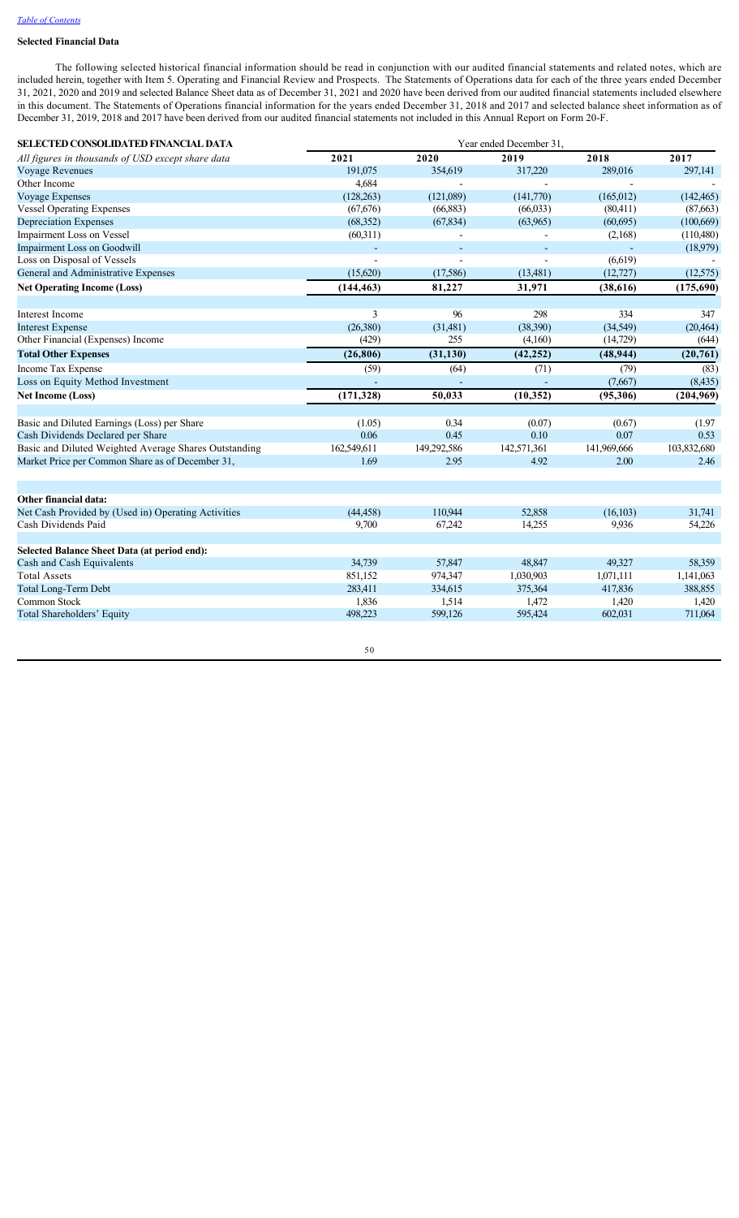[Table of Contents](#)

### Selected Financial Data

The following selected historical financial information should be read in conjunction with our audited financial statements and related notes, which are included herein, together with Item 5. Operating and Financial Review and Prospects. The Statements of Operations data for each of the three years ended December 31, 2021, 2020 and 2019 and selected Balance Sheet data as of December 31, 2021 and 2020 have been derived from our audited financial statements included elsewhere in this document. The Statements of Operations financial information for the years ended December 31, 2018 and 2017 and selected balance sheet information as of December 31, 2019, 2018 and 2017 have been derived from our audited financial statements not included in this Annual Report on Form 20-F.

| **SELECTED CONSOLIDATED FINANCIAL DATA** | Year ended December 31, | | | | |
|---|---|---|---|---|---|
| *All figures in thousands of USD except share data* | **2021** | **2020** | **2019** | **2018** | **2017** |
| Voyage Revenues | 191,075 | 354,619 | 317,220 | 289,016 | 297,141 |
| Other Income | 4,684 | - | - | - | - |
| Voyage Expenses | (128,263) | (121,089) | (141,770) | (165,012) | (142,465) |
| Vessel Operating Expenses | (67,676) | (66,883) | (66,033) | (80,411) | (87,663) |
| Depreciation Expenses | (68,352) | (67,834) | (63,965) | (60,695) | (100,669) |
| Impairment Loss on Vessel | (60,311) | - | - | (2,168) | (110,480) |
| Impairment Loss on Goodwill | - | - | - | - | (18,979) |
| Loss on Disposal of Vessels | - | - | - | (6,619) | - |
| General and Administrative Expenses | (15,620) | (17,586) | (13,481) | (12,727) | (12,575) |
| **Net Operating Income (Loss)** | **(144,463)** | **81,227** | **31,971** | **(38,616)** | **(175,690)** |
| | | | | | |
| Interest Income | 3 | 96 | 298 | 334 | 347 |
| Interest Expense | (26,380) | (31,481) | (38,390) | (34,549) | (20,464) |
| Other Financial (Expenses) Income | (429) | 255 | (4,160) | (14,729) | (644) |
| **Total Other Expenses** | **(26,806)** | **(31,130)** | **(42,252)** | **(48,944)** | **(20,761)** |
| Income Tax Expense | (59) | (64) | (71) | (79) | (83) |
| Loss on Equity Method Investment | - | - | - | (7,667) | (8,435) |
| **Net Income (Loss)** | **(171,328)** | **50,033** | **(10,352)** | **(95,306)** | **(204,969)** |
| | | | | | |
| Basic and Diluted Earnings (Loss) per Share | (1.05) | 0.34 | (0.07) | (0.67) | (1.97 |
| Cash Dividends Declared per Share | 0.06 | 0.45 | 0.10 | 0.07 | 0.53 |
| Basic and Diluted Weighted Average Shares Outstanding | 162,549,611 | 149,292,586 | 142,571,361 | 141,969,666 | 103,832,680 |
| Market Price per Common Share as of December 31, | 1.69 | 2.95 | 4.92 | 2.00 | 2.46 |
| | | | | | |
| **Other financial data:** | | | | | |
| Net Cash Provided by (Used in) Operating Activities | (44,458) | 110,944 | 52,858 | (16,103) | 31,741 |
| Cash Dividends Paid | 9,700 | 67,242 | 14,255 | 9,936 | 54,226 |
| | | | | | |
| **Selected Balance Sheet Data (at period end):** | | | | | |
| Cash and Cash Equivalents | 34,739 | 57,847 | 48,847 | 49,327 | 58,359 |
| Total Assets | 851,152 | 974,347 | 1,030,903 | 1,071,111 | 1,141,063 |
| Total Long-Term Debt | 283,411 | 334,615 | 375,364 | 417,836 | 388,855 |
| Common Stock | 1,836 | 1,514 | 1,472 | 1,420 | 1,420 |
| Total Shareholders' Equity | 498,223 | 599,126 | 595,424 | 602,031 | 711,064 |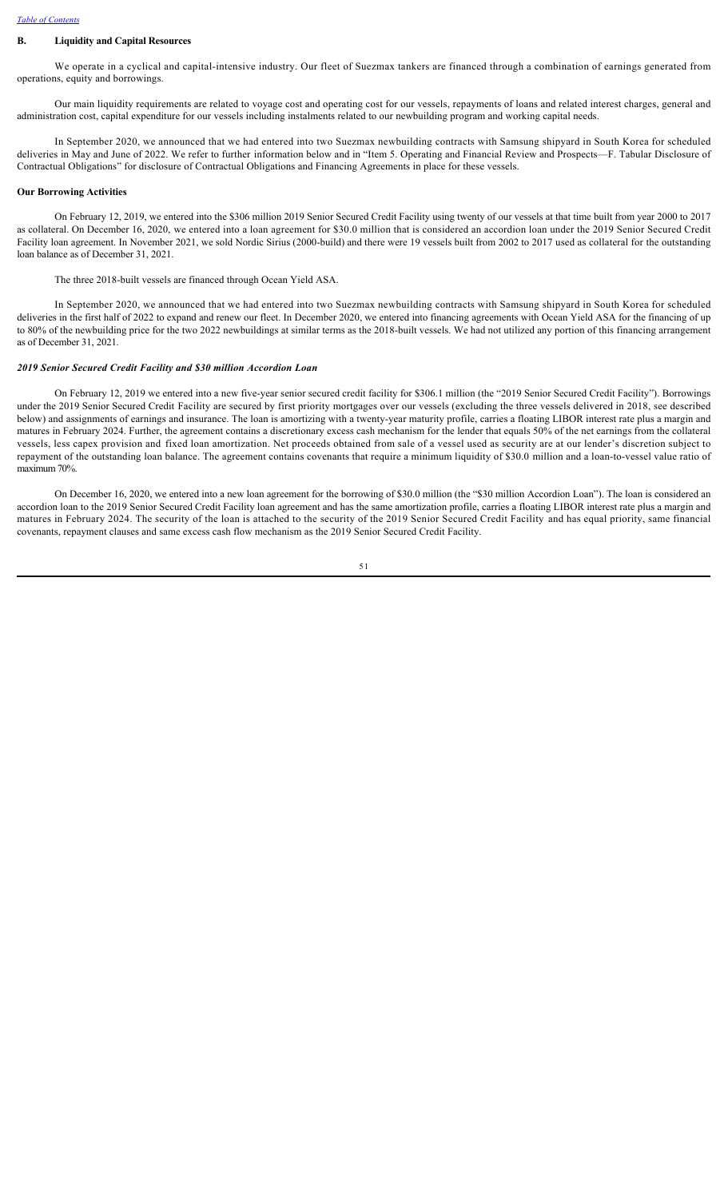## B. Liquidity and Capital Resources

We operate in a cyclical and capital-intensive industry. Our fleet of Suezmax tankers are financed through a combination of earnings generated from operations, equity and borrowings.

Our main liquidity requirements are related to voyage cost and operating cost for our vessels, repayments of loans and related interest charges, general and administration cost, capital expenditure for our vessels including instalments related to our newbuilding program and working capital needs.

In September 2020, we announced that we had entered into two Suezmax newbuilding contracts with Samsung shipyard in South Korea for scheduled deliveries in May and June of 2022. We refer to further information below and in "Item 5. Operating and Financial Review and Prospects—F. Tabular Disclosure of Contractual Obligations" for disclosure of Contractual Obligations and Financing Agreements in place for these vessels.

### Our Borrowing Activities

On February 12, 2019, we entered into the $306 million 2019 Senior Secured Credit Facility using twenty of our vessels at that time built from year 2000 to 2017 as collateral. On December 16, 2020, we entered into a loan agreement for $30.0 million that is considered an accordion loan under the 2019 Senior Secured Credit Facility loan agreement. In November 2021, we sold Nordic Sirius (2000-build) and there were 19 vessels built from 2002 to 2017 used as collateral for the outstanding loan balance as of December 31, 2021.

The three 2018-built vessels are financed through Ocean Yield ASA.

In September 2020, we announced that we had entered into two Suezmax newbuilding contracts with Samsung shipyard in South Korea for scheduled deliveries in the first half of 2022 to expand and renew our fleet. In December 2020, we entered into financing agreements with Ocean Yield ASA for the financing of up to 80% of the newbuilding price for the two 2022 newbuildings at similar terms as the 2018-built vessels. We had not utilized any portion of this financing arrangement as of December 31, 2021.

### *2019 Senior Secured Credit Facility and $30 million Accordion Loan*

On February 12, 2019 we entered into a new five-year senior secured credit facility for $306.1 million (the "2019 Senior Secured Credit Facility"). Borrowings under the 2019 Senior Secured Credit Facility are secured by first priority mortgages over our vessels (excluding the three vessels delivered in 2018, see described below) and assignments of earnings and insurance. The loan is amortizing with a twenty-year maturity profile, carries a floating LIBOR interest rate plus a margin and matures in February 2024. Further, the agreement contains a discretionary excess cash mechanism for the lender that equals 50% of the net earnings from the collateral vessels, less capex provision and fixed loan amortization. Net proceeds obtained from sale of a vessel used as security are at our lender's discretion subject to repayment of the outstanding loan balance. The agreement contains covenants that require a minimum liquidity of $30.0 million and a loan-to-vessel value ratio of maximum 70%.

On December 16, 2020, we entered into a new loan agreement for the borrowing of $30.0 million (the "$30 million Accordion Loan"). The loan is considered an accordion loan to the 2019 Senior Secured Credit Facility loan agreement and has the same amortization profile, carries a floating LIBOR interest rate plus a margin and matures in February 2024. The security of the loan is attached to the security of the 2019 Senior Secured Credit Facility and has equal priority, same financial covenants, repayment clauses and same excess cash flow mechanism as the 2019 Senior Secured Credit Facility.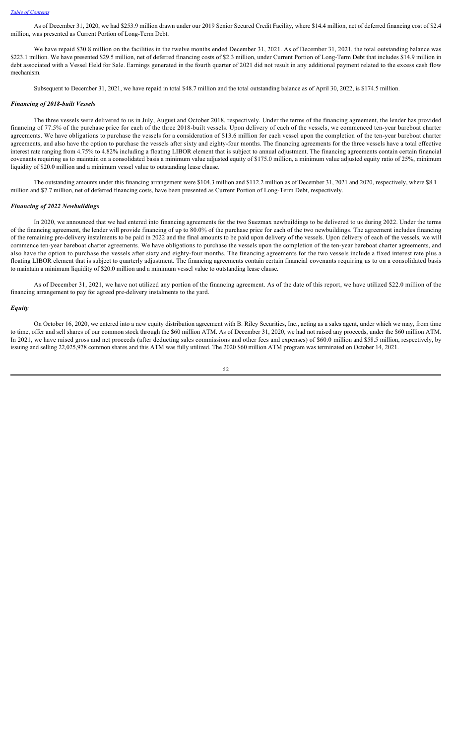As of December 31, 2020, we had $253.9 million drawn under our 2019 Senior Secured Credit Facility, where $14.4 million, net of deferred financing cost of $2.4 million, was presented as Current Portion of Long-Term Debt.

We have repaid $30.8 million on the facilities in the twelve months ended December 31, 2021. As of December 31, 2021, the total outstanding balance was $223.1 million. We have presented $29.5 million, net of deferred financing costs of $2.3 million, under Current Portion of Long-Term Debt that includes $14.9 million in debt associated with a Vessel Held for Sale. Earnings generated in the fourth quarter of 2021 did not result in any additional payment related to the excess cash flow mechanism.

Subsequent to December 31, 2021, we have repaid in total $48.7 million and the total outstanding balance as of April 30, 2022, is $174.5 million.

### *Financing of 2018-built Vessels*

The three vessels were delivered to us in July, August and October 2018, respectively. Under the terms of the financing agreement, the lender has provided financing of 77.5% of the purchase price for each of the three 2018-built vessels. Upon delivery of each of the vessels, we commenced ten-year bareboat charter agreements. We have obligations to purchase the vessels for a consideration of $13.6 million for each vessel upon the completion of the ten-year bareboat charter agreements, and also have the option to purchase the vessels after sixty and eighty-four months. The financing agreements for the three vessels have a total effective interest rate ranging from 4.75% to 4.82% including a floating LIBOR element that is subject to annual adjustment. The financing agreements contain certain financial covenants requiring us to maintain on a consolidated basis a minimum value adjusted equity of $175.0 million, a minimum value adjusted equity ratio of 25%, minimum liquidity of $20.0 million and a minimum vessel value to outstanding lease clause.

The outstanding amounts under this financing arrangement were $104.3 million and $112.2 million as of December 31, 2021 and 2020, respectively, where $8.1 million and $7.7 million, net of deferred financing costs, have been presented as Current Portion of Long-Term Debt, respectively.

### *Financing of 2022 Newbuildings*

In 2020, we announced that we had entered into financing agreements for the two Suezmax newbuildings to be delivered to us during 2022. Under the terms of the financing agreement, the lender will provide financing of up to 80.0% of the purchase price for each of the two newbuildings. The agreement includes financing of the remaining pre-delivery instalments to be paid in 2022 and the final amounts to be paid upon delivery of the vessels. Upon delivery of each of the vessels, we will commence ten-year bareboat charter agreements. We have obligations to purchase the vessels upon the completion of the ten-year bareboat charter agreements, and also have the option to purchase the vessels after sixty and eighty-four months. The financing agreements for the two vessels include a fixed interest rate plus a floating LIBOR element that is subject to quarterly adjustment. The financing agreements contain certain financial covenants requiring us to on a consolidated basis to maintain a minimum liquidity of $20.0 million and a minimum vessel value to outstanding lease clause.

As of December 31, 2021, we have not utilized any portion of the financing agreement. As of the date of this report, we have utilized $22.0 million of the financing arrangement to pay for agreed pre-delivery instalments to the yard.

### *Equity*

On October 16, 2020, we entered into a new equity distribution agreement with B. Riley Securities, Inc., acting as a sales agent, under which we may, from time to time, offer and sell shares of our common stock through the $60 million ATM. As of December 31, 2020, we had not raised any proceeds, under the $60 million ATM. In 2021, we have raised gross and net proceeds (after deducting sales commissions and other fees and expenses) of $60.0 million and $58.5 million, respectively, by issuing and selling 22,025,978 common shares and this ATM was fully utilized. The 2020 $60 million ATM program was terminated on October 14, 2021.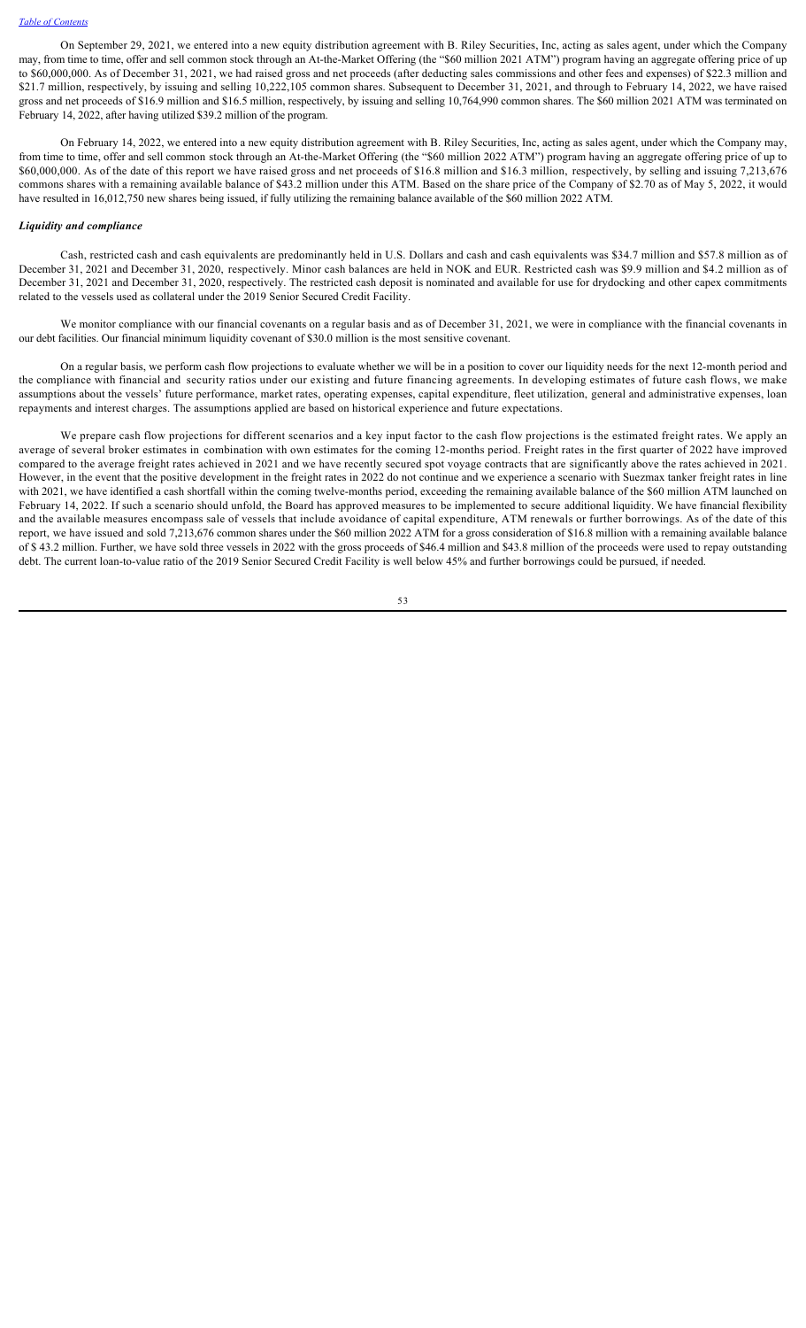On September 29, 2021, we entered into a new equity distribution agreement with B. Riley Securities, Inc, acting as sales agent, under which the Company may, from time to time, offer and sell common stock through an At-the-Market Offering (the "$60 million 2021 ATM") program having an aggregate offering price of up to $60,000,000. As of December 31, 2021, we had raised gross and net proceeds (after deducting sales commissions and other fees and expenses) of $22.3 million and $21.7 million, respectively, by issuing and selling 10,222,105 common shares. Subsequent to December 31, 2021, and through to February 14, 2022, we have raised gross and net proceeds of $16.9 million and $16.5 million, respectively, by issuing and selling 10,764,990 common shares. The $60 million 2021 ATM was terminated on February 14, 2022, after having utilized $39.2 million of the program.

On February 14, 2022, we entered into a new equity distribution agreement with B. Riley Securities, Inc, acting as sales agent, under which the Company may, from time to time, offer and sell common stock through an At-the-Market Offering (the "$60 million 2022 ATM") program having an aggregate offering price of up to $60,000,000. As of the date of this report we have raised gross and net proceeds of $16.8 million and $16.3 million, respectively, by selling and issuing 7,213,676 commons shares with a remaining available balance of $43.2 million under this ATM. Based on the share price of the Company of $2.70 as of May 5, 2022, it would have resulted in 16,012,750 new shares being issued, if fully utilizing the remaining balance available of the $60 million 2022 ATM.

### *Liquidity and compliance*

Cash, restricted cash and cash equivalents are predominantly held in U.S. Dollars and cash and cash equivalents was $34.7 million and $57.8 million as of December 31, 2021 and December 31, 2020, respectively. Minor cash balances are held in NOK and EUR. Restricted cash was $9.9 million and $4.2 million as of December 31, 2021 and December 31, 2020, respectively. The restricted cash deposit is nominated and available for use for drydocking and other capex commitments related to the vessels used as collateral under the 2019 Senior Secured Credit Facility.

We monitor compliance with our financial covenants on a regular basis and as of December 31, 2021, we were in compliance with the financial covenants in our debt facilities. Our financial minimum liquidity covenant of $30.0 million is the most sensitive covenant.

On a regular basis, we perform cash flow projections to evaluate whether we will be in a position to cover our liquidity needs for the next 12-month period and the compliance with financial and security ratios under our existing and future financing agreements. In developing estimates of future cash flows, we make assumptions about the vessels' future performance, market rates, operating expenses, capital expenditure, fleet utilization, general and administrative expenses, loan repayments and interest charges. The assumptions applied are based on historical experience and future expectations.

We prepare cash flow projections for different scenarios and a key input factor to the cash flow projections is the estimated freight rates. We apply an average of several broker estimates in combination with own estimates for the coming 12-months period. Freight rates in the first quarter of 2022 have improved compared to the average freight rates achieved in 2021 and we have recently secured spot voyage contracts that are significantly above the rates achieved in 2021. However, in the event that the positive development in the freight rates in 2022 do not continue and we experience a scenario with Suezmax tanker freight rates in line with 2021, we have identified a cash shortfall within the coming twelve-months period, exceeding the remaining available balance of the $60 million ATM launched on February 14, 2022. If such a scenario should unfold, the Board has approved measures to be implemented to secure additional liquidity. We have financial flexibility and the available measures encompass sale of vessels that include avoidance of capital expenditure, ATM renewals or further borrowings. As of the date of this report, we have issued and sold 7,213,676 common shares under the $60 million 2022 ATM for a gross consideration of $16.8 million with a remaining available balance of $ 43.2 million. Further, we have sold three vessels in 2022 with the gross proceeds of $46.4 million and $43.8 million of the proceeds were used to repay outstanding debt. The current loan-to-value ratio of the 2019 Senior Secured Credit Facility is well below 45% and further borrowings could be pursued, if needed.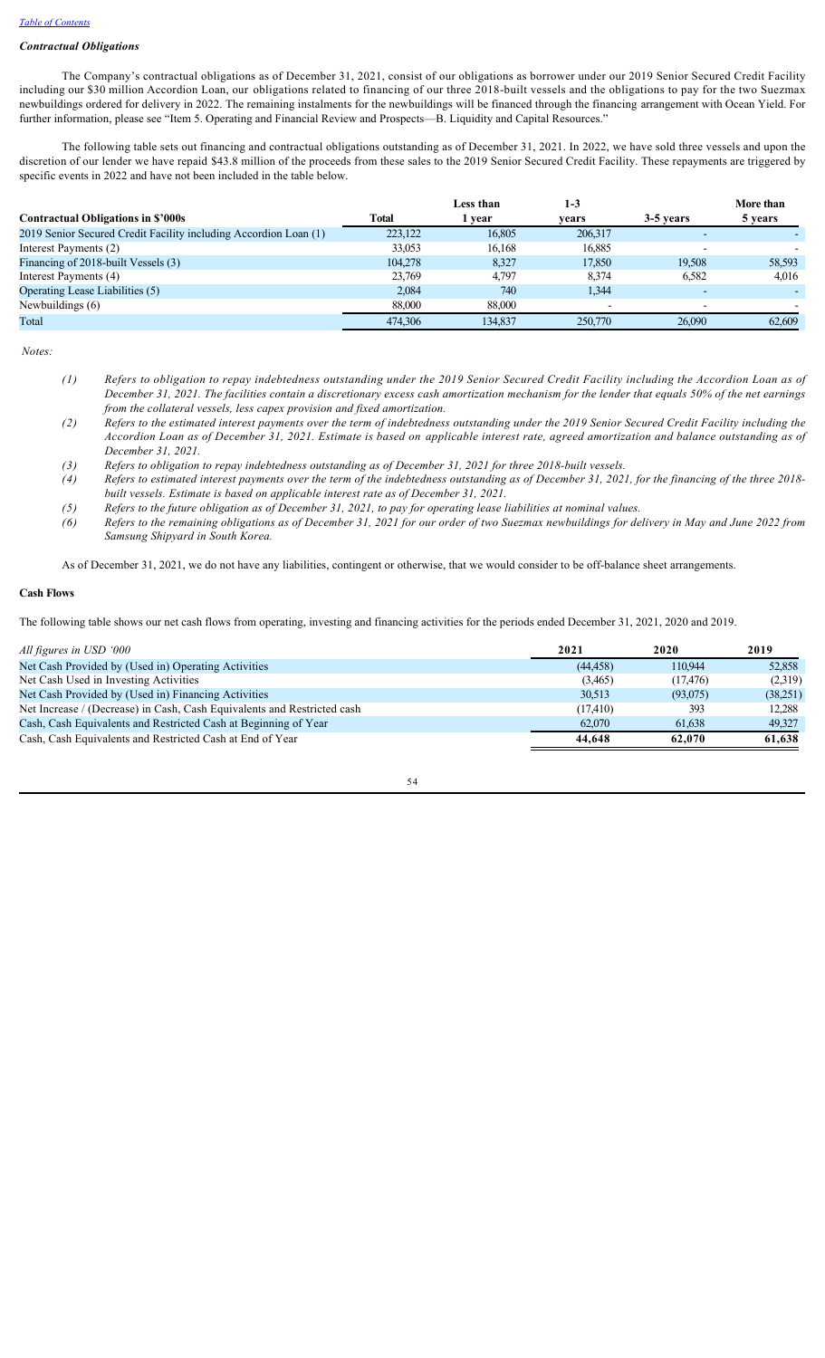[Table of Contents](#)

### *Contractual Obligations*

The Company's contractual obligations as of December 31, 2021, consist of our obligations as borrower under our 2019 Senior Secured Credit Facility including our $30 million Accordion Loan, our obligations related to financing of our three 2018-built vessels and the obligations to pay for the two Suezmax newbuildings ordered for delivery in 2022. The remaining instalments for the newbuildings will be financed through the financing arrangement with Ocean Yield. For further information, please see "Item 5. Operating and Financial Review and Prospects—B. Liquidity and Capital Resources."

The following table sets out financing and contractual obligations outstanding as of December 31, 2021. In 2022, we have sold three vessels and upon the discretion of our lender we have repaid $43.8 million of the proceeds from these sales to the 2019 Senior Secured Credit Facility. These repayments are triggered by specific events in 2022 and have not been included in the table below.

| Contractual Obligations in $'000s | Total | Less than 1 year | 1-3 years | 3-5 years | More than 5 years |
|---|---|---|---|---|---|
| 2019 Senior Secured Credit Facility including Accordion Loan (1) | 223,122 | 16,805 | 206,317 | - | - |
| Interest Payments (2) | 33,053 | 16,168 | 16,885 | - | - |
| Financing of 2018-built Vessels (3) | 104,278 | 8,327 | 17,850 | 19,508 | 58,593 |
| Interest Payments (4) | 23,769 | 4,797 | 8,374 | 6,582 | 4,016 |
| Operating Lease Liabilities (5) | 2,084 | 740 | 1,344 | - | - |
| Newbuildings (6) | 88,000 | 88,000 | - | - | - |
| Total | 474,306 | 134,837 | 250,770 | 26,090 | 62,609 |

*Notes:*

*(1) Refers to obligation to repay indebtedness outstanding under the 2019 Senior Secured Credit Facility including the Accordion Loan as of December 31, 2021. The facilities contain a discretionary excess cash amortization mechanism for the lender that equals 50% of the net earnings from the collateral vessels, less capex provision and fixed amortization.*

*(2) Refers to the estimated interest payments over the term of indebtedness outstanding under the 2019 Senior Secured Credit Facility including the Accordion Loan as of December 31, 2021. Estimate is based on applicable interest rate, agreed amortization and balance outstanding as of December 31, 2021.*

*(3) Refers to obligation to repay indebtedness outstanding as of December 31, 2021 for three 2018-built vessels.*

*(4) Refers to estimated interest payments over the term of the indebtedness outstanding as of December 31, 2021, for the financing of the three 2018-built vessels. Estimate is based on applicable interest rate as of December 31, 2021.*

*(5) Refers to the future obligation as of December 31, 2021, to pay for operating lease liabilities at nominal values.*

*(6) Refers to the remaining obligations as of December 31, 2021 for our order of two Suezmax newbuildings for delivery in May and June 2022 from Samsung Shipyard in South Korea.*

As of December 31, 2021, we do not have any liabilities, contingent or otherwise, that we would consider to be off-balance sheet arrangements.

### Cash Flows

The following table shows our net cash flows from operating, investing and financing activities for the periods ended December 31, 2021, 2020 and 2019.

| *All figures in USD '000* | 2021 | 2020 | 2019 |
|---|---|---|---|
| Net Cash Provided by (Used in) Operating Activities | (44,458) | 110,944 | 52,858 |
| Net Cash Used in Investing Activities | (3,465) | (17,476) | (2,319) |
| Net Cash Provided by (Used in) Financing Activities | 30,513 | (93,075) | (38,251) |
| Net Increase / (Decrease) in Cash, Cash Equivalents and Restricted cash | (17,410) | 393 | 12,288 |
| Cash, Cash Equivalents and Restricted Cash at Beginning of Year | 62,070 | 61,638 | 49,327 |
| Cash, Cash Equivalents and Restricted Cash at End of Year | **44,648** | **62,070** | **61,638** |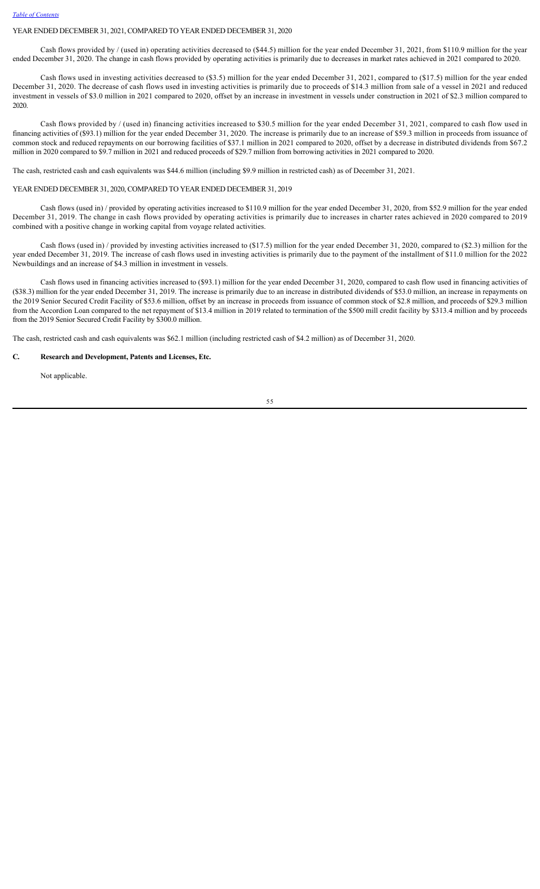YEAR ENDED DECEMBER 31, 2021, COMPARED TO YEAR ENDED DECEMBER 31, 2020

Cash flows provided by / (used in) operating activities decreased to ($44.5) million for the year ended December 31, 2021, from $110.9 million for the year ended December 31, 2020. The change in cash flows provided by operating activities is primarily due to decreases in market rates achieved in 2021 compared to 2020.

Cash flows used in investing activities decreased to ($3.5) million for the year ended December 31, 2021, compared to ($17.5) million for the year ended December 31, 2020. The decrease of cash flows used in investing activities is primarily due to proceeds of $14.3 million from sale of a vessel in 2021 and reduced investment in vessels of $3.0 million in 2021 compared to 2020, offset by an increase in investment in vessels under construction in 2021 of $2.3 million compared to 2020.

Cash flows provided by / (used in) financing activities increased to $30.5 million for the year ended December 31, 2021, compared to cash flow used in financing activities of ($93.1) million for the year ended December 31, 2020. The increase is primarily due to an increase of $59.3 million in proceeds from issuance of common stock and reduced repayments on our borrowing facilities of $37.1 million in 2021 compared to 2020, offset by a decrease in distributed dividends from $67.2 million in 2020 compared to $9.7 million in 2021 and reduced proceeds of $29.7 million from borrowing activities in 2021 compared to 2020.

The cash, restricted cash and cash equivalents was $44.6 million (including $9.9 million in restricted cash) as of December 31, 2021.

YEAR ENDED DECEMBER 31, 2020, COMPARED TO YEAR ENDED DECEMBER 31, 2019

Cash flows (used in) / provided by operating activities increased to $110.9 million for the year ended December 31, 2020, from $52.9 million for the year ended December 31, 2019. The change in cash flows provided by operating activities is primarily due to increases in charter rates achieved in 2020 compared to 2019 combined with a positive change in working capital from voyage related activities.

Cash flows (used in) / provided by investing activities increased to ($17.5) million for the year ended December 31, 2020, compared to ($2.3) million for the year ended December 31, 2019. The increase of cash flows used in investing activities is primarily due to the payment of the installment of $11.0 million for the 2022 Newbuildings and an increase of $4.3 million in investment in vessels.

Cash flows used in financing activities increased to ($93.1) million for the year ended December 31, 2020, compared to cash flow used in financing activities of ($38.3) million for the year ended December 31, 2019. The increase is primarily due to an increase in distributed dividends of $53.0 million, an increase in repayments on the 2019 Senior Secured Credit Facility of $53.6 million, offset by an increase in proceeds from issuance of common stock of $2.8 million, and proceeds of $29.3 million from the Accordion Loan compared to the net repayment of $13.4 million in 2019 related to termination of the $500 mill credit facility by $313.4 million and by proceeds from the 2019 Senior Secured Credit Facility by $300.0 million.

The cash, restricted cash and cash equivalents was $62.1 million (including restricted cash of $4.2 million) as of December 31, 2020.

## C. Research and Development, Patents and Licenses, Etc.

Not applicable.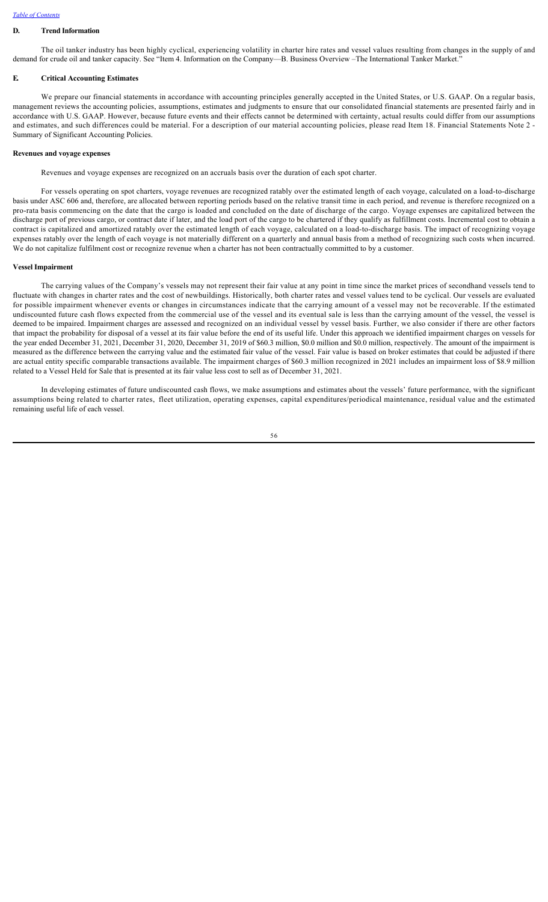## D. Trend Information

The oil tanker industry has been highly cyclical, experiencing volatility in charter hire rates and vessel values resulting from changes in the supply of and demand for crude oil and tanker capacity. See "Item 4. Information on the Company—B. Business Overview –The International Tanker Market."

## E. Critical Accounting Estimates

We prepare our financial statements in accordance with accounting principles generally accepted in the United States, or U.S. GAAP. On a regular basis, management reviews the accounting policies, assumptions, estimates and judgments to ensure that our consolidated financial statements are presented fairly and in accordance with U.S. GAAP. However, because future events and their effects cannot be determined with certainty, actual results could differ from our assumptions and estimates, and such differences could be material. For a description of our material accounting policies, please read Item 18. Financial Statements Note 2 - Summary of Significant Accounting Policies.

### Revenues and voyage expenses

Revenues and voyage expenses are recognized on an accruals basis over the duration of each spot charter.

For vessels operating on spot charters, voyage revenues are recognized ratably over the estimated length of each voyage, calculated on a load-to-discharge basis under ASC 606 and, therefore, are allocated between reporting periods based on the relative transit time in each period, and revenue is therefore recognized on a pro-rata basis commencing on the date that the cargo is loaded and concluded on the date of discharge of the cargo. Voyage expenses are capitalized between the discharge port of previous cargo, or contract date if later, and the load port of the cargo to be chartered if they qualify as fulfillment costs. Incremental cost to obtain a contract is capitalized and amortized ratably over the estimated length of each voyage, calculated on a load-to-discharge basis. The impact of recognizing voyage expenses ratably over the length of each voyage is not materially different on a quarterly and annual basis from a method of recognizing such costs when incurred. We do not capitalize fulfilment cost or recognize revenue when a charter has not been contractually committed to by a customer.

### Vessel Impairment

The carrying values of the Company's vessels may not represent their fair value at any point in time since the market prices of secondhand vessels tend to fluctuate with changes in charter rates and the cost of newbuildings. Historically, both charter rates and vessel values tend to be cyclical. Our vessels are evaluated for possible impairment whenever events or changes in circumstances indicate that the carrying amount of a vessel may not be recoverable. If the estimated undiscounted future cash flows expected from the commercial use of the vessel and its eventual sale is less than the carrying amount of the vessel, the vessel is deemed to be impaired. Impairment charges are assessed and recognized on an individual vessel by vessel basis. Further, we also consider if there are other factors that impact the probability for disposal of a vessel at its fair value before the end of its useful life. Under this approach we identified impairment charges on vessels for the year ended December 31, 2021, December 31, 2020, December 31, 2019 of $60.3 million, $0.0 million and $0.0 million, respectively. The amount of the impairment is measured as the difference between the carrying value and the estimated fair value of the vessel. Fair value is based on broker estimates that could be adjusted if there are actual entity specific comparable transactions available. The impairment charges of $60.3 million recognized in 2021 includes an impairment loss of $8.9 million related to a Vessel Held for Sale that is presented at its fair value less cost to sell as of December 31, 2021.

In developing estimates of future undiscounted cash flows, we make assumptions and estimates about the vessels' future performance, with the significant assumptions being related to charter rates, fleet utilization, operating expenses, capital expenditures/periodical maintenance, residual value and the estimated remaining useful life of each vessel.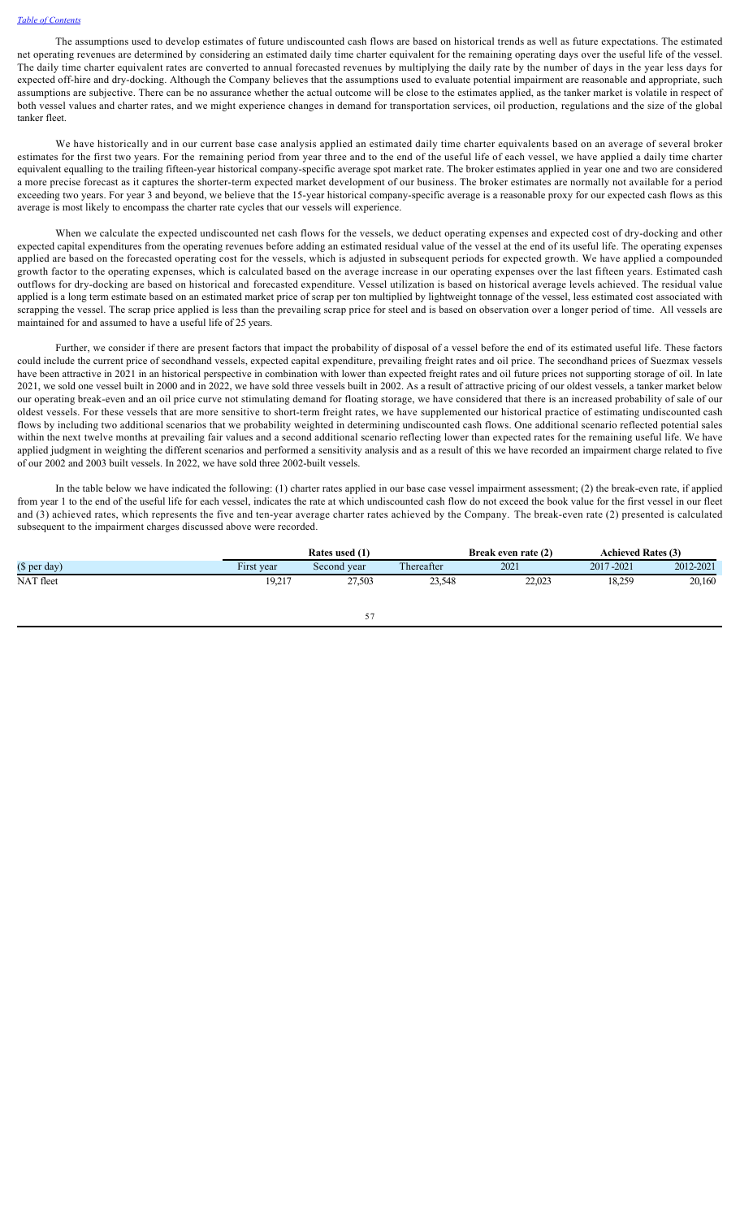The assumptions used to develop estimates of future undiscounted cash flows are based on historical trends as well as future expectations. The estimated net operating revenues are determined by considering an estimated daily time charter equivalent for the remaining operating days over the useful life of the vessel. The daily time charter equivalent rates are converted to annual forecasted revenues by multiplying the daily rate by the number of days in the year less days for expected off-hire and dry-docking. Although the Company believes that the assumptions used to evaluate potential impairment are reasonable and appropriate, such assumptions are subjective. There can be no assurance whether the actual outcome will be close to the estimates applied, as the tanker market is volatile in respect of both vessel values and charter rates, and we might experience changes in demand for transportation services, oil production, regulations and the size of the global tanker fleet.

We have historically and in our current base case analysis applied an estimated daily time charter equivalents based on an average of several broker estimates for the first two years. For the remaining period from year three and to the end of the useful life of each vessel, we have applied a daily time charter equivalent equalling to the trailing fifteen-year historical company-specific average spot market rate. The broker estimates applied in year one and two are considered a more precise forecast as it captures the shorter-term expected market development of our business. The broker estimates are normally not available for a period exceeding two years. For year 3 and beyond, we believe that the 15-year historical company-specific average is a reasonable proxy for our expected cash flows as this average is most likely to encompass the charter rate cycles that our vessels will experience.

When we calculate the expected undiscounted net cash flows for the vessels, we deduct operating expenses and expected cost of dry-docking and other expected capital expenditures from the operating revenues before adding an estimated residual value of the vessel at the end of its useful life. The operating expenses applied are based on the forecasted operating cost for the vessels, which is adjusted in subsequent periods for expected growth. We have applied a compounded growth factor to the operating expenses, which is calculated based on the average increase in our operating expenses over the last fifteen years. Estimated cash outflows for dry-docking are based on historical and forecasted expenditure. Vessel utilization is based on historical average levels achieved. The residual value applied is a long term estimate based on an estimated market price of scrap per ton multiplied by lightweight tonnage of the vessel, less estimated cost associated with scrapping the vessel. The scrap price applied is less than the prevailing scrap price for steel and is based on observation over a longer period of time. All vessels are maintained for and assumed to have a useful life of 25 years.

Further, we consider if there are present factors that impact the probability of disposal of a vessel before the end of its estimated useful life. These factors could include the current price of secondhand vessels, expected capital expenditure, prevailing freight rates and oil price. The secondhand prices of Suezmax vessels have been attractive in 2021 in an historical perspective in combination with lower than expected freight rates and oil future prices not supporting storage of oil. In late 2021, we sold one vessel built in 2000 and in 2022, we have sold three vessels built in 2002. As a result of attractive pricing of our oldest vessels, a tanker market below our operating break-even and an oil price curve not stimulating demand for floating storage, we have considered that there is an increased probability of sale of our oldest vessels. For these vessels that are more sensitive to short-term freight rates, we have supplemented our historical practice of estimating undiscounted cash flows by including two additional scenarios that we probability weighted in determining undiscounted cash flows. One additional scenario reflected potential sales within the next twelve months at prevailing fair values and a second additional scenario reflecting lower than expected rates for the remaining useful life. We have applied judgment in weighting the different scenarios and performed a sensitivity analysis and as a result of this we have recorded an impairment charge related to five of our 2002 and 2003 built vessels. In 2022, we have sold three 2002-built vessels.

In the table below we have indicated the following: (1) charter rates applied in our base case vessel impairment assessment; (2) the break-even rate, if applied from year 1 to the end of the useful life for each vessel, indicates the rate at which undiscounted cash flow do not exceed the book value for the first vessel in our fleet and (3) achieved rates, which represents the five and ten-year average charter rates achieved by the Company. The break-even rate (2) presented is calculated subsequent to the impairment charges discussed above were recorded.

| | Rates used (1) | | | Break even rate (2) | Achieved Rates (3) | |
|---|---|---|---|---|---|---|
| ($ per day) | First year | Second year | Thereafter | 2021 | 2017 -2021 | 2012-2021 |
| NAT fleet | 19,217 | 27,503 | 23,548 | 22,023 | 18,259 | 20,160 |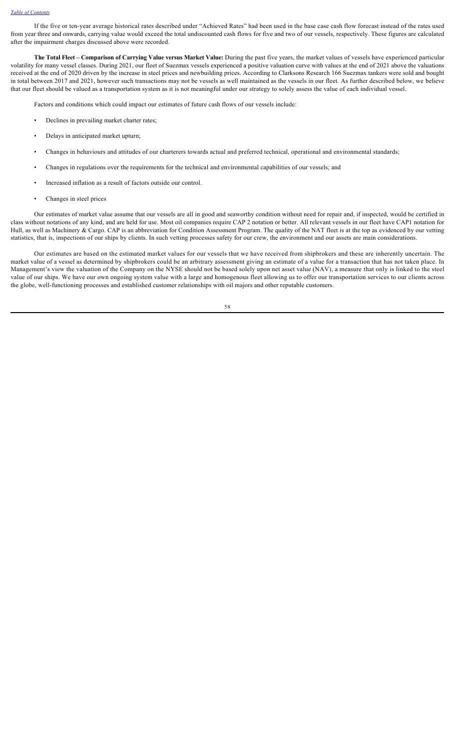If the five or ten-year average historical rates described under "Achieved Rates" had been used in the base case cash flow forecast instead of the rates used from year three and onwards, carrying value would exceed the total undiscounted cash flows for five and two of our vessels, respectively. These figures are calculated after the impairment charges discussed above were recorded.

**The Total Fleet – Comparison of Carrying Value versus Market Value:** During the past five years, the market values of vessels have experienced particular volatility for many vessel classes. During 2021, our fleet of Suezmax vessels experienced a positive valuation curve with values at the end of 2021 above the valuations received at the end of 2020 driven by the increase in steel prices and newbuilding prices. According to Clarksons Research 166 Suezmax tankers were sold and bought in total between 2017 and 2021, however such transactions may not be vessels as well maintained as the vessels in our fleet. As further described below, we believe that our fleet should be valued as a transportation system as it is not meaningful under our strategy to solely assess the value of each individual vessel.

Factors and conditions which could impact our estimates of future cash flows of our vessels include:

- Declines in prevailing market charter rates;
- Delays in anticipated market upturn;
- Changes in behaviours and attitudes of our charterers towards actual and preferred technical, operational and environmental standards;
- Changes in regulations over the requirements for the technical and environmental capabilities of our vessels; and
- Increased inflation as a result of factors outside our control.
- Changes in steel prices

Our estimates of market value assume that our vessels are all in good and seaworthy condition without need for repair and, if inspected, would be certified in class without notations of any kind, and are held for use. Most oil companies require CAP 2 notation or better. All relevant vessels in our fleet have CAP1 notation for Hull, as well as Machinery & Cargo. CAP is an abbreviation for Condition Assessment Program. The quality of the NAT fleet is at the top as evidenced by our vetting statistics, that is, inspections of our ships by clients. In such vetting processes safety for our crew, the environment and our assets are main considerations.

Our estimates are based on the estimated market values for our vessels that we have received from shipbrokers and these are inherently uncertain. The market value of a vessel as determined by shipbrokers could be an arbitrary assessment giving an estimate of a value for a transaction that has not taken place. In Management's view the valuation of the Company on the NYSE should not be based solely upon net asset value (NAV), a measure that only is linked to the steel value of our ships. We have our own ongoing system value with a large and homogenous fleet allowing us to offer our transportation services to our clients across the globe, well-functioning processes and established customer relationships with oil majors and other reputable customers.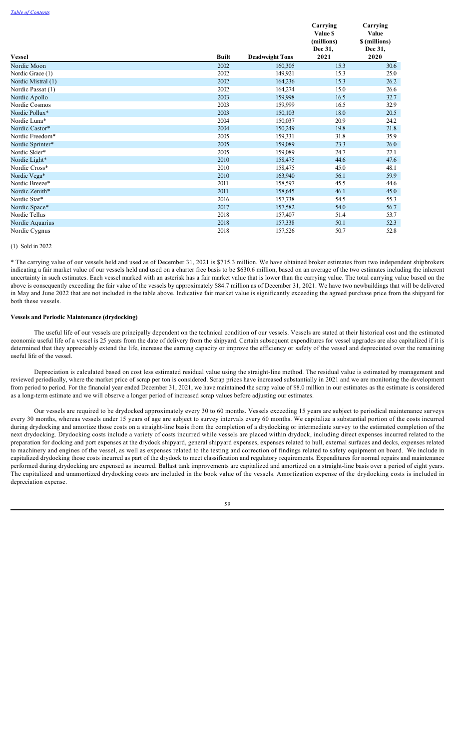| Vessel | Built | Deadweight Tons | Carrying Value $ (millions) Dec 31, 2021 | Carrying Value $ (millions) Dec 31, 2020 |
|---|---|---|---|---|
| Nordic Moon | 2002 | 160,305 | 15.3 | 30.6 |
| Nordic Grace (1) | 2002 | 149,921 | 15.3 | 25.0 |
| Nordic Mistral (1) | 2002 | 164,236 | 15.3 | 26.2 |
| Nordic Passat (1) | 2002 | 164,274 | 15.0 | 26.6 |
| Nordic Apollo | 2003 | 159,998 | 16.5 | 32.7 |
| Nordic Cosmos | 2003 | 159,999 | 16.5 | 32.9 |
| Nordic Pollux* | 2003 | 150,103 | 18.0 | 20.5 |
| Nordic Luna* | 2004 | 150,037 | 20.9 | 24.2 |
| Nordic Castor* | 2004 | 150,249 | 19.8 | 21.8 |
| Nordic Freedom* | 2005 | 159,331 | 31.8 | 35.9 |
| Nordic Sprinter* | 2005 | 159,089 | 23.3 | 26.0 |
| Nordic Skier* | 2005 | 159,089 | 24.7 | 27.1 |
| Nordic Light* | 2010 | 158,475 | 44.6 | 47.6 |
| Nordic Cross* | 2010 | 158,475 | 45.0 | 48.1 |
| Nordic Vega* | 2010 | 163,940 | 56.1 | 59.9 |
| Nordic Breeze* | 2011 | 158,597 | 45.5 | 44.6 |
| Nordic Zenith* | 2011 | 158,645 | 46.1 | 45.0 |
| Nordic Star* | 2016 | 157,738 | 54.5 | 55.3 |
| Nordic Space* | 2017 | 157,582 | 54.0 | 56.7 |
| Nordic Tellus | 2018 | 157,407 | 51.4 | 53.7 |
| Nordic Aquarius | 2018 | 157,338 | 50.1 | 52.3 |
| Nordic Cygnus | 2018 | 157,526 | 50.7 | 52.8 |

(1) Sold in 2022

* The carrying value of our vessels held and used as of December 31, 2021 is $715.3 million. We have obtained broker estimates from two independent shipbrokers indicating a fair market value of our vessels held and used on a charter free basis to be $630.6 million, based on an average of the two estimates including the inherent uncertainty in such estimates. Each vessel marked with an asterisk has a fair market value that is lower than the carrying value. The total carrying value based on the above is consequently exceeding the fair value of the vessels by approximately $84.7 million as of December 31, 2021. We have two newbuildings that will be delivered in May and June 2022 that are not included in the table above. Indicative fair market value is significantly exceeding the agreed purchase price from the shipyard for both these vessels.

**Vessels and Periodic Maintenance (drydocking)**

The useful life of our vessels are principally dependent on the technical condition of our vessels. Vessels are stated at their historical cost and the estimated economic useful life of a vessel is 25 years from the date of delivery from the shipyard. Certain subsequent expenditures for vessel upgrades are also capitalized if it is determined that they appreciably extend the life, increase the earning capacity or improve the efficiency or safety of the vessel and depreciated over the remaining useful life of the vessel.

Depreciation is calculated based on cost less estimated residual value using the straight-line method. The residual value is estimated by management and reviewed periodically, where the market price of scrap per ton is considered. Scrap prices have increased substantially in 2021 and we are monitoring the development from period to period. For the financial year ended December 31, 2021, we have maintained the scrap value of $8.0 million in our estimates as the estimate is considered as a long-term estimate and we will observe a longer period of increased scrap values before adjusting our estimates.

Our vessels are required to be drydocked approximately every 30 to 60 months. Vessels exceeding 15 years are subject to periodical maintenance surveys every 30 months, whereas vessels under 15 years of age are subject to survey intervals every 60 months. We capitalize a substantial portion of the costs incurred during drydocking and amortize those costs on a straight-line basis from the completion of a drydocking or intermediate survey to the estimated completion of the next drydocking. Drydocking costs include a variety of costs incurred while vessels are placed within drydock, including direct expenses incurred related to the preparation for docking and port expenses at the drydock shipyard, general shipyard expenses, expenses related to hull, external surfaces and decks, expenses related to machinery and engines of the vessel, as well as expenses related to the testing and correction of findings related to safety equipment on board. We include in capitalized drydocking those costs incurred as part of the drydock to meet classification and regulatory requirements. Expenditures for normal repairs and maintenance performed during drydocking are expensed as incurred. Ballast tank improvements are capitalized and amortized on a straight-line basis over a period of eight years. The capitalized and unamortized drydocking costs are included in the book value of the vessels. Amortization expense of the drydocking costs is included in depreciation expense.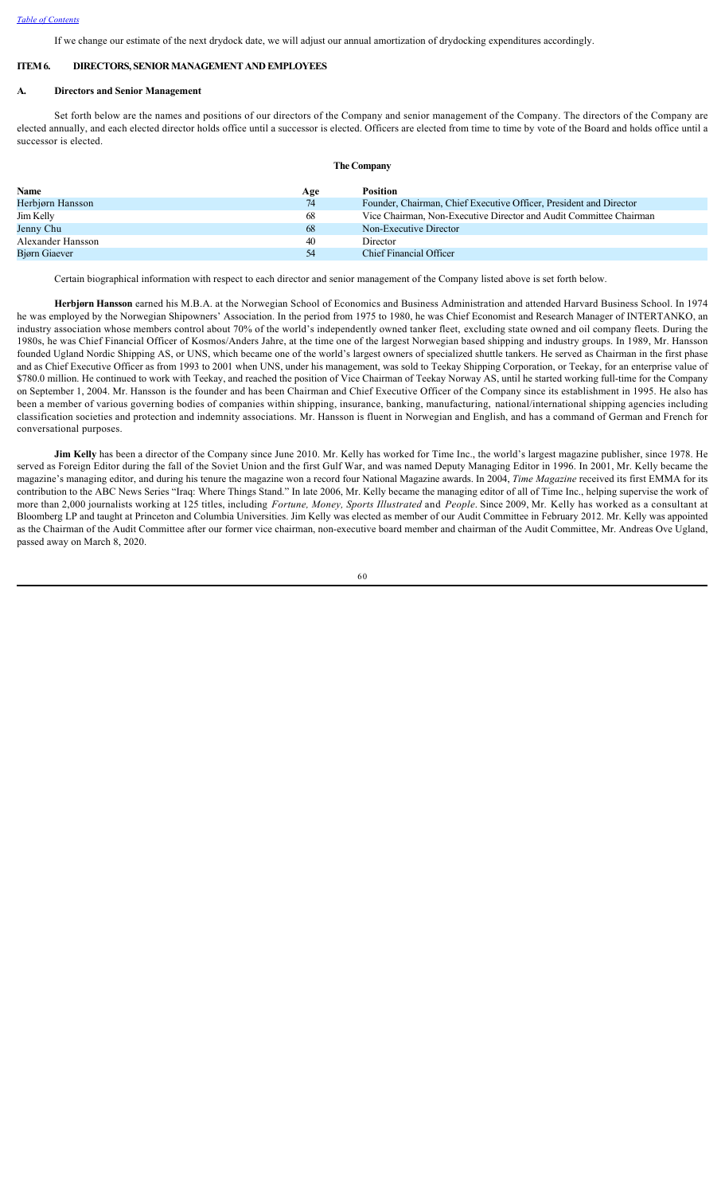If we change our estimate of the next drydock date, we will adjust our annual amortization of drydocking expenditures accordingly.

## ITEM 6. DIRECTORS, SENIOR MANAGEMENT AND EMPLOYEES

### A. Directors and Senior Management

Set forth below are the names and positions of our directors of the Company and senior management of the Company. The directors of the Company are elected annually, and each elected director holds office until a successor is elected. Officers are elected from time to time by vote of the Board and holds office until a successor is elected.

**The Company**

| Name | Age | Position |
|---|---|---|
| Herbjørn Hansson | 74 | Founder, Chairman, Chief Executive Officer, President and Director |
| Jim Kelly | 68 | Vice Chairman, Non-Executive Director and Audit Committee Chairman |
| Jenny Chu | 68 | Non-Executive Director |
| Alexander Hansson | 40 | Director |
| Bjørn Giaever | 54 | Chief Financial Officer |

Certain biographical information with respect to each director and senior management of the Company listed above is set forth below.

**Herbjørn Hansson** earned his M.B.A. at the Norwegian School of Economics and Business Administration and attended Harvard Business School. In 1974 he was employed by the Norwegian Shipowners' Association. In the period from 1975 to 1980, he was Chief Economist and Research Manager of INTERTANKO, an industry association whose members control about 70% of the world's independently owned tanker fleet, excluding state owned and oil company fleets. During the 1980s, he was Chief Financial Officer of Kosmos/Anders Jahre, at the time one of the largest Norwegian based shipping and industry groups. In 1989, Mr. Hansson founded Ugland Nordic Shipping AS, or UNS, which became one of the world's largest owners of specialized shuttle tankers. He served as Chairman in the first phase and as Chief Executive Officer as from 1993 to 2001 when UNS, under his management, was sold to Teekay Shipping Corporation, or Teekay, for an enterprise value of \$780.0 million. He continued to work with Teekay, and reached the position of Vice Chairman of Teekay Norway AS, until he started working full-time for the Company on September 1, 2004. Mr. Hansson is the founder and has been Chairman and Chief Executive Officer of the Company since its establishment in 1995. He also has been a member of various governing bodies of companies within shipping, insurance, banking, manufacturing, national/international shipping agencies including classification societies and protection and indemnity associations. Mr. Hansson is fluent in Norwegian and English, and has a command of German and French for conversational purposes.

**Jim Kelly** has been a director of the Company since June 2010. Mr. Kelly has worked for Time Inc., the world's largest magazine publisher, since 1978. He served as Foreign Editor during the fall of the Soviet Union and the first Gulf War, and was named Deputy Managing Editor in 1996. In 2001, Mr. Kelly became the magazine's managing editor, and during his tenure the magazine won a record four National Magazine awards. In 2004, *Time Magazine* received its first EMMA for its contribution to the ABC News Series "Iraq: Where Things Stand." In late 2006, Mr. Kelly became the managing editor of all of Time Inc., helping supervise the work of more than 2,000 journalists working at 125 titles, including *Fortune, Money, Sports Illustrated* and *People*. Since 2009, Mr. Kelly has worked as a consultant at Bloomberg LP and taught at Princeton and Columbia Universities. Jim Kelly was elected as member of our Audit Committee in February 2012. Mr. Kelly was appointed as the Chairman of the Audit Committee after our former vice chairman, non-executive board member and chairman of the Audit Committee, Mr. Andreas Ove Ugland, passed away on March 8, 2020.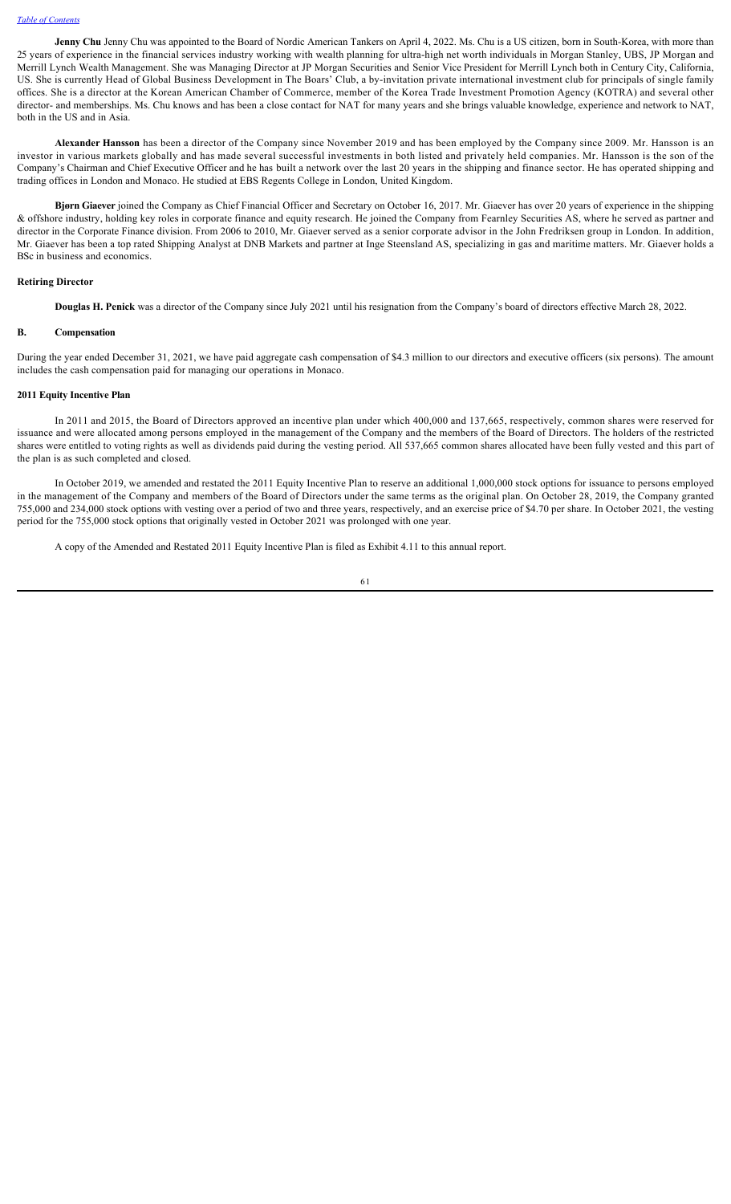**Jenny Chu** Jenny Chu was appointed to the Board of Nordic American Tankers on April 4, 2022. Ms. Chu is a US citizen, born in South-Korea, with more than 25 years of experience in the financial services industry working with wealth planning for ultra-high net worth individuals in Morgan Stanley, UBS, JP Morgan and Merrill Lynch Wealth Management. She was Managing Director at JP Morgan Securities and Senior Vice President for Merrill Lynch both in Century City, California, US. She is currently Head of Global Business Development in The Boars' Club, a by-invitation private international investment club for principals of single family offices. She is a director at the Korean American Chamber of Commerce, member of the Korea Trade Investment Promotion Agency (KOTRA) and several other director- and memberships. Ms. Chu knows and has been a close contact for NAT for many years and she brings valuable knowledge, experience and network to NAT, both in the US and in Asia.

**Alexander Hansson** has been a director of the Company since November 2019 and has been employed by the Company since 2009. Mr. Hansson is an investor in various markets globally and has made several successful investments in both listed and privately held companies. Mr. Hansson is the son of the Company's Chairman and Chief Executive Officer and he has built a network over the last 20 years in the shipping and finance sector. He has operated shipping and trading offices in London and Monaco. He studied at EBS Regents College in London, United Kingdom.

**Bjørn Giaever** joined the Company as Chief Financial Officer and Secretary on October 16, 2017. Mr. Giaever has over 20 years of experience in the shipping & offshore industry, holding key roles in corporate finance and equity research. He joined the Company from Fearnley Securities AS, where he served as partner and director in the Corporate Finance division. From 2006 to 2010, Mr. Giaever served as a senior corporate advisor in the John Fredriksen group in London. In addition, Mr. Giaever has been a top rated Shipping Analyst at DNB Markets and partner at Inge Steensland AS, specializing in gas and maritime matters. Mr. Giaever holds a BSc in business and economics.

### Retiring Director

**Douglas H. Penick** was a director of the Company since July 2021 until his resignation from the Company's board of directors effective March 28, 2022.

## B. Compensation

During the year ended December 31, 2021, we have paid aggregate cash compensation of $4.3 million to our directors and executive officers (six persons). The amount includes the cash compensation paid for managing our operations in Monaco.

### 2011 Equity Incentive Plan

In 2011 and 2015, the Board of Directors approved an incentive plan under which 400,000 and 137,665, respectively, common shares were reserved for issuance and were allocated among persons employed in the management of the Company and the members of the Board of Directors. The holders of the restricted shares were entitled to voting rights as well as dividends paid during the vesting period. All 537,665 common shares allocated have been fully vested and this part of the plan is as such completed and closed.

In October 2019, we amended and restated the 2011 Equity Incentive Plan to reserve an additional 1,000,000 stock options for issuance to persons employed in the management of the Company and members of the Board of Directors under the same terms as the original plan. On October 28, 2019, the Company granted 755,000 and 234,000 stock options with vesting over a period of two and three years, respectively, and an exercise price of $4.70 per share. In October 2021, the vesting period for the 755,000 stock options that originally vested in October 2021 was prolonged with one year.

A copy of the Amended and Restated 2011 Equity Incentive Plan is filed as Exhibit 4.11 to this annual report.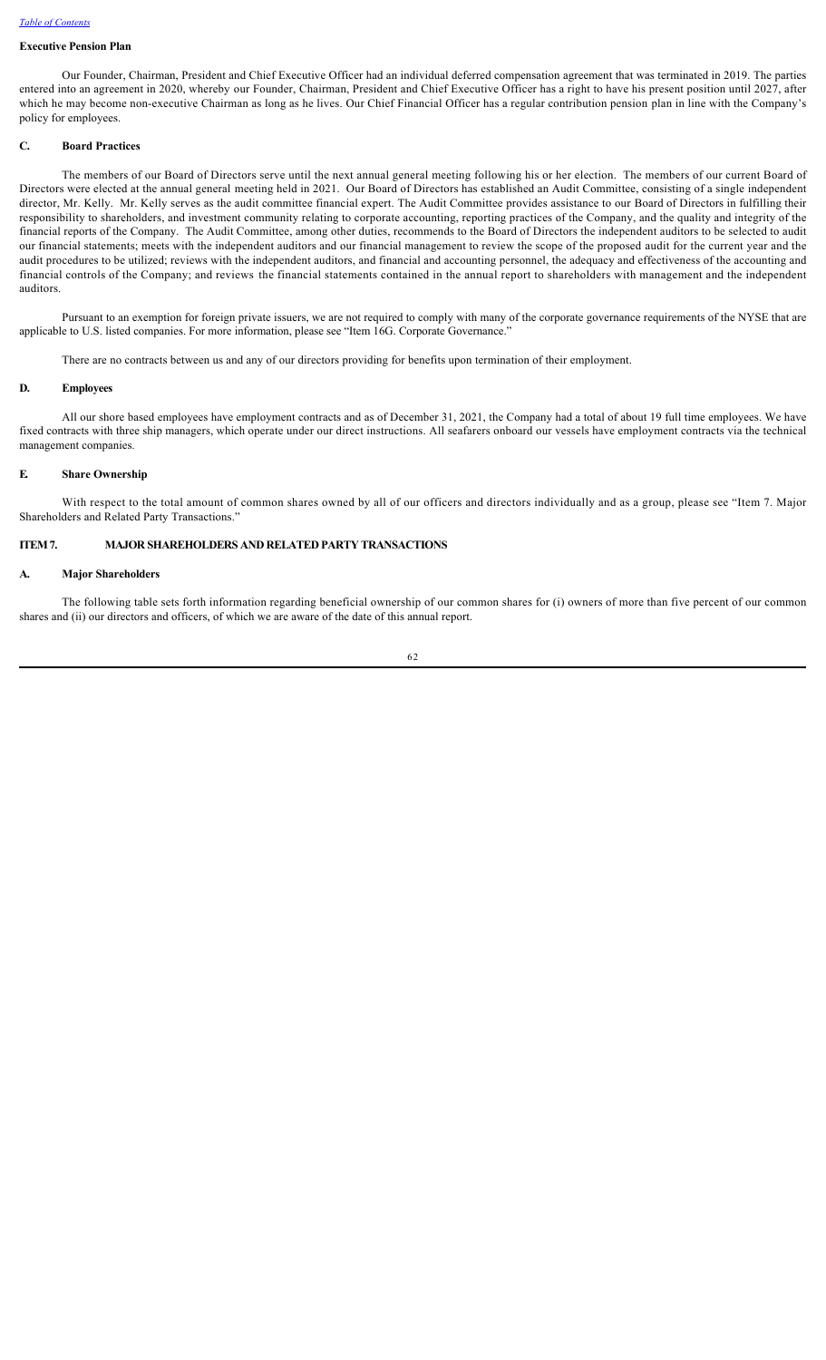### Executive Pension Plan

Our Founder, Chairman, President and Chief Executive Officer had an individual deferred compensation agreement that was terminated in 2019. The parties entered into an agreement in 2020, whereby our Founder, Chairman, President and Chief Executive Officer has a right to have his present position until 2027, after which he may become non-executive Chairman as long as he lives. Our Chief Financial Officer has a regular contribution pension plan in line with the Company's policy for employees.

### C. Board Practices

The members of our Board of Directors serve until the next annual general meeting following his or her election. The members of our current Board of Directors were elected at the annual general meeting held in 2021. Our Board of Directors has established an Audit Committee, consisting of a single independent director, Mr. Kelly. Mr. Kelly serves as the audit committee financial expert. The Audit Committee provides assistance to our Board of Directors in fulfilling their responsibility to shareholders, and investment community relating to corporate accounting, reporting practices of the Company, and the quality and integrity of the financial reports of the Company. The Audit Committee, among other duties, recommends to the Board of Directors the independent auditors to be selected to audit our financial statements; meets with the independent auditors and our financial management to review the scope of the proposed audit for the current year and the audit procedures to be utilized; reviews with the independent auditors, and financial and accounting personnel, the adequacy and effectiveness of the accounting and financial controls of the Company; and reviews the financial statements contained in the annual report to shareholders with management and the independent auditors.

Pursuant to an exemption for foreign private issuers, we are not required to comply with many of the corporate governance requirements of the NYSE that are applicable to U.S. listed companies. For more information, please see "Item 16G. Corporate Governance."

There are no contracts between us and any of our directors providing for benefits upon termination of their employment.

### D. Employees

All our shore based employees have employment contracts and as of December 31, 2021, the Company had a total of about 19 full time employees. We have fixed contracts with three ship managers, which operate under our direct instructions. All seafarers onboard our vessels have employment contracts via the technical management companies.

### E. Share Ownership

With respect to the total amount of common shares owned by all of our officers and directors individually and as a group, please see "Item 7. Major Shareholders and Related Party Transactions."

## ITEM 7. MAJOR SHAREHOLDERS AND RELATED PARTY TRANSACTIONS

### A. Major Shareholders

The following table sets forth information regarding beneficial ownership of our common shares for (i) owners of more than five percent of our common shares and (ii) our directors and officers, of which we are aware of the date of this annual report.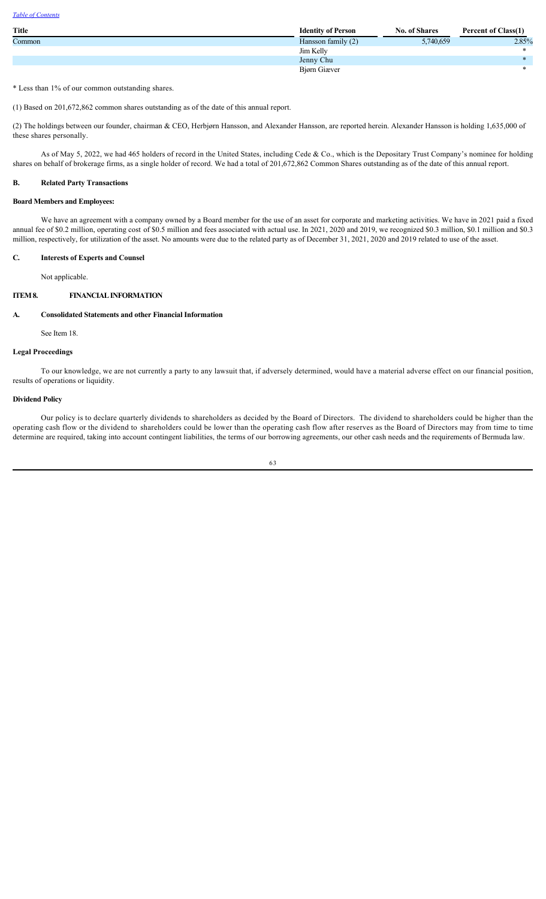| Title | Identity of Person | No. of Shares | Percent of Class(1) |
| --- | --- | --- | --- |
| Common | Hansson family (2) | 5,740,659 | 2.85% |
| | Jim Kelly | | * |
| | Jenny Chu | | * |
| | Bjørn Giæver | | * |

\* Less than 1% of our common outstanding shares.

(1) Based on 201,672,862 common shares outstanding as of the date of this annual report.

(2) The holdings between our founder, chairman & CEO, Herbjørn Hansson, and Alexander Hansson, are reported herein. Alexander Hansson is holding 1,635,000 of these shares personally.

As of May 5, 2022, we had 465 holders of record in the United States, including Cede & Co., which is the Depositary Trust Company's nominee for holding shares on behalf of brokerage firms, as a single holder of record. We had a total of 201,672,862 Common Shares outstanding as of the date of this annual report.

### B. Related Party Transactions

**Board Members and Employees:**

We have an agreement with a company owned by a Board member for the use of an asset for corporate and marketing activities. We have in 2021 paid a fixed annual fee of $0.2 million, operating cost of $0.5 million and fees associated with actual use. In 2021, 2020 and 2019, we recognized $0.3 million, $0.1 million and $0.3 million, respectively, for utilization of the asset. No amounts were due to the related party as of December 31, 2021, 2020 and 2019 related to use of the asset.

### C. Interests of Experts and Counsel

Not applicable.

## ITEM 8. FINANCIAL INFORMATION

### A. Consolidated Statements and other Financial Information

See Item 18.

**Legal Proceedings**

To our knowledge, we are not currently a party to any lawsuit that, if adversely determined, would have a material adverse effect on our financial position, results of operations or liquidity.

**Dividend Policy**

Our policy is to declare quarterly dividends to shareholders as decided by the Board of Directors. The dividend to shareholders could be higher than the operating cash flow or the dividend to shareholders could be lower than the operating cash flow after reserves as the Board of Directors may from time to time determine are required, taking into account contingent liabilities, the terms of our borrowing agreements, our other cash needs and the requirements of Bermuda law.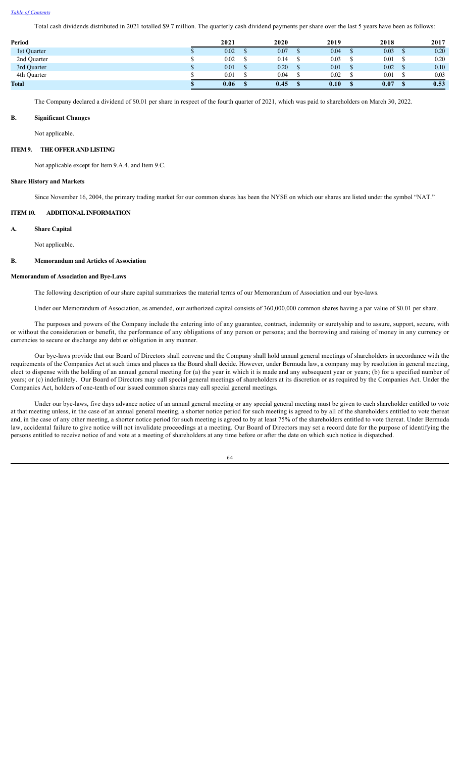Total cash dividends distributed in 2021 totalled $9.7 million. The quarterly cash dividend payments per share over the last 5 years have been as follows:

| Period | 2021 | 2020 | 2019 | 2018 | 2017 |
|---|---|---|---|---|---|
| 1st Quarter | $ 0.02 | $ 0.07 | $ 0.04 | $ 0.03 | $ 0.20 |
| 2nd Quarter | $ 0.02 | $ 0.14 | $ 0.03 | $ 0.01 | $ 0.20 |
| 3rd Quarter | $ 0.01 | $ 0.20 | $ 0.01 | $ 0.02 | $ 0.10 |
| 4th Quarter | $ 0.01 | $ 0.04 | $ 0.02 | $ 0.01 | $ 0.03 |
| **Total** | **$ 0.06** | **$ 0.45** | **$ 0.10** | **$ 0.07** | **$ 0.53** |

The Company declared a dividend of $0.01 per share in respect of the fourth quarter of 2021, which was paid to shareholders on March 30, 2022.

### B. Significant Changes

Not applicable.

## ITEM 9. THE OFFER AND LISTING

Not applicable except for Item 9.A.4. and Item 9.C.

### Share History and Markets

Since November 16, 2004, the primary trading market for our common shares has been the NYSE on which our shares are listed under the symbol "NAT."

## ITEM 10. ADDITIONAL INFORMATION

### A. Share Capital

Not applicable.

### B. Memorandum and Articles of Association

### Memorandum of Association and Bye-Laws

The following description of our share capital summarizes the material terms of our Memorandum of Association and our bye-laws.

Under our Memorandum of Association, as amended, our authorized capital consists of 360,000,000 common shares having a par value of $0.01 per share.

The purposes and powers of the Company include the entering into of any guarantee, contract, indemnity or suretyship and to assure, support, secure, with or without the consideration or benefit, the performance of any obligations of any person or persons; and the borrowing and raising of money in any currency or currencies to secure or discharge any debt or obligation in any manner.

Our bye-laws provide that our Board of Directors shall convene and the Company shall hold annual general meetings of shareholders in accordance with the requirements of the Companies Act at such times and places as the Board shall decide. However, under Bermuda law, a company may by resolution in general meeting, elect to dispense with the holding of an annual general meeting for (a) the year in which it is made and any subsequent year or years; (b) for a specified number of years; or (c) indefinitely. Our Board of Directors may call special general meetings of shareholders at its discretion or as required by the Companies Act. Under the Companies Act, holders of one-tenth of our issued common shares may call special general meetings.

Under our bye-laws, five days advance notice of an annual general meeting or any special general meeting must be given to each shareholder entitled to vote at that meeting unless, in the case of an annual general meeting, a shorter notice period for such meeting is agreed to by all of the shareholders entitled to vote thereat and, in the case of any other meeting, a shorter notice period for such meeting is agreed to by at least 75% of the shareholders entitled to vote thereat. Under Bermuda law, accidental failure to give notice will not invalidate proceedings at a meeting. Our Board of Directors may set a record date for the purpose of identifying the persons entitled to receive notice of and vote at a meeting of shareholders at any time before or after the date on which such notice is dispatched.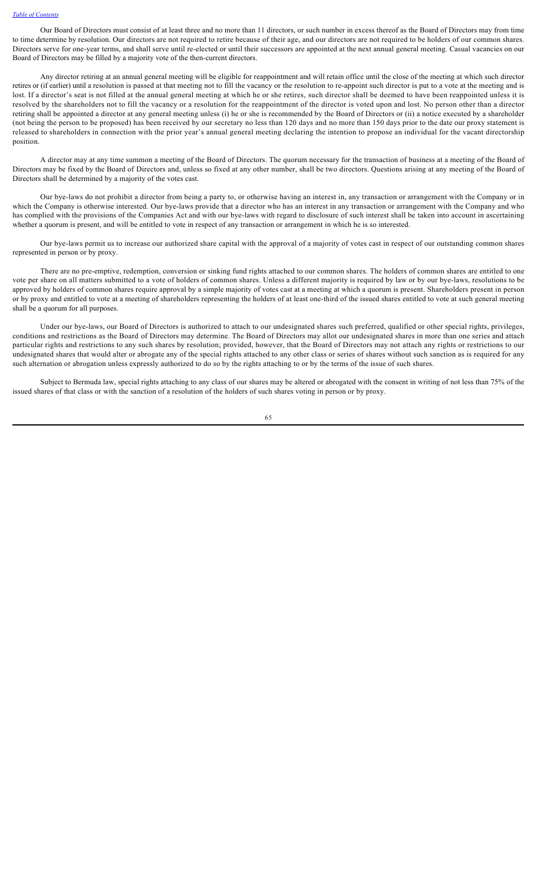Our Board of Directors must consist of at least three and no more than 11 directors, or such number in excess thereof as the Board of Directors may from time to time determine by resolution. Our directors are not required to retire because of their age, and our directors are not required to be holders of our common shares. Directors serve for one-year terms, and shall serve until re-elected or until their successors are appointed at the next annual general meeting. Casual vacancies on our Board of Directors may be filled by a majority vote of the then-current directors.

Any director retiring at an annual general meeting will be eligible for reappointment and will retain office until the close of the meeting at which such director retires or (if earlier) until a resolution is passed at that meeting not to fill the vacancy or the resolution to re-appoint such director is put to a vote at the meeting and is lost. If a director's seat is not filled at the annual general meeting at which he or she retires, such director shall be deemed to have been reappointed unless it is resolved by the shareholders not to fill the vacancy or a resolution for the reappointment of the director is voted upon and lost. No person other than a director retiring shall be appointed a director at any general meeting unless (i) he or she is recommended by the Board of Directors or (ii) a notice executed by a shareholder (not being the person to be proposed) has been received by our secretary no less than 120 days and no more than 150 days prior to the date our proxy statement is released to shareholders in connection with the prior year's annual general meeting declaring the intention to propose an individual for the vacant directorship position.

A director may at any time summon a meeting of the Board of Directors. The quorum necessary for the transaction of business at a meeting of the Board of Directors may be fixed by the Board of Directors and, unless so fixed at any other number, shall be two directors. Questions arising at any meeting of the Board of Directors shall be determined by a majority of the votes cast.

Our bye-laws do not prohibit a director from being a party to, or otherwise having an interest in, any transaction or arrangement with the Company or in which the Company is otherwise interested. Our bye-laws provide that a director who has an interest in any transaction or arrangement with the Company and who has complied with the provisions of the Companies Act and with our bye-laws with regard to disclosure of such interest shall be taken into account in ascertaining whether a quorum is present, and will be entitled to vote in respect of any transaction or arrangement in which he is so interested.

Our bye-laws permit us to increase our authorized share capital with the approval of a majority of votes cast in respect of our outstanding common shares represented in person or by proxy.

There are no pre-emptive, redemption, conversion or sinking fund rights attached to our common shares. The holders of common shares are entitled to one vote per share on all matters submitted to a vote of holders of common shares. Unless a different majority is required by law or by our bye-laws, resolutions to be approved by holders of common shares require approval by a simple majority of votes cast at a meeting at which a quorum is present. Shareholders present in person or by proxy and entitled to vote at a meeting of shareholders representing the holders of at least one-third of the issued shares entitled to vote at such general meeting shall be a quorum for all purposes.

Under our bye-laws, our Board of Directors is authorized to attach to our undesignated shares such preferred, qualified or other special rights, privileges, conditions and restrictions as the Board of Directors may determine. The Board of Directors may allot our undesignated shares in more than one series and attach particular rights and restrictions to any such shares by resolution; provided, however, that the Board of Directors may not attach any rights or restrictions to our undesignated shares that would alter or abrogate any of the special rights attached to any other class or series of shares without such sanction as is required for any such alternation or abrogation unless expressly authorized to do so by the rights attaching to or by the terms of the issue of such shares.

Subject to Bermuda law, special rights attaching to any class of our shares may be altered or abrogated with the consent in writing of not less than 75% of the issued shares of that class or with the sanction of a resolution of the holders of such shares voting in person or by proxy.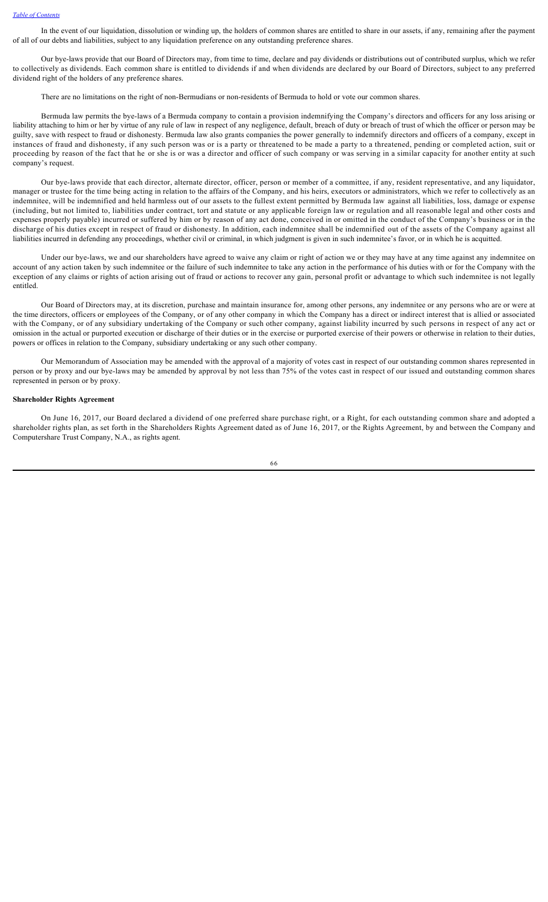In the event of our liquidation, dissolution or winding up, the holders of common shares are entitled to share in our assets, if any, remaining after the payment of all of our debts and liabilities, subject to any liquidation preference on any outstanding preference shares.

Our bye-laws provide that our Board of Directors may, from time to time, declare and pay dividends or distributions out of contributed surplus, which we refer to collectively as dividends. Each common share is entitled to dividends if and when dividends are declared by our Board of Directors, subject to any preferred dividend right of the holders of any preference shares.

There are no limitations on the right of non-Bermudians or non-residents of Bermuda to hold or vote our common shares.

Bermuda law permits the bye-laws of a Bermuda company to contain a provision indemnifying the Company's directors and officers for any loss arising or liability attaching to him or her by virtue of any rule of law in respect of any negligence, default, breach of duty or breach of trust of which the officer or person may be guilty, save with respect to fraud or dishonesty. Bermuda law also grants companies the power generally to indemnify directors and officers of a company, except in instances of fraud and dishonesty, if any such person was or is a party or threatened to be made a party to a threatened, pending or completed action, suit or proceeding by reason of the fact that he or she is or was a director and officer of such company or was serving in a similar capacity for another entity at such company's request.

Our bye-laws provide that each director, alternate director, officer, person or member of a committee, if any, resident representative, and any liquidator, manager or trustee for the time being acting in relation to the affairs of the Company, and his heirs, executors or administrators, which we refer to collectively as an indemnitee, will be indemnified and held harmless out of our assets to the fullest extent permitted by Bermuda law against all liabilities, loss, damage or expense (including, but not limited to, liabilities under contract, tort and statute or any applicable foreign law or regulation and all reasonable legal and other costs and expenses properly payable) incurred or suffered by him or by reason of any act done, conceived in or omitted in the conduct of the Company's business or in the discharge of his duties except in respect of fraud or dishonesty. In addition, each indemnitee shall be indemnified out of the assets of the Company against all liabilities incurred in defending any proceedings, whether civil or criminal, in which judgment is given in such indemnitee's favor, or in which he is acquitted.

Under our bye-laws, we and our shareholders have agreed to waive any claim or right of action we or they may have at any time against any indemnitee on account of any action taken by such indemnitee or the failure of such indemnitee to take any action in the performance of his duties with or for the Company with the exception of any claims or rights of action arising out of fraud or actions to recover any gain, personal profit or advantage to which such indemnitee is not legally entitled.

Our Board of Directors may, at its discretion, purchase and maintain insurance for, among other persons, any indemnitee or any persons who are or were at the time directors, officers or employees of the Company, or of any other company in which the Company has a direct or indirect interest that is allied or associated with the Company, or of any subsidiary undertaking of the Company or such other company, against liability incurred by such persons in respect of any act or omission in the actual or purported execution or discharge of their duties or in the exercise or purported exercise of their powers or otherwise in relation to their duties, powers or offices in relation to the Company, subsidiary undertaking or any such other company.

Our Memorandum of Association may be amended with the approval of a majority of votes cast in respect of our outstanding common shares represented in person or by proxy and our bye-laws may be amended by approval by not less than 75% of the votes cast in respect of our issued and outstanding common shares represented in person or by proxy.

**Shareholder Rights Agreement**

On June 16, 2017, our Board declared a dividend of one preferred share purchase right, or a Right, for each outstanding common share and adopted a shareholder rights plan, as set forth in the Shareholders Rights Agreement dated as of June 16, 2017, or the Rights Agreement, by and between the Company and Computershare Trust Company, N.A., as rights agent.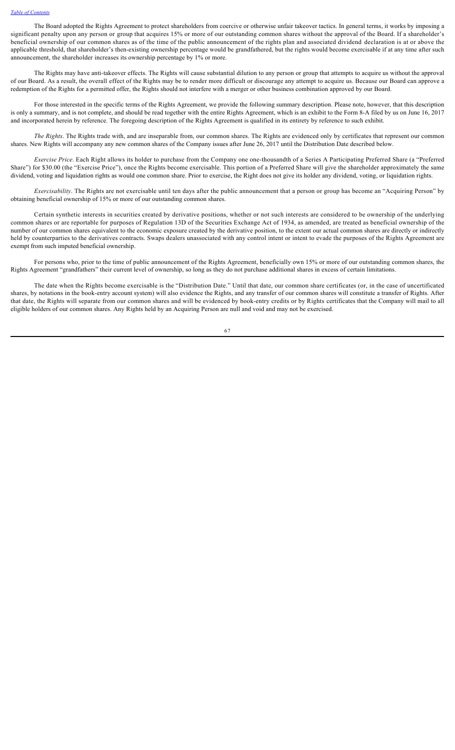The Board adopted the Rights Agreement to protect shareholders from coercive or otherwise unfair takeover tactics. In general terms, it works by imposing a significant penalty upon any person or group that acquires 15% or more of our outstanding common shares without the approval of the Board. If a shareholder's beneficial ownership of our common shares as of the time of the public announcement of the rights plan and associated dividend declaration is at or above the applicable threshold, that shareholder's then-existing ownership percentage would be grandfathered, but the rights would become exercisable if at any time after such announcement, the shareholder increases its ownership percentage by 1% or more.

The Rights may have anti-takeover effects. The Rights will cause substantial dilution to any person or group that attempts to acquire us without the approval of our Board. As a result, the overall effect of the Rights may be to render more difficult or discourage any attempt to acquire us. Because our Board can approve a redemption of the Rights for a permitted offer, the Rights should not interfere with a merger or other business combination approved by our Board.

For those interested in the specific terms of the Rights Agreement, we provide the following summary description. Please note, however, that this description is only a summary, and is not complete, and should be read together with the entire Rights Agreement, which is an exhibit to the Form 8-A filed by us on June 16, 2017 and incorporated herein by reference. The foregoing description of the Rights Agreement is qualified in its entirety by reference to such exhibit.

*The Rights*. The Rights trade with, and are inseparable from, our common shares. The Rights are evidenced only by certificates that represent our common shares. New Rights will accompany any new common shares of the Company issues after June 26, 2017 until the Distribution Date described below.

*Exercise Price*. Each Right allows its holder to purchase from the Company one one-thousandth of a Series A Participating Preferred Share (a "Preferred Share") for $30.00 (the "Exercise Price"), once the Rights become exercisable. This portion of a Preferred Share will give the shareholder approximately the same dividend, voting and liquidation rights as would one common share. Prior to exercise, the Right does not give its holder any dividend, voting, or liquidation rights.

*Exercisability*. The Rights are not exercisable until ten days after the public announcement that a person or group has become an "Acquiring Person" by obtaining beneficial ownership of 15% or more of our outstanding common shares.

Certain synthetic interests in securities created by derivative positions, whether or not such interests are considered to be ownership of the underlying common shares or are reportable for purposes of Regulation 13D of the Securities Exchange Act of 1934, as amended, are treated as beneficial ownership of the number of our common shares equivalent to the economic exposure created by the derivative position, to the extent our actual common shares are directly or indirectly held by counterparties to the derivatives contracts. Swaps dealers unassociated with any control intent or intent to evade the purposes of the Rights Agreement are exempt from such imputed beneficial ownership.

For persons who, prior to the time of public announcement of the Rights Agreement, beneficially own 15% or more of our outstanding common shares, the Rights Agreement "grandfathers" their current level of ownership, so long as they do not purchase additional shares in excess of certain limitations.

The date when the Rights become exercisable is the "Distribution Date." Until that date, our common share certificates (or, in the case of uncertificated shares, by notations in the book-entry account system) will also evidence the Rights, and any transfer of our common shares will constitute a transfer of Rights. After that date, the Rights will separate from our common shares and will be evidenced by book-entry credits or by Rights certificates that the Company will mail to all eligible holders of our common shares. Any Rights held by an Acquiring Person are null and void and may not be exercised.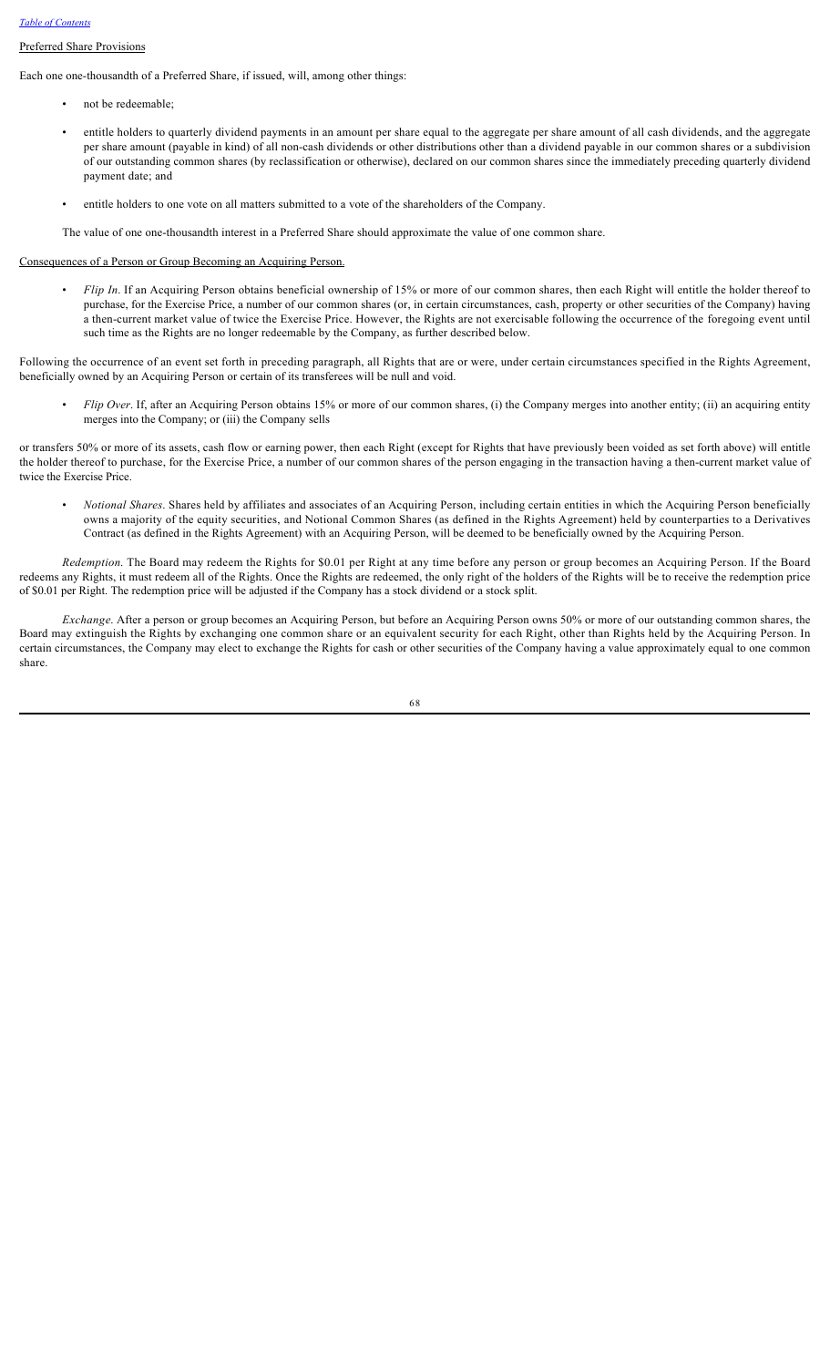Preferred Share Provisions

Each one one-thousandth of a Preferred Share, if issued, will, among other things:

- not be redeemable;
- entitle holders to quarterly dividend payments in an amount per share equal to the aggregate per share amount of all cash dividends, and the aggregate per share amount (payable in kind) of all non-cash dividends or other distributions other than a dividend payable in our common shares or a subdivision of our outstanding common shares (by reclassification or otherwise), declared on our common shares since the immediately preceding quarterly dividend payment date; and
- entitle holders to one vote on all matters submitted to a vote of the shareholders of the Company.

The value of one one-thousandth interest in a Preferred Share should approximate the value of one common share.

Consequences of a Person or Group Becoming an Acquiring Person.

- *Flip In*. If an Acquiring Person obtains beneficial ownership of 15% or more of our common shares, then each Right will entitle the holder thereof to purchase, for the Exercise Price, a number of our common shares (or, in certain circumstances, cash, property or other securities of the Company) having a then-current market value of twice the Exercise Price. However, the Rights are not exercisable following the occurrence of the foregoing event until such time as the Rights are no longer redeemable by the Company, as further described below.

Following the occurrence of an event set forth in preceding paragraph, all Rights that are or were, under certain circumstances specified in the Rights Agreement, beneficially owned by an Acquiring Person or certain of its transferees will be null and void.

- *Flip Over*. If, after an Acquiring Person obtains 15% or more of our common shares, (i) the Company merges into another entity; (ii) an acquiring entity merges into the Company; or (iii) the Company sells or transfers 50% or more of its assets, cash flow or earning power, then each Right (except for Rights that have previously been voided as set forth above) will entitle the holder thereof to purchase, for the Exercise Price, a number of our common shares of the person engaging in the transaction having a then-current market value of twice the Exercise Price.

- *Notional Shares*. Shares held by affiliates and associates of an Acquiring Person, including certain entities in which the Acquiring Person beneficially owns a majority of the equity securities, and Notional Common Shares (as defined in the Rights Agreement) held by counterparties to a Derivatives Contract (as defined in the Rights Agreement) with an Acquiring Person, will be deemed to be beneficially owned by the Acquiring Person.

*Redemption*. The Board may redeem the Rights for $0.01 per Right at any time before any person or group becomes an Acquiring Person. If the Board redeems any Rights, it must redeem all of the Rights. Once the Rights are redeemed, the only right of the holders of the Rights will be to receive the redemption price of $0.01 per Right. The redemption price will be adjusted if the Company has a stock dividend or a stock split.

*Exchange*. After a person or group becomes an Acquiring Person, but before an Acquiring Person owns 50% or more of our outstanding common shares, the Board may extinguish the Rights by exchanging one common share or an equivalent security for each Right, other than Rights held by the Acquiring Person. In certain circumstances, the Company may elect to exchange the Rights for cash or other securities of the Company having a value approximately equal to one common share.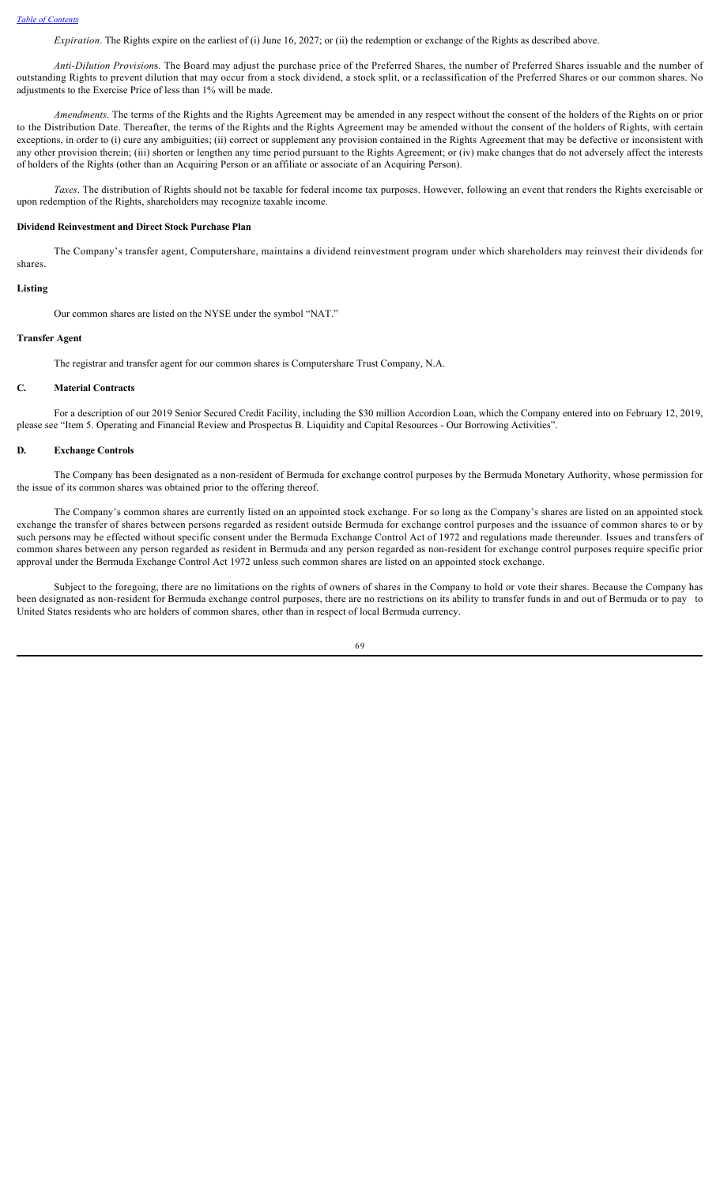*Expiration*. The Rights expire on the earliest of (i) June 16, 2027; or (ii) the redemption or exchange of the Rights as described above.

*Anti-Dilution Provisions*. The Board may adjust the purchase price of the Preferred Shares, the number of Preferred Shares issuable and the number of outstanding Rights to prevent dilution that may occur from a stock dividend, a stock split, or a reclassification of the Preferred Shares or our common shares. No adjustments to the Exercise Price of less than 1% will be made.

*Amendments*. The terms of the Rights and the Rights Agreement may be amended in any respect without the consent of the holders of the Rights on or prior to the Distribution Date. Thereafter, the terms of the Rights and the Rights Agreement may be amended without the consent of the holders of Rights, with certain exceptions, in order to (i) cure any ambiguities; (ii) correct or supplement any provision contained in the Rights Agreement that may be defective or inconsistent with any other provision therein; (iii) shorten or lengthen any time period pursuant to the Rights Agreement; or (iv) make changes that do not adversely affect the interests of holders of the Rights (other than an Acquiring Person or an affiliate or associate of an Acquiring Person).

*Taxes*. The distribution of Rights should not be taxable for federal income tax purposes. However, following an event that renders the Rights exercisable or upon redemption of the Rights, shareholders may recognize taxable income.

**Dividend Reinvestment and Direct Stock Purchase Plan**

The Company's transfer agent, Computershare, maintains a dividend reinvestment program under which shareholders may reinvest their dividends for shares.

**Listing**

Our common shares are listed on the NYSE under the symbol "NAT."

**Transfer Agent**

The registrar and transfer agent for our common shares is Computershare Trust Company, N.A.

**C. Material Contracts**

For a description of our 2019 Senior Secured Credit Facility, including the $30 million Accordion Loan, which the Company entered into on February 12, 2019, please see "Item 5. Operating and Financial Review and Prospectus B. Liquidity and Capital Resources - Our Borrowing Activities".

**D. Exchange Controls**

The Company has been designated as a non-resident of Bermuda for exchange control purposes by the Bermuda Monetary Authority, whose permission for the issue of its common shares was obtained prior to the offering thereof.

The Company's common shares are currently listed on an appointed stock exchange. For so long as the Company's shares are listed on an appointed stock exchange the transfer of shares between persons regarded as resident outside Bermuda for exchange control purposes and the issuance of common shares to or by such persons may be effected without specific consent under the Bermuda Exchange Control Act of 1972 and regulations made thereunder. Issues and transfers of common shares between any person regarded as resident in Bermuda and any person regarded as non-resident for exchange control purposes require specific prior approval under the Bermuda Exchange Control Act 1972 unless such common shares are listed on an appointed stock exchange.

Subject to the foregoing, there are no limitations on the rights of owners of shares in the Company to hold or vote their shares. Because the Company has been designated as non-resident for Bermuda exchange control purposes, there are no restrictions on its ability to transfer funds in and out of Bermuda or to pay to United States residents who are holders of common shares, other than in respect of local Bermuda currency.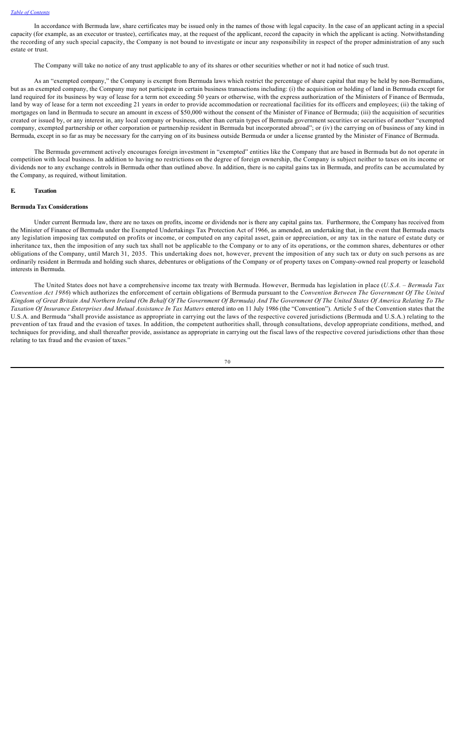In accordance with Bermuda law, share certificates may be issued only in the names of those with legal capacity. In the case of an applicant acting in a special capacity (for example, as an executor or trustee), certificates may, at the request of the applicant, record the capacity in which the applicant is acting. Notwithstanding the recording of any such special capacity, the Company is not bound to investigate or incur any responsibility in respect of the proper administration of any such estate or trust.

The Company will take no notice of any trust applicable to any of its shares or other securities whether or not it had notice of such trust.

As an "exempted company," the Company is exempt from Bermuda laws which restrict the percentage of share capital that may be held by non-Bermudians, but as an exempted company, the Company may not participate in certain business transactions including: (i) the acquisition or holding of land in Bermuda except for land required for its business by way of lease for a term not exceeding 50 years or otherwise, with the express authorization of the Ministers of Finance of Bermuda, land by way of lease for a term not exceeding 21 years in order to provide accommodation or recreational facilities for its officers and employees; (ii) the taking of mortgages on land in Bermuda to secure an amount in excess of $50,000 without the consent of the Minister of Finance of Bermuda; (iii) the acquisition of securities created or issued by, or any interest in, any local company or business, other than certain types of Bermuda government securities or securities of another "exempted company, exempted partnership or other corporation or partnership resident in Bermuda but incorporated abroad"; or (iv) the carrying on of business of any kind in Bermuda, except in so far as may be necessary for the carrying on of its business outside Bermuda or under a license granted by the Minister of Finance of Bermuda.

The Bermuda government actively encourages foreign investment in "exempted" entities like the Company that are based in Bermuda but do not operate in competition with local business. In addition to having no restrictions on the degree of foreign ownership, the Company is subject neither to taxes on its income or dividends nor to any exchange controls in Bermuda other than outlined above. In addition, there is no capital gains tax in Bermuda, and profits can be accumulated by the Company, as required, without limitation.

## E. Taxation

### Bermuda Tax Considerations

Under current Bermuda law, there are no taxes on profits, income or dividends nor is there any capital gains tax. Furthermore, the Company has received from the Minister of Finance of Bermuda under the Exempted Undertakings Tax Protection Act of 1966, as amended, an undertaking that, in the event that Bermuda enacts any legislation imposing tax computed on profits or income, or computed on any capital asset, gain or appreciation, or any tax in the nature of estate duty or inheritance tax, then the imposition of any such tax shall not be applicable to the Company or to any of its operations, or the common shares, debentures or other obligations of the Company, until March 31, 2035. This undertaking does not, however, prevent the imposition of any such tax or duty on such persons as are ordinarily resident in Bermuda and holding such shares, debentures or obligations of the Company or of property taxes on Company-owned real property or leasehold interests in Bermuda.

The United States does not have a comprehensive income tax treaty with Bermuda. However, Bermuda has legislation in place (*U.S.A. – Bermuda Tax Convention Act 1986*) which authorizes the enforcement of certain obligations of Bermuda pursuant to the *Convention Between The Government Of The United Kingdom of Great Britain And Northern Ireland (On Behalf Of The Government Of Bermuda) And The Government Of The United States Of America Relating To The Taxation Of Insurance Enterprises And Mutual Assistance In Tax Matters* entered into on 11 July 1986 (the "Convention"). Article 5 of the Convention states that the U.S.A. and Bermuda "shall provide assistance as appropriate in carrying out the laws of the respective covered jurisdictions (Bermuda and U.S.A.) relating to the prevention of tax fraud and the evasion of taxes. In addition, the competent authorities shall, through consultations, develop appropriate conditions, method, and techniques for providing, and shall thereafter provide, assistance as appropriate in carrying out the fiscal laws of the respective covered jurisdictions other than those relating to tax fraud and the evasion of taxes."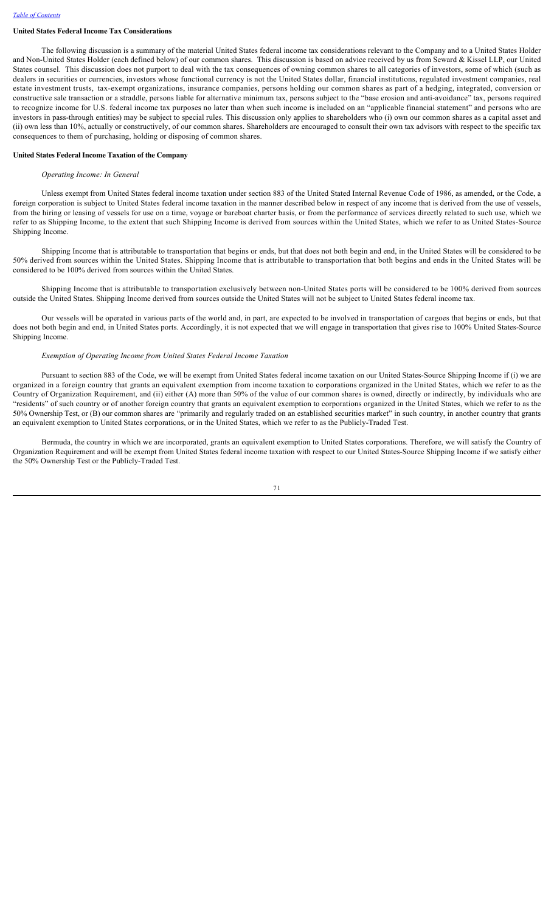## United States Federal Income Tax Considerations

The following discussion is a summary of the material United States federal income tax considerations relevant to the Company and to a United States Holder and Non-United States Holder (each defined below) of our common shares. This discussion is based on advice received by us from Seward & Kissel LLP, our United States counsel. This discussion does not purport to deal with the tax consequences of owning common shares to all categories of investors, some of which (such as dealers in securities or currencies, investors whose functional currency is not the United States dollar, financial institutions, regulated investment companies, real estate investment trusts, tax-exempt organizations, insurance companies, persons holding our common shares as part of a hedging, integrated, conversion or constructive sale transaction or a straddle, persons liable for alternative minimum tax, persons subject to the "base erosion and anti-avoidance" tax, persons required to recognize income for U.S. federal income tax purposes no later than when such income is included on an "applicable financial statement" and persons who are investors in pass-through entities) may be subject to special rules. This discussion only applies to shareholders who (i) own our common shares as a capital asset and (ii) own less than 10%, actually or constructively, of our common shares. Shareholders are encouraged to consult their own tax advisors with respect to the specific tax consequences to them of purchasing, holding or disposing of common shares.

### United States Federal Income Taxation of the Company

*Operating Income: In General*

Unless exempt from United States federal income taxation under section 883 of the United Stated Internal Revenue Code of 1986, as amended, or the Code, a foreign corporation is subject to United States federal income taxation in the manner described below in respect of any income that is derived from the use of vessels, from the hiring or leasing of vessels for use on a time, voyage or bareboat charter basis, or from the performance of services directly related to such use, which we refer to as Shipping Income, to the extent that such Shipping Income is derived from sources within the United States, which we refer to as United States-Source Shipping Income.

Shipping Income that is attributable to transportation that begins or ends, but that does not both begin and end, in the United States will be considered to be 50% derived from sources within the United States. Shipping Income that is attributable to transportation that both begins and ends in the United States will be considered to be 100% derived from sources within the United States.

Shipping Income that is attributable to transportation exclusively between non-United States ports will be considered to be 100% derived from sources outside the United States. Shipping Income derived from sources outside the United States will not be subject to United States federal income tax.

Our vessels will be operated in various parts of the world and, in part, are expected to be involved in transportation of cargoes that begins or ends, but that does not both begin and end, in United States ports. Accordingly, it is not expected that we will engage in transportation that gives rise to 100% United States-Source Shipping Income.

*Exemption of Operating Income from United States Federal Income Taxation*

Pursuant to section 883 of the Code, we will be exempt from United States federal income taxation on our United States-Source Shipping Income if (i) we are organized in a foreign country that grants an equivalent exemption from income taxation to corporations organized in the United States, which we refer to as the Country of Organization Requirement, and (ii) either (A) more than 50% of the value of our common shares is owned, directly or indirectly, by individuals who are "residents" of such country or of another foreign country that grants an equivalent exemption to corporations organized in the United States, which we refer to as the 50% Ownership Test, or (B) our common shares are "primarily and regularly traded on an established securities market" in such country, in another country that grants an equivalent exemption to United States corporations, or in the United States, which we refer to as the Publicly-Traded Test.

Bermuda, the country in which we are incorporated, grants an equivalent exemption to United States corporations. Therefore, we will satisfy the Country of Organization Requirement and will be exempt from United States federal income taxation with respect to our United States-Source Shipping Income if we satisfy either the 50% Ownership Test or the Publicly-Traded Test.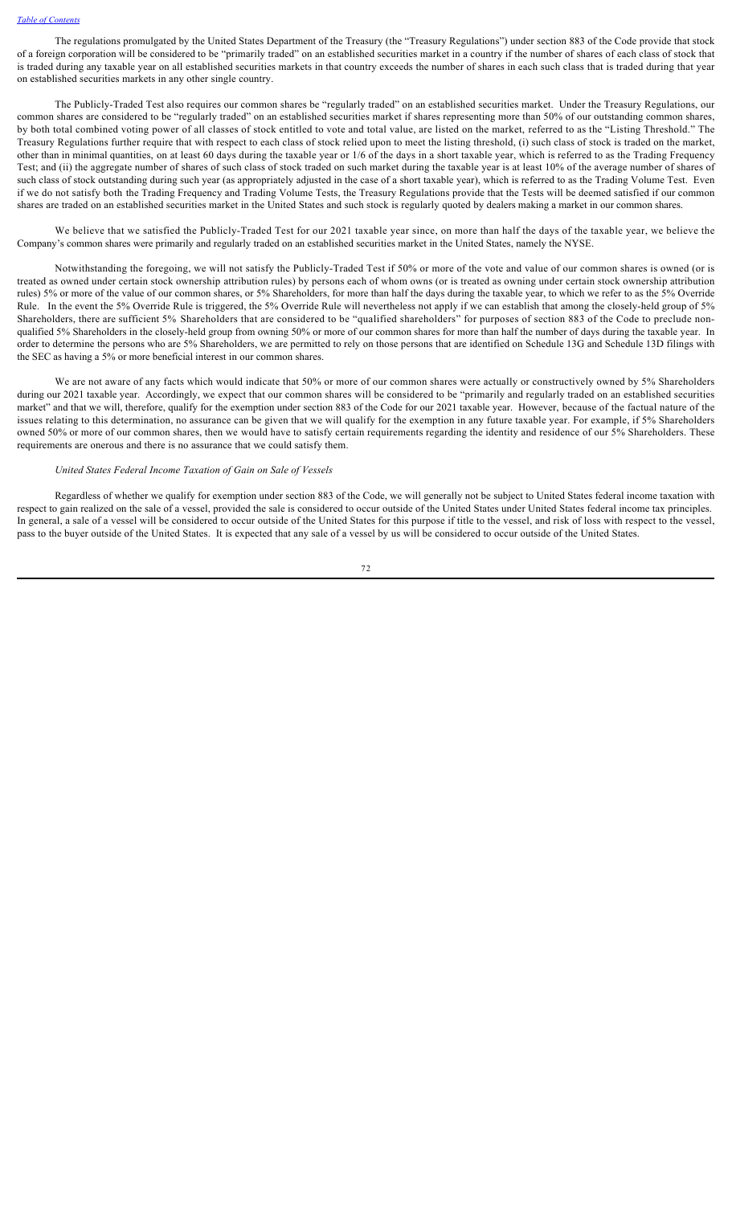The regulations promulgated by the United States Department of the Treasury (the "Treasury Regulations") under section 883 of the Code provide that stock of a foreign corporation will be considered to be "primarily traded" on an established securities market in a country if the number of shares of each class of stock that is traded during any taxable year on all established securities markets in that country exceeds the number of shares in each such class that is traded during that year on established securities markets in any other single country.

The Publicly-Traded Test also requires our common shares be "regularly traded" on an established securities market. Under the Treasury Regulations, our common shares are considered to be "regularly traded" on an established securities market if shares representing more than 50% of our outstanding common shares, by both total combined voting power of all classes of stock entitled to vote and total value, are listed on the market, referred to as the "Listing Threshold." The Treasury Regulations further require that with respect to each class of stock relied upon to meet the listing threshold, (i) such class of stock is traded on the market, other than in minimal quantities, on at least 60 days during the taxable year or 1/6 of the days in a short taxable year, which is referred to as the Trading Frequency Test; and (ii) the aggregate number of shares of such class of stock traded on such market during the taxable year is at least 10% of the average number of shares of such class of stock outstanding during such year (as appropriately adjusted in the case of a short taxable year), which is referred to as the Trading Volume Test. Even if we do not satisfy both the Trading Frequency and Trading Volume Tests, the Treasury Regulations provide that the Tests will be deemed satisfied if our common shares are traded on an established securities market in the United States and such stock is regularly quoted by dealers making a market in our common shares.

We believe that we satisfied the Publicly-Traded Test for our 2021 taxable year since, on more than half the days of the taxable year, we believe the Company's common shares were primarily and regularly traded on an established securities market in the United States, namely the NYSE.

Notwithstanding the foregoing, we will not satisfy the Publicly-Traded Test if 50% or more of the vote and value of our common shares is owned (or is treated as owned under certain stock ownership attribution rules) by persons each of whom owns (or is treated as owning under certain stock ownership attribution rules) 5% or more of the value of our common shares, or 5% Shareholders, for more than half the days during the taxable year, to which we refer to as the 5% Override Rule. In the event the 5% Override Rule is triggered, the 5% Override Rule will nevertheless not apply if we can establish that among the closely-held group of 5% Shareholders, there are sufficient 5% Shareholders that are considered to be "qualified shareholders" for purposes of section 883 of the Code to preclude non-qualified 5% Shareholders in the closely-held group from owning 50% or more of our common shares for more than half the number of days during the taxable year. In order to determine the persons who are 5% Shareholders, we are permitted to rely on those persons that are identified on Schedule 13G and Schedule 13D filings with the SEC as having a 5% or more beneficial interest in our common shares.

We are not aware of any facts which would indicate that 50% or more of our common shares were actually or constructively owned by 5% Shareholders during our 2021 taxable year. Accordingly, we expect that our common shares will be considered to be "primarily and regularly traded on an established securities market" and that we will, therefore, qualify for the exemption under section 883 of the Code for our 2021 taxable year. However, because of the factual nature of the issues relating to this determination, no assurance can be given that we will qualify for the exemption in any future taxable year. For example, if 5% Shareholders owned 50% or more of our common shares, then we would have to satisfy certain requirements regarding the identity and residence of our 5% Shareholders. These requirements are onerous and there is no assurance that we could satisfy them.

*United States Federal Income Taxation of Gain on Sale of Vessels*

Regardless of whether we qualify for exemption under section 883 of the Code, we will generally not be subject to United States federal income taxation with respect to gain realized on the sale of a vessel, provided the sale is considered to occur outside of the United States under United States federal income tax principles. In general, a sale of a vessel will be considered to occur outside of the United States for this purpose if title to the vessel, and risk of loss with respect to the vessel, pass to the buyer outside of the United States. It is expected that any sale of a vessel by us will be considered to occur outside of the United States.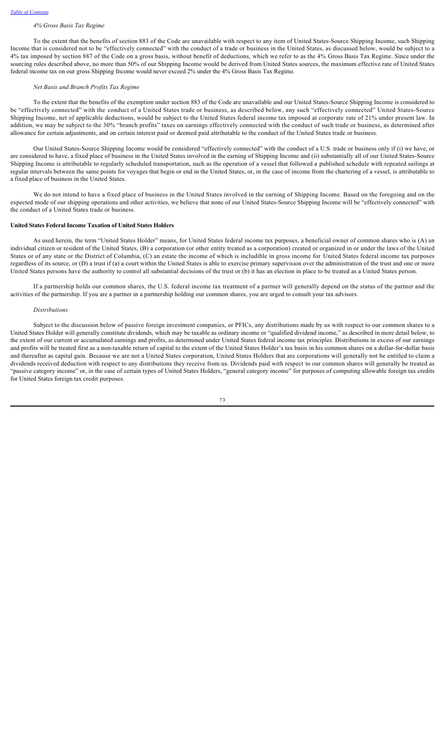*4% Gross Basis Tax Regime*

To the extent that the benefits of section 883 of the Code are unavailable with respect to any item of United States-Source Shipping Income, such Shipping Income that is considered not to be "effectively connected" with the conduct of a trade or business in the United States, as discussed below, would be subject to a 4% tax imposed by section 887 of the Code on a gross basis, without benefit of deductions, which we refer to as the 4% Gross Basis Tax Regime. Since under the sourcing rules described above, no more than 50% of our Shipping Income would be derived from United States sources, the maximum effective rate of United States federal income tax on our gross Shipping Income would never exceed 2% under the 4% Gross Basis Tax Regime.

*Net Basis and Branch Profits Tax Regime*

To the extent that the benefits of the exemption under section 883 of the Code are unavailable and our United States-Source Shipping Income is considered to be "effectively connected" with the conduct of a United States trade or business, as described below, any such "effectively connected" United States-Source Shipping Income, net of applicable deductions, would be subject to the United States federal income tax imposed at corporate rate of 21% under present law. In addition, we may be subject to the 30% "branch profits" taxes on earnings effectively connected with the conduct of such trade or business, as determined after allowance for certain adjustments, and on certain interest paid or deemed paid attributable to the conduct of the United States trade or business.

Our United States-Source Shipping Income would be considered "effectively connected" with the conduct of a U.S. trade or business only if (i) we have, or are considered to have, a fixed place of business in the United States involved in the earning of Shipping Income and (ii) substantially all of our United States-Source Shipping Income is attributable to regularly scheduled transportation, such as the operation of a vessel that followed a published schedule with repeated sailings at regular intervals between the same points for voyages that begin or end in the United States, or, in the case of income from the chartering of a vessel, is attributable to a fixed place of business in the United States.

We do not intend to have a fixed place of business in the United States involved in the earning of Shipping Income. Based on the foregoing and on the expected mode of our shipping operations and other activities, we believe that none of our United States-Source Shipping Income will be "effectively connected" with the conduct of a United States trade or business.

**United States Federal Income Taxation of United States Holders**

As used herein, the term "United States Holder" means, for United States federal income tax purposes, a beneficial owner of common shares who is (A) an individual citizen or resident of the United States, (B) a corporation (or other entity treated as a corporation) created or organized in or under the laws of the United States or of any state or the District of Columbia, (C) an estate the income of which is includible in gross income for United States federal income tax purposes regardless of its source, or (D) a trust if (a) a court within the United States is able to exercise primary supervision over the administration of the trust and one or more United States persons have the authority to control all substantial decisions of the trust or (b) it has an election in place to be treated as a United States person.

If a partnership holds our common shares, the U.S. federal income tax treatment of a partner will generally depend on the status of the partner and the activities of the partnership. If you are a partner in a partnership holding our common shares, you are urged to consult your tax advisors.

*Distributions*

Subject to the discussion below of passive foreign investment companies, or PFICs, any distributions made by us with respect to our common shares to a United States Holder will generally constitute dividends, which may be taxable as ordinary income or "qualified dividend income," as described in more detail below, to the extent of our current or accumulated earnings and profits, as determined under United States federal income tax principles. Distributions in excess of our earnings and profits will be treated first as a non-taxable return of capital to the extent of the United States Holder's tax basis in his common shares on a dollar-for-dollar basis and thereafter as capital gain. Because we are not a United States corporation, United States Holders that are corporations will generally not be entitled to claim a dividends received deduction with respect to any distributions they receive from us. Dividends paid with respect to our common shares will generally be treated as "passive category income" or, in the case of certain types of United States Holders, "general category income" for purposes of computing allowable foreign tax credits for United States foreign tax credit purposes.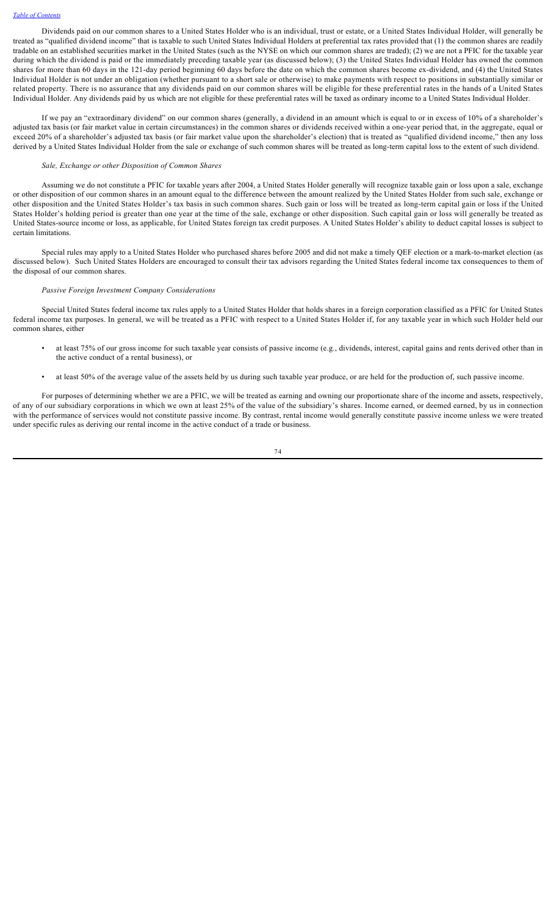Dividends paid on our common shares to a United States Holder who is an individual, trust or estate, or a United States Individual Holder, will generally be treated as "qualified dividend income" that is taxable to such United States Individual Holders at preferential tax rates provided that (1) the common shares are readily tradable on an established securities market in the United States (such as the NYSE on which our common shares are traded); (2) we are not a PFIC for the taxable year during which the dividend is paid or the immediately preceding taxable year (as discussed below); (3) the United States Individual Holder has owned the common shares for more than 60 days in the 121-day period beginning 60 days before the date on which the common shares become ex-dividend, and (4) the United States Individual Holder is not under an obligation (whether pursuant to a short sale or otherwise) to make payments with respect to positions in substantially similar or related property. There is no assurance that any dividends paid on our common shares will be eligible for these preferential rates in the hands of a United States Individual Holder. Any dividends paid by us which are not eligible for these preferential rates will be taxed as ordinary income to a United States Individual Holder.

If we pay an "extraordinary dividend" on our common shares (generally, a dividend in an amount which is equal to or in excess of 10% of a shareholder's adjusted tax basis (or fair market value in certain circumstances) in the common shares or dividends received within a one-year period that, in the aggregate, equal or exceed 20% of a shareholder's adjusted tax basis (or fair market value upon the shareholder's election) that is treated as "qualified dividend income," then any loss derived by a United States Individual Holder from the sale or exchange of such common shares will be treated as long-term capital loss to the extent of such dividend.

*Sale, Exchange or other Disposition of Common Shares*

Assuming we do not constitute a PFIC for taxable years after 2004, a United States Holder generally will recognize taxable gain or loss upon a sale, exchange or other disposition of our common shares in an amount equal to the difference between the amount realized by the United States Holder from such sale, exchange or other disposition and the United States Holder's tax basis in such common shares. Such gain or loss will be treated as long-term capital gain or loss if the United States Holder's holding period is greater than one year at the time of the sale, exchange or other disposition. Such capital gain or loss will generally be treated as United States-source income or loss, as applicable, for United States foreign tax credit purposes. A United States Holder's ability to deduct capital losses is subject to certain limitations.

Special rules may apply to a United States Holder who purchased shares before 2005 and did not make a timely QEF election or a mark-to-market election (as discussed below). Such United States Holders are encouraged to consult their tax advisors regarding the United States federal income tax consequences to them of the disposal of our common shares.

*Passive Foreign Investment Company Considerations*

Special United States federal income tax rules apply to a United States Holder that holds shares in a foreign corporation classified as a PFIC for United States federal income tax purposes. In general, we will be treated as a PFIC with respect to a United States Holder if, for any taxable year in which such Holder held our common shares, either

- at least 75% of our gross income for such taxable year consists of passive income (e.g., dividends, interest, capital gains and rents derived other than in the active conduct of a rental business), or
- at least 50% of the average value of the assets held by us during such taxable year produce, or are held for the production of, such passive income.

For purposes of determining whether we are a PFIC, we will be treated as earning and owning our proportionate share of the income and assets, respectively, of any of our subsidiary corporations in which we own at least 25% of the value of the subsidiary's shares. Income earned, or deemed earned, by us in connection with the performance of services would not constitute passive income. By contrast, rental income would generally constitute passive income unless we were treated under specific rules as deriving our rental income in the active conduct of a trade or business.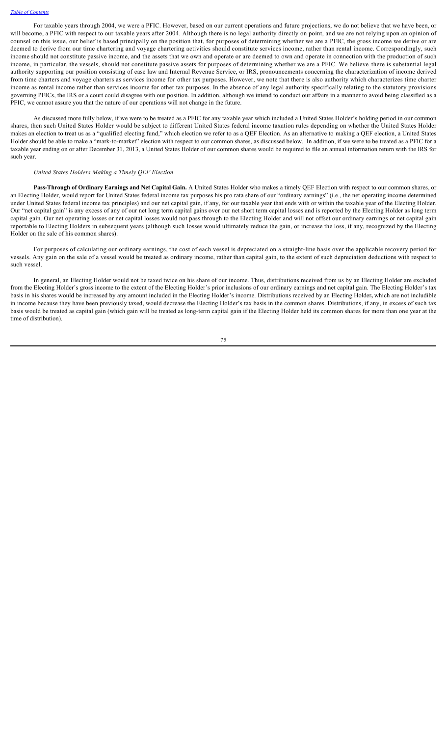For taxable years through 2004, we were a PFIC. However, based on our current operations and future projections, we do not believe that we have been, or will become, a PFIC with respect to our taxable years after 2004. Although there is no legal authority directly on point, and we are not relying upon an opinion of counsel on this issue, our belief is based principally on the position that, for purposes of determining whether we are a PFIC, the gross income we derive or are deemed to derive from our time chartering and voyage chartering activities should constitute services income, rather than rental income. Correspondingly, such income should not constitute passive income, and the assets that we own and operate or are deemed to own and operate in connection with the production of such income, in particular, the vessels, should not constitute passive assets for purposes of determining whether we are a PFIC. We believe there is substantial legal authority supporting our position consisting of case law and Internal Revenue Service, or IRS, pronouncements concerning the characterization of income derived from time charters and voyage charters as services income for other tax purposes. However, we note that there is also authority which characterizes time charter income as rental income rather than services income for other tax purposes. In the absence of any legal authority specifically relating to the statutory provisions governing PFICs, the IRS or a court could disagree with our position. In addition, although we intend to conduct our affairs in a manner to avoid being classified as a PFIC, we cannot assure you that the nature of our operations will not change in the future.

As discussed more fully below, if we were to be treated as a PFIC for any taxable year which included a United States Holder's holding period in our common shares, then such United States Holder would be subject to different United States federal income taxation rules depending on whether the United States Holder makes an election to treat us as a "qualified electing fund," which election we refer to as a QEF Election. As an alternative to making a QEF election, a United States Holder should be able to make a "mark-to-market" election with respect to our common shares, as discussed below. In addition, if we were to be treated as a PFIC for a taxable year ending on or after December 31, 2013, a United States Holder of our common shares would be required to file an annual information return with the IRS for such year.

*United States Holders Making a Timely QEF Election*

**Pass-Through of Ordinary Earnings and Net Capital Gain.** A United States Holder who makes a timely QEF Election with respect to our common shares, or an Electing Holder, would report for United States federal income tax purposes his pro rata share of our "ordinary earnings" (i.e., the net operating income determined under United States federal income tax principles) and our net capital gain, if any, for our taxable year that ends with or within the taxable year of the Electing Holder. Our "net capital gain" is any excess of any of our net long term capital gains over our net short term capital losses and is reported by the Electing Holder as long term capital gain. Our net operating losses or net capital losses would not pass through to the Electing Holder and will not offset our ordinary earnings or net capital gain reportable to Electing Holders in subsequent years (although such losses would ultimately reduce the gain, or increase the loss, if any, recognized by the Electing Holder on the sale of his common shares).

For purposes of calculating our ordinary earnings, the cost of each vessel is depreciated on a straight-line basis over the applicable recovery period for vessels. Any gain on the sale of a vessel would be treated as ordinary income, rather than capital gain, to the extent of such depreciation deductions with respect to such vessel.

In general, an Electing Holder would not be taxed twice on his share of our income. Thus, distributions received from us by an Electing Holder are excluded from the Electing Holder's gross income to the extent of the Electing Holder's prior inclusions of our ordinary earnings and net capital gain. The Electing Holder's tax basis in his shares would be increased by any amount included in the Electing Holder's income. Distributions received by an Electing Holder**,** which are not includible in income because they have been previously taxed, would decrease the Electing Holder's tax basis in the common shares. Distributions, if any, in excess of such tax basis would be treated as capital gain (which gain will be treated as long-term capital gain if the Electing Holder held its common shares for more than one year at the time of distribution).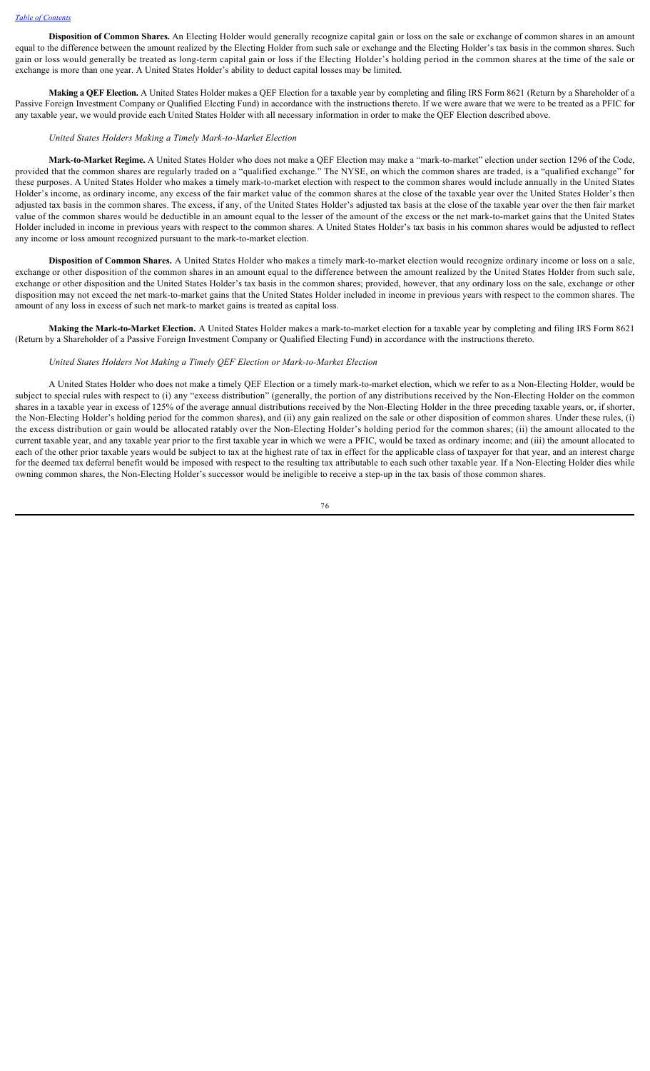**Disposition of Common Shares.** An Electing Holder would generally recognize capital gain or loss on the sale or exchange of common shares in an amount equal to the difference between the amount realized by the Electing Holder from such sale or exchange and the Electing Holder's tax basis in the common shares. Such gain or loss would generally be treated as long-term capital gain or loss if the Electing Holder's holding period in the common shares at the time of the sale or exchange is more than one year. A United States Holder's ability to deduct capital losses may be limited.

**Making a QEF Election.** A United States Holder makes a QEF Election for a taxable year by completing and filing IRS Form 8621 (Return by a Shareholder of a Passive Foreign Investment Company or Qualified Electing Fund) in accordance with the instructions thereto. If we were aware that we were to be treated as a PFIC for any taxable year, we would provide each United States Holder with all necessary information in order to make the QEF Election described above.

*United States Holders Making a Timely Mark-to-Market Election*

**Mark-to-Market Regime.** A United States Holder who does not make a QEF Election may make a "mark-to-market" election under section 1296 of the Code, provided that the common shares are regularly traded on a "qualified exchange." The NYSE, on which the common shares are traded, is a "qualified exchange" for these purposes. A United States Holder who makes a timely mark-to-market election with respect to the common shares would include annually in the United States Holder's income, as ordinary income, any excess of the fair market value of the common shares at the close of the taxable year over the United States Holder's then adjusted tax basis in the common shares. The excess, if any, of the United States Holder's adjusted tax basis at the close of the taxable year over the then fair market value of the common shares would be deductible in an amount equal to the lesser of the amount of the excess or the net mark-to-market gains that the United States Holder included in income in previous years with respect to the common shares. A United States Holder's tax basis in his common shares would be adjusted to reflect any income or loss amount recognized pursuant to the mark-to-market election.

**Disposition of Common Shares.** A United States Holder who makes a timely mark-to-market election would recognize ordinary income or loss on a sale, exchange or other disposition of the common shares in an amount equal to the difference between the amount realized by the United States Holder from such sale, exchange or other disposition and the United States Holder's tax basis in the common shares; provided, however, that any ordinary loss on the sale, exchange or other disposition may not exceed the net mark-to-market gains that the United States Holder included in income in previous years with respect to the common shares. The amount of any loss in excess of such net mark-to market gains is treated as capital loss.

**Making the Mark-to-Market Election.** A United States Holder makes a mark-to-market election for a taxable year by completing and filing IRS Form 8621 (Return by a Shareholder of a Passive Foreign Investment Company or Qualified Electing Fund) in accordance with the instructions thereto.

*United States Holders Not Making a Timely QEF Election or Mark-to-Market Election*

A United States Holder who does not make a timely QEF Election or a timely mark-to-market election, which we refer to as a Non-Electing Holder, would be subject to special rules with respect to (i) any "excess distribution" (generally, the portion of any distributions received by the Non-Electing Holder on the common shares in a taxable year in excess of 125% of the average annual distributions received by the Non-Electing Holder in the three preceding taxable years, or, if shorter, the Non-Electing Holder's holding period for the common shares), and (ii) any gain realized on the sale or other disposition of common shares. Under these rules, (i) the excess distribution or gain would be allocated ratably over the Non-Electing Holder's holding period for the common shares; (ii) the amount allocated to the current taxable year, and any taxable year prior to the first taxable year in which we were a PFIC, would be taxed as ordinary income; and (iii) the amount allocated to each of the other prior taxable years would be subject to tax at the highest rate of tax in effect for the applicable class of taxpayer for that year, and an interest charge for the deemed tax deferral benefit would be imposed with respect to the resulting tax attributable to each such other taxable year. If a Non-Electing Holder dies while owning common shares, the Non-Electing Holder's successor would be ineligible to receive a step-up in the tax basis of those common shares.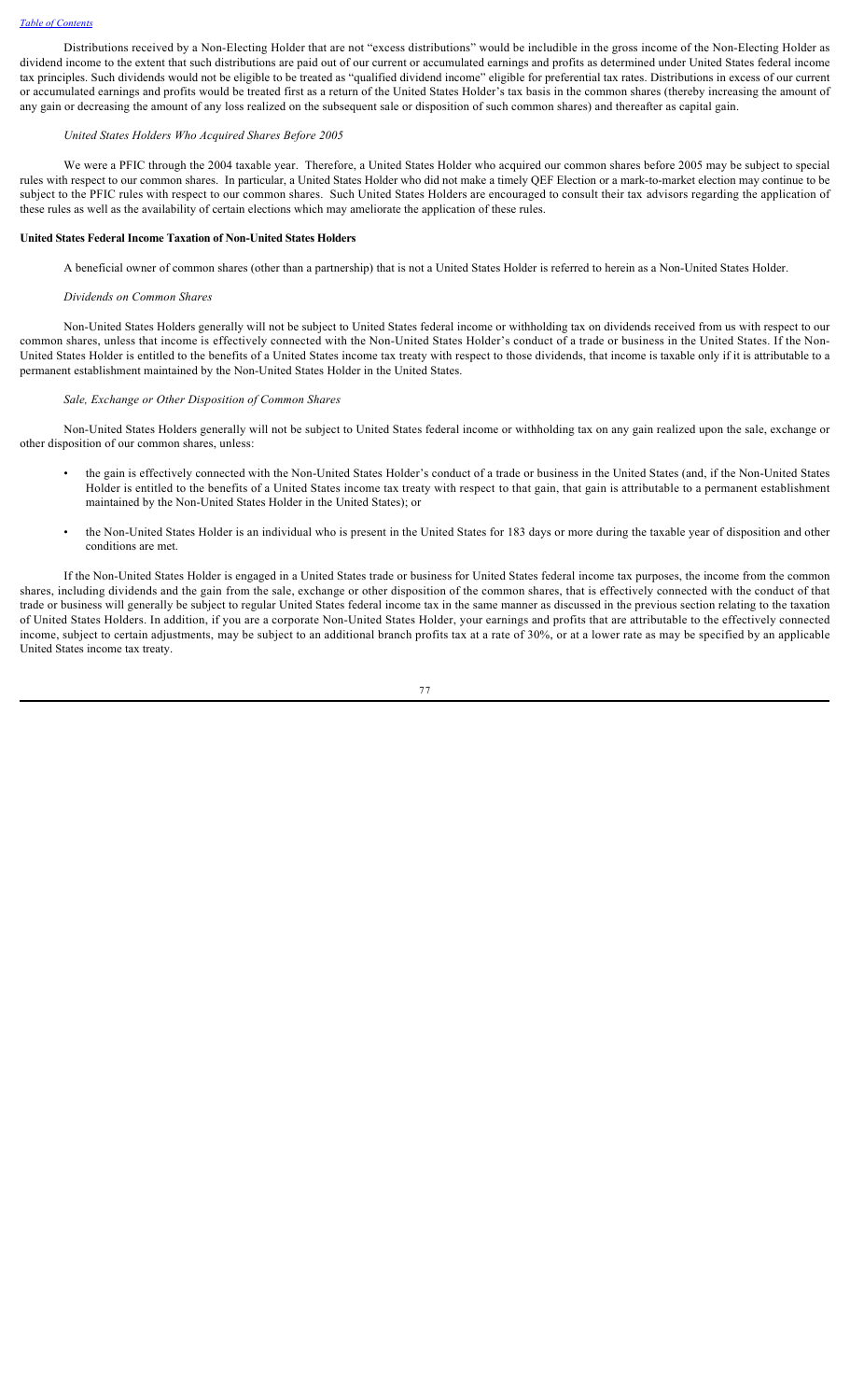Distributions received by a Non-Electing Holder that are not "excess distributions" would be includible in the gross income of the Non-Electing Holder as dividend income to the extent that such distributions are paid out of our current or accumulated earnings and profits as determined under United States federal income tax principles. Such dividends would not be eligible to be treated as "qualified dividend income" eligible for preferential tax rates. Distributions in excess of our current or accumulated earnings and profits would be treated first as a return of the United States Holder's tax basis in the common shares (thereby increasing the amount of any gain or decreasing the amount of any loss realized on the subsequent sale or disposition of such common shares) and thereafter as capital gain.

*United States Holders Who Acquired Shares Before 2005*

We were a PFIC through the 2004 taxable year. Therefore, a United States Holder who acquired our common shares before 2005 may be subject to special rules with respect to our common shares. In particular, a United States Holder who did not make a timely QEF Election or a mark-to-market election may continue to be subject to the PFIC rules with respect to our common shares. Such United States Holders are encouraged to consult their tax advisors regarding the application of these rules as well as the availability of certain elections which may ameliorate the application of these rules.

**United States Federal Income Taxation of Non-United States Holders**

A beneficial owner of common shares (other than a partnership) that is not a United States Holder is referred to herein as a Non-United States Holder.

*Dividends on Common Shares*

Non-United States Holders generally will not be subject to United States federal income or withholding tax on dividends received from us with respect to our common shares, unless that income is effectively connected with the Non-United States Holder's conduct of a trade or business in the United States. If the Non-United States Holder is entitled to the benefits of a United States income tax treaty with respect to those dividends, that income is taxable only if it is attributable to a permanent establishment maintained by the Non-United States Holder in the United States.

*Sale, Exchange or Other Disposition of Common Shares*

Non-United States Holders generally will not be subject to United States federal income or withholding tax on any gain realized upon the sale, exchange or other disposition of our common shares, unless:

- the gain is effectively connected with the Non-United States Holder's conduct of a trade or business in the United States (and, if the Non-United States Holder is entitled to the benefits of a United States income tax treaty with respect to that gain, that gain is attributable to a permanent establishment maintained by the Non-United States Holder in the United States); or
- the Non-United States Holder is an individual who is present in the United States for 183 days or more during the taxable year of disposition and other conditions are met.

If the Non-United States Holder is engaged in a United States trade or business for United States federal income tax purposes, the income from the common shares, including dividends and the gain from the sale, exchange or other disposition of the common shares, that is effectively connected with the conduct of that trade or business will generally be subject to regular United States federal income tax in the same manner as discussed in the previous section relating to the taxation of United States Holders. In addition, if you are a corporate Non-United States Holder, your earnings and profits that are attributable to the effectively connected income, subject to certain adjustments, may be subject to an additional branch profits tax at a rate of 30%, or at a lower rate as may be specified by an applicable United States income tax treaty.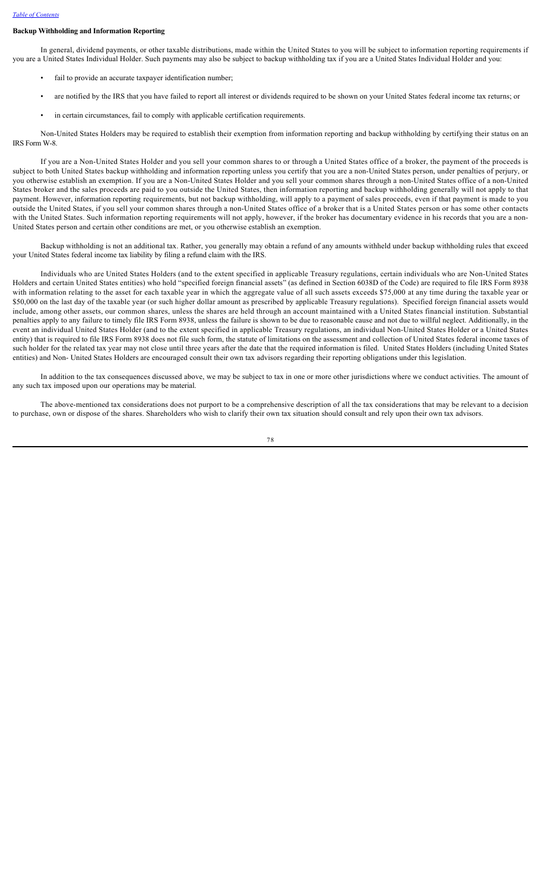### Backup Withholding and Information Reporting

In general, dividend payments, or other taxable distributions, made within the United States to you will be subject to information reporting requirements if you are a United States Individual Holder. Such payments may also be subject to backup withholding tax if you are a United States Individual Holder and you:

- fail to provide an accurate taxpayer identification number;
- are notified by the IRS that you have failed to report all interest or dividends required to be shown on your United States federal income tax returns; or
- in certain circumstances, fail to comply with applicable certification requirements.

Non-United States Holders may be required to establish their exemption from information reporting and backup withholding by certifying their status on an IRS Form W-8.

If you are a Non-United States Holder and you sell your common shares to or through a United States office of a broker, the payment of the proceeds is subject to both United States backup withholding and information reporting unless you certify that you are a non-United States person, under penalties of perjury, or you otherwise establish an exemption. If you are a Non-United States Holder and you sell your common shares through a non-United States office of a non-United States broker and the sales proceeds are paid to you outside the United States, then information reporting and backup withholding generally will not apply to that payment. However, information reporting requirements, but not backup withholding, will apply to a payment of sales proceeds, even if that payment is made to you outside the United States, if you sell your common shares through a non-United States office of a broker that is a United States person or has some other contacts with the United States. Such information reporting requirements will not apply, however, if the broker has documentary evidence in his records that you are a non-United States person and certain other conditions are met, or you otherwise establish an exemption.

Backup withholding is not an additional tax. Rather, you generally may obtain a refund of any amounts withheld under backup withholding rules that exceed your United States federal income tax liability by filing a refund claim with the IRS.

Individuals who are United States Holders (and to the extent specified in applicable Treasury regulations, certain individuals who are Non-United States Holders and certain United States entities) who hold "specified foreign financial assets" (as defined in Section 6038D of the Code) are required to file IRS Form 8938 with information relating to the asset for each taxable year in which the aggregate value of all such assets exceeds $75,000 at any time during the taxable year or $50,000 on the last day of the taxable year (or such higher dollar amount as prescribed by applicable Treasury regulations). Specified foreign financial assets would include, among other assets, our common shares, unless the shares are held through an account maintained with a United States financial institution. Substantial penalties apply to any failure to timely file IRS Form 8938, unless the failure is shown to be due to reasonable cause and not due to willful neglect. Additionally, in the event an individual United States Holder (and to the extent specified in applicable Treasury regulations, an individual Non-United States Holder or a United States entity) that is required to file IRS Form 8938 does not file such form, the statute of limitations on the assessment and collection of United States federal income taxes of such holder for the related tax year may not close until three years after the date that the required information is filed. United States Holders (including United States entities) and Non- United States Holders are encouraged consult their own tax advisors regarding their reporting obligations under this legislation.

In addition to the tax consequences discussed above, we may be subject to tax in one or more other jurisdictions where we conduct activities. The amount of any such tax imposed upon our operations may be material.

The above-mentioned tax considerations does not purport to be a comprehensive description of all the tax considerations that may be relevant to a decision to purchase, own or dispose of the shares. Shareholders who wish to clarify their own tax situation should consult and rely upon their own tax advisors.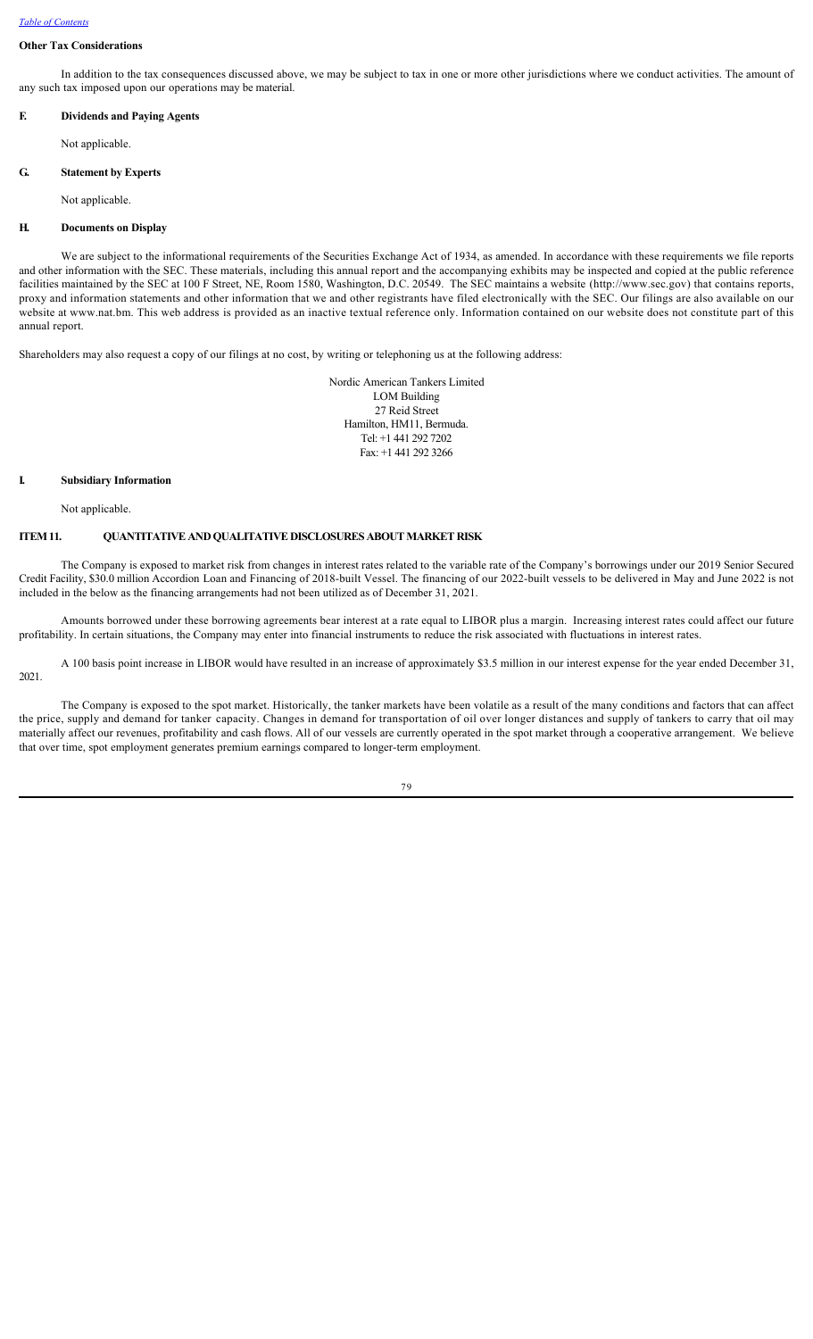#### Other Tax Considerations

In addition to the tax consequences discussed above, we may be subject to tax in one or more other jurisdictions where we conduct activities. The amount of any such tax imposed upon our operations may be material.

### F. Dividends and Paying Agents

Not applicable.

### G. Statement by Experts

Not applicable.

### H. Documents on Display

We are subject to the informational requirements of the Securities Exchange Act of 1934, as amended. In accordance with these requirements we file reports and other information with the SEC. These materials, including this annual report and the accompanying exhibits may be inspected and copied at the public reference facilities maintained by the SEC at 100 F Street, NE, Room 1580, Washington, D.C. 20549. The SEC maintains a website (http://www.sec.gov) that contains reports, proxy and information statements and other information that we and other registrants have filed electronically with the SEC. Our filings are also available on our website at www.nat.bm. This web address is provided as an inactive textual reference only. Information contained on our website does not constitute part of this annual report.

Shareholders may also request a copy of our filings at no cost, by writing or telephoning us at the following address:

Nordic American Tankers Limited
LOM Building
27 Reid Street
Hamilton, HM11, Bermuda.
Tel: +1 441 292 7202
Fax: +1 441 292 3266

### I. Subsidiary Information

Not applicable.

## ITEM 11. QUANTITATIVE AND QUALITATIVE DISCLOSURES ABOUT MARKET RISK

The Company is exposed to market risk from changes in interest rates related to the variable rate of the Company's borrowings under our 2019 Senior Secured Credit Facility, $30.0 million Accordion Loan and Financing of 2018-built Vessel. The financing of our 2022-built vessels to be delivered in May and June 2022 is not included in the below as the financing arrangements had not been utilized as of December 31, 2021.

Amounts borrowed under these borrowing agreements bear interest at a rate equal to LIBOR plus a margin. Increasing interest rates could affect our future profitability. In certain situations, the Company may enter into financial instruments to reduce the risk associated with fluctuations in interest rates.

A 100 basis point increase in LIBOR would have resulted in an increase of approximately $3.5 million in our interest expense for the year ended December 31, 2021.

The Company is exposed to the spot market. Historically, the tanker markets have been volatile as a result of the many conditions and factors that can affect the price, supply and demand for tanker capacity. Changes in demand for transportation of oil over longer distances and supply of tankers to carry that oil may materially affect our revenues, profitability and cash flows. All of our vessels are currently operated in the spot market through a cooperative arrangement. We believe that over time, spot employment generates premium earnings compared to longer-term employment.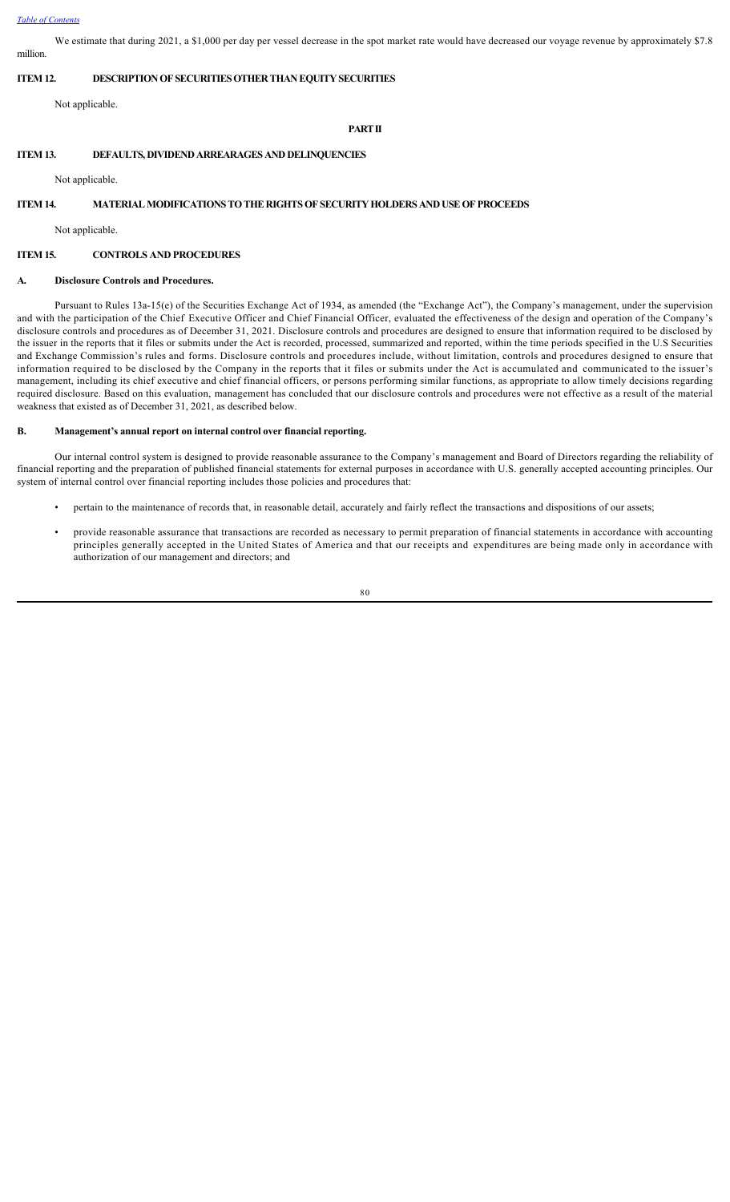We estimate that during 2021, a $1,000 per day per vessel decrease in the spot market rate would have decreased our voyage revenue by approximately $7.8 million.

## ITEM 12. DESCRIPTION OF SECURITIES OTHER THAN EQUITY SECURITIES

Not applicable.

# PART II

## ITEM 13. DEFAULTS, DIVIDEND ARREARAGES AND DELINQUENCIES

Not applicable.

## ITEM 14. MATERIAL MODIFICATIONS TO THE RIGHTS OF SECURITY HOLDERS AND USE OF PROCEEDS

Not applicable.

## ITEM 15. CONTROLS AND PROCEDURES

### A. Disclosure Controls and Procedures.

Pursuant to Rules 13a-15(e) of the Securities Exchange Act of 1934, as amended (the "Exchange Act"), the Company's management, under the supervision and with the participation of the Chief Executive Officer and Chief Financial Officer, evaluated the effectiveness of the design and operation of the Company's disclosure controls and procedures as of December 31, 2021. Disclosure controls and procedures are designed to ensure that information required to be disclosed by the issuer in the reports that it files or submits under the Act is recorded, processed, summarized and reported, within the time periods specified in the U.S Securities and Exchange Commission's rules and forms. Disclosure controls and procedures include, without limitation, controls and procedures designed to ensure that information required to be disclosed by the Company in the reports that it files or submits under the Act is accumulated and communicated to the issuer's management, including its chief executive and chief financial officers, or persons performing similar functions, as appropriate to allow timely decisions regarding required disclosure. Based on this evaluation, management has concluded that our disclosure controls and procedures were not effective as a result of the material weakness that existed as of December 31, 2021, as described below.

### B. Management's annual report on internal control over financial reporting.

Our internal control system is designed to provide reasonable assurance to the Company's management and Board of Directors regarding the reliability of financial reporting and the preparation of published financial statements for external purposes in accordance with U.S. generally accepted accounting principles. Our system of internal control over financial reporting includes those policies and procedures that:

- pertain to the maintenance of records that, in reasonable detail, accurately and fairly reflect the transactions and dispositions of our assets;
- provide reasonable assurance that transactions are recorded as necessary to permit preparation of financial statements in accordance with accounting principles generally accepted in the United States of America and that our receipts and expenditures are being made only in accordance with authorization of our management and directors; and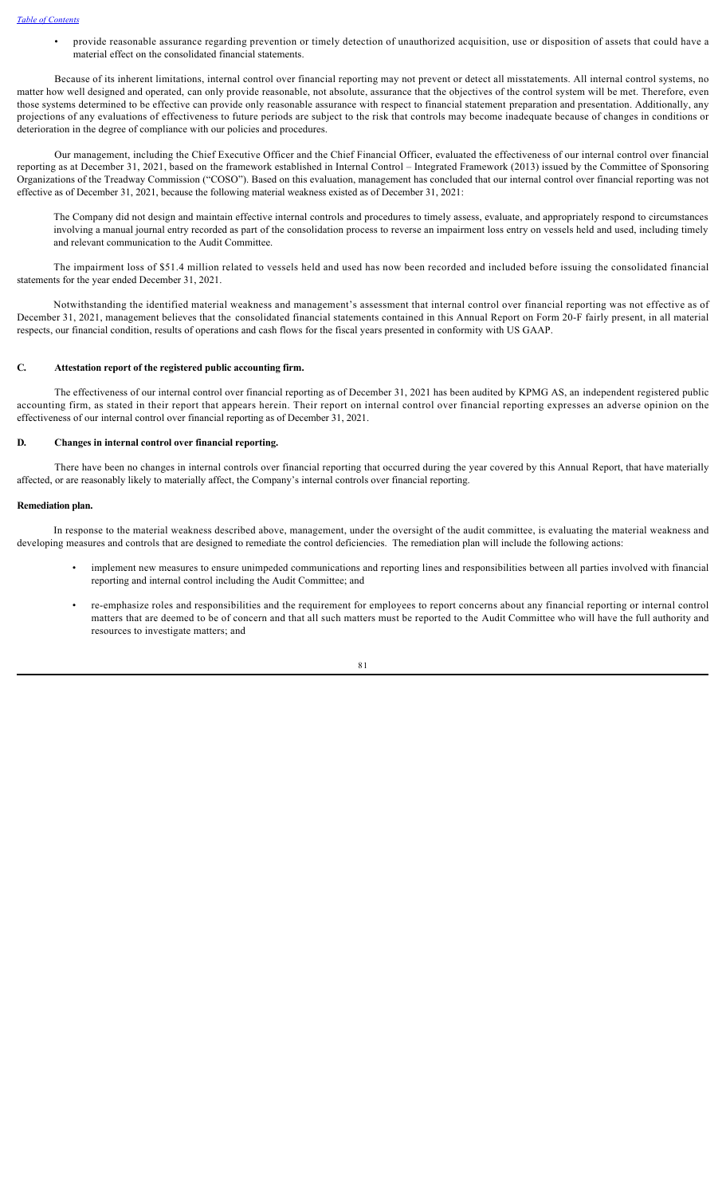- provide reasonable assurance regarding prevention or timely detection of unauthorized acquisition, use or disposition of assets that could have a material effect on the consolidated financial statements.

Because of its inherent limitations, internal control over financial reporting may not prevent or detect all misstatements. All internal control systems, no matter how well designed and operated, can only provide reasonable, not absolute, assurance that the objectives of the control system will be met. Therefore, even those systems determined to be effective can provide only reasonable assurance with respect to financial statement preparation and presentation. Additionally, any projections of any evaluations of effectiveness to future periods are subject to the risk that controls may become inadequate because of changes in conditions or deterioration in the degree of compliance with our policies and procedures.

Our management, including the Chief Executive Officer and the Chief Financial Officer, evaluated the effectiveness of our internal control over financial reporting as at December 31, 2021, based on the framework established in Internal Control – Integrated Framework (2013) issued by the Committee of Sponsoring Organizations of the Treadway Commission ("COSO"). Based on this evaluation, management has concluded that our internal control over financial reporting was not effective as of December 31, 2021, because the following material weakness existed as of December 31, 2021:

The Company did not design and maintain effective internal controls and procedures to timely assess, evaluate, and appropriately respond to circumstances involving a manual journal entry recorded as part of the consolidation process to reverse an impairment loss entry on vessels held and used, including timely and relevant communication to the Audit Committee.

The impairment loss of $51.4 million related to vessels held and used has now been recorded and included before issuing the consolidated financial statements for the year ended December 31, 2021.

Notwithstanding the identified material weakness and management's assessment that internal control over financial reporting was not effective as of December 31, 2021, management believes that the consolidated financial statements contained in this Annual Report on Form 20-F fairly present, in all material respects, our financial condition, results of operations and cash flows for the fiscal years presented in conformity with US GAAP.

### C. Attestation report of the registered public accounting firm.

The effectiveness of our internal control over financial reporting as of December 31, 2021 has been audited by KPMG AS, an independent registered public accounting firm, as stated in their report that appears herein. Their report on internal control over financial reporting expresses an adverse opinion on the effectiveness of our internal control over financial reporting as of December 31, 2021.

### D. Changes in internal control over financial reporting.

There have been no changes in internal controls over financial reporting that occurred during the year covered by this Annual Report, that have materially affected, or are reasonably likely to materially affect, the Company's internal controls over financial reporting.

**Remediation plan.**

In response to the material weakness described above, management, under the oversight of the audit committee, is evaluating the material weakness and developing measures and controls that are designed to remediate the control deficiencies. The remediation plan will include the following actions:

- implement new measures to ensure unimpeded communications and reporting lines and responsibilities between all parties involved with financial reporting and internal control including the Audit Committee; and
- re-emphasize roles and responsibilities and the requirement for employees to report concerns about any financial reporting or internal control matters that are deemed to be of concern and that all such matters must be reported to the Audit Committee who will have the full authority and resources to investigate matters; and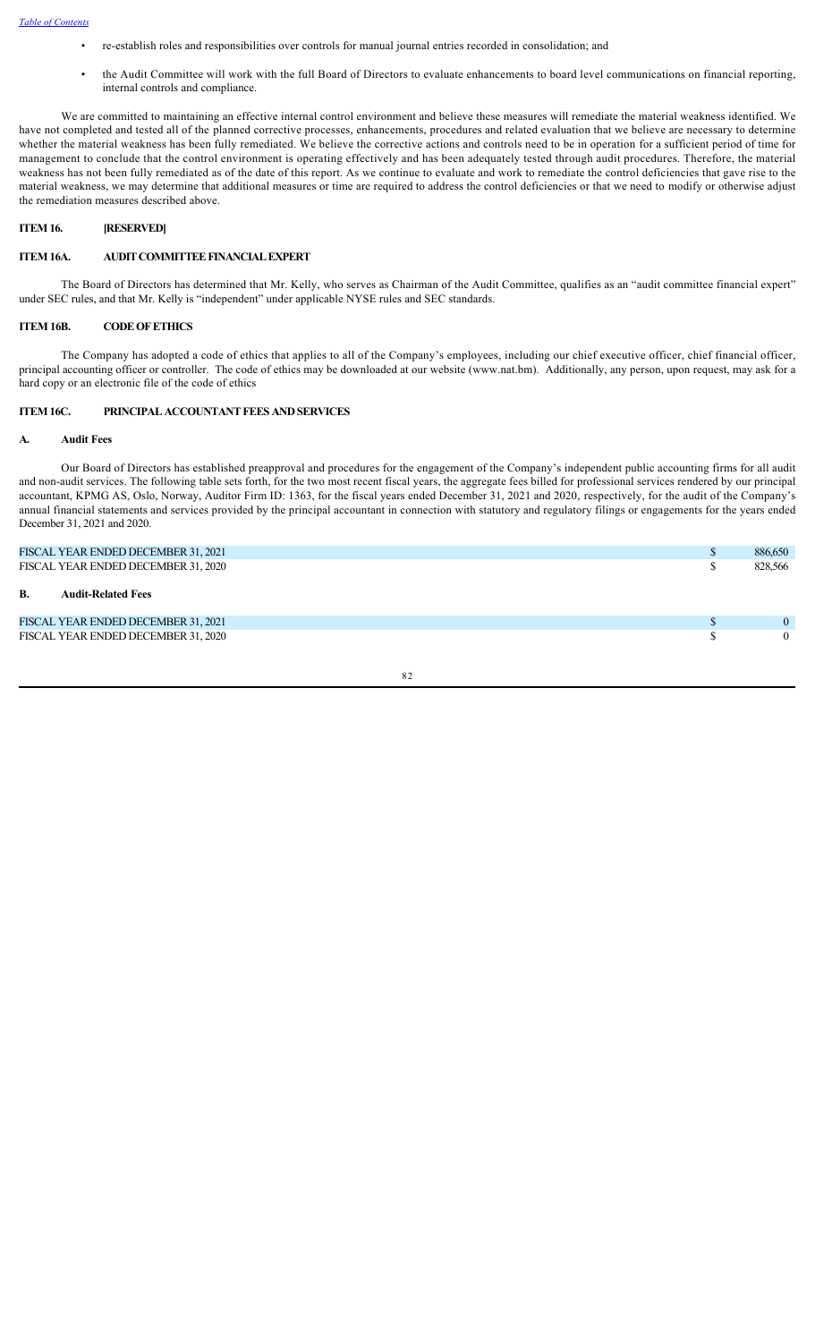- re-establish roles and responsibilities over controls for manual journal entries recorded in consolidation; and
- the Audit Committee will work with the full Board of Directors to evaluate enhancements to board level communications on financial reporting, internal controls and compliance.

We are committed to maintaining an effective internal control environment and believe these measures will remediate the material weakness identified. We have not completed and tested all of the planned corrective processes, enhancements, procedures and related evaluation that we believe are necessary to determine whether the material weakness has been fully remediated. We believe the corrective actions and controls need to be in operation for a sufficient period of time for management to conclude that the control environment is operating effectively and has been adequately tested through audit procedures. Therefore, the material weakness has not been fully remediated as of the date of this report. As we continue to evaluate and work to remediate the control deficiencies that gave rise to the material weakness, we may determine that additional measures or time are required to address the control deficiencies or that we need to modify or otherwise adjust the remediation measures described above.

## ITEM 16. [RESERVED]

## ITEM 16A. AUDIT COMMITTEE FINANCIAL EXPERT

The Board of Directors has determined that Mr. Kelly, who serves as Chairman of the Audit Committee, qualifies as an "audit committee financial expert" under SEC rules, and that Mr. Kelly is "independent" under applicable NYSE rules and SEC standards.

## ITEM 16B. CODE OF ETHICS

The Company has adopted a code of ethics that applies to all of the Company's employees, including our chief executive officer, chief financial officer, principal accounting officer or controller. The code of ethics may be downloaded at our website (www.nat.bm). Additionally, any person, upon request, may ask for a hard copy or an electronic file of the code of ethics

## ITEM 16C. PRINCIPAL ACCOUNTANT FEES AND SERVICES

### A. Audit Fees

Our Board of Directors has established preapproval and procedures for the engagement of the Company's independent public accounting firms for all audit and non-audit services. The following table sets forth, for the two most recent fiscal years, the aggregate fees billed for professional services rendered by our principal accountant, KPMG AS, Oslo, Norway, Auditor Firm ID: 1363, for the fiscal years ended December 31, 2021 and 2020, respectively, for the audit of the Company's annual financial statements and services provided by the principal accountant in connection with statutory and regulatory filings or engagements for the years ended December 31, 2021 and 2020.

| | | |
|---|---|---|
| FISCAL YEAR ENDED DECEMBER 31, 2021 | $ | 886,650 |
| FISCAL YEAR ENDED DECEMBER 31, 2020 | $ | 828,566 |

### B. Audit-Related Fees

| | | |
|---|---|---|
| FISCAL YEAR ENDED DECEMBER 31, 2021 | $ | 0 |
| FISCAL YEAR ENDED DECEMBER 31, 2020 | $ | 0 |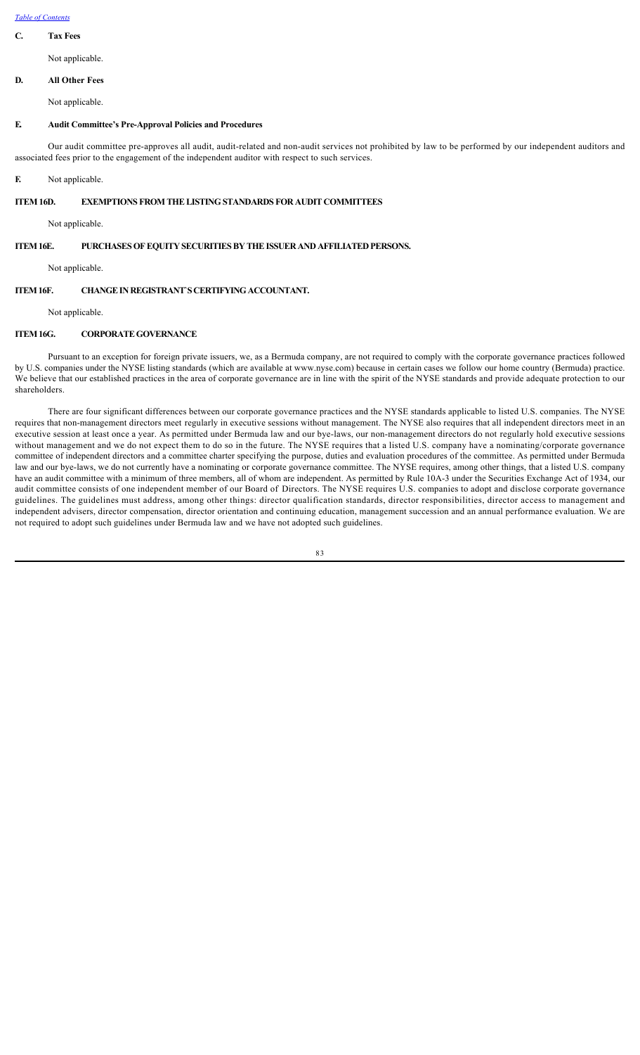## C. Tax Fees

Not applicable.

## D. All Other Fees

Not applicable.

## E. Audit Committee's Pre-Approval Policies and Procedures

Our audit committee pre-approves all audit, audit-related and non-audit services not prohibited by law to be performed by our independent auditors and associated fees prior to the engagement of the independent auditor with respect to such services.

**F.** Not applicable.

## ITEM 16D. EXEMPTIONS FROM THE LISTING STANDARDS FOR AUDIT COMMITTEES

Not applicable.

## ITEM 16E. PURCHASES OF EQUITY SECURITIES BY THE ISSUER AND AFFILIATED PERSONS.

Not applicable.

## ITEM 16F. CHANGE IN REGISTRANT'S CERTIFYING ACCOUNTANT.

Not applicable.

## ITEM 16G. CORPORATE GOVERNANCE

Pursuant to an exception for foreign private issuers, we, as a Bermuda company, are not required to comply with the corporate governance practices followed by U.S. companies under the NYSE listing standards (which are available at www.nyse.com) because in certain cases we follow our home country (Bermuda) practice. We believe that our established practices in the area of corporate governance are in line with the spirit of the NYSE standards and provide adequate protection to our shareholders.

There are four significant differences between our corporate governance practices and the NYSE standards applicable to listed U.S. companies. The NYSE requires that non-management directors meet regularly in executive sessions without management. The NYSE also requires that all independent directors meet in an executive session at least once a year. As permitted under Bermuda law and our bye-laws, our non-management directors do not regularly hold executive sessions without management and we do not expect them to do so in the future. The NYSE requires that a listed U.S. company have a nominating/corporate governance committee of independent directors and a committee charter specifying the purpose, duties and evaluation procedures of the committee. As permitted under Bermuda law and our bye-laws, we do not currently have a nominating or corporate governance committee. The NYSE requires, among other things, that a listed U.S. company have an audit committee with a minimum of three members, all of whom are independent. As permitted by Rule 10A-3 under the Securities Exchange Act of 1934, our audit committee consists of one independent member of our Board of Directors. The NYSE requires U.S. companies to adopt and disclose corporate governance guidelines. The guidelines must address, among other things: director qualification standards, director responsibilities, director access to management and independent advisers, director compensation, director orientation and continuing education, management succession and an annual performance evaluation. We are not required to adopt such guidelines under Bermuda law and we have not adopted such guidelines.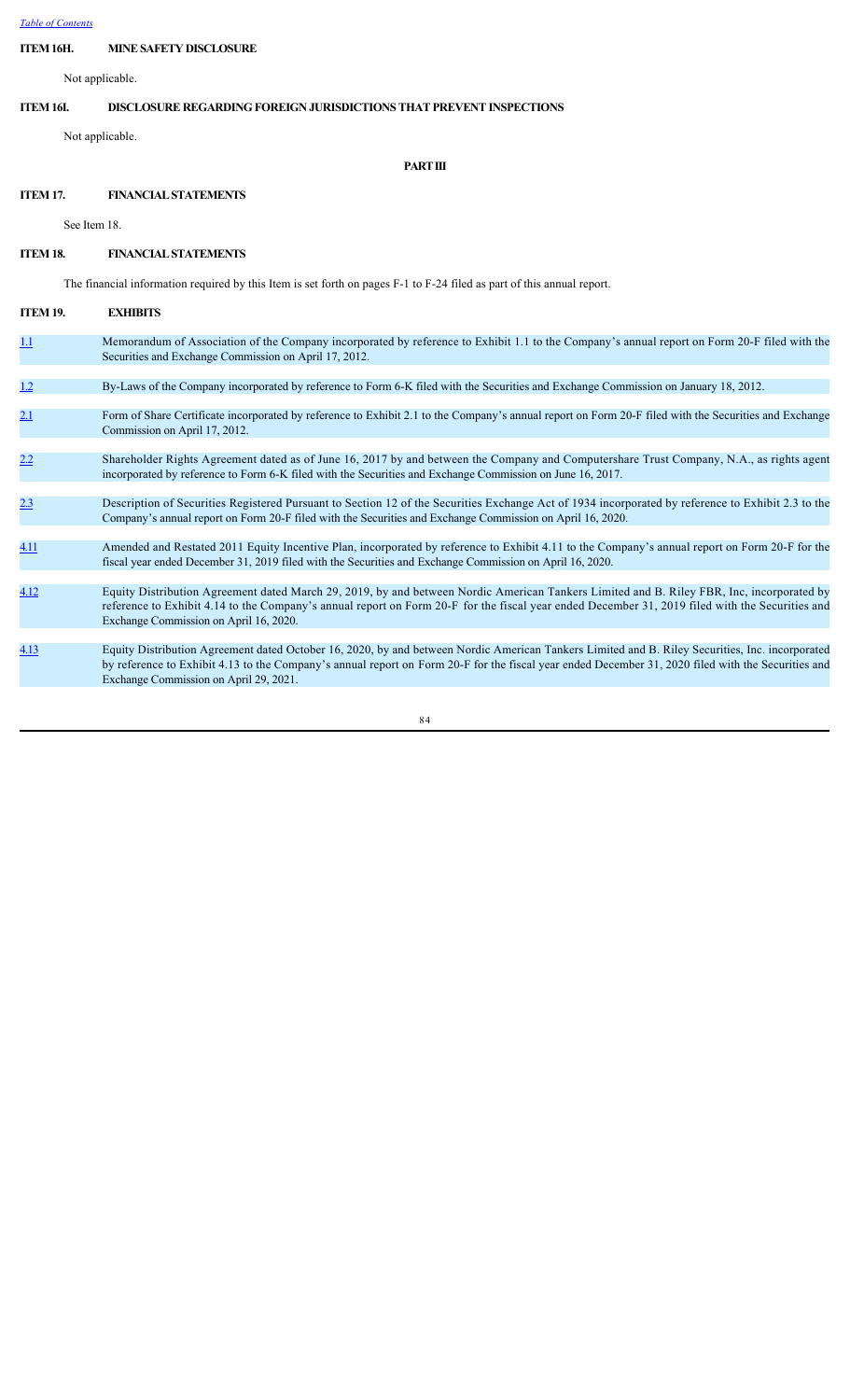## ITEM 16H. MINE SAFETY DISCLOSURE

Not applicable.

## ITEM 16I. DISCLOSURE REGARDING FOREIGN JURISDICTIONS THAT PREVENT INSPECTIONS

Not applicable.

# PART III

## ITEM 17. FINANCIAL STATEMENTS

See Item 18.

## ITEM 18. FINANCIAL STATEMENTS

The financial information required by this Item is set forth on pages F-1 to F-24 filed as part of this annual report.

## ITEM 19. EXHIBITS

| | |
|---|---|
| 1.1 | Memorandum of Association of the Company incorporated by reference to Exhibit 1.1 to the Company's annual report on Form 20-F filed with the Securities and Exchange Commission on April 17, 2012. |
| 1.2 | By-Laws of the Company incorporated by reference to Form 6-K filed with the Securities and Exchange Commission on January 18, 2012. |
| 2.1 | Form of Share Certificate incorporated by reference to Exhibit 2.1 to the Company's annual report on Form 20-F filed with the Securities and Exchange Commission on April 17, 2012. |
| 2.2 | Shareholder Rights Agreement dated as of June 16, 2017 by and between the Company and Computershare Trust Company, N.A., as rights agent incorporated by reference to Form 6-K filed with the Securities and Exchange Commission on June 16, 2017. |
| 2.3 | Description of Securities Registered Pursuant to Section 12 of the Securities Exchange Act of 1934 incorporated by reference to Exhibit 2.3 to the Company's annual report on Form 20-F filed with the Securities and Exchange Commission on April 16, 2020. |
| 4.11 | Amended and Restated 2011 Equity Incentive Plan, incorporated by reference to Exhibit 4.11 to the Company's annual report on Form 20-F for the fiscal year ended December 31, 2019 filed with the Securities and Exchange Commission on April 16, 2020. |
| 4.12 | Equity Distribution Agreement dated March 29, 2019, by and between Nordic American Tankers Limited and B. Riley FBR, Inc, incorporated by reference to Exhibit 4.14 to the Company's annual report on Form 20-F for the fiscal year ended December 31, 2019 filed with the Securities and Exchange Commission on April 16, 2020. |
| 4.13 | Equity Distribution Agreement dated October 16, 2020, by and between Nordic American Tankers Limited and B. Riley Securities, Inc. incorporated by reference to Exhibit 4.13 to the Company's annual report on Form 20-F for the fiscal year ended December 31, 2020 filed with the Securities and Exchange Commission on April 29, 2021. |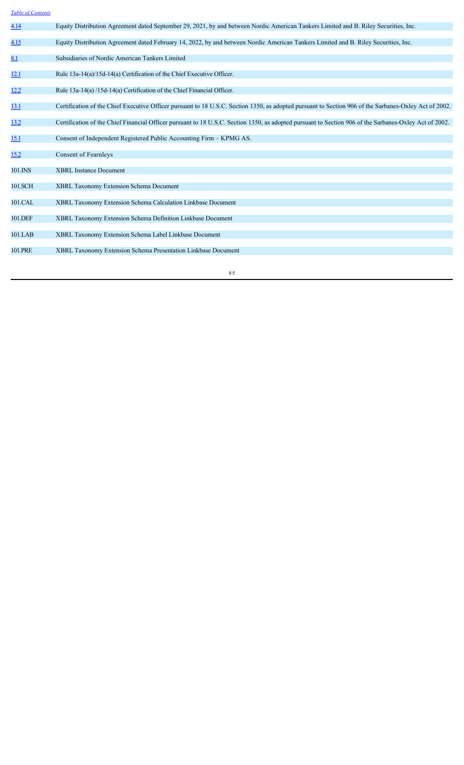| | |
|---|---|
| 4.14 | Equity Distribution Agreement dated September 29, 2021, by and between Nordic American Tankers Limited and B. Riley Securities, Inc. |
| 4.15 | Equity Distribution Agreement dated February 14, 2022, by and between Nordic American Tankers Limited and B. Riley Securities, Inc. |
| 8.1 | Subsidiaries of Nordic American Tankers Limited |
| 12.1 | Rule 13a-14(a)/15d-14(a) Certification of the Chief Executive Officer. |
| 12.2 | Rule 13a-14(a) /15d-14(a) Certification of the Chief Financial Officer. |
| 13.1 | Certification of the Chief Executive Officer pursuant to 18 U.S.C. Section 1350, as adopted pursuant to Section 906 of the Sarbanes-Oxley Act of 2002. |
| 13.2 | Certification of the Chief Financial Officer pursuant to 18 U.S.C. Section 1350, as adopted pursuant to Section 906 of the Sarbanes-Oxley Act of 2002. |
| 15.1 | Consent of Independent Registered Public Accounting Firm – KPMG AS. |
| 15.2 | Consent of Fearnleys |
| 101.INS | XBRL Instance Document |
| 101.SCH | XBRL Taxonomy Extension Schema Document |
| 101.CAL | XBRL Taxonomy Extension Schema Calculation Linkbase Document |
| 101.DEF | XBRL Taxonomy Extension Schema Definition Linkbase Document |
| 101.LAB | XBRL Taxonomy Extension Schema Label Linkbase Document |
| 101.PRE | XBRL Taxonomy Extension Schema Presentation Linkbase Document |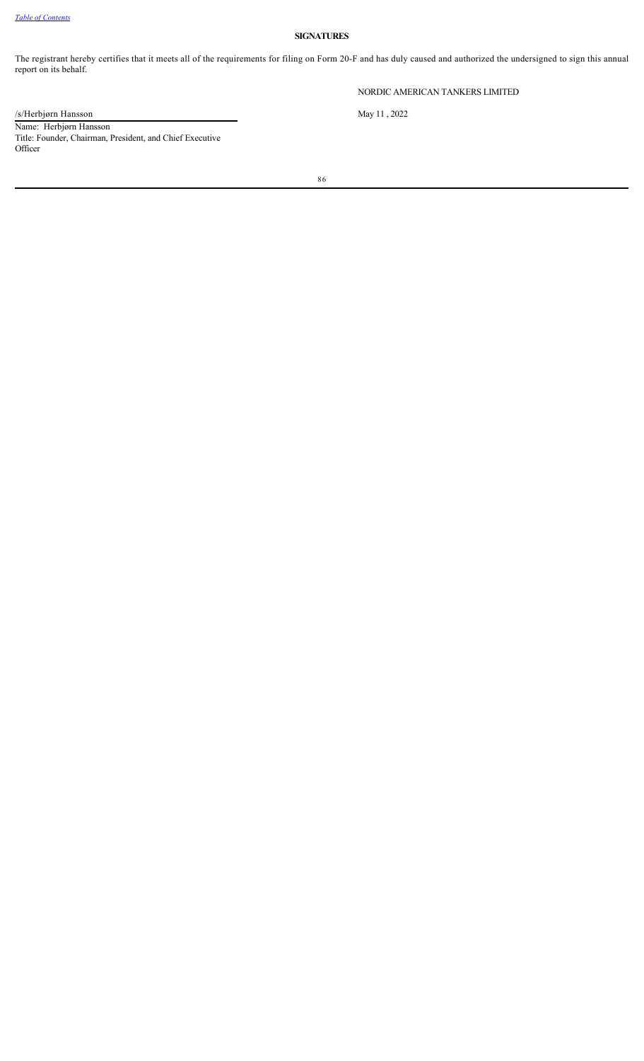**SIGNATURES**

The registrant hereby certifies that it meets all of the requirements for filing on Form 20-F and has duly caused and authorized the undersigned to sign this annual report on its behalf.

NORDIC AMERICAN TANKERS LIMITED

/s/Herbjørn Hansson

May 11 , 2022

Name: Herbjørn Hansson
Title: Founder, Chairman, President, and Chief Executive Officer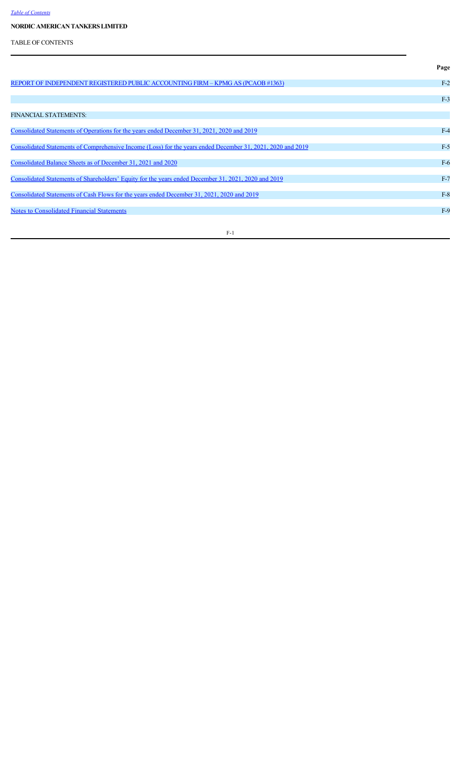**NORDIC AMERICAN TANKERS LIMITED**

TABLE OF CONTENTS

| | Page |
|---|---|
| REPORT OF INDEPENDENT REGISTERED PUBLIC ACCOUNTING FIRM – KPMG AS (PCAOB #1363) | F-2 |
| | F-3 |
| FINANCIAL STATEMENTS: | |
| Consolidated Statements of Operations for the years ended December 31, 2021, 2020 and 2019 | F-4 |
| Consolidated Statements of Comprehensive Income (Loss) for the years ended December 31, 2021, 2020 and 2019 | F-5 |
| Consolidated Balance Sheets as of December 31, 2021 and 2020 | F-6 |
| Consolidated Statements of Shareholders' Equity for the years ended December 31, 2021, 2020 and 2019 | F-7 |
| Consolidated Statements of Cash Flows for the years ended December 31, 2021, 2020 and 2019 | F-8 |
| Notes to Consolidated Financial Statements | F-9 |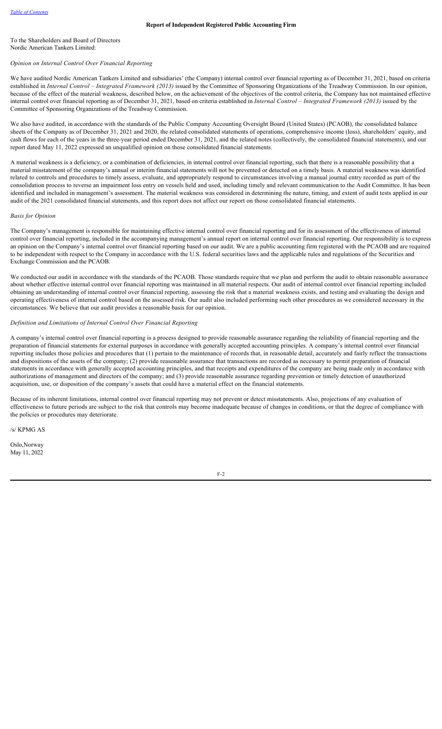## Report of Independent Registered Public Accounting Firm

To the Shareholders and Board of Directors
Nordic American Tankers Limited:

### *Opinion on Internal Control Over Financial Reporting*

We have audited Nordic American Tankers Limited and subsidiaries' (the Company) internal control over financial reporting as of December 31, 2021, based on criteria established in *Internal Control – Integrated Framework (2013)* issued by the Committee of Sponsoring Organizations of the Treadway Commission. In our opinion, because of the effect of the material weakness, described below, on the achievement of the objectives of the control criteria, the Company has not maintained effective internal control over financial reporting as of December 31, 2021, based on criteria established in *Internal Control – Integrated Framework (2013)* issued by the Committee of Sponsoring Organizations of the Treadway Commission.

We also have audited, in accordance with the standards of the Public Company Accounting Oversight Board (United States) (PCAOB), the consolidated balance sheets of the Company as of December 31, 2021 and 2020, the related consolidated statements of operations, comprehensive income (loss), shareholders' equity, and cash flows for each of the years in the three-year period ended December 31, 2021, and the related notes (collectively, the consolidated financial statements), and our report dated May 11, 2022 expressed an unqualified opinion on those consolidated financial statements.

A material weakness is a deficiency, or a combination of deficiencies, in internal control over financial reporting, such that there is a reasonable possibility that a material misstatement of the company's annual or interim financial statements will not be prevented or detected on a timely basis. A material weakness was identified related to controls and procedures to timely assess, evaluate, and appropriately respond to circumstances involving a manual journal entry recorded as part of the consolidation process to reverse an impairment loss entry on vessels held and used, including timely and relevant communication to the Audit Committee. It has been identified and included in management's assessment. The material weakness was considered in determining the nature, timing, and extent of audit tests applied in our audit of the 2021 consolidated financial statements, and this report does not affect our report on those consolidated financial statements.

### *Basis for Opinion*

The Company's management is responsible for maintaining effective internal control over financial reporting and for its assessment of the effectiveness of internal control over financial reporting, included in the accompanying management's annual report on internal control over financial reporting. Our responsibility is to express an opinion on the Company's internal control over financial reporting based on our audit. We are a public accounting firm registered with the PCAOB and are required to be independent with respect to the Company in accordance with the U.S. federal securities laws and the applicable rules and regulations of the Securities and Exchange Commission and the PCAOB.

We conducted our audit in accordance with the standards of the PCAOB. Those standards require that we plan and perform the audit to obtain reasonable assurance about whether effective internal control over financial reporting was maintained in all material respects. Our audit of internal control over financial reporting included obtaining an understanding of internal control over financial reporting, assessing the risk that a material weakness exists, and testing and evaluating the design and operating effectiveness of internal control based on the assessed risk. Our audit also included performing such other procedures as we considered necessary in the circumstances. We believe that our audit provides a reasonable basis for our opinion.

### *Definition and Limitations of Internal Control Over Financial Reporting*

A company's internal control over financial reporting is a process designed to provide reasonable assurance regarding the reliability of financial reporting and the preparation of financial statements for external purposes in accordance with generally accepted accounting principles. A company's internal control over financial reporting includes those policies and procedures that (1) pertain to the maintenance of records that, in reasonable detail, accurately and fairly reflect the transactions and dispositions of the assets of the company; (2) provide reasonable assurance that transactions are recorded as necessary to permit preparation of financial statements in accordance with generally accepted accounting principles, and that receipts and expenditures of the company are being made only in accordance with authorizations of management and directors of the company; and (3) provide reasonable assurance regarding prevention or timely detection of unauthorized acquisition, use, or disposition of the company's assets that could have a material effect on the financial statements.

Because of its inherent limitations, internal control over financial reporting may not prevent or detect misstatements. Also, projections of any evaluation of effectiveness to future periods are subject to the risk that controls may become inadequate because of changes in conditions, or that the degree of compliance with the policies or procedures may deteriorate.

/s/ KPMG AS

Oslo,Norway
May 11, 2022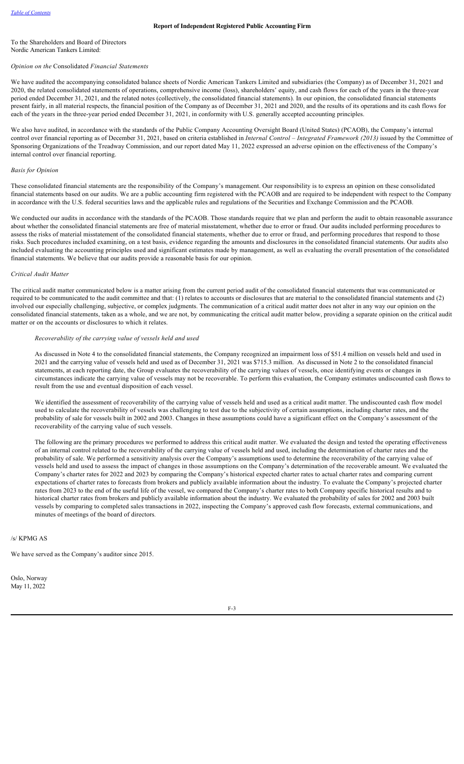# Report of Independent Registered Public Accounting Firm

To the Shareholders and Board of Directors
Nordic American Tankers Limited:

*Opinion on the Consolidated Financial Statements*

We have audited the accompanying consolidated balance sheets of Nordic American Tankers Limited and subsidiaries (the Company) as of December 31, 2021 and 2020, the related consolidated statements of operations, comprehensive income (loss), shareholders' equity, and cash flows for each of the years in the three-year period ended December 31, 2021, and the related notes (collectively, the consolidated financial statements). In our opinion, the consolidated financial statements present fairly, in all material respects, the financial position of the Company as of December 31, 2021 and 2020, and the results of its operations and its cash flows for each of the years in the three-year period ended December 31, 2021, in conformity with U.S. generally accepted accounting principles.

We also have audited, in accordance with the standards of the Public Company Accounting Oversight Board (United States) (PCAOB), the Company's internal control over financial reporting as of December 31, 2021, based on criteria established in *Internal Control – Integrated Framework (2013)* issued by the Committee of Sponsoring Organizations of the Treadway Commission, and our report dated May 11, 2022 expressed an adverse opinion on the effectiveness of the Company's internal control over financial reporting.

*Basis for Opinion*

These consolidated financial statements are the responsibility of the Company's management. Our responsibility is to express an opinion on these consolidated financial statements based on our audits. We are a public accounting firm registered with the PCAOB and are required to be independent with respect to the Company in accordance with the U.S. federal securities laws and the applicable rules and regulations of the Securities and Exchange Commission and the PCAOB.

We conducted our audits in accordance with the standards of the PCAOB. Those standards require that we plan and perform the audit to obtain reasonable assurance about whether the consolidated financial statements are free of material misstatement, whether due to error or fraud. Our audits included performing procedures to assess the risks of material misstatement of the consolidated financial statements, whether due to error or fraud, and performing procedures that respond to those risks. Such procedures included examining, on a test basis, evidence regarding the amounts and disclosures in the consolidated financial statements. Our audits also included evaluating the accounting principles used and significant estimates made by management, as well as evaluating the overall presentation of the consolidated financial statements. We believe that our audits provide a reasonable basis for our opinion.

*Critical Audit Matter*

The critical audit matter communicated below is a matter arising from the current period audit of the consolidated financial statements that was communicated or required to be communicated to the audit committee and that: (1) relates to accounts or disclosures that are material to the consolidated financial statements and (2) involved our especially challenging, subjective, or complex judgments. The communication of a critical audit matter does not alter in any way our opinion on the consolidated financial statements, taken as a whole, and we are not, by communicating the critical audit matter below, providing a separate opinion on the critical audit matter or on the accounts or disclosures to which it relates.

*Recoverability of the carrying value of vessels held and used*

As discussed in Note 4 to the consolidated financial statements, the Company recognized an impairment loss of $51.4 million on vessels held and used in 2021 and the carrying value of vessels held and used as of December 31, 2021 was $715.3 million. As discussed in Note 2 to the consolidated financial statements, at each reporting date, the Group evaluates the recoverability of the carrying values of vessels, once identifying events or changes in circumstances indicate the carrying value of vessels may not be recoverable. To perform this evaluation, the Company estimates undiscounted cash flows to result from the use and eventual disposition of each vessel.

We identified the assessment of recoverability of the carrying value of vessels held and used as a critical audit matter. The undiscounted cash flow model used to calculate the recoverability of vessels was challenging to test due to the subjectivity of certain assumptions, including charter rates, and the probability of sale for vessels built in 2002 and 2003. Changes in these assumptions could have a significant effect on the Company's assessment of the recoverability of the carrying value of such vessels.

The following are the primary procedures we performed to address this critical audit matter. We evaluated the design and tested the operating effectiveness of an internal control related to the recoverability of the carrying value of vessels held and used, including the determination of charter rates and the probability of sale. We performed a sensitivity analysis over the Company's assumptions used to determine the recoverability of the carrying value of vessels held and used to assess the impact of changes in those assumptions on the Company's determination of the recoverable amount. We evaluated the Company's charter rates for 2022 and 2023 by comparing the Company's historical expected charter rates to actual charter rates and comparing current expectations of charter rates to forecasts from brokers and publicly available information about the industry. To evaluate the Company's projected charter rates from 2023 to the end of the useful life of the vessel, we compared the Company's charter rates to both Company specific historical results and to historical charter rates from brokers and publicly available information about the industry. We evaluated the probability of sales for 2002 and 2003 built vessels by comparing to completed sales transactions in 2022, inspecting the Company's approved cash flow forecasts, external communications, and minutes of meetings of the board of directors.

/s/ KPMG AS

We have served as the Company's auditor since 2015.

Oslo, Norway
May 11, 2022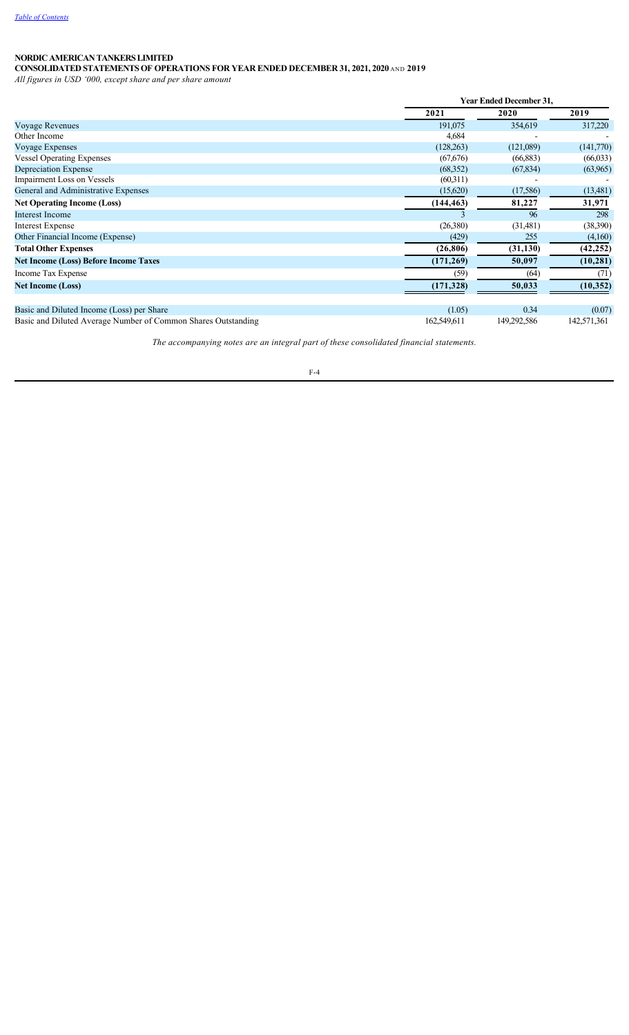[Table of Contents](#)

**NORDIC AMERICAN TANKERS LIMITED**
**CONSOLIDATED STATEMENTS OF OPERATIONS FOR YEAR ENDED DECEMBER 31, 2021, 2020 AND 2019**
*All figures in USD '000, except share and per share amount*

| | Year Ended December 31, | | |
|---|---|---|---|
| | **2021** | **2020** | **2019** |
| Voyage Revenues | 191,075 | 354,619 | 317,220 |
| Other Income | 4,684 | - | - |
| Voyage Expenses | (128,263) | (121,089) | (141,770) |
| Vessel Operating Expenses | (67,676) | (66,883) | (66,033) |
| Depreciation Expense | (68,352) | (67,834) | (63,965) |
| Impairment Loss on Vessels | (60,311) | - | - |
| General and Administrative Expenses | (15,620) | (17,586) | (13,481) |
| **Net Operating Income (Loss)** | **(144,463)** | **81,227** | **31,971** |
| Interest Income | 3 | 96 | 298 |
| Interest Expense | (26,380) | (31,481) | (38,390) |
| Other Financial Income (Expense) | (429) | 255 | (4,160) |
| **Total Other Expenses** | **(26,806)** | **(31,130)** | **(42,252)** |
| **Net Income (Loss) Before Income Taxes** | **(171,269)** | **50,097** | **(10,281)** |
| Income Tax Expense | (59) | (64) | (71) |
| **Net Income (Loss)** | **(171,328)** | **50,033** | **(10,352)** |
| | | | |
| Basic and Diluted Income (Loss) per Share | (1.05) | 0.34 | (0.07) |
| Basic and Diluted Average Number of Common Shares Outstanding | 162,549,611 | 149,292,586 | 142,571,361 |

*The accompanying notes are an integral part of these consolidated financial statements.*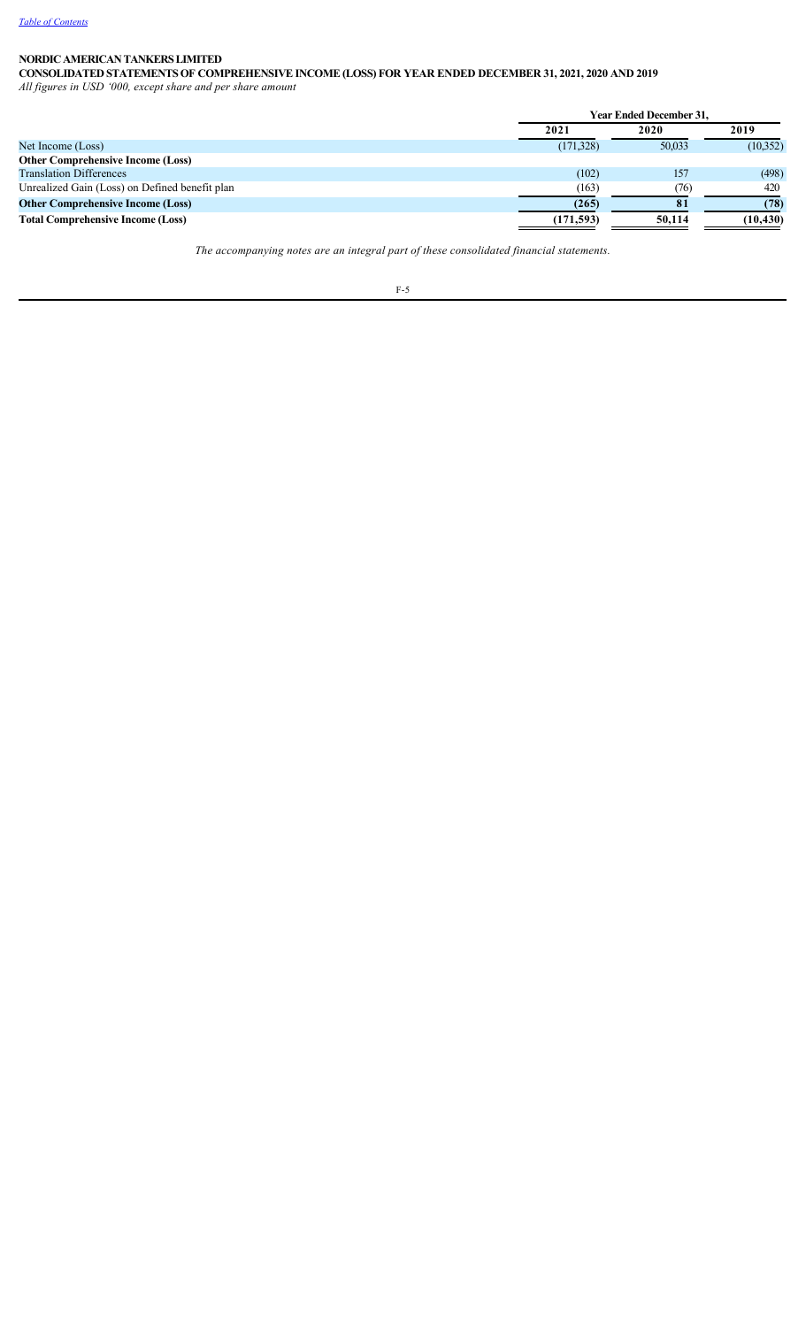[Table of Contents](#)

**NORDIC AMERICAN TANKERS LIMITED**

**CONSOLIDATED STATEMENTS OF COMPREHENSIVE INCOME (LOSS) FOR YEAR ENDED DECEMBER 31, 2021, 2020 AND 2019**

*All figures in USD '000, except share and per share amount*

| | Year Ended December 31, | | |
|---|---|---|---|
| | 2021 | 2020 | 2019 |
| Net Income (Loss) | (171,328) | 50,033 | (10,352) |
| **Other Comprehensive Income (Loss)** | | | |
| Translation Differences | (102) | 157 | (498) |
| Unrealized Gain (Loss) on Defined benefit plan | (163) | (76) | 420 |
| **Other Comprehensive Income (Loss)** | **(265)** | **81** | **(78)** |
| **Total Comprehensive Income (Loss)** | **(171,593)** | **50,114** | **(10,430)** |

*The accompanying notes are an integral part of these consolidated financial statements.*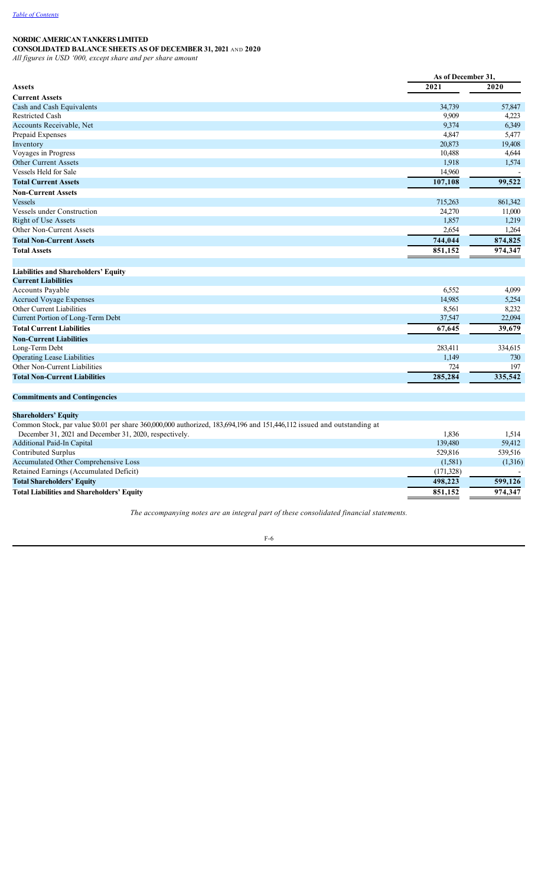[Table of Contents](#)

**NORDIC AMERICAN TANKERS LIMITED**

**CONSOLIDATED BALANCE SHEETS AS OF DECEMBER 31, 2021 AND 2020**

*All figures in USD '000, except share and per share amount*

| | As of December 31, | |
|---|---|---|
| **Assets** | **2021** | **2020** |
| **Current Assets** | | |
| Cash and Cash Equivalents | 34,739 | 57,847 |
| Restricted Cash | 9,909 | 4,223 |
| Accounts Receivable, Net | 9,374 | 6,349 |
| Prepaid Expenses | 4,847 | 5,477 |
| Inventory | 20,873 | 19,408 |
| Voyages in Progress | 10,488 | 4,644 |
| Other Current Assets | 1,918 | 1,574 |
| Vessels Held for Sale | 14,960 | - |
| **Total Current Assets** | **107,108** | **99,522** |
| **Non-Current Assets** | | |
| Vessels | 715,263 | 861,342 |
| Vessels under Construction | 24,270 | 11,000 |
| Right of Use Assets | 1,857 | 1,219 |
| Other Non-Current Assets | 2,654 | 1,264 |
| **Total Non-Current Assets** | **744,044** | **874,825** |
| **Total Assets** | **851,152** | **974,347** |
| | | |
| **Liabilities and Shareholders' Equity** | | |
| **Current Liabilities** | | |
| Accounts Payable | 6,552 | 4,099 |
| Accrued Voyage Expenses | 14,985 | 5,254 |
| Other Current Liabilities | 8,561 | 8,232 |
| Current Portion of Long-Term Debt | 37,547 | 22,094 |
| **Total Current Liabilities** | **67,645** | **39,679** |
| **Non-Current Liabilities** | | |
| Long-Term Debt | 283,411 | 334,615 |
| Operating Lease Liabilities | 1,149 | 730 |
| Other Non-Current Liabilities | 724 | 197 |
| **Total Non-Current Liabilities** | **285,284** | **335,542** |
| | | |
| **Commitments and Contingencies** | | |
| | | |
| **Shareholders' Equity** | | |
| Common Stock, par value $0.01 per share 360,000,000 authorized, 183,694,196 and 151,446,112 issued and outstanding at December 31, 2021 and December 31, 2020, respectively. | 1,836 | 1,514 |
| Additional Paid-In Capital | 139,480 | 59,412 |
| Contributed Surplus | 529,816 | 539,516 |
| Accumulated Other Comprehensive Loss | (1,581) | (1,316) |
| Retained Earnings (Accumulated Deficit) | (171,328) | - |
| **Total Shareholders' Equity** | **498,223** | **599,126** |
| **Total Liabilities and Shareholders' Equity** | **851,152** | **974,347** |

*The accompanying notes are an integral part of these consolidated financial statements.*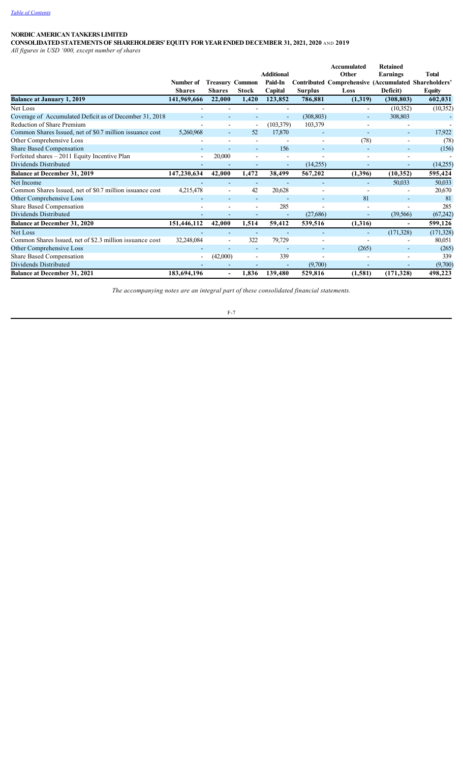[Table of Contents](#)

**NORDIC AMERICAN TANKERS LIMITED**

**CONSOLIDATED STATEMENTS OF SHAREHOLDERS' EQUITY FOR YEAR ENDED DECEMBER 31, 2021, 2020 AND 2019**

*All figures in USD '000, except number of shares*

| | Number of Shares | Treasury Shares | Common Stock | Additional Paid-In Capital | Contributed Surplus | Accumulated Other Comprehensive Loss | Retained Earnings (Accumulated Deficit) | Total Shareholders' Equity |
|---|---|---|---|---|---|---|---|---|
| **Balance at January 1, 2019** | **141,969,666** | **22,000** | **1,420** | **123,852** | **786,881** | **(1,319)** | **(308,803)** | **602,031** |
| Net Loss | - | - | - | - | - | - | (10,352) | (10,352) |
| Coverage of Accumulated Deficit as of December 31, 2018 | - | - | - | - | (308,803) | - | 308,803 | - |
| Reduction of Share Premium | - | - | - | (103,379) | 103,379 | - | - | - |
| Common Shares Issued, net of $0.7 million issuance cost | 5,260,968 | - | 52 | 17,870 | - | - | - | 17,922 |
| Other Comprehensive Loss | - | - | - | - | - | (78) | - | (78) |
| Share Based Compensation | - | - | - | 156 | - | - | - | (156) |
| Forfeited shares – 2011 Equity Incentive Plan | - | 20,000 | - | - | - | - | - | - |
| Dividends Distributed | - | - | - | - | (14,255) | - | - | (14,255) |
| **Balance at December 31, 2019** | **147,230,634** | **42,000** | **1,472** | **38,499** | **567,202** | **(1,396)** | **(10,352)** | **595,424** |
| Net Income | - | - | - | - | - | - | 50,033 | 50,033 |
| Common Shares Issued, net of $0.7 million issuance cost | 4,215,478 | - | 42 | 20,628 | - | - | - | 20,670 |
| Other Comprehensive Loss | - | - | - | - | - | 81 | - | 81 |
| Share Based Compensation | - | - | - | 285 | - | - | - | 285 |
| Dividends Distributed | - | - | - | - | (27,686) | - | (39,566) | (67,242) |
| **Balance at December 31, 2020** | **151,446,112** | **42,000** | **1,514** | **59,412** | **539,516** | **(1,316)** | **-** | **599,126** |
| Net Loss | - | - | - | - | - | - | (171,328) | (171,328) |
| Common Shares Issued, net of $2.3 million issuance cost | 32,248,084 | - | 322 | 79,729 | - | - | - | 80,051 |
| Other Comprehensive Loss | - | - | - | - | - | (265) | - | (265) |
| Share Based Compensation | - | (42,000) | - | 339 | - | - | - | 339 |
| Dividends Distributed | - | - | - | - | (9,700) | - | - | (9,700) |
| **Balance at December 31, 2021** | **183,694,196** | **-** | **1,836** | **139,480** | **529,816** | **(1,581)** | **(171,328)** | **498,223** |

*The accompanying notes are an integral part of these consolidated financial statements.*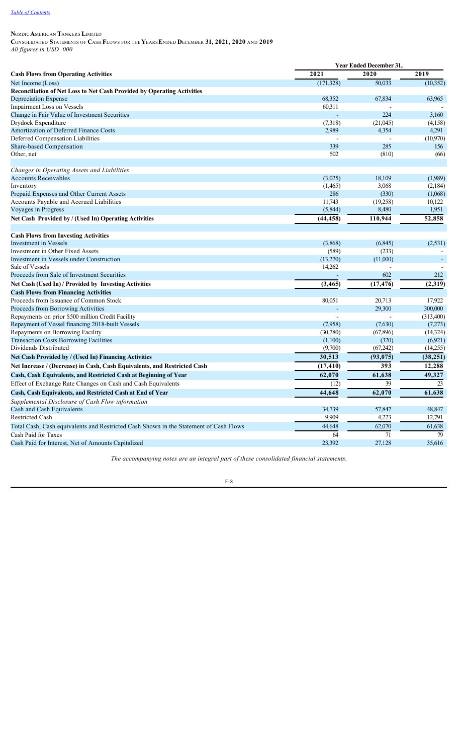*Table of Contents*

**Nordic American Tankers Limited**

**Consolidated Statements of Cash Flows for the Years Ended December 31, 2021, 2020 and 2019**

*All figures in USD '000*

| | Year Ended December 31, | | |
|---|---|---|---|
| **Cash Flows from Operating Activities** | **2021** | **2020** | **2019** |
| Net Income (Loss) | (171,328) | 50,033 | (10,352) |
| **Reconciliation of Net Loss to Net Cash Provided by Operating Activities** | | | |
| Depreciation Expense | 68,352 | 67,834 | 63,965 |
| Impairment Loss on Vessels | 60,311 | - | - |
| Change in Fair Value of Investment Securities | - | 224 | 3,160 |
| Drydock Expenditure | (7,318) | (21,045) | (4,158) |
| Amortization of Deferred Finance Costs | 2,989 | 4,354 | 4,291 |
| Deferred Compensation Liabilities | - | - | (10,970) |
| Share-based Compensation | 339 | 285 | 156 |
| Other, net | 502 | (810) | (66) |
| *Changes in Operating Assets and Liabilities* | | | |
| Accounts Receivables | (3,025) | 18,109 | (1,989) |
| Inventory | (1,465) | 3,068 | (2,184) |
| Prepaid Expenses and Other Current Assets | 286 | (330) | (1,068) |
| Accounts Payable and Accrued Liabilities | 11,743 | (19,258) | 10,122 |
| Voyages in Progress | (5,844) | 8,480 | 1,951 |
| **Net Cash Provided by / (Used In) Operating Activities** | **(44,458)** | **110,944** | **52,858** |
| **Cash Flows from Investing Activities** | | | |
| Investment in Vessels | (3,868) | (6,845) | (2,531) |
| Investment in Other Fixed Assets | (589) | (233) | - |
| Investment in Vessels under Construction | (13,270) | (11,000) | - |
| Sale of Vessels | 14,262 | - | - |
| Proceeds from Sale of Investment Securities | - | 602 | 212 |
| **Net Cash (Used In) / Provided by Investing Activities** | **(3,465)** | **(17,476)** | **(2,319)** |
| **Cash Flows from Financing Activities** | | | |
| Proceeds from Issuance of Common Stock | 80,051 | 20,713 | 17,922 |
| Proceeds from Borrowing Activities | - | 29,300 | 300,000 |
| Repayments on prior $500 million Credit Facility | - | - | (313,400) |
| Repayment of Vessel financing 2018-built Vessels | (7,958) | (7,630) | (7,273) |
| Repayments on Borrowing Facility | (30,780) | (67,896) | (14,324) |
| Transaction Costs Borrowing Facilities | (1,100) | (320) | (6,921) |
| Dividends Distributed | (9,700) | (67,242) | (14,255) |
| **Net Cash Provided by / (Used In) Financing Activities** | **30,513** | **(93,075)** | **(38,251)** |
| **Net Increase / (Decrease) in Cash, Cash Equivalents, and Restricted Cash** | **(17,410)** | **393** | **12,288** |
| **Cash, Cash Equivalents, and Restricted Cash at Beginning of Year** | **62,070** | **61,638** | **49,327** |
| Effect of Exchange Rate Changes on Cash and Cash Equivalents | (12) | 39 | 23 |
| **Cash, Cash Equivalents, and Restricted Cash at End of Year** | **44,648** | **62,070** | **61,638** |
| *Supplemental Disclosure of Cash Flow information* | | | |
| Cash and Cash Equivalents | 34,739 | 57,847 | 48,847 |
| Restricted Cash | 9,909 | 4,223 | 12,791 |
| Total Cash, Cash equivalents and Restricted Cash Shown in the Statement of Cash Flows | 44,648 | 62,070 | 61,638 |
| Cash Paid for Taxes | 64 | 71 | 79 |
| Cash Paid for Interest, Net of Amounts Capitalized | 23,392 | 27,128 | 35,616 |

*The accompanying notes are an integral part of these consolidated financial statements.*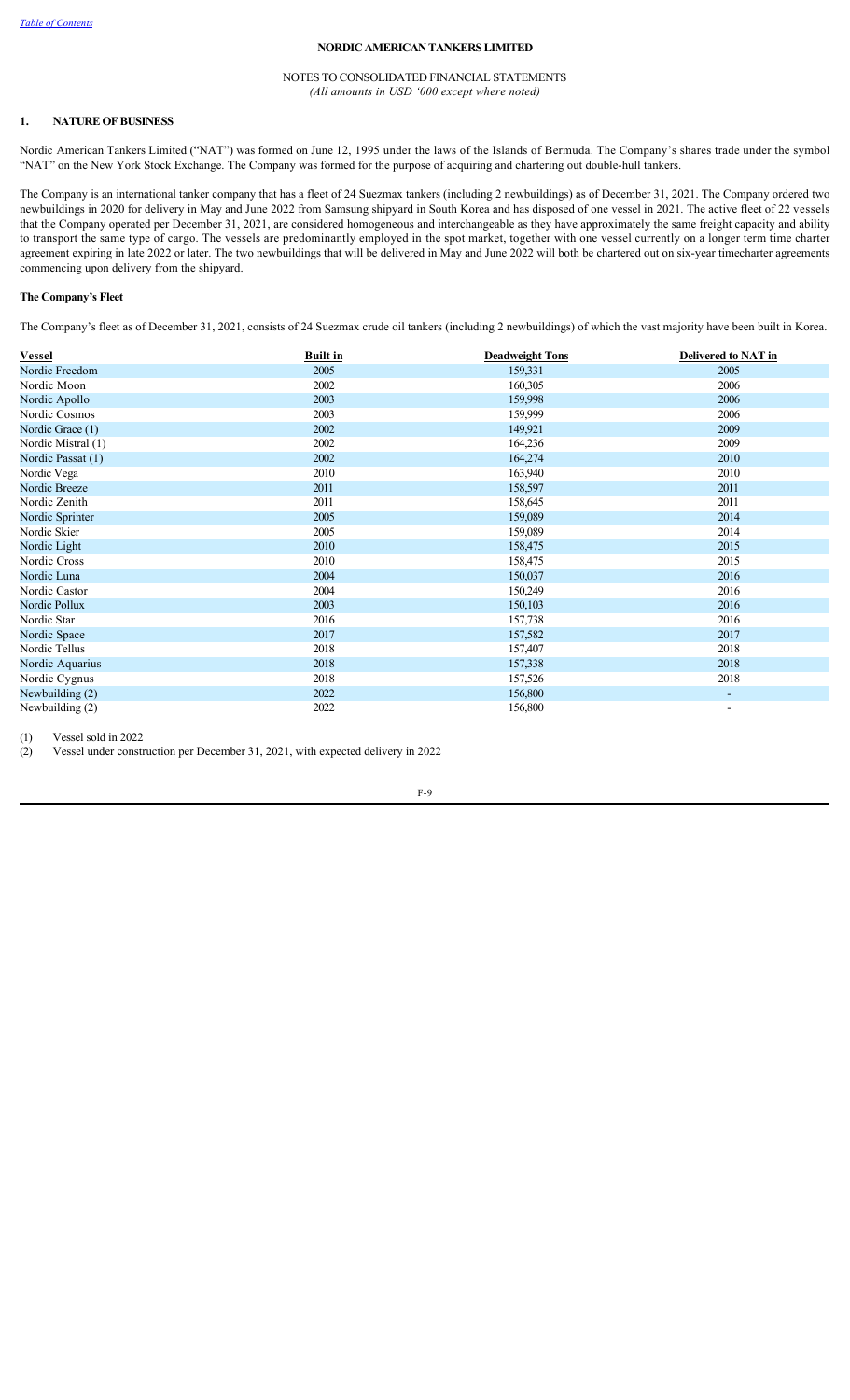[Table of Contents](#)

**NORDIC AMERICAN TANKERS LIMITED**

NOTES TO CONSOLIDATED FINANCIAL STATEMENTS
*(All amounts in USD '000 except where noted)*

## 1. NATURE OF BUSINESS

Nordic American Tankers Limited ("NAT") was formed on June 12, 1995 under the laws of the Islands of Bermuda. The Company's shares trade under the symbol "NAT" on the New York Stock Exchange. The Company was formed for the purpose of acquiring and chartering out double-hull tankers.

The Company is an international tanker company that has a fleet of 24 Suezmax tankers (including 2 newbuildings) as of December 31, 2021. The Company ordered two newbuildings in 2020 for delivery in May and June 2022 from Samsung shipyard in South Korea and has disposed of one vessel in 2021. The active fleet of 22 vessels that the Company operated per December 31, 2021, are considered homogeneous and interchangeable as they have approximately the same freight capacity and ability to transport the same type of cargo. The vessels are predominantly employed in the spot market, together with one vessel currently on a longer term time charter agreement expiring in late 2022 or later. The two newbuildings that will be delivered in May and June 2022 will both be chartered out on six-year timecharter agreements commencing upon delivery from the shipyard.

### The Company's Fleet

The Company's fleet as of December 31, 2021, consists of 24 Suezmax crude oil tankers (including 2 newbuildings) of which the vast majority have been built in Korea.

| Vessel | Built in | Deadweight Tons | Delivered to NAT in |
|---|---|---|---|
| Nordic Freedom | 2005 | 159,331 | 2005 |
| Nordic Moon | 2002 | 160,305 | 2006 |
| Nordic Apollo | 2003 | 159,998 | 2006 |
| Nordic Cosmos | 2003 | 159,999 | 2006 |
| Nordic Grace (1) | 2002 | 149,921 | 2009 |
| Nordic Mistral (1) | 2002 | 164,236 | 2009 |
| Nordic Passat (1) | 2002 | 164,274 | 2010 |
| Nordic Vega | 2010 | 163,940 | 2010 |
| Nordic Breeze | 2011 | 158,597 | 2011 |
| Nordic Zenith | 2011 | 158,645 | 2011 |
| Nordic Sprinter | 2005 | 159,089 | 2014 |
| Nordic Skier | 2005 | 159,089 | 2014 |
| Nordic Light | 2010 | 158,475 | 2015 |
| Nordic Cross | 2010 | 158,475 | 2015 |
| Nordic Luna | 2004 | 150,037 | 2016 |
| Nordic Castor | 2004 | 150,249 | 2016 |
| Nordic Pollux | 2003 | 150,103 | 2016 |
| Nordic Star | 2016 | 157,738 | 2016 |
| Nordic Space | 2017 | 157,582 | 2017 |
| Nordic Tellus | 2018 | 157,407 | 2018 |
| Nordic Aquarius | 2018 | 157,338 | 2018 |
| Nordic Cygnus | 2018 | 157,526 | 2018 |
| Newbuilding (2) | 2022 | 156,800 | - |
| Newbuilding (2) | 2022 | 156,800 | - |

(1) Vessel sold in 2022
(2) Vessel under construction per December 31, 2021, with expected delivery in 2022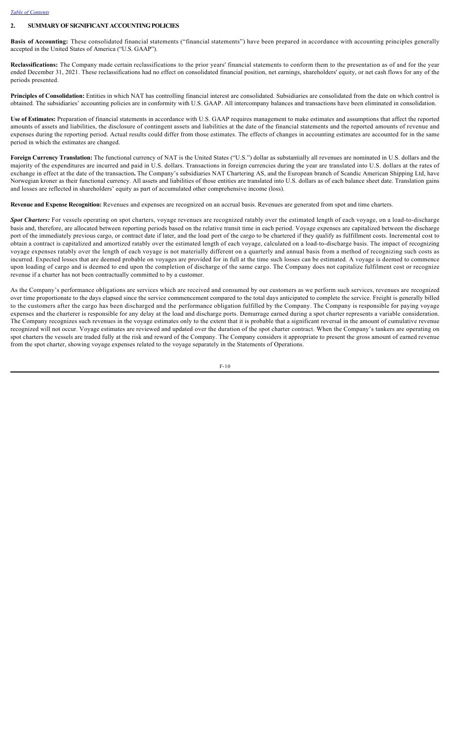## 2. SUMMARY OF SIGNIFICANT ACCOUNTING POLICIES

**Basis of Accounting:** These consolidated financial statements ("financial statements") have been prepared in accordance with accounting principles generally accepted in the United States of America ("U.S. GAAP").

**Reclassifications:** The Company made certain reclassifications to the prior years' financial statements to conform them to the presentation as of and for the year ended December 31, 2021. These reclassifications had no effect on consolidated financial position, net earnings, shareholders' equity, or net cash flows for any of the periods presented.

**Principles of Consolidation:** Entities in which NAT has controlling financial interest are consolidated. Subsidiaries are consolidated from the date on which control is obtained. The subsidiaries' accounting policies are in conformity with U.S. GAAP. All intercompany balances and transactions have been eliminated in consolidation.

**Use of Estimates:** Preparation of financial statements in accordance with U.S. GAAP requires management to make estimates and assumptions that affect the reported amounts of assets and liabilities, the disclosure of contingent assets and liabilities at the date of the financial statements and the reported amounts of revenue and expenses during the reporting period. Actual results could differ from those estimates. The effects of changes in accounting estimates are accounted for in the same period in which the estimates are changed.

**Foreign Currency Translation:** The functional currency of NAT is the United States ("U.S.") dollar as substantially all revenues are nominated in U.S. dollars and the majority of the expenditures are incurred and paid in U.S. dollars. Transactions in foreign currencies during the year are translated into U.S. dollars at the rates of exchange in effect at the date of the transaction**.** The Company's subsidiaries NAT Chartering AS, and the European branch of Scandic American Shipping Ltd, have Norwegian kroner as their functional currency. All assets and liabilities of those entities are translated into U.S. dollars as of each balance sheet date. Translation gains and losses are reflected in shareholders' equity as part of accumulated other comprehensive income (loss).

**Revenue and Expense Recognition:** Revenues and expenses are recognized on an accrual basis. Revenues are generated from spot and time charters.

***Spot Charters:*** For vessels operating on spot charters, voyage revenues are recognized ratably over the estimated length of each voyage, on a load-to-discharge basis and, therefore, are allocated between reporting periods based on the relative transit time in each period. Voyage expenses are capitalized between the discharge port of the immediately previous cargo, or contract date if later, and the load port of the cargo to be chartered if they qualify as fulfillment costs. Incremental cost to obtain a contract is capitalized and amortized ratably over the estimated length of each voyage, calculated on a load-to-discharge basis. The impact of recognizing voyage expenses ratably over the length of each voyage is not materially different on a quarterly and annual basis from a method of recognizing such costs as incurred. Expected losses that are deemed probable on voyages are provided for in full at the time such losses can be estimated. A voyage is deemed to commence upon loading of cargo and is deemed to end upon the completion of discharge of the same cargo. The Company does not capitalize fulfilment cost or recognize revenue if a charter has not been contractually committed to by a customer.

As the Company's performance obligations are services which are received and consumed by our customers as we perform such services, revenues are recognized over time proportionate to the days elapsed since the service commencement compared to the total days anticipated to complete the service. Freight is generally billed to the customers after the cargo has been discharged and the performance obligation fulfilled by the Company. The Company is responsible for paying voyage expenses and the charterer is responsible for any delay at the load and discharge ports. Demurrage earned during a spot charter represents a variable consideration. The Company recognizes such revenues in the voyage estimates only to the extent that it is probable that a significant reversal in the amount of cumulative revenue recognized will not occur. Voyage estimates are reviewed and updated over the duration of the spot charter contract. When the Company's tankers are operating on spot charters the vessels are traded fully at the risk and reward of the Company. The Company considers it appropriate to present the gross amount of earned revenue from the spot charter, showing voyage expenses related to the voyage separately in the Statements of Operations.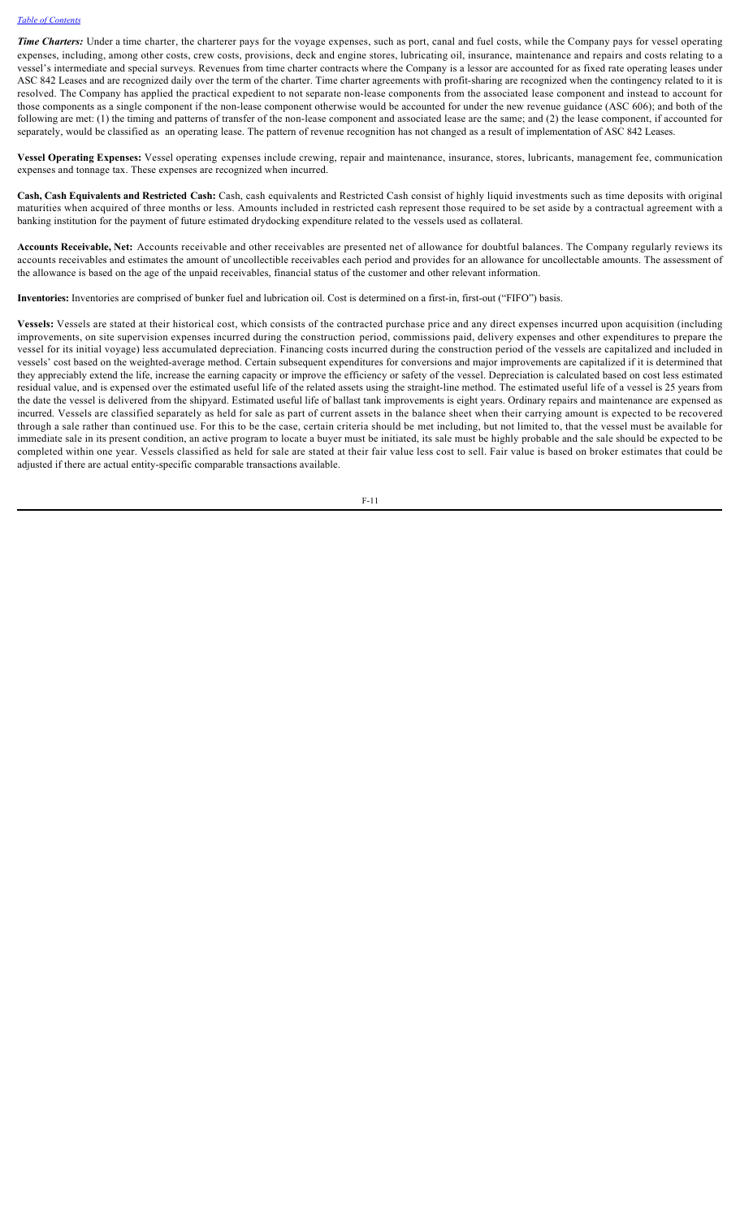***Time Charters:*** Under a time charter, the charterer pays for the voyage expenses, such as port, canal and fuel costs, while the Company pays for vessel operating expenses, including, among other costs, crew costs, provisions, deck and engine stores, lubricating oil, insurance, maintenance and repairs and costs relating to a vessel's intermediate and special surveys. Revenues from time charter contracts where the Company is a lessor are accounted for as fixed rate operating leases under ASC 842 Leases and are recognized daily over the term of the charter. Time charter agreements with profit-sharing are recognized when the contingency related to it is resolved. The Company has applied the practical expedient to not separate non-lease components from the associated lease component and instead to account for those components as a single component if the non-lease component otherwise would be accounted for under the new revenue guidance (ASC 606); and both of the following are met: (1) the timing and patterns of transfer of the non-lease component and associated lease are the same; and (2) the lease component, if accounted for separately, would be classified as an operating lease. The pattern of revenue recognition has not changed as a result of implementation of ASC 842 Leases.

**Vessel Operating Expenses:** Vessel operating expenses include crewing, repair and maintenance, insurance, stores, lubricants, management fee, communication expenses and tonnage tax. These expenses are recognized when incurred.

**Cash, Cash Equivalents and Restricted Cash:** Cash, cash equivalents and Restricted Cash consist of highly liquid investments such as time deposits with original maturities when acquired of three months or less. Amounts included in restricted cash represent those required to be set aside by a contractual agreement with a banking institution for the payment of future estimated drydocking expenditure related to the vessels used as collateral.

**Accounts Receivable, Net:** Accounts receivable and other receivables are presented net of allowance for doubtful balances. The Company regularly reviews its accounts receivables and estimates the amount of uncollectible receivables each period and provides for an allowance for uncollectable amounts. The assessment of the allowance is based on the age of the unpaid receivables, financial status of the customer and other relevant information.

**Inventories:** Inventories are comprised of bunker fuel and lubrication oil. Cost is determined on a first-in, first-out ("FIFO") basis.

**Vessels:** Vessels are stated at their historical cost, which consists of the contracted purchase price and any direct expenses incurred upon acquisition (including improvements, on site supervision expenses incurred during the construction period, commissions paid, delivery expenses and other expenditures to prepare the vessel for its initial voyage) less accumulated depreciation. Financing costs incurred during the construction period of the vessels are capitalized and included in vessels' cost based on the weighted-average method. Certain subsequent expenditures for conversions and major improvements are capitalized if it is determined that they appreciably extend the life, increase the earning capacity or improve the efficiency or safety of the vessel. Depreciation is calculated based on cost less estimated residual value, and is expensed over the estimated useful life of the related assets using the straight-line method. The estimated useful life of a vessel is 25 years from the date the vessel is delivered from the shipyard. Estimated useful life of ballast tank improvements is eight years. Ordinary repairs and maintenance are expensed as incurred. Vessels are classified separately as held for sale as part of current assets in the balance sheet when their carrying amount is expected to be recovered through a sale rather than continued use. For this to be the case, certain criteria should be met including, but not limited to, that the vessel must be available for immediate sale in its present condition, an active program to locate a buyer must be initiated, its sale must be highly probable and the sale should be expected to be completed within one year. Vessels classified as held for sale are stated at their fair value less cost to sell. Fair value is based on broker estimates that could be adjusted if there are actual entity-specific comparable transactions available.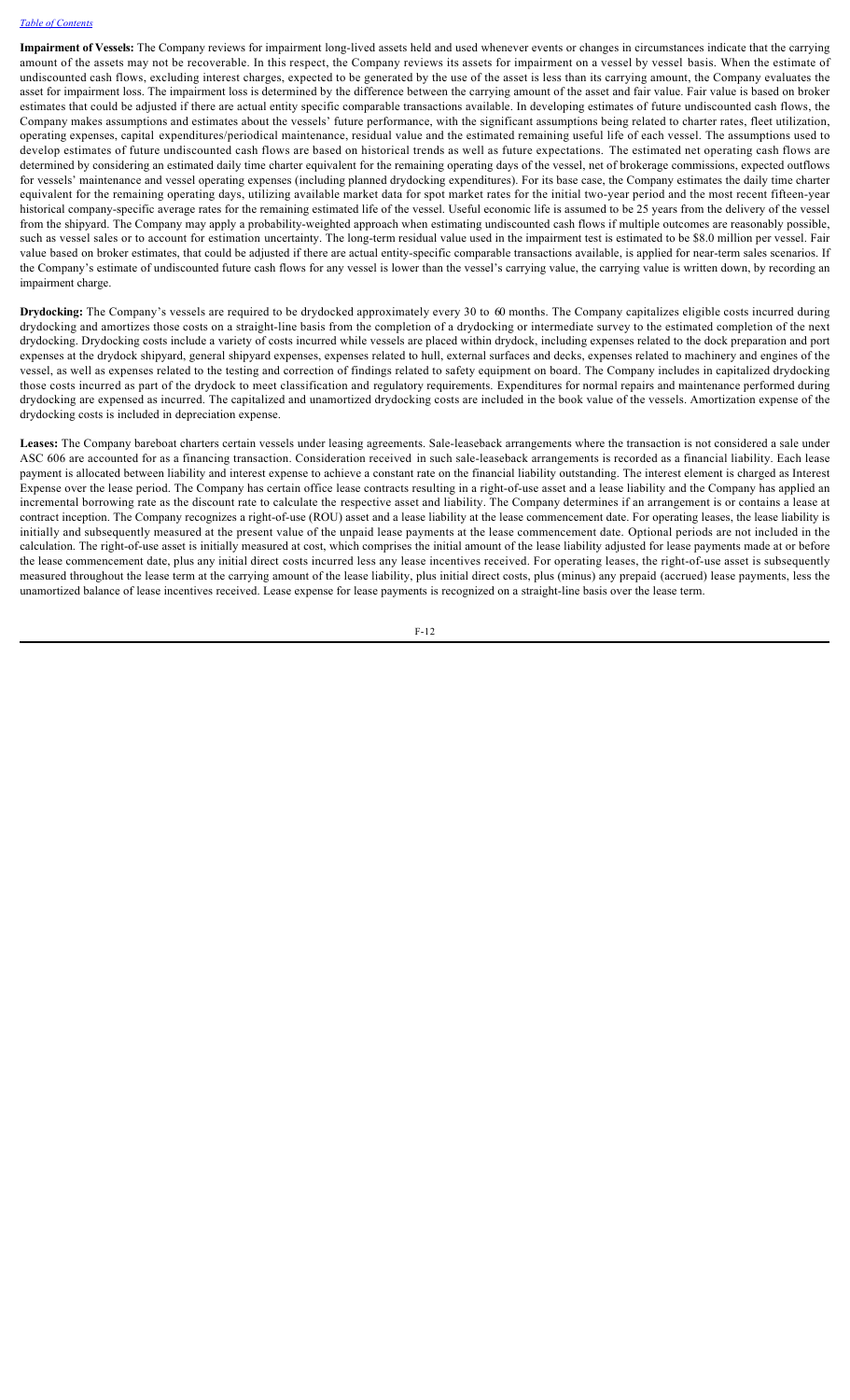**Impairment of Vessels:** The Company reviews for impairment long-lived assets held and used whenever events or changes in circumstances indicate that the carrying amount of the assets may not be recoverable. In this respect, the Company reviews its assets for impairment on a vessel by vessel basis. When the estimate of undiscounted cash flows, excluding interest charges, expected to be generated by the use of the asset is less than its carrying amount, the Company evaluates the asset for impairment loss. The impairment loss is determined by the difference between the carrying amount of the asset and fair value. Fair value is based on broker estimates that could be adjusted if there are actual entity specific comparable transactions available. In developing estimates of future undiscounted cash flows, the Company makes assumptions and estimates about the vessels' future performance, with the significant assumptions being related to charter rates, fleet utilization, operating expenses, capital expenditures/periodical maintenance, residual value and the estimated remaining useful life of each vessel. The assumptions used to develop estimates of future undiscounted cash flows are based on historical trends as well as future expectations. The estimated net operating cash flows are determined by considering an estimated daily time charter equivalent for the remaining operating days of the vessel, net of brokerage commissions, expected outflows for vessels' maintenance and vessel operating expenses (including planned drydocking expenditures). For its base case, the Company estimates the daily time charter equivalent for the remaining operating days, utilizing available market data for spot market rates for the initial two-year period and the most recent fifteen-year historical company-specific average rates for the remaining estimated life of the vessel. Useful economic life is assumed to be 25 years from the delivery of the vessel from the shipyard. The Company may apply a probability-weighted approach when estimating undiscounted cash flows if multiple outcomes are reasonably possible, such as vessel sales or to account for estimation uncertainty. The long-term residual value used in the impairment test is estimated to be $8.0 million per vessel. Fair value based on broker estimates, that could be adjusted if there are actual entity-specific comparable transactions available, is applied for near-term sales scenarios. If the Company's estimate of undiscounted future cash flows for any vessel is lower than the vessel's carrying value, the carrying value is written down, by recording an impairment charge.

**Drydocking:** The Company's vessels are required to be drydocked approximately every 30 to 60 months. The Company capitalizes eligible costs incurred during drydocking and amortizes those costs on a straight-line basis from the completion of a drydocking or intermediate survey to the estimated completion of the next drydocking. Drydocking costs include a variety of costs incurred while vessels are placed within drydock, including expenses related to the dock preparation and port expenses at the drydock shipyard, general shipyard expenses, expenses related to hull, external surfaces and decks, expenses related to machinery and engines of the vessel, as well as expenses related to the testing and correction of findings related to safety equipment on board. The Company includes in capitalized drydocking those costs incurred as part of the drydock to meet classification and regulatory requirements. Expenditures for normal repairs and maintenance performed during drydocking are expensed as incurred. The capitalized and unamortized drydocking costs are included in the book value of the vessels. Amortization expense of the drydocking costs is included in depreciation expense.

**Leases:** The Company bareboat charters certain vessels under leasing agreements. Sale-leaseback arrangements where the transaction is not considered a sale under ASC 606 are accounted for as a financing transaction. Consideration received in such sale-leaseback arrangements is recorded as a financial liability. Each lease payment is allocated between liability and interest expense to achieve a constant rate on the financial liability outstanding. The interest element is charged as Interest Expense over the lease period. The Company has certain office lease contracts resulting in a right-of-use asset and a lease liability and the Company has applied an incremental borrowing rate as the discount rate to calculate the respective asset and liability. The Company determines if an arrangement is or contains a lease at contract inception. The Company recognizes a right-of-use (ROU) asset and a lease liability at the lease commencement date. For operating leases, the lease liability is initially and subsequently measured at the present value of the unpaid lease payments at the lease commencement date. Optional periods are not included in the calculation. The right-of-use asset is initially measured at cost, which comprises the initial amount of the lease liability adjusted for lease payments made at or before the lease commencement date, plus any initial direct costs incurred less any lease incentives received. For operating leases, the right-of-use asset is subsequently measured throughout the lease term at the carrying amount of the lease liability, plus initial direct costs, plus (minus) any prepaid (accrued) lease payments, less the unamortized balance of lease incentives received. Lease expense for lease payments is recognized on a straight-line basis over the lease term.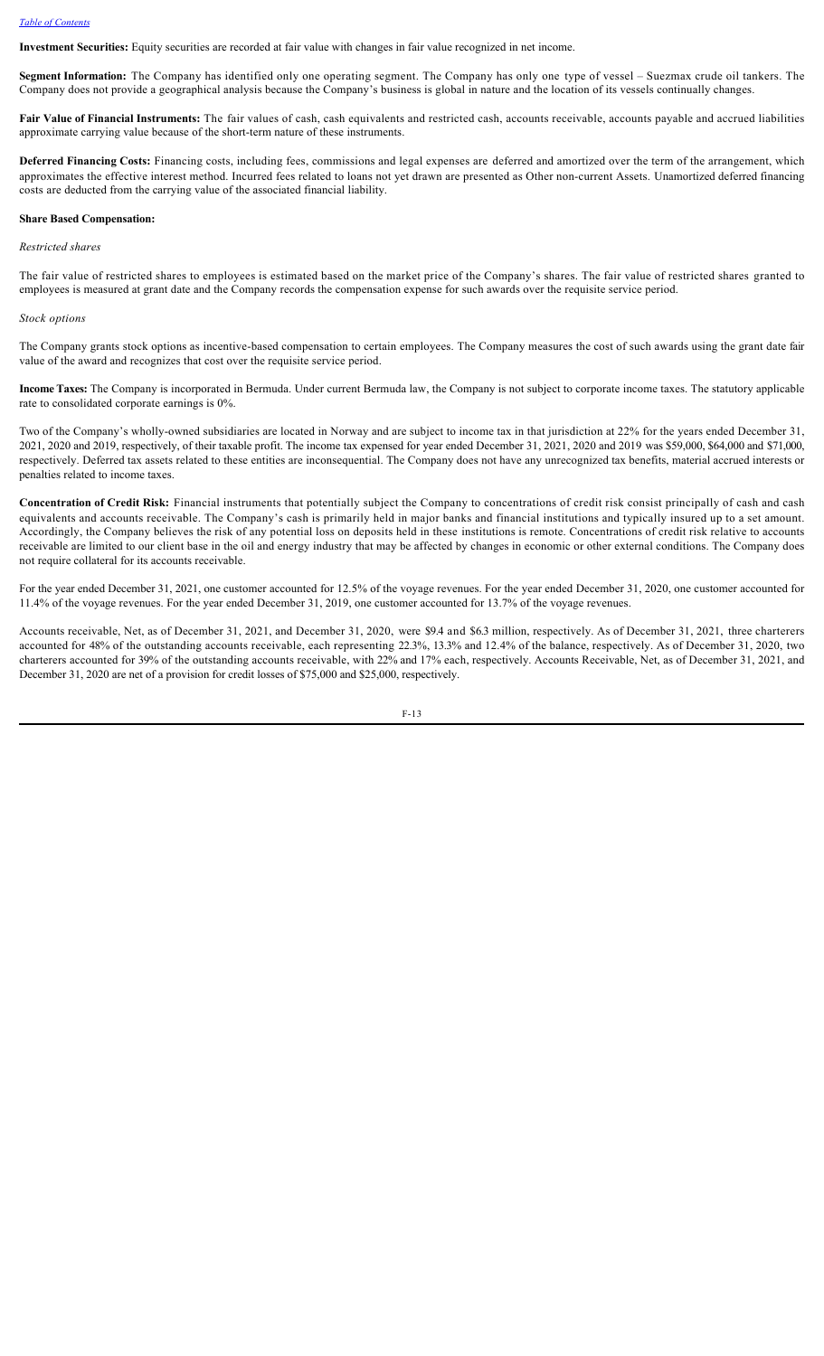**Investment Securities:** Equity securities are recorded at fair value with changes in fair value recognized in net income.

**Segment Information:** The Company has identified only one operating segment. The Company has only one type of vessel – Suezmax crude oil tankers. The Company does not provide a geographical analysis because the Company's business is global in nature and the location of its vessels continually changes.

**Fair Value of Financial Instruments:** The fair values of cash, cash equivalents and restricted cash, accounts receivable, accounts payable and accrued liabilities approximate carrying value because of the short-term nature of these instruments.

**Deferred Financing Costs:** Financing costs, including fees, commissions and legal expenses are deferred and amortized over the term of the arrangement, which approximates the effective interest method. Incurred fees related to loans not yet drawn are presented as Other non-current Assets. Unamortized deferred financing costs are deducted from the carrying value of the associated financial liability.

**Share Based Compensation:**

*Restricted shares*

The fair value of restricted shares to employees is estimated based on the market price of the Company's shares. The fair value of restricted shares granted to employees is measured at grant date and the Company records the compensation expense for such awards over the requisite service period.

*Stock options*

The Company grants stock options as incentive-based compensation to certain employees. The Company measures the cost of such awards using the grant date fair value of the award and recognizes that cost over the requisite service period.

**Income Taxes:** The Company is incorporated in Bermuda. Under current Bermuda law, the Company is not subject to corporate income taxes. The statutory applicable rate to consolidated corporate earnings is 0%.

Two of the Company's wholly-owned subsidiaries are located in Norway and are subject to income tax in that jurisdiction at 22% for the years ended December 31, 2021, 2020 and 2019, respectively, of their taxable profit. The income tax expensed for year ended December 31, 2021, 2020 and 2019 was $59,000, $64,000 and $71,000, respectively. Deferred tax assets related to these entities are inconsequential. The Company does not have any unrecognized tax benefits, material accrued interests or penalties related to income taxes.

**Concentration of Credit Risk:** Financial instruments that potentially subject the Company to concentrations of credit risk consist principally of cash and cash equivalents and accounts receivable. The Company's cash is primarily held in major banks and financial institutions and typically insured up to a set amount. Accordingly, the Company believes the risk of any potential loss on deposits held in these institutions is remote. Concentrations of credit risk relative to accounts receivable are limited to our client base in the oil and energy industry that may be affected by changes in economic or other external conditions. The Company does not require collateral for its accounts receivable.

For the year ended December 31, 2021, one customer accounted for 12.5% of the voyage revenues. For the year ended December 31, 2020, one customer accounted for 11.4% of the voyage revenues. For the year ended December 31, 2019, one customer accounted for 13.7% of the voyage revenues.

Accounts receivable, Net, as of December 31, 2021, and December 31, 2020, were $9.4 and $6.3 million, respectively. As of December 31, 2021, three charterers accounted for 48% of the outstanding accounts receivable, each representing 22.3%, 13.3% and 12.4% of the balance, respectively. As of December 31, 2020, two charterers accounted for 39% of the outstanding accounts receivable, with 22% and 17% each, respectively. Accounts Receivable, Net, as of December 31, 2021, and December 31, 2020 are net of a provision for credit losses of $75,000 and $25,000, respectively.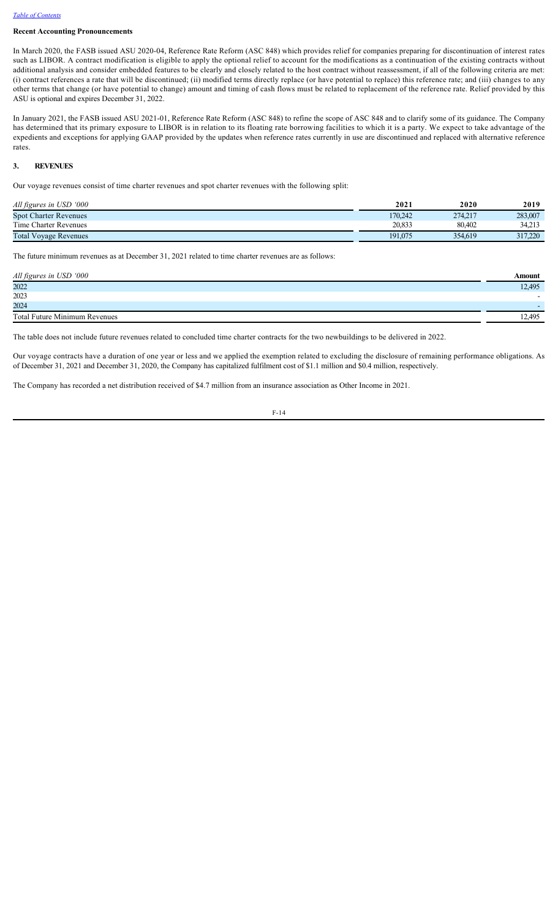### Recent Accounting Pronouncements

In March 2020, the FASB issued ASU 2020-04, Reference Rate Reform (ASC 848) which provides relief for companies preparing for discontinuation of interest rates such as LIBOR. A contract modification is eligible to apply the optional relief to account for the modifications as a continuation of the existing contracts without additional analysis and consider embedded features to be clearly and closely related to the host contract without reassessment, if all of the following criteria are met: (i) contract references a rate that will be discontinued; (ii) modified terms directly replace (or have potential to replace) this reference rate; and (iii) changes to any other terms that change (or have potential to change) amount and timing of cash flows must be related to replacement of the reference rate. Relief provided by this ASU is optional and expires December 31, 2022.

In January 2021, the FASB issued ASU 2021-01, Reference Rate Reform (ASC 848) to refine the scope of ASC 848 and to clarify some of its guidance. The Company has determined that its primary exposure to LIBOR is in relation to its floating rate borrowing facilities to which it is a party. We expect to take advantage of the expedients and exceptions for applying GAAP provided by the updates when reference rates currently in use are discontinued and replaced with alternative reference rates.

## 3. REVENUES

Our voyage revenues consist of time charter revenues and spot charter revenues with the following split:

| *All figures in USD '000* | 2021 | 2020 | 2019 |
|---|---|---|---|
| Spot Charter Revenues | 170,242 | 274,217 | 283,007 |
| Time Charter Revenues | 20,833 | 80,402 | 34,213 |
| Total Voyage Revenues | 191,075 | 354,619 | 317,220 |

The future minimum revenues as at December 31, 2021 related to time charter revenues are as follows:

| *All figures in USD '000* | Amount |
|---|---|
| 2022 | 12,495 |
| 2023 | - |
| 2024 | - |
| Total Future Minimum Revenues | 12,495 |

The table does not include future revenues related to concluded time charter contracts for the two newbuildings to be delivered in 2022.

Our voyage contracts have a duration of one year or less and we applied the exemption related to excluding the disclosure of remaining performance obligations. As of December 31, 2021 and December 31, 2020, the Company has capitalized fulfilment cost of $1.1 million and $0.4 million, respectively.

The Company has recorded a net distribution received of $4.7 million from an insurance association as Other Income in 2021.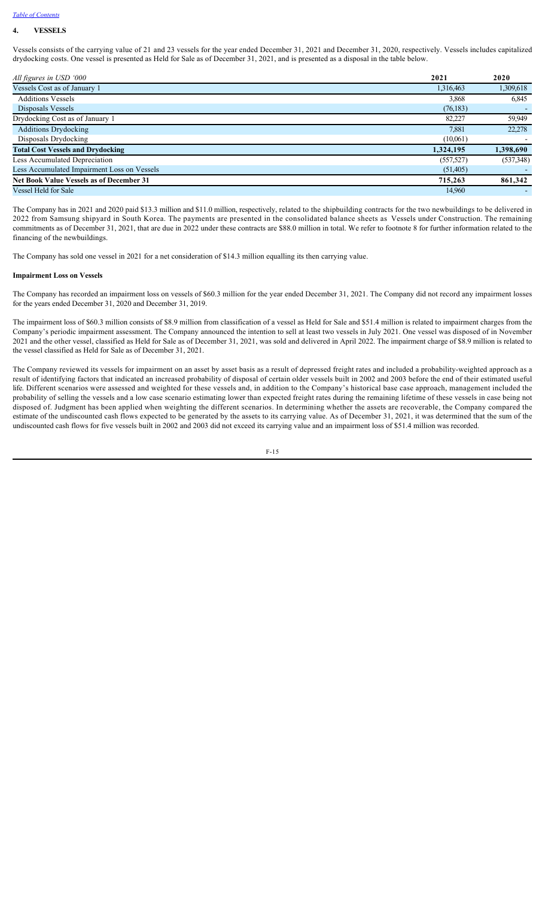## 4. VESSELS

Vessels consists of the carrying value of 21 and 23 vessels for the year ended December 31, 2021 and December 31, 2020, respectively. Vessels includes capitalized drydocking costs. One vessel is presented as Held for Sale as of December 31, 2021, and is presented as a disposal in the table below.

| *All figures in USD '000* | 2021 | 2020 |
|---|---|---|
| Vessels Cost as of January 1 | 1,316,463 | 1,309,618 |
| Additions Vessels | 3,868 | 6,845 |
| Disposals Vessels | (76,183) | - |
| Drydocking Cost as of January 1 | 82,227 | 59,949 |
| Additions Drydocking | 7,881 | 22,278 |
| Disposals Drydocking | (10,061) | - |
| **Total Cost Vessels and Drydocking** | **1,324,195** | **1,398,690** |
| Less Accumulated Depreciation | (557,527) | (537,348) |
| Less Accumulated Impairment Loss on Vessels | (51,405) | - |
| **Net Book Value Vessels as of December 31** | **715,263** | **861,342** |
| Vessel Held for Sale | 14,960 | - |

The Company has in 2021 and 2020 paid $13.3 million and $11.0 million, respectively, related to the shipbuilding contracts for the two newbuildings to be delivered in 2022 from Samsung shipyard in South Korea. The payments are presented in the consolidated balance sheets as Vessels under Construction. The remaining commitments as of December 31, 2021, that are due in 2022 under these contracts are $88.0 million in total. We refer to footnote 8 for further information related to the financing of the newbuildings.

The Company has sold one vessel in 2021 for a net consideration of $14.3 million equalling its then carrying value.

**Impairment Loss on Vessels**

The Company has recorded an impairment loss on vessels of $60.3 million for the year ended December 31, 2021. The Company did not record any impairment losses for the years ended December 31, 2020 and December 31, 2019.

The impairment loss of $60.3 million consists of $8.9 million from classification of a vessel as Held for Sale and $51.4 million is related to impairment charges from the Company's periodic impairment assessment. The Company announced the intention to sell at least two vessels in July 2021. One vessel was disposed of in November 2021 and the other vessel, classified as Held for Sale as of December 31, 2021, was sold and delivered in April 2022. The impairment charge of $8.9 million is related to the vessel classified as Held for Sale as of December 31, 2021.

The Company reviewed its vessels for impairment on an asset by asset basis as a result of depressed freight rates and included a probability-weighted approach as a result of identifying factors that indicated an increased probability of disposal of certain older vessels built in 2002 and 2003 before the end of their estimated useful life. Different scenarios were assessed and weighted for these vessels and, in addition to the Company's historical base case approach, management included the probability of selling the vessels and a low case scenario estimating lower than expected freight rates during the remaining lifetime of these vessels in case being not disposed of. Judgment has been applied when weighting the different scenarios. In determining whether the assets are recoverable, the Company compared the estimate of the undiscounted cash flows expected to be generated by the assets to its carrying value. As of December 31, 2021, it was determined that the sum of the undiscounted cash flows for five vessels built in 2002 and 2003 did not exceed its carrying value and an impairment loss of $51.4 million was recorded.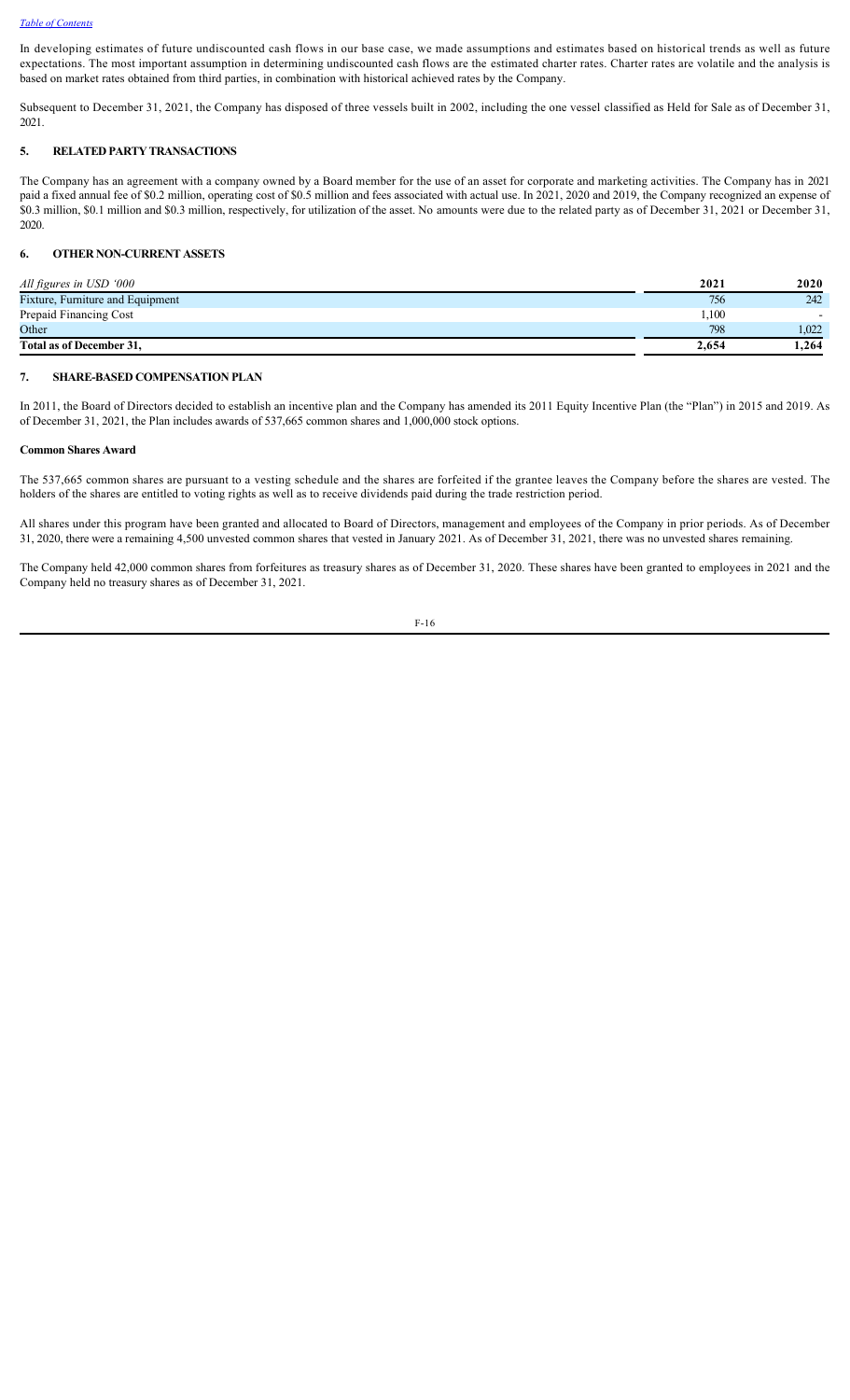In developing estimates of future undiscounted cash flows in our base case, we made assumptions and estimates based on historical trends as well as future expectations. The most important assumption in determining undiscounted cash flows are the estimated charter rates. Charter rates are volatile and the analysis is based on market rates obtained from third parties, in combination with historical achieved rates by the Company.

Subsequent to December 31, 2021, the Company has disposed of three vessels built in 2002, including the one vessel classified as Held for Sale as of December 31, 2021.

## 5. RELATED PARTY TRANSACTIONS

The Company has an agreement with a company owned by a Board member for the use of an asset for corporate and marketing activities. The Company has in 2021 paid a fixed annual fee of $0.2 million, operating cost of $0.5 million and fees associated with actual use. In 2021, 2020 and 2019, the Company recognized an expense of $0.3 million, $0.1 million and $0.3 million, respectively, for utilization of the asset. No amounts were due to the related party as of December 31, 2021 or December 31, 2020.

## 6. OTHER NON-CURRENT ASSETS

| *All figures in USD '000* | 2021 | 2020 |
|---|---|---|
| Fixture, Furniture and Equipment | 756 | 242 |
| Prepaid Financing Cost | 1,100 | - |
| Other | 798 | 1,022 |
| **Total as of December 31,** | **2,654** | **1,264** |

## 7. SHARE-BASED COMPENSATION PLAN

In 2011, the Board of Directors decided to establish an incentive plan and the Company has amended its 2011 Equity Incentive Plan (the "Plan") in 2015 and 2019. As of December 31, 2021, the Plan includes awards of 537,665 common shares and 1,000,000 stock options.

### Common Shares Award

The 537,665 common shares are pursuant to a vesting schedule and the shares are forfeited if the grantee leaves the Company before the shares are vested. The holders of the shares are entitled to voting rights as well as to receive dividends paid during the trade restriction period.

All shares under this program have been granted and allocated to Board of Directors, management and employees of the Company in prior periods. As of December 31, 2020, there were a remaining 4,500 unvested common shares that vested in January 2021. As of December 31, 2021, there was no unvested shares remaining.

The Company held 42,000 common shares from forfeitures as treasury shares as of December 31, 2020. These shares have been granted to employees in 2021 and the Company held no treasury shares as of December 31, 2021.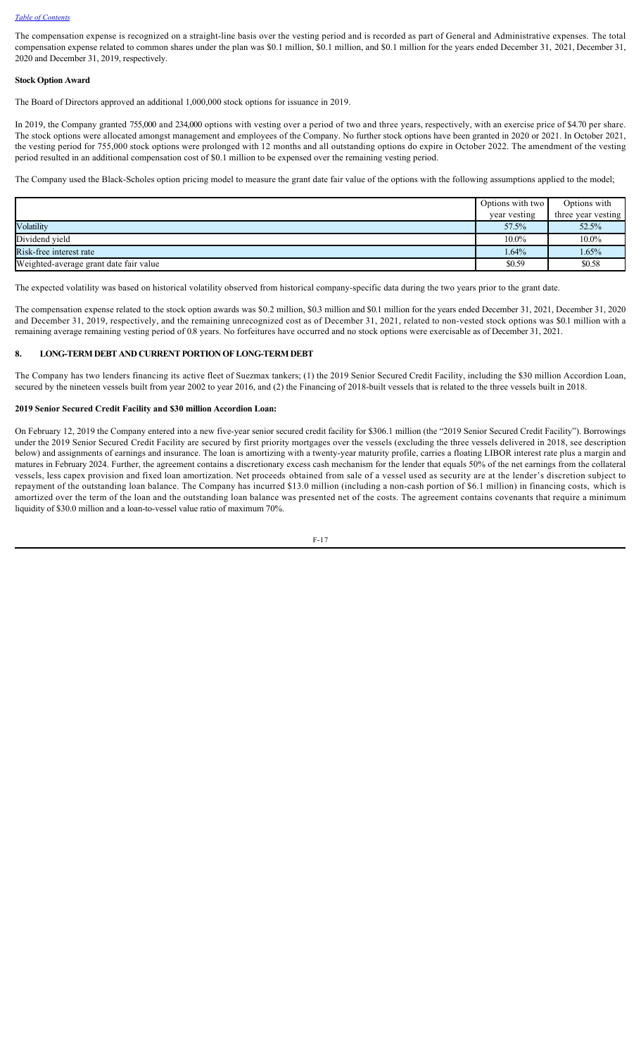The compensation expense is recognized on a straight-line basis over the vesting period and is recorded as part of General and Administrative expenses. The total compensation expense related to common shares under the plan was \$0.1 million, \$0.1 million, and \$0.1 million for the years ended December 31, 2021, December 31, 2020 and December 31, 2019, respectively.

**Stock Option Award**

The Board of Directors approved an additional 1,000,000 stock options for issuance in 2019.

In 2019, the Company granted 755,000 and 234,000 options with vesting over a period of two and three years, respectively, with an exercise price of \$4.70 per share. The stock options were allocated amongst management and employees of the Company. No further stock options have been granted in 2020 or 2021. In October 2021, the vesting period for 755,000 stock options were prolonged with 12 months and all outstanding options do expire in October 2022. The amendment of the vesting period resulted in an additional compensation cost of \$0.1 million to be expensed over the remaining vesting period.

The Company used the Black-Scholes option pricing model to measure the grant date fair value of the options with the following assumptions applied to the model;

| | Options with two year vesting | Options with three year vesting |
|---|---|---|
| Volatility | 57.5% | 52.5% |
| Dividend yield | 10.0% | 10.0% |
| Risk-free interest rate | 1.64% | 1.65% |
| Weighted-average grant date fair value | \$0.59 | \$0.58 |

The expected volatility was based on historical volatility observed from historical company-specific data during the two years prior to the grant date.

The compensation expense related to the stock option awards was \$0.2 million, \$0.3 million and \$0.1 million for the years ended December 31, 2021, December 31, 2020 and December 31, 2019, respectively, and the remaining unrecognized cost as of December 31, 2021, related to non-vested stock options was \$0.1 million with a remaining average remaining vesting period of 0.8 years. No forfeitures have occurred and no stock options were exercisable as of December 31, 2021.

## 8. LONG-TERM DEBT AND CURRENT PORTION OF LONG-TERM DEBT

The Company has two lenders financing its active fleet of Suezmax tankers; (1) the 2019 Senior Secured Credit Facility, including the \$30 million Accordion Loan, secured by the nineteen vessels built from year 2002 to year 2016, and (2) the Financing of 2018-built vessels that is related to the three vessels built in 2018.

**2019 Senior Secured Credit Facility and \$30 million Accordion Loan:**

On February 12, 2019 the Company entered into a new five-year senior secured credit facility for \$306.1 million (the "2019 Senior Secured Credit Facility"). Borrowings under the 2019 Senior Secured Credit Facility are secured by first priority mortgages over the vessels (excluding the three vessels delivered in 2018, see description below) and assignments of earnings and insurance. The loan is amortizing with a twenty-year maturity profile, carries a floating LIBOR interest rate plus a margin and matures in February 2024. Further, the agreement contains a discretionary excess cash mechanism for the lender that equals 50% of the net earnings from the collateral vessels, less capex provision and fixed loan amortization. Net proceeds obtained from sale of a vessel used as security are at the lender's discretion subject to repayment of the outstanding loan balance. The Company has incurred \$13.0 million (including a non-cash portion of \$6.1 million) in financing costs, which is amortized over the term of the loan and the outstanding loan balance was presented net of the costs. The agreement contains covenants that require a minimum liquidity of \$30.0 million and a loan-to-vessel value ratio of maximum 70%.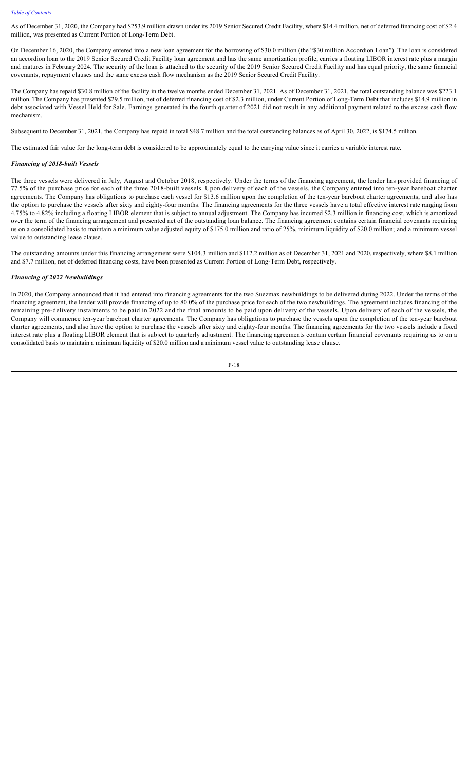As of December 31, 2020, the Company had $253.9 million drawn under its 2019 Senior Secured Credit Facility, where $14.4 million, net of deferred financing cost of $2.4 million, was presented as Current Portion of Long-Term Debt.

On December 16, 2020, the Company entered into a new loan agreement for the borrowing of $30.0 million (the "$30 million Accordion Loan"). The loan is considered an accordion loan to the 2019 Senior Secured Credit Facility loan agreement and has the same amortization profile, carries a floating LIBOR interest rate plus a margin and matures in February 2024. The security of the loan is attached to the security of the 2019 Senior Secured Credit Facility and has equal priority, the same financial covenants, repayment clauses and the same excess cash flow mechanism as the 2019 Senior Secured Credit Facility.

The Company has repaid $30.8 million of the facility in the twelve months ended December 31, 2021. As of December 31, 2021, the total outstanding balance was $223.1 million. The Company has presented $29.5 million, net of deferred financing cost of $2.3 million, under Current Portion of Long-Term Debt that includes $14.9 million in debt associated with Vessel Held for Sale. Earnings generated in the fourth quarter of 2021 did not result in any additional payment related to the excess cash flow mechanism.

Subsequent to December 31, 2021, the Company has repaid in total $48.7 million and the total outstanding balances as of April 30, 2022, is $174.5 million.

The estimated fair value for the long-term debt is considered to be approximately equal to the carrying value since it carries a variable interest rate.

### *Financing of 2018-built Vessels*

The three vessels were delivered in July, August and October 2018, respectively. Under the terms of the financing agreement, the lender has provided financing of 77.5% of the purchase price for each of the three 2018-built vessels. Upon delivery of each of the vessels, the Company entered into ten-year bareboat charter agreements. The Company has obligations to purchase each vessel for $13.6 million upon the completion of the ten-year bareboat charter agreements, and also has the option to purchase the vessels after sixty and eighty-four months. The financing agreements for the three vessels have a total effective interest rate ranging from 4.75% to 4.82% including a floating LIBOR element that is subject to annual adjustment. The Company has incurred $2.3 million in financing cost, which is amortized over the term of the financing arrangement and presented net of the outstanding loan balance. The financing agreement contains certain financial covenants requiring us on a consolidated basis to maintain a minimum value adjusted equity of $175.0 million and ratio of 25%, minimum liquidity of $20.0 million; and a minimum vessel value to outstanding lease clause.

The outstanding amounts under this financing arrangement were $104.3 million and $112.2 million as of December 31, 2021 and 2020, respectively, where $8.1 million and $7.7 million, net of deferred financing costs, have been presented as Current Portion of Long-Term Debt, respectively.

### *Financing of 2022 Newbuildings*

In 2020, the Company announced that it had entered into financing agreements for the two Suezmax newbuildings to be delivered during 2022. Under the terms of the financing agreement, the lender will provide financing of up to 80.0% of the purchase price for each of the two newbuildings. The agreement includes financing of the remaining pre-delivery instalments to be paid in 2022 and the final amounts to be paid upon delivery of the vessels. Upon delivery of each of the vessels, the Company will commence ten-year bareboat charter agreements. The Company has obligations to purchase the vessels upon the completion of the ten-year bareboat charter agreements, and also have the option to purchase the vessels after sixty and eighty-four months. The financing agreements for the two vessels include a fixed interest rate plus a floating LIBOR element that is subject to quarterly adjustment. The financing agreements contain certain financial covenants requiring us to on a consolidated basis to maintain a minimum liquidity of $20.0 million and a minimum vessel value to outstanding lease clause.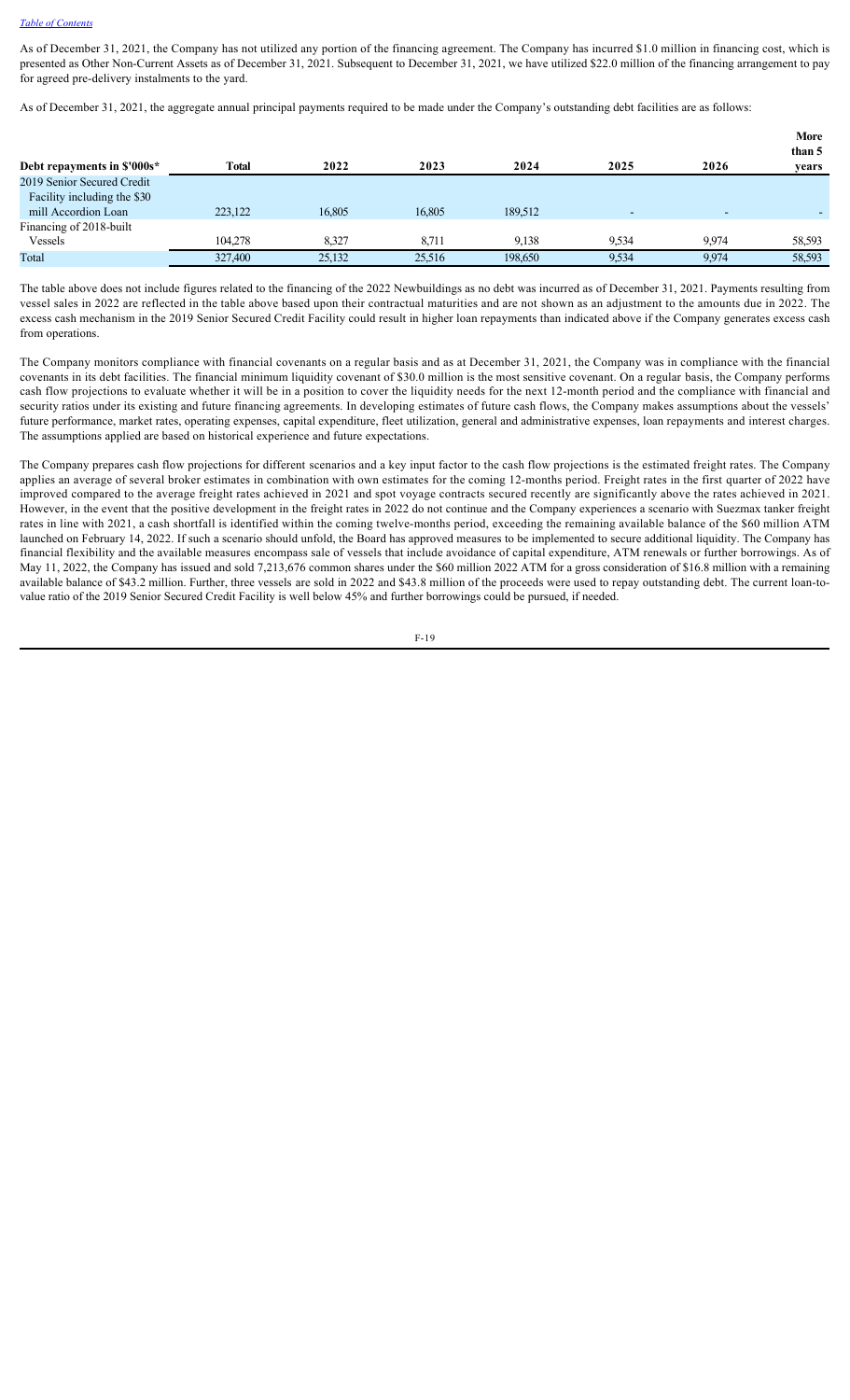As of December 31, 2021, the Company has not utilized any portion of the financing agreement. The Company has incurred $1.0 million in financing cost, which is presented as Other Non-Current Assets as of December 31, 2021. Subsequent to December 31, 2021, we have utilized $22.0 million of the financing arrangement to pay for agreed pre-delivery instalments to the yard.

As of December 31, 2021, the aggregate annual principal payments required to be made under the Company's outstanding debt facilities are as follows:

| Debt repayments in $'000s* | Total | 2022 | 2023 | 2024 | 2025 | 2026 | More than 5 years |
|---|---|---|---|---|---|---|---|
| 2019 Senior Secured Credit Facility including the $30 mill Accordion Loan | 223,122 | 16,805 | 16,805 | 189,512 | - | - | - |
| Financing of 2018-built Vessels | 104,278 | 8,327 | 8,711 | 9,138 | 9,534 | 9,974 | 58,593 |
| Total | 327,400 | 25,132 | 25,516 | 198,650 | 9,534 | 9,974 | 58,593 |

The table above does not include figures related to the financing of the 2022 Newbuildings as no debt was incurred as of December 31, 2021. Payments resulting from vessel sales in 2022 are reflected in the table above based upon their contractual maturities and are not shown as an adjustment to the amounts due in 2022. The excess cash mechanism in the 2019 Senior Secured Credit Facility could result in higher loan repayments than indicated above if the Company generates excess cash from operations.

The Company monitors compliance with financial covenants on a regular basis and as at December 31, 2021, the Company was in compliance with the financial covenants in its debt facilities. The financial minimum liquidity covenant of $30.0 million is the most sensitive covenant. On a regular basis, the Company performs cash flow projections to evaluate whether it will be in a position to cover the liquidity needs for the next 12-month period and the compliance with financial and security ratios under its existing and future financing agreements. In developing estimates of future cash flows, the Company makes assumptions about the vessels' future performance, market rates, operating expenses, capital expenditure, fleet utilization, general and administrative expenses, loan repayments and interest charges. The assumptions applied are based on historical experience and future expectations.

The Company prepares cash flow projections for different scenarios and a key input factor to the cash flow projections is the estimated freight rates. The Company applies an average of several broker estimates in combination with own estimates for the coming 12-months period. Freight rates in the first quarter of 2022 have improved compared to the average freight rates achieved in 2021 and spot voyage contracts secured recently are significantly above the rates achieved in 2021. However, in the event that the positive development in the freight rates in 2022 do not continue and the Company experiences a scenario with Suezmax tanker freight rates in line with 2021, a cash shortfall is identified within the coming twelve-months period, exceeding the remaining available balance of the $60 million ATM launched on February 14, 2022. If such a scenario should unfold, the Board has approved measures to be implemented to secure additional liquidity. The Company has financial flexibility and the available measures encompass sale of vessels that include avoidance of capital expenditure, ATM renewals or further borrowings. As of May 11, 2022, the Company has issued and sold 7,213,676 common shares under the $60 million 2022 ATM for a gross consideration of $16.8 million with a remaining available balance of $43.2 million. Further, three vessels are sold in 2022 and $43.8 million of the proceeds were used to repay outstanding debt. The current loan-to-value ratio of the 2019 Senior Secured Credit Facility is well below 45% and further borrowings could be pursued, if needed.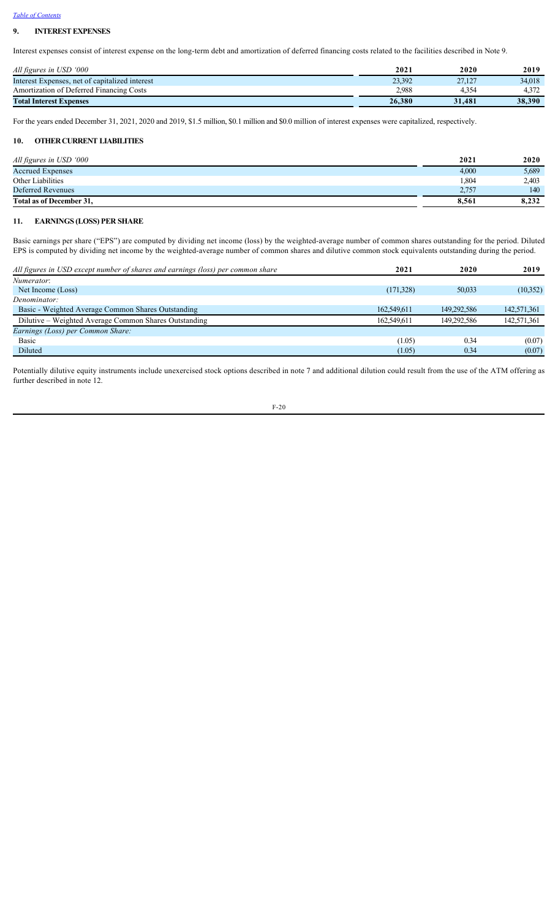*Table of Contents*

## 9. INTEREST EXPENSES

Interest expenses consist of interest expense on the long-term debt and amortization of deferred financing costs related to the facilities described in Note 9.

| *All figures in USD '000* | 2021 | 2020 | 2019 |
|---|---|---|---|
| Interest Expenses, net of capitalized interest | 23,392 | 27,127 | 34,018 |
| Amortization of Deferred Financing Costs | 2,988 | 4,354 | 4,372 |
| **Total Interest Expenses** | **26,380** | **31,481** | **38,390** |

For the years ended December 31, 2021, 2020 and 2019, \$1.5 million, \$0.1 million and \$0.0 million of interest expenses were capitalized, respectively.

## 10. OTHER CURRENT LIABILITIES

| *All figures in USD '000* | 2021 | 2020 |
|---|---|---|
| Accrued Expenses | 4,000 | 5,689 |
| Other Liabilities | 1,804 | 2,403 |
| Deferred Revenues | 2,757 | 140 |
| **Total as of December 31,** | **8,561** | **8,232** |

## 11. EARNINGS (LOSS) PER SHARE

Basic earnings per share ("EPS") are computed by dividing net income (loss) by the weighted-average number of common shares outstanding for the period. Diluted EPS is computed by dividing net income by the weighted-average number of common shares and dilutive common stock equivalents outstanding during the period.

| *All figures in USD except number of shares and earnings (loss) per common share* | 2021 | 2020 | 2019 |
|---|---|---|---|
| *Numerator*: | | | |
| Net Income (Loss) | (171,328) | 50,033 | (10,352) |
| *Denominator:* | | | |
| Basic - Weighted Average Common Shares Outstanding | 162,549,611 | 149,292,586 | 142,571,361 |
| Dilutive – Weighted Average Common Shares Outstanding | 162,549,611 | 149,292,586 | 142,571,361 |
| *Earnings (Loss) per Common Share:* | | | |
| Basic | (1.05) | 0.34 | (0.07) |
| Diluted | (1.05) | 0.34 | (0.07) |

Potentially dilutive equity instruments include unexercised stock options described in note 7 and additional dilution could result from the use of the ATM offering as further described in note 12.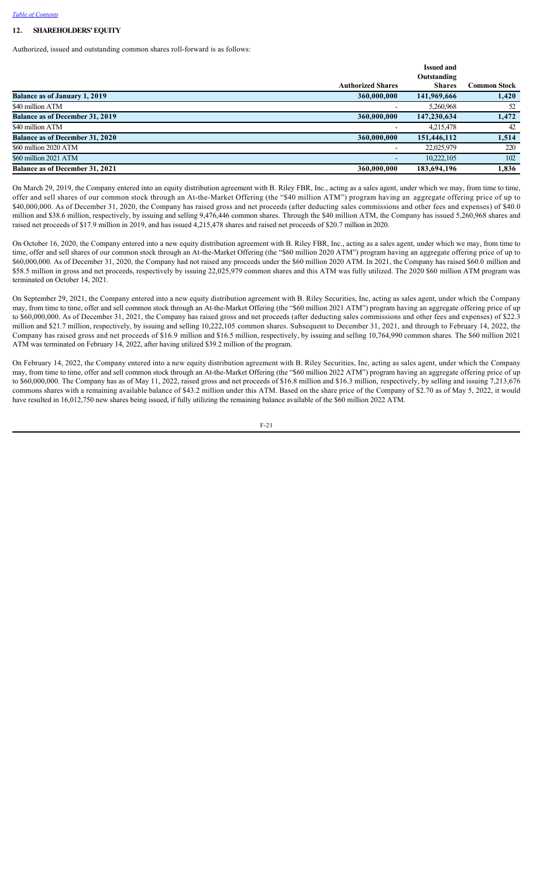## 12. SHAREHOLDERS' EQUITY

Authorized, issued and outstanding common shares roll-forward is as follows:

| | Authorized Shares | Issued and Outstanding Shares | Common Stock |
|---|---|---|---|
| **Balance as of January 1, 2019** | **360,000,000** | **141,969,666** | **1,420** |
| $40 million ATM | - | 5,260,968 | 52 |
| **Balance as of December 31, 2019** | **360,000,000** | **147,230,634** | **1,472** |
| $40 million ATM | - | 4,215,478 | 42 |
| **Balance as of December 31, 2020** | **360,000,000** | **151,446,112** | **1,514** |
| $60 million 2020 ATM | - | 22,025,979 | 220 |
| $60 million 2021 ATM | - | 10,222,105 | 102 |
| **Balance as of December 31, 2021** | **360,000,000** | **183,694,196** | **1,836** |

On March 29, 2019, the Company entered into an equity distribution agreement with B. Riley FBR, Inc., acting as a sales agent, under which we may, from time to time, offer and sell shares of our common stock through an At-the-Market Offering (the "$40 million ATM") program having an aggregate offering price of up to $40,000,000. As of December 31, 2020, the Company has raised gross and net proceeds (after deducting sales commissions and other fees and expenses) of $40.0 million and $38.6 million, respectively, by issuing and selling 9,476,446 common shares. Through the $40 million ATM, the Company has issued 5,260,968 shares and raised net proceeds of $17.9 million in 2019, and has issued 4,215,478 shares and raised net proceeds of $20.7 million in 2020.

On October 16, 2020, the Company entered into a new equity distribution agreement with B. Riley FBR, Inc., acting as a sales agent, under which we may, from time to time, offer and sell shares of our common stock through an At-the-Market Offering (the "$60 million 2020 ATM") program having an aggregate offering price of up to $60,000,000. As of December 31, 2020, the Company had not raised any proceeds under the $60 million 2020 ATM. In 2021, the Company has raised $60.0 million and $58.5 million in gross and net proceeds, respectively by issuing 22,025,979 common shares and this ATM was fully utilized. The 2020 $60 million ATM program was terminated on October 14, 2021.

On September 29, 2021, the Company entered into a new equity distribution agreement with B. Riley Securities, Inc, acting as sales agent, under which the Company may, from time to time, offer and sell common stock through an At-the-Market Offering (the "$60 million 2021 ATM") program having an aggregate offering price of up to $60,000,000. As of December 31, 2021, the Company has raised gross and net proceeds (after deducting sales commissions and other fees and expenses) of $22.3 million and $21.7 million, respectively, by issuing and selling 10,222,105 common shares. Subsequent to December 31, 2021, and through to February 14, 2022, the Company has raised gross and net proceeds of $16.9 million and $16.5 million, respectively, by issuing and selling 10,764,990 common shares. The $60 million 2021 ATM was terminated on February 14, 2022, after having utilized $39.2 million of the program.

On February 14, 2022, the Company entered into a new equity distribution agreement with B. Riley Securities, Inc, acting as sales agent, under which the Company may, from time to time, offer and sell common stock through an At-the-Market Offering (the "$60 million 2022 ATM") program having an aggregate offering price of up to $60,000,000. The Company has as of May 11, 2022, raised gross and net proceeds of $16.8 million and $16.3 million, respectively, by selling and issuing 7,213,676 commons shares with a remaining available balance of $43.2 million under this ATM. Based on the share price of the Company of $2.70 as of May 5, 2022, it would have resulted in 16,012,750 new shares being issued, if fully utilizing the remaining balance available of the $60 million 2022 ATM.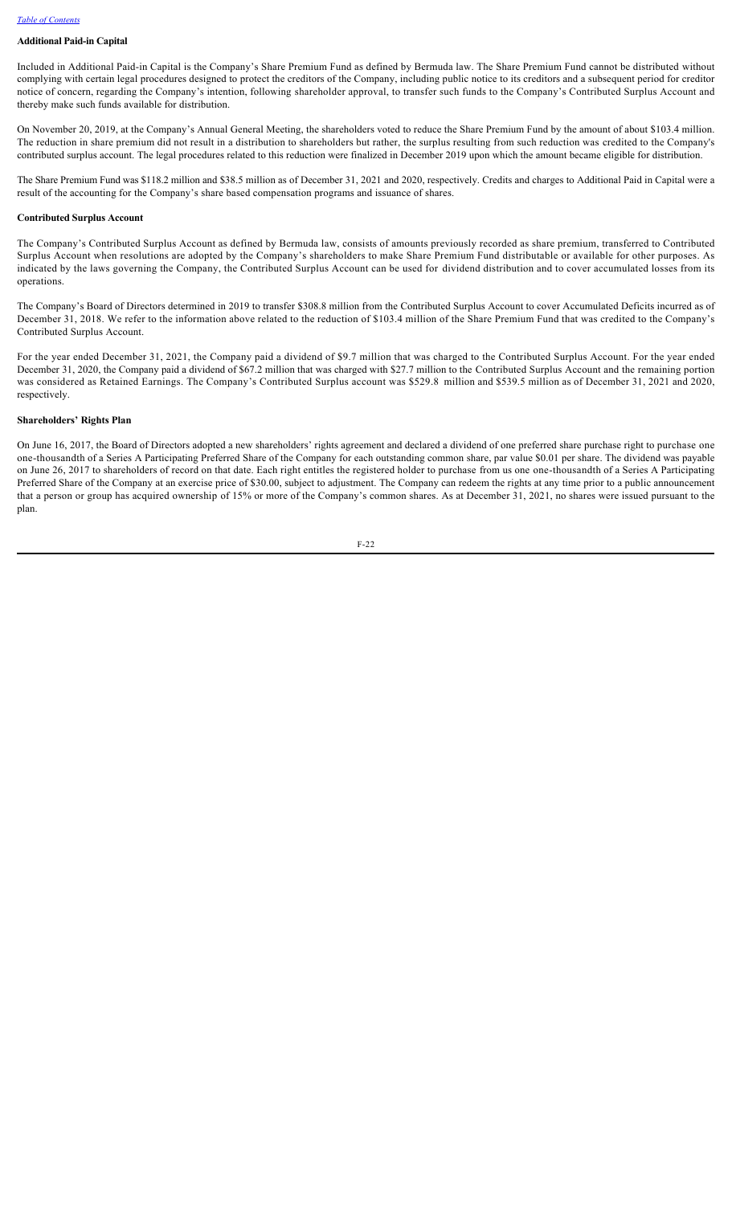### Additional Paid-in Capital

Included in Additional Paid-in Capital is the Company's Share Premium Fund as defined by Bermuda law. The Share Premium Fund cannot be distributed without complying with certain legal procedures designed to protect the creditors of the Company, including public notice to its creditors and a subsequent period for creditor notice of concern, regarding the Company's intention, following shareholder approval, to transfer such funds to the Company's Contributed Surplus Account and thereby make such funds available for distribution.

On November 20, 2019, at the Company's Annual General Meeting, the shareholders voted to reduce the Share Premium Fund by the amount of about $103.4 million. The reduction in share premium did not result in a distribution to shareholders but rather, the surplus resulting from such reduction was credited to the Company's contributed surplus account. The legal procedures related to this reduction were finalized in December 2019 upon which the amount became eligible for distribution.

The Share Premium Fund was $118.2 million and $38.5 million as of December 31, 2021 and 2020, respectively. Credits and charges to Additional Paid in Capital were a result of the accounting for the Company's share based compensation programs and issuance of shares.

### Contributed Surplus Account

The Company's Contributed Surplus Account as defined by Bermuda law, consists of amounts previously recorded as share premium, transferred to Contributed Surplus Account when resolutions are adopted by the Company's shareholders to make Share Premium Fund distributable or available for other purposes. As indicated by the laws governing the Company, the Contributed Surplus Account can be used for dividend distribution and to cover accumulated losses from its operations.

The Company's Board of Directors determined in 2019 to transfer $308.8 million from the Contributed Surplus Account to cover Accumulated Deficits incurred as of December 31, 2018. We refer to the information above related to the reduction of $103.4 million of the Share Premium Fund that was credited to the Company's Contributed Surplus Account.

For the year ended December 31, 2021, the Company paid a dividend of $9.7 million that was charged to the Contributed Surplus Account. For the year ended December 31, 2020, the Company paid a dividend of $67.2 million that was charged with $27.7 million to the Contributed Surplus Account and the remaining portion was considered as Retained Earnings. The Company's Contributed Surplus account was $529.8 million and $539.5 million as of December 31, 2021 and 2020, respectively.

### Shareholders' Rights Plan

On June 16, 2017, the Board of Directors adopted a new shareholders' rights agreement and declared a dividend of one preferred share purchase right to purchase one one-thousandth of a Series A Participating Preferred Share of the Company for each outstanding common share, par value $0.01 per share. The dividend was payable on June 26, 2017 to shareholders of record on that date. Each right entitles the registered holder to purchase from us one one-thousandth of a Series A Participating Preferred Share of the Company at an exercise price of $30.00, subject to adjustment. The Company can redeem the rights at any time prior to a public announcement that a person or group has acquired ownership of 15% or more of the Company's common shares. As at December 31, 2021, no shares were issued pursuant to the plan.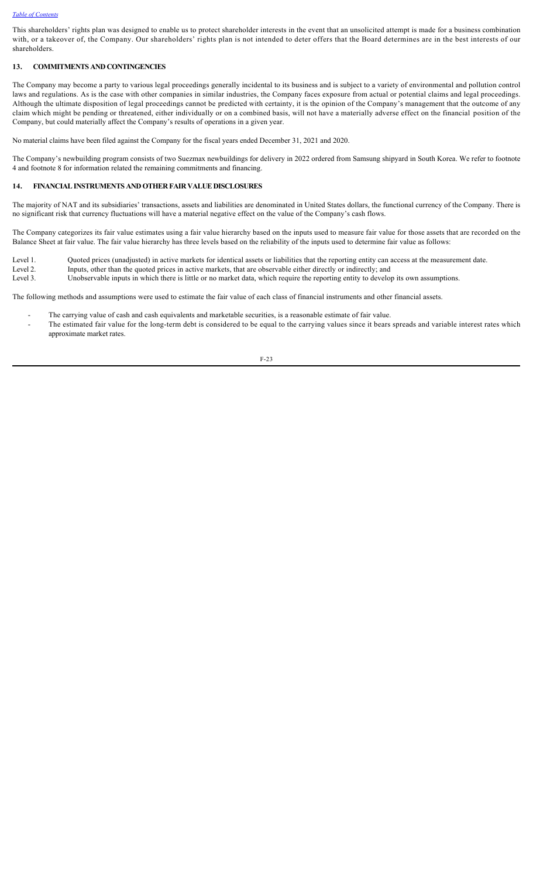This shareholders' rights plan was designed to enable us to protect shareholder interests in the event that an unsolicited attempt is made for a business combination with, or a takeover of, the Company. Our shareholders' rights plan is not intended to deter offers that the Board determines are in the best interests of our shareholders.

## 13. COMMITMENTS AND CONTINGENCIES

The Company may become a party to various legal proceedings generally incidental to its business and is subject to a variety of environmental and pollution control laws and regulations. As is the case with other companies in similar industries, the Company faces exposure from actual or potential claims and legal proceedings. Although the ultimate disposition of legal proceedings cannot be predicted with certainty, it is the opinion of the Company's management that the outcome of any claim which might be pending or threatened, either individually or on a combined basis, will not have a materially adverse effect on the financial position of the Company, but could materially affect the Company's results of operations in a given year.

No material claims have been filed against the Company for the fiscal years ended December 31, 2021 and 2020.

The Company's newbuilding program consists of two Suezmax newbuildings for delivery in 2022 ordered from Samsung shipyard in South Korea. We refer to footnote 4 and footnote 8 for information related the remaining commitments and financing.

## 14. FINANCIAL INSTRUMENTS AND OTHER FAIR VALUE DISCLOSURES

The majority of NAT and its subsidiaries' transactions, assets and liabilities are denominated in United States dollars, the functional currency of the Company. There is no significant risk that currency fluctuations will have a material negative effect on the value of the Company's cash flows.

The Company categorizes its fair value estimates using a fair value hierarchy based on the inputs used to measure fair value for those assets that are recorded on the Balance Sheet at fair value. The fair value hierarchy has three levels based on the reliability of the inputs used to determine fair value as follows:

- Level 1. Quoted prices (unadjusted) in active markets for identical assets or liabilities that the reporting entity can access at the measurement date.
- Level 2. Inputs, other than the quoted prices in active markets, that are observable either directly or indirectly; and
- Level 3. Unobservable inputs in which there is little or no market data, which require the reporting entity to develop its own assumptions.

The following methods and assumptions were used to estimate the fair value of each class of financial instruments and other financial assets.

- The carrying value of cash and cash equivalents and marketable securities, is a reasonable estimate of fair value.
- The estimated fair value for the long-term debt is considered to be equal to the carrying values since it bears spreads and variable interest rates which approximate market rates.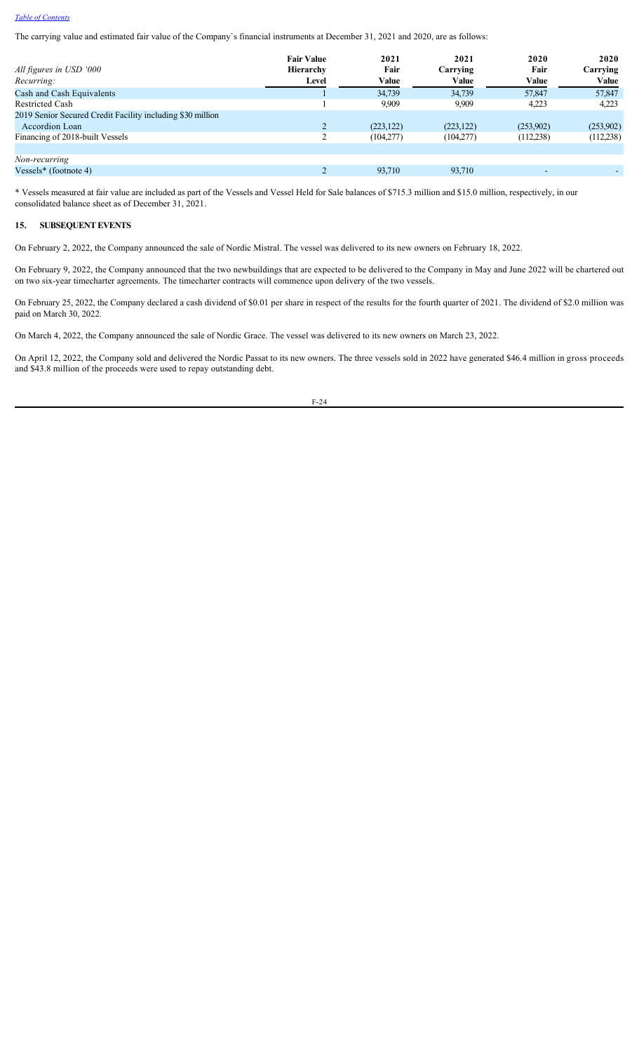The carrying value and estimated fair value of the Company`s financial instruments at December 31, 2021 and 2020, are as follows:

| *All figures in USD '000* <br> *Recurring:* | Fair Value Hierarchy Level | 2021 Fair Value | 2021 Carrying Value | 2020 Fair Value | 2020 Carrying Value |
|---|---|---|---|---|---|
| Cash and Cash Equivalents | 1 | 34,739 | 34,739 | 57,847 | 57,847 |
| Restricted Cash | 1 | 9,909 | 9,909 | 4,223 | 4,223 |
| 2019 Senior Secured Credit Facility including $30 million Accordion Loan | 2 | (223,122) | (223,122) | (253,902) | (253,902) |
| Financing of 2018-built Vessels | 2 | (104,277) | (104,277) | (112,238) | (112,238) |
| | | | | | |
| *Non-recurring* | | | | | |
| Vessels* (footnote 4) | 2 | 93,710 | 93,710 | - | - |

* Vessels measured at fair value are included as part of the Vessels and Vessel Held for Sale balances of $715.3 million and $15.0 million, respectively, in our consolidated balance sheet as of December 31, 2021.

## 15. SUBSEQUENT EVENTS

On February 2, 2022, the Company announced the sale of Nordic Mistral. The vessel was delivered to its new owners on February 18, 2022.

On February 9, 2022, the Company announced that the two newbuildings that are expected to be delivered to the Company in May and June 2022 will be chartered out on two six-year timecharter agreements. The timecharter contracts will commence upon delivery of the two vessels.

On February 25, 2022, the Company declared a cash dividend of $0.01 per share in respect of the results for the fourth quarter of 2021. The dividend of $2.0 million was paid on March 30, 2022.

On March 4, 2022, the Company announced the sale of Nordic Grace. The vessel was delivered to its new owners on March 23, 2022.

On April 12, 2022, the Company sold and delivered the Nordic Passat to its new owners. The three vessels sold in 2022 have generated $46.4 million in gross proceeds and $43.8 million of the proceeds were used to repay outstanding debt.